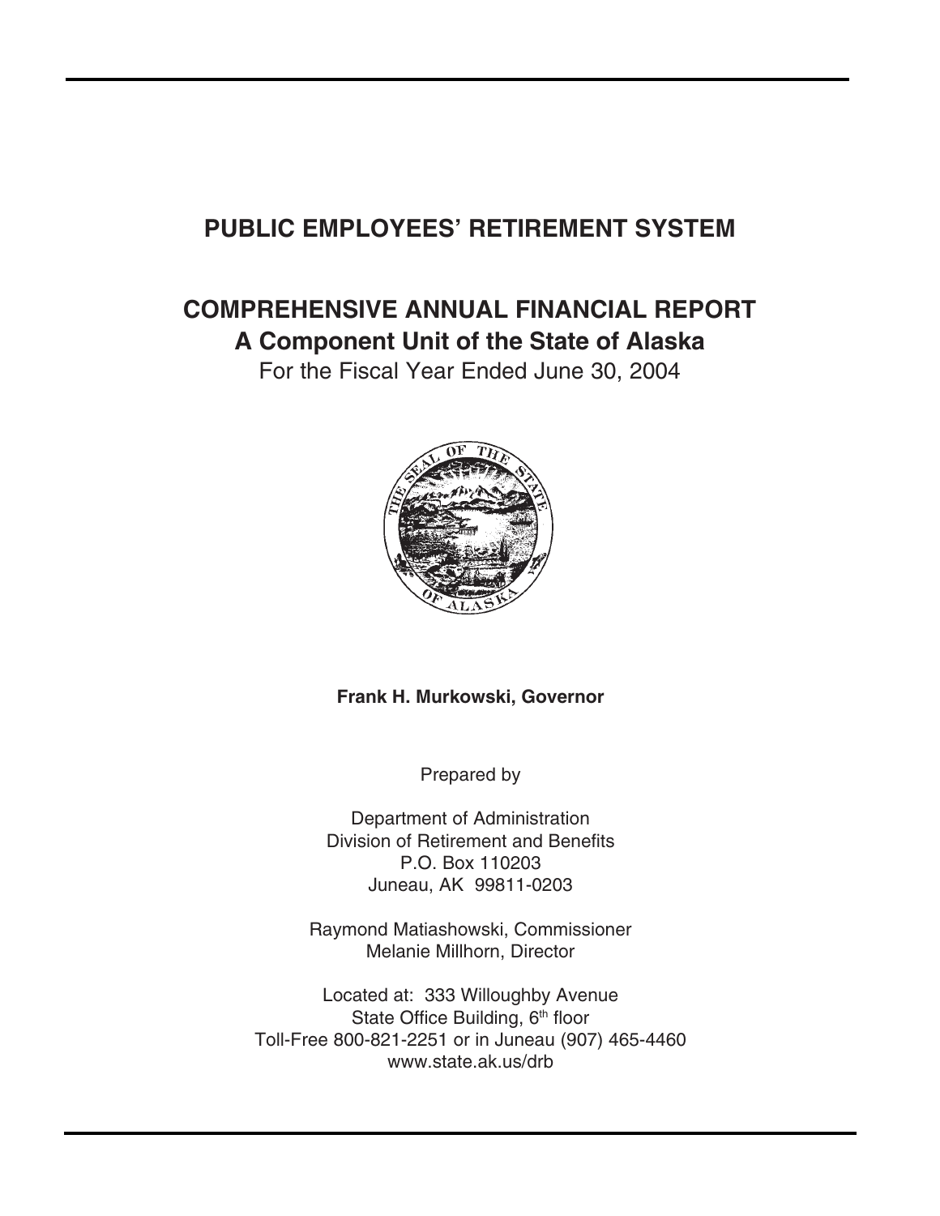# PUBLIC EMPLOYEES' RETIREMENT SYSTEM

## COMPREHENSIVE ANNUAL FINANCIAL REPORT

### A Component Unit of the State of Alaska

For the Fiscal Year Ended June 30, 2004

**Frank H. Murkowski, Governor**

Prepared by

Department of Administration
Division of Retirement and Benefits
P.O. Box 110203
Juneau, AK 99811-0203

Raymond Matiashowski, Commissioner
Melanie Millhorn, Director

Located at: 333 Willoughby Avenue
State Office Building, 6th floor
Toll-Free 800-821-2251 or in Juneau (907) 465-4460
www.state.ak.us/drb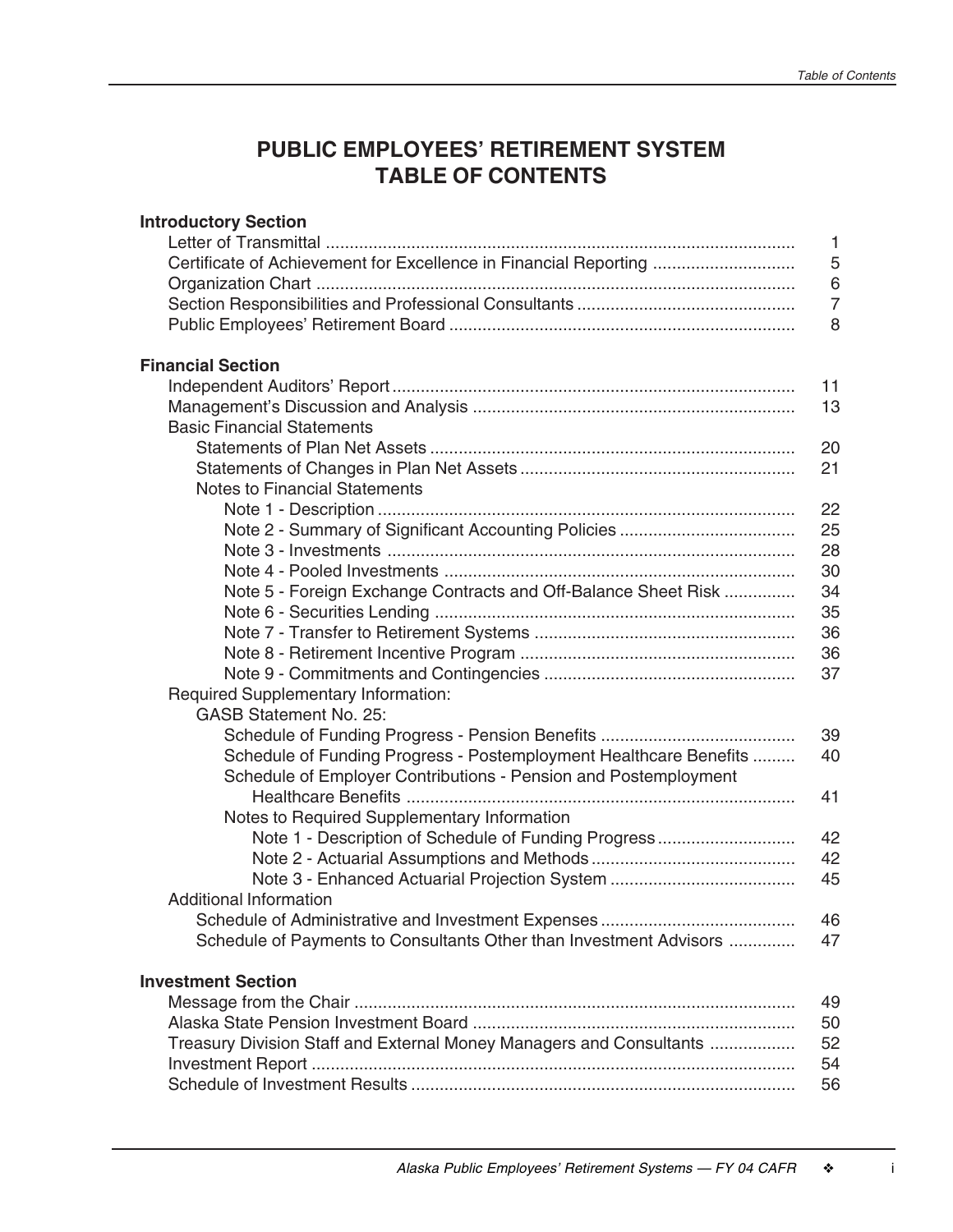# PUBLIC EMPLOYEES' RETIREMENT SYSTEM TABLE OF CONTENTS

| | |
|---|---|
| **Introductory Section** | |
| Letter of Transmittal | 1 |
| Certificate of Achievement for Excellence in Financial Reporting | 5 |
| Organization Chart | 6 |
| Section Responsibilities and Professional Consultants | 7 |
| Public Employees' Retirement Board | 8 |
| **Financial Section** | |
| Independent Auditors' Report | 11 |
| Management's Discussion and Analysis | 13 |
| Basic Financial Statements | |
| Statements of Plan Net Assets | 20 |
| Statements of Changes in Plan Net Assets | 21 |
| Notes to Financial Statements | |
| Note 1 - Description | 22 |
| Note 2 - Summary of Significant Accounting Policies | 25 |
| Note 3 - Investments | 28 |
| Note 4 - Pooled Investments | 30 |
| Note 5 - Foreign Exchange Contracts and Off-Balance Sheet Risk | 34 |
| Note 6 - Securities Lending | 35 |
| Note 7 - Transfer to Retirement Systems | 36 |
| Note 8 - Retirement Incentive Program | 36 |
| Note 9 - Commitments and Contingencies | 37 |
| Required Supplementary Information: | |
| GASB Statement No. 25: | |
| Schedule of Funding Progress - Pension Benefits | 39 |
| Schedule of Funding Progress - Postemployment Healthcare Benefits | 40 |
| Schedule of Employer Contributions - Pension and Postemployment Healthcare Benefits | 41 |
| Notes to Required Supplementary Information | |
| Note 1 - Description of Schedule of Funding Progress | 42 |
| Note 2 - Actuarial Assumptions and Methods | 42 |
| Note 3 - Enhanced Actuarial Projection System | 45 |
| Additional Information | |
| Schedule of Administrative and Investment Expenses | 46 |
| Schedule of Payments to Consultants Other than Investment Advisors | 47 |
| **Investment Section** | |
| Message from the Chair | 49 |
| Alaska State Pension Investment Board | 50 |
| Treasury Division Staff and External Money Managers and Consultants | 52 |
| Investment Report | 54 |
| Schedule of Investment Results | 56 |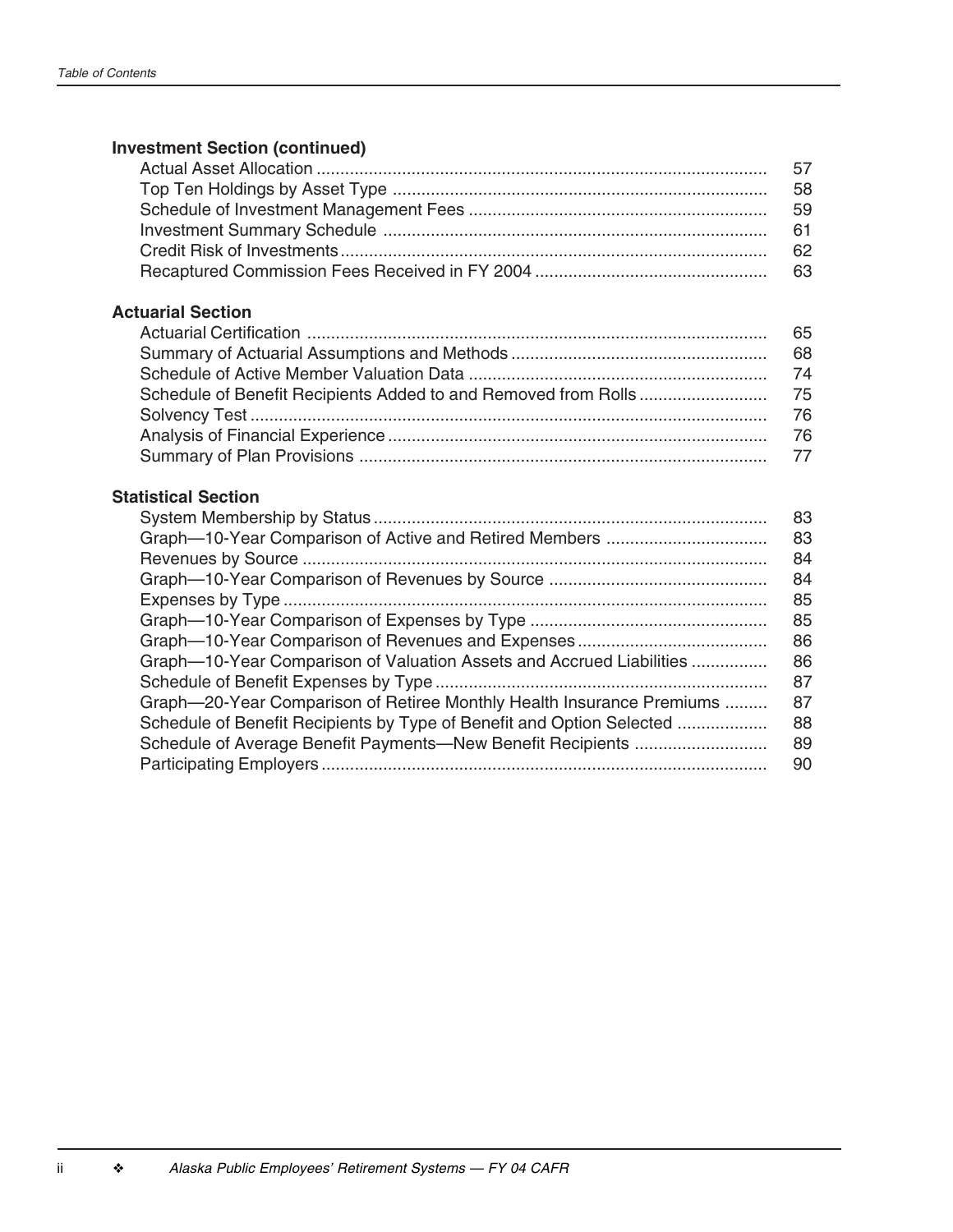### Investment Section (continued)

| | |
|---|---|
| Actual Asset Allocation | 57 |
| Top Ten Holdings by Asset Type | 58 |
| Schedule of Investment Management Fees | 59 |
| Investment Summary Schedule | 61 |
| Credit Risk of Investments | 62 |
| Recaptured Commission Fees Received in FY 2004 | 63 |

### Actuarial Section

| | |
|---|---|
| Actuarial Certification | 65 |
| Summary of Actuarial Assumptions and Methods | 68 |
| Schedule of Active Member Valuation Data | 74 |
| Schedule of Benefit Recipients Added to and Removed from Rolls | 75 |
| Solvency Test | 76 |
| Analysis of Financial Experience | 76 |
| Summary of Plan Provisions | 77 |

### Statistical Section

| | |
|---|---|
| System Membership by Status | 83 |
| Graph—10-Year Comparison of Active and Retired Members | 83 |
| Revenues by Source | 84 |
| Graph—10-Year Comparison of Revenues by Source | 84 |
| Expenses by Type | 85 |
| Graph—10-Year Comparison of Expenses by Type | 85 |
| Graph—10-Year Comparison of Revenues and Expenses | 86 |
| Graph—10-Year Comparison of Valuation Assets and Accrued Liabilities | 86 |
| Schedule of Benefit Expenses by Type | 87 |
| Graph—20-Year Comparison of Retiree Monthly Health Insurance Premiums | 87 |
| Schedule of Benefit Recipients by Type of Benefit and Option Selected | 88 |
| Schedule of Average Benefit Payments—New Benefit Recipients | 89 |
| Participating Employers | 90 |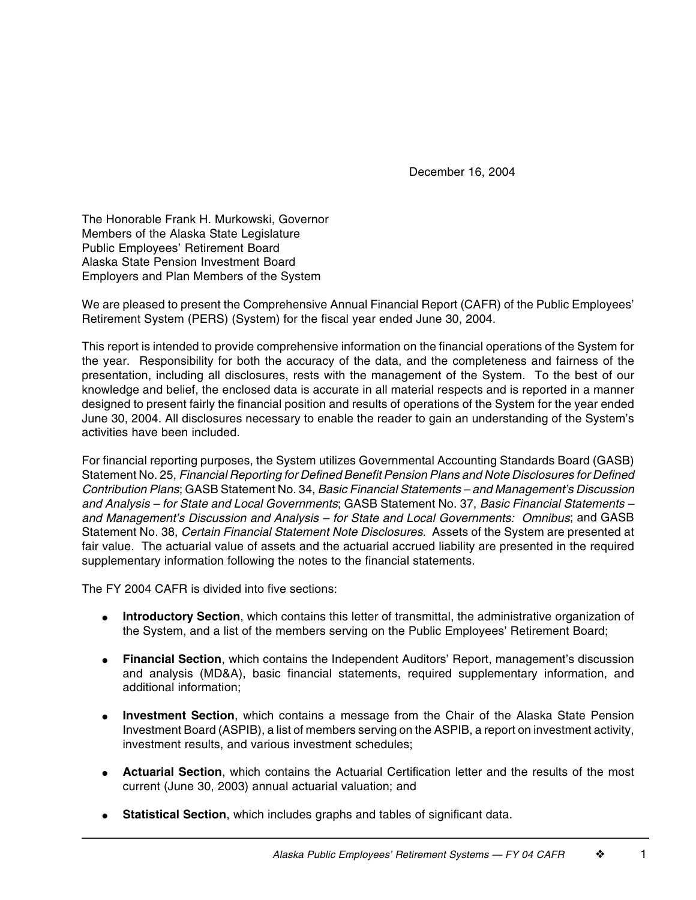December 16, 2004

The Honorable Frank H. Murkowski, Governor
Members of the Alaska State Legislature
Public Employees' Retirement Board
Alaska State Pension Investment Board
Employers and Plan Members of the System

We are pleased to present the Comprehensive Annual Financial Report (CAFR) of the Public Employees' Retirement System (PERS) (System) for the fiscal year ended June 30, 2004.

This report is intended to provide comprehensive information on the financial operations of the System for the year. Responsibility for both the accuracy of the data, and the completeness and fairness of the presentation, including all disclosures, rests with the management of the System. To the best of our knowledge and belief, the enclosed data is accurate in all material respects and is reported in a manner designed to present fairly the financial position and results of operations of the System for the year ended June 30, 2004. All disclosures necessary to enable the reader to gain an understanding of the System's activities have been included.

For financial reporting purposes, the System utilizes Governmental Accounting Standards Board (GASB) Statement No. 25, *Financial Reporting for Defined Benefit Pension Plans and Note Disclosures for Defined Contribution Plans*; GASB Statement No. 34, *Basic Financial Statements – and Management's Discussion and Analysis – for State and Local Governments*; GASB Statement No. 37, *Basic Financial Statements – and Management's Discussion and Analysis – for State and Local Governments: Omnibus*; and GASB Statement No. 38, *Certain Financial Statement Note Disclosures*. Assets of the System are presented at fair value. The actuarial value of assets and the actuarial accrued liability are presented in the required supplementary information following the notes to the financial statements.

The FY 2004 CAFR is divided into five sections:

- **Introductory Section**, which contains this letter of transmittal, the administrative organization of the System, and a list of the members serving on the Public Employees' Retirement Board;
- **Financial Section**, which contains the Independent Auditors' Report, management's discussion and analysis (MD&A), basic financial statements, required supplementary information, and additional information;
- **Investment Section**, which contains a message from the Chair of the Alaska State Pension Investment Board (ASPIB), a list of members serving on the ASPIB, a report on investment activity, investment results, and various investment schedules;
- **Actuarial Section**, which contains the Actuarial Certification letter and the results of the most current (June 30, 2003) annual actuarial valuation; and
- **Statistical Section**, which includes graphs and tables of significant data.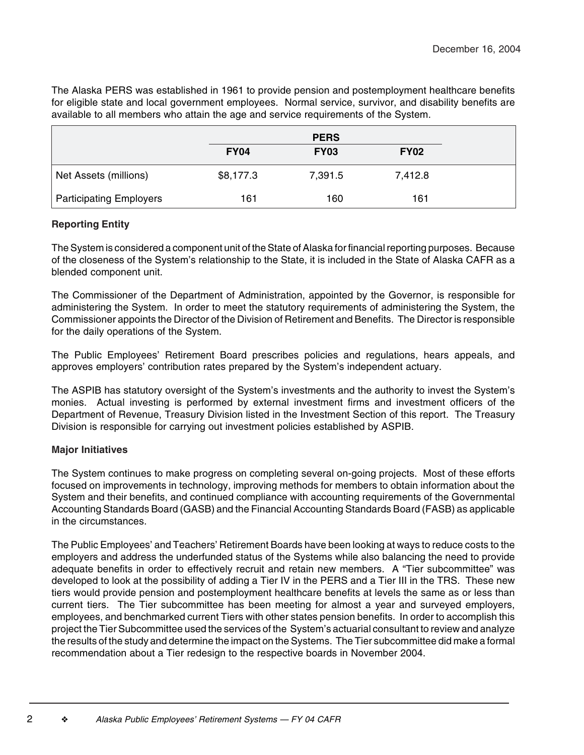December 16, 2004

The Alaska PERS was established in 1961 to provide pension and postemployment healthcare benefits for eligible state and local government employees. Normal service, survivor, and disability benefits are available to all members who attain the age and service requirements of the System.

| | PERS | | |
|---|---|---|---|
| | **FY04** | **FY03** | **FY02** |
| Net Assets (millions) | $8,177.3 | 7,391.5 | 7,412.8 |
| Participating Employers | 161 | 160 | 161 |

**Reporting Entity**

The System is considered a component unit of the State of Alaska for financial reporting purposes. Because of the closeness of the System's relationship to the State, it is included in the State of Alaska CAFR as a blended component unit.

The Commissioner of the Department of Administration, appointed by the Governor, is responsible for administering the System. In order to meet the statutory requirements of administering the System, the Commissioner appoints the Director of the Division of Retirement and Benefits. The Director is responsible for the daily operations of the System.

The Public Employees' Retirement Board prescribes policies and regulations, hears appeals, and approves employers' contribution rates prepared by the System's independent actuary.

The ASPIB has statutory oversight of the System's investments and the authority to invest the System's monies. Actual investing is performed by external investment firms and investment officers of the Department of Revenue, Treasury Division listed in the Investment Section of this report. The Treasury Division is responsible for carrying out investment policies established by ASPIB.

**Major Initiatives**

The System continues to make progress on completing several on-going projects. Most of these efforts focused on improvements in technology, improving methods for members to obtain information about the System and their benefits, and continued compliance with accounting requirements of the Governmental Accounting Standards Board (GASB) and the Financial Accounting Standards Board (FASB) as applicable in the circumstances.

The Public Employees' and Teachers' Retirement Boards have been looking at ways to reduce costs to the employers and address the underfunded status of the Systems while also balancing the need to provide adequate benefits in order to effectively recruit and retain new members. A "Tier subcommittee" was developed to look at the possibility of adding a Tier IV in the PERS and a Tier III in the TRS. These new tiers would provide pension and postemployment healthcare benefits at levels the same as or less than current tiers. The Tier subcommittee has been meeting for almost a year and surveyed employers, employees, and benchmarked current Tiers with other states pension benefits. In order to accomplish this project the Tier Subcommittee used the services of the System's actuarial consultant to review and analyze the results of the study and determine the impact on the Systems. The Tier subcommittee did make a formal recommendation about a Tier redesign to the respective boards in November 2004.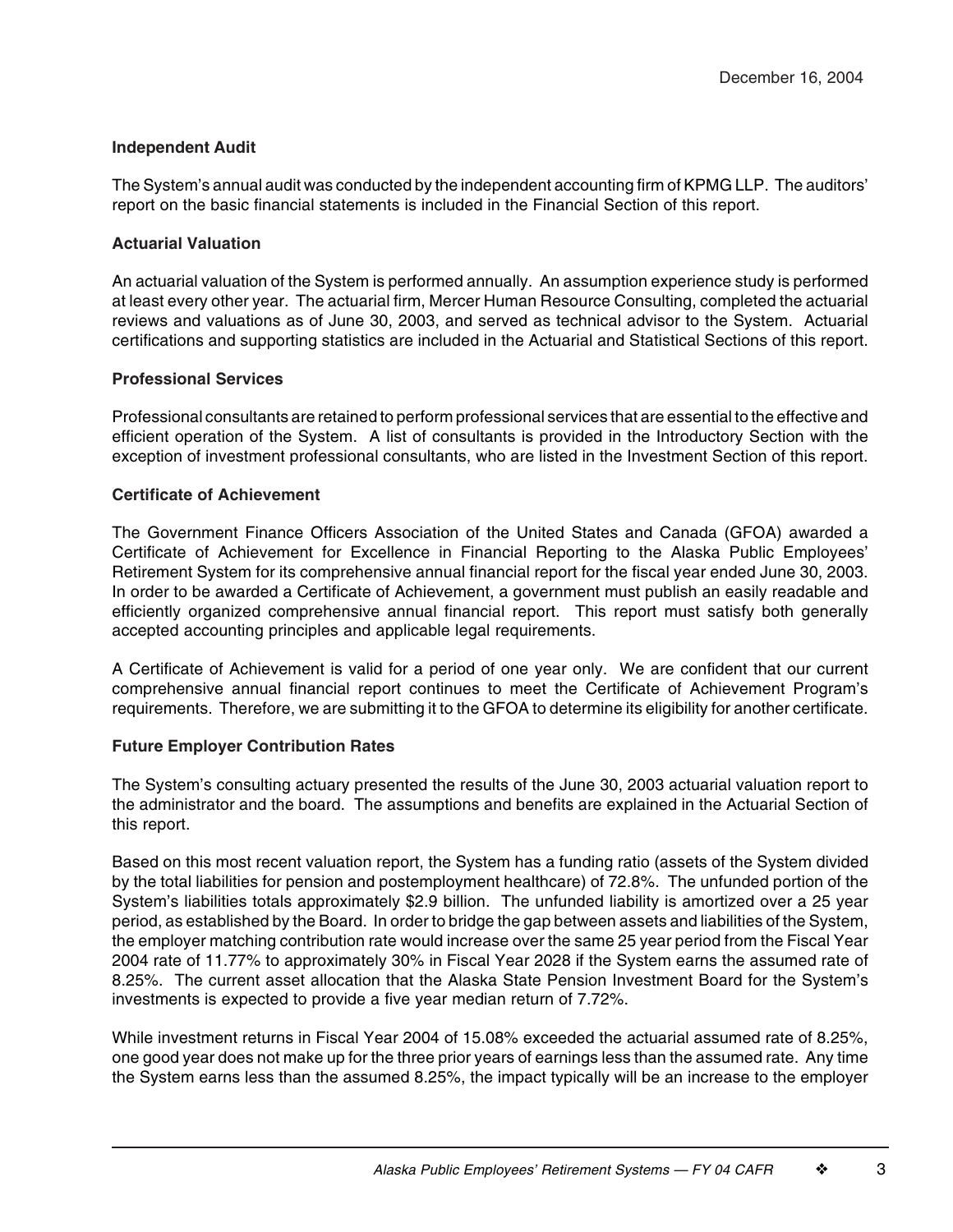December 16, 2004

**Independent Audit**

The System's annual audit was conducted by the independent accounting firm of KPMG LLP. The auditors' report on the basic financial statements is included in the Financial Section of this report.

**Actuarial Valuation**

An actuarial valuation of the System is performed annually. An assumption experience study is performed at least every other year. The actuarial firm, Mercer Human Resource Consulting, completed the actuarial reviews and valuations as of June 30, 2003, and served as technical advisor to the System. Actuarial certifications and supporting statistics are included in the Actuarial and Statistical Sections of this report.

**Professional Services**

Professional consultants are retained to perform professional services that are essential to the effective and efficient operation of the System. A list of consultants is provided in the Introductory Section with the exception of investment professional consultants, who are listed in the Investment Section of this report.

**Certificate of Achievement**

The Government Finance Officers Association of the United States and Canada (GFOA) awarded a Certificate of Achievement for Excellence in Financial Reporting to the Alaska Public Employees' Retirement System for its comprehensive annual financial report for the fiscal year ended June 30, 2003. In order to be awarded a Certificate of Achievement, a government must publish an easily readable and efficiently organized comprehensive annual financial report. This report must satisfy both generally accepted accounting principles and applicable legal requirements.

A Certificate of Achievement is valid for a period of one year only. We are confident that our current comprehensive annual financial report continues to meet the Certificate of Achievement Program's requirements. Therefore, we are submitting it to the GFOA to determine its eligibility for another certificate.

**Future Employer Contribution Rates**

The System's consulting actuary presented the results of the June 30, 2003 actuarial valuation report to the administrator and the board. The assumptions and benefits are explained in the Actuarial Section of this report.

Based on this most recent valuation report, the System has a funding ratio (assets of the System divided by the total liabilities for pension and postemployment healthcare) of 72.8%. The unfunded portion of the System's liabilities totals approximately $2.9 billion. The unfunded liability is amortized over a 25 year period, as established by the Board. In order to bridge the gap between assets and liabilities of the System, the employer matching contribution rate would increase over the same 25 year period from the Fiscal Year 2004 rate of 11.77% to approximately 30% in Fiscal Year 2028 if the System earns the assumed rate of 8.25%. The current asset allocation that the Alaska State Pension Investment Board for the System's investments is expected to provide a five year median return of 7.72%.

While investment returns in Fiscal Year 2004 of 15.08% exceeded the actuarial assumed rate of 8.25%, one good year does not make up for the three prior years of earnings less than the assumed rate. Any time the System earns less than the assumed 8.25%, the impact typically will be an increase to the employer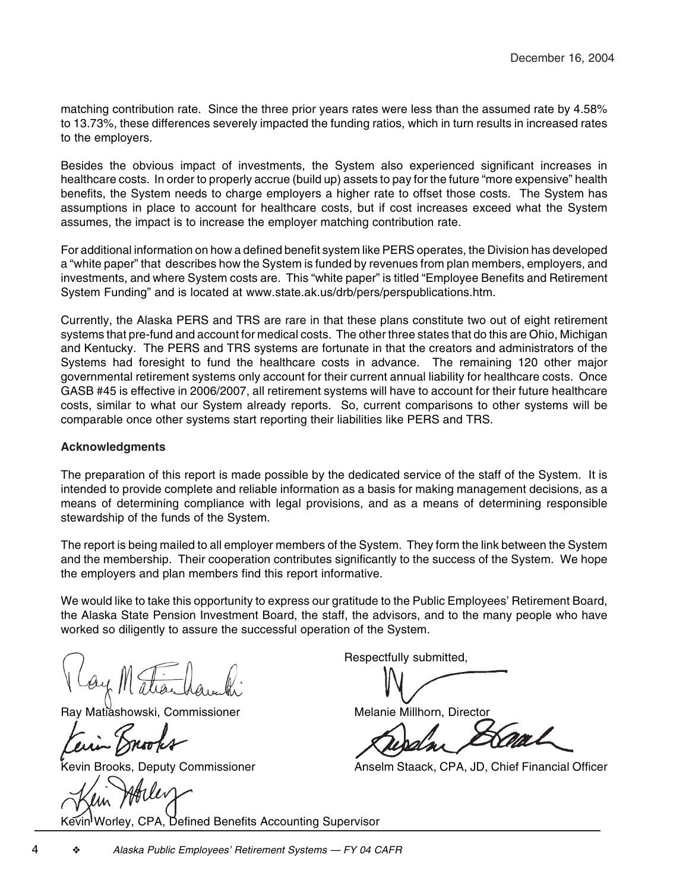December 16, 2004

matching contribution rate. Since the three prior years rates were less than the assumed rate by 4.58% to 13.73%, these differences severely impacted the funding ratios, which in turn results in increased rates to the employers.

Besides the obvious impact of investments, the System also experienced significant increases in healthcare costs. In order to properly accrue (build up) assets to pay for the future "more expensive" health benefits, the System needs to charge employers a higher rate to offset those costs. The System has assumptions in place to account for healthcare costs, but if cost increases exceed what the System assumes, the impact is to increase the employer matching contribution rate.

For additional information on how a defined benefit system like PERS operates, the Division has developed a "white paper" that describes how the System is funded by revenues from plan members, employers, and investments, and where System costs are. This "white paper" is titled "Employee Benefits and Retirement System Funding" and is located at www.state.ak.us/drb/pers/perspublications.htm.

Currently, the Alaska PERS and TRS are rare in that these plans constitute two out of eight retirement systems that pre-fund and account for medical costs. The other three states that do this are Ohio, Michigan and Kentucky. The PERS and TRS systems are fortunate in that the creators and administrators of the Systems had foresight to fund the healthcare costs in advance. The remaining 120 other major governmental retirement systems only account for their current annual liability for healthcare costs. Once GASB #45 is effective in 2006/2007, all retirement systems will have to account for their future healthcare costs, similar to what our System already reports. So, current comparisons to other systems will be comparable once other systems start reporting their liabilities like PERS and TRS.

**Acknowledgments**

The preparation of this report is made possible by the dedicated service of the staff of the System. It is intended to provide complete and reliable information as a basis for making management decisions, as a means of determining compliance with legal provisions, and as a means of determining responsible stewardship of the funds of the System.

The report is being mailed to all employer members of the System. They form the link between the System and the membership. Their cooperation contributes significantly to the success of the System. We hope the employers and plan members find this report informative.

We would like to take this opportunity to express our gratitude to the Public Employees' Retirement Board, the Alaska State Pension Investment Board, the staff, the advisors, and to the many people who have worked so diligently to assure the successful operation of the System.

Respectfully submitted,

Ray Matiashowski, Commissioner

Melanie Millhorn, Director

Kevin Brooks, Deputy Commissioner

Anselm Staack, CPA, JD, Chief Financial Officer

Kevin Worley, CPA, Defined Benefits Accounting Supervisor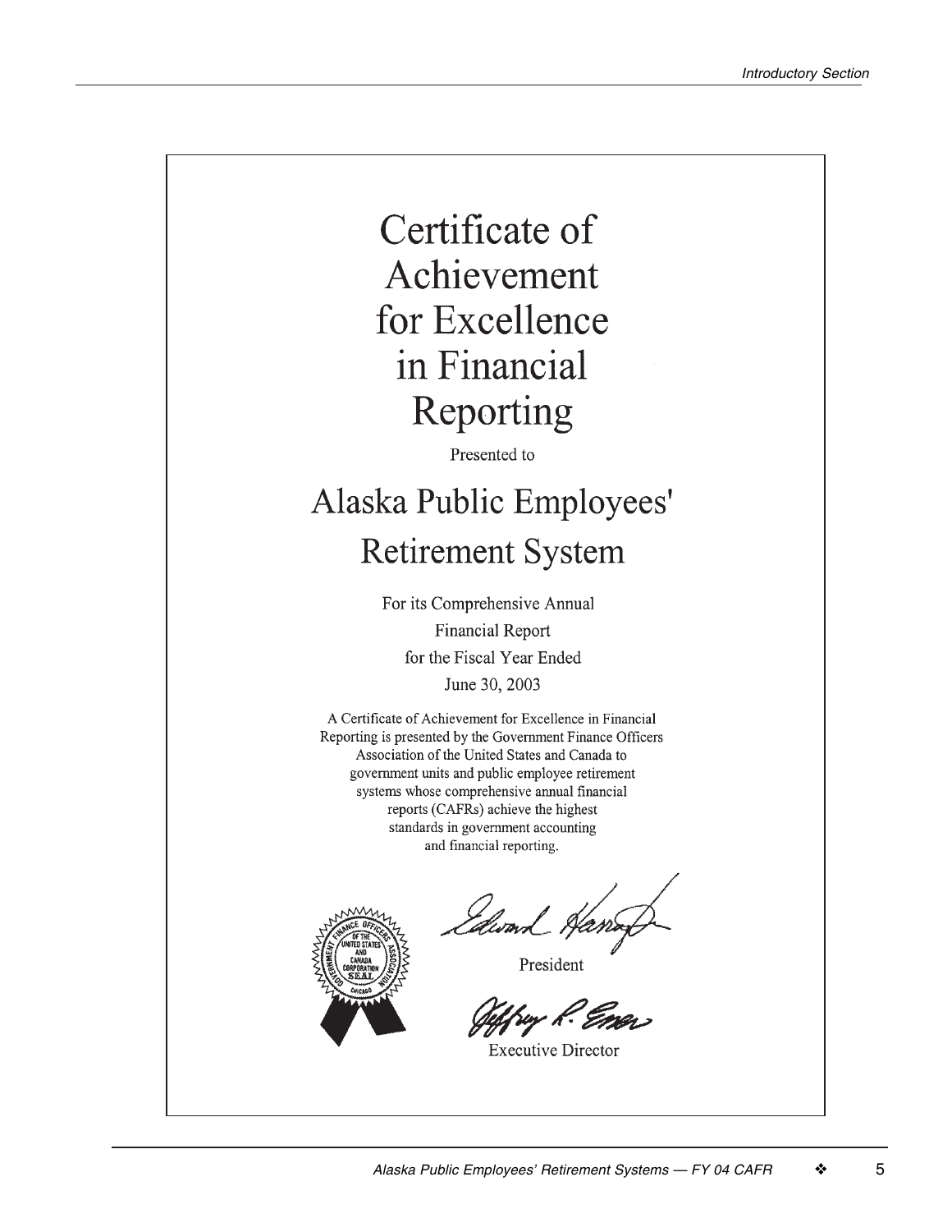# Certificate of Achievement for Excellence in Financial Reporting

Presented to

## Alaska Public Employees' Retirement System

For its Comprehensive Annual
Financial Report
for the Fiscal Year Ended
June 30, 2003

A Certificate of Achievement for Excellence in Financial Reporting is presented by the Government Finance Officers Association of the United States and Canada to government units and public employee retirement systems whose comprehensive annual financial reports (CAFRs) achieve the highest standards in government accounting and financial reporting.

GOVERNMENT FINANCE OFFICERS ASSOCIATION OF THE UNITED STATES AND CANADA CORPORATION SEAL CHICAGO

President

Executive Director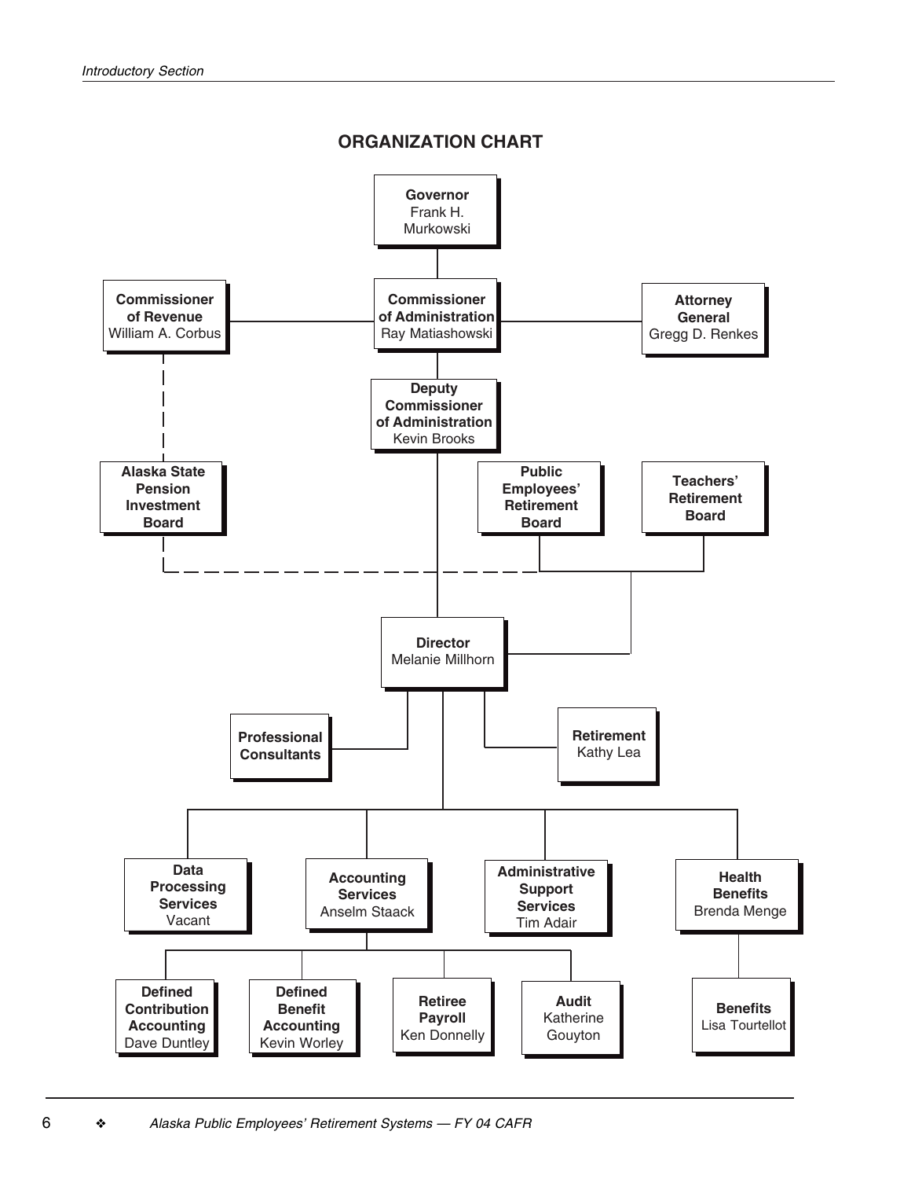## ORGANIZATION CHART

**Governor**
Frank H. Murkowski

**Commissioner of Revenue**
William A. Corbus

**Commissioner of Administration**
Ray Matiashowski

**Attorney General**
Gregg D. Renkes

**Deputy Commissioner of Administration**
Kevin Brooks

**Alaska State Pension Investment Board**

**Public Employees' Retirement Board**

**Teachers' Retirement Board**

**Director**
Melanie Millhorn

**Professional Consultants**

**Retirement**
Kathy Lea

**Data Processing Services**
Vacant

**Accounting Services**
Anselm Staack

**Administrative Support Services**
Tim Adair

**Health Benefits**
Brenda Menge

**Defined Contribution Accounting**
Dave Duntley

**Defined Benefit Accounting**
Kevin Worley

**Retiree Payroll**
Ken Donnelly

**Audit**
Katherine Gouyton

**Benefits**
Lisa Tourtellot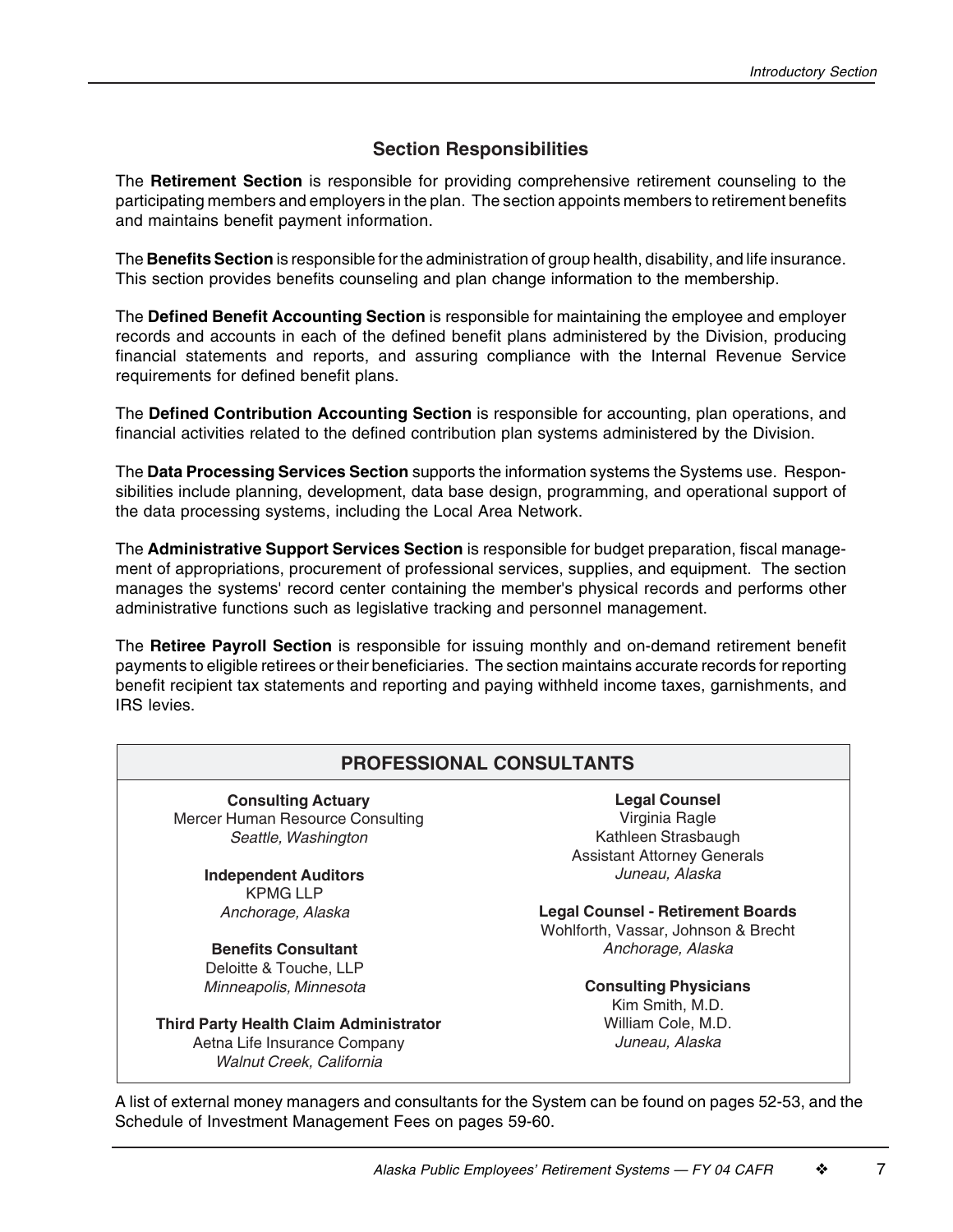## Section Responsibilities

The **Retirement Section** is responsible for providing comprehensive retirement counseling to the participating members and employers in the plan. The section appoints members to retirement benefits and maintains benefit payment information.

The **Benefits Section** is responsible for the administration of group health, disability, and life insurance. This section provides benefits counseling and plan change information to the membership.

The **Defined Benefit Accounting Section** is responsible for maintaining the employee and employer records and accounts in each of the defined benefit plans administered by the Division, producing financial statements and reports, and assuring compliance with the Internal Revenue Service requirements for defined benefit plans.

The **Defined Contribution Accounting Section** is responsible for accounting, plan operations, and financial activities related to the defined contribution plan systems administered by the Division.

The **Data Processing Services Section** supports the information systems the Systems use. Responsibilities include planning, development, data base design, programming, and operational support of the data processing systems, including the Local Area Network.

The **Administrative Support Services Section** is responsible for budget preparation, fiscal management of appropriations, procurement of professional services, supplies, and equipment. The section manages the systems' record center containing the member's physical records and performs other administrative functions such as legislative tracking and personnel management.

The **Retiree Payroll Section** is responsible for issuing monthly and on-demand retirement benefit payments to eligible retirees or their beneficiaries. The section maintains accurate records for reporting benefit recipient tax statements and reporting and paying withheld income taxes, garnishments, and IRS levies.

## PROFESSIONAL CONSULTANTS

**Consulting Actuary**
Mercer Human Resource Consulting
*Seattle, Washington*

**Independent Auditors**
KPMG LLP
*Anchorage, Alaska*

**Benefits Consultant**
Deloitte & Touche, LLP
*Minneapolis, Minnesota*

**Third Party Health Claim Administrator**
Aetna Life Insurance Company
*Walnut Creek, California*

**Legal Counsel**
Virginia Ragle
Kathleen Strasbaugh
Assistant Attorney Generals
*Juneau, Alaska*

**Legal Counsel - Retirement Boards**
Wohlforth, Vassar, Johnson & Brecht
*Anchorage, Alaska*

**Consulting Physicians**
Kim Smith, M.D.
William Cole, M.D.
*Juneau, Alaska*

A list of external money managers and consultants for the System can be found on pages 52-53, and the Schedule of Investment Management Fees on pages 59-60.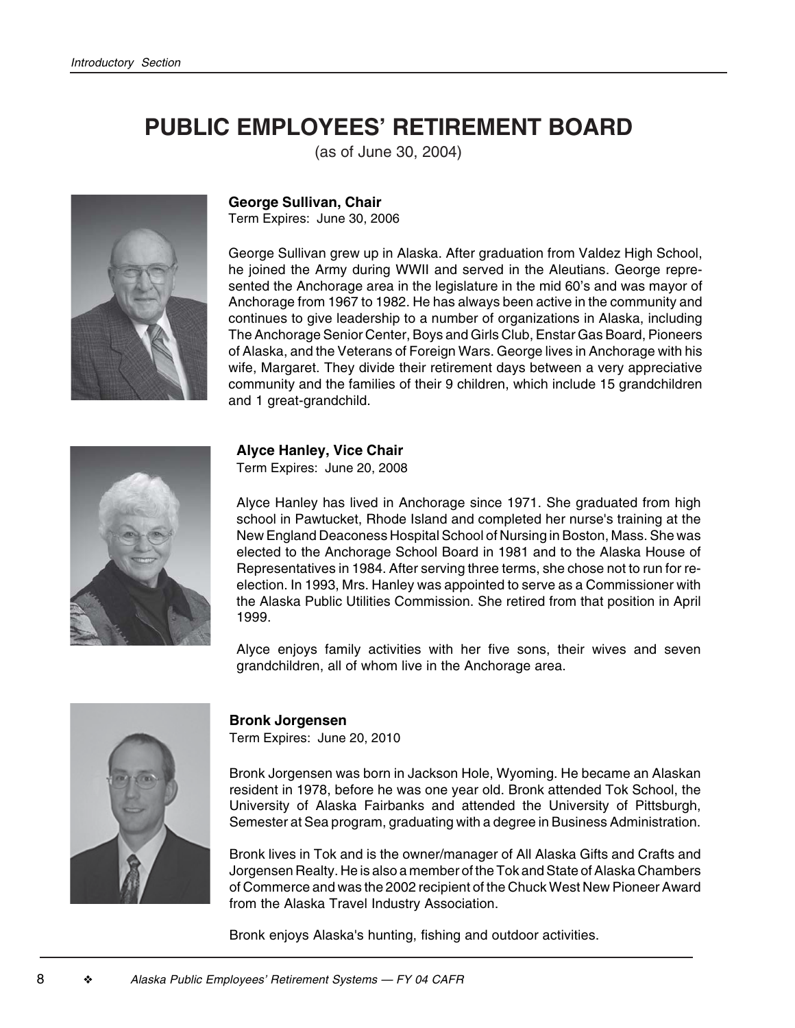# PUBLIC EMPLOYEES' RETIREMENT BOARD

(as of June 30, 2004)

**George Sullivan, Chair**
Term Expires: June 30, 2006

George Sullivan grew up in Alaska. After graduation from Valdez High School, he joined the Army during WWII and served in the Aleutians. George represented the Anchorage area in the legislature in the mid 60's and was mayor of Anchorage from 1967 to 1982. He has always been active in the community and continues to give leadership to a number of organizations in Alaska, including The Anchorage Senior Center, Boys and Girls Club, Enstar Gas Board, Pioneers of Alaska, and the Veterans of Foreign Wars. George lives in Anchorage with his wife, Margaret. They divide their retirement days between a very appreciative community and the families of their 9 children, which include 15 grandchildren and 1 great-grandchild.

**Alyce Hanley, Vice Chair**
Term Expires: June 20, 2008

Alyce Hanley has lived in Anchorage since 1971. She graduated from high school in Pawtucket, Rhode Island and completed her nurse's training at the New England Deaconess Hospital School of Nursing in Boston, Mass. She was elected to the Anchorage School Board in 1981 and to the Alaska House of Representatives in 1984. After serving three terms, she chose not to run for re-election. In 1993, Mrs. Hanley was appointed to serve as a Commissioner with the Alaska Public Utilities Commission. She retired from that position in April 1999.

Alyce enjoys family activities with her five sons, their wives and seven grandchildren, all of whom live in the Anchorage area.

**Bronk Jorgensen**
Term Expires: June 20, 2010

Bronk Jorgensen was born in Jackson Hole, Wyoming. He became an Alaskan resident in 1978, before he was one year old. Bronk attended Tok School, the University of Alaska Fairbanks and attended the University of Pittsburgh, Semester at Sea program, graduating with a degree in Business Administration.

Bronk lives in Tok and is the owner/manager of All Alaska Gifts and Crafts and Jorgensen Realty. He is also a member of the Tok and State of Alaska Chambers of Commerce and was the 2002 recipient of the Chuck West New Pioneer Award from the Alaska Travel Industry Association.

Bronk enjoys Alaska's hunting, fishing and outdoor activities.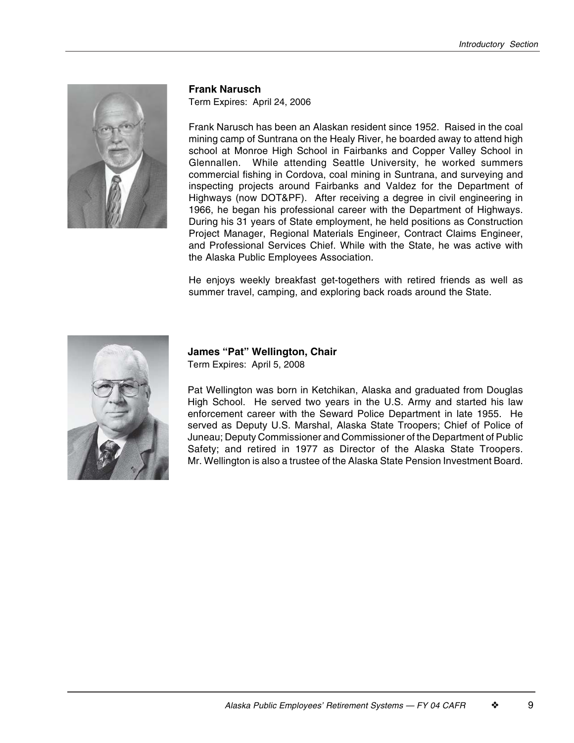**Frank Narusch**

Term Expires: April 24, 2006

Frank Narusch has been an Alaskan resident since 1952. Raised in the coal mining camp of Suntrana on the Healy River, he boarded away to attend high school at Monroe High School in Fairbanks and Copper Valley School in Glennallen. While attending Seattle University, he worked summers commercial fishing in Cordova, coal mining in Suntrana, and surveying and inspecting projects around Fairbanks and Valdez for the Department of Highways (now DOT&PF). After receiving a degree in civil engineering in 1966, he began his professional career with the Department of Highways. During his 31 years of State employment, he held positions as Construction Project Manager, Regional Materials Engineer, Contract Claims Engineer, and Professional Services Chief. While with the State, he was active with the Alaska Public Employees Association.

He enjoys weekly breakfast get-togethers with retired friends as well as summer travel, camping, and exploring back roads around the State.

**James "Pat" Wellington, Chair**

Term Expires: April 5, 2008

Pat Wellington was born in Ketchikan, Alaska and graduated from Douglas High School. He served two years in the U.S. Army and started his law enforcement career with the Seward Police Department in late 1955. He served as Deputy U.S. Marshal, Alaska State Troopers; Chief of Police of Juneau; Deputy Commissioner and Commissioner of the Department of Public Safety; and retired in 1977 as Director of the Alaska State Troopers. Mr. Wellington is also a trustee of the Alaska State Pension Investment Board.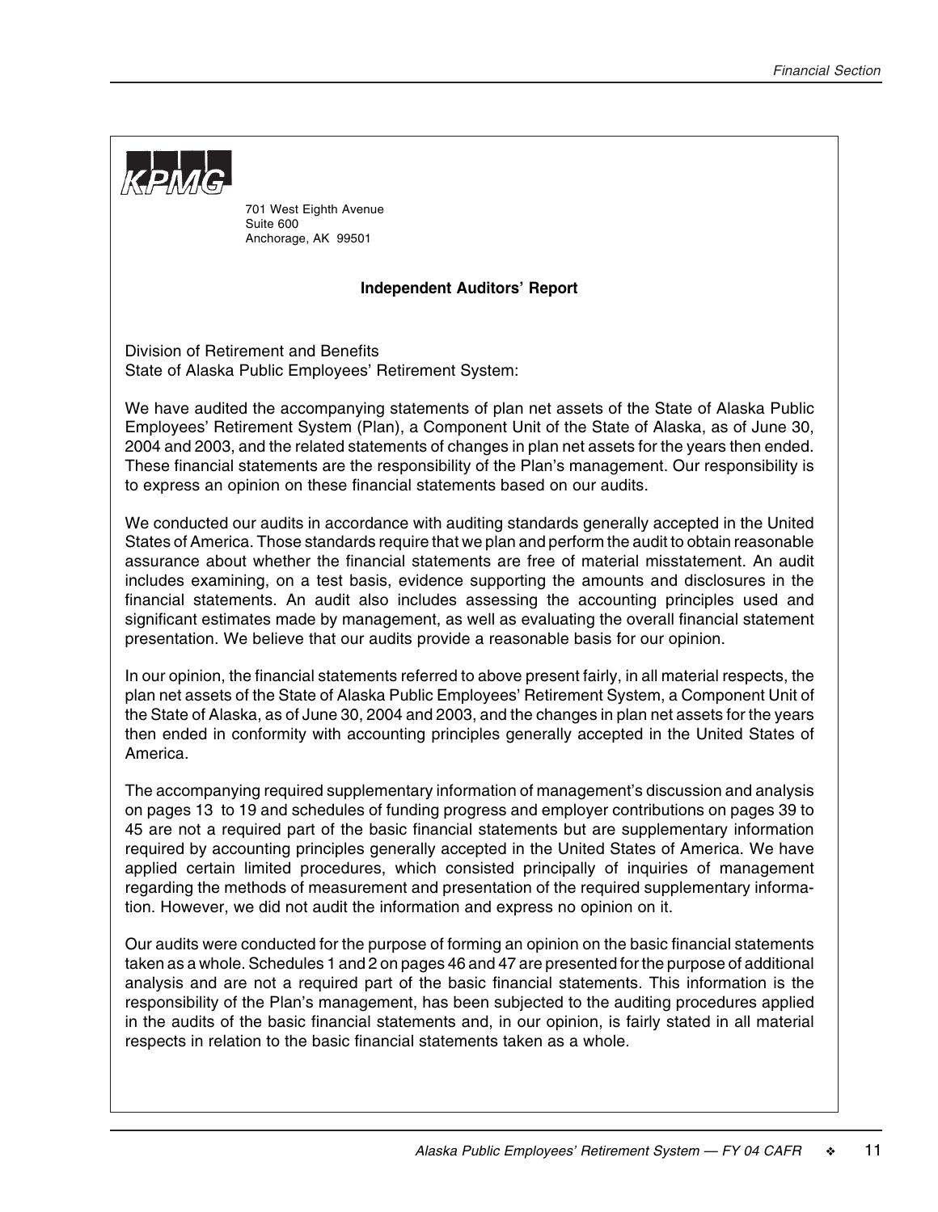KPMG

701 West Eighth Avenue
Suite 600
Anchorage, AK 99501

## Independent Auditors' Report

Division of Retirement and Benefits
State of Alaska Public Employees' Retirement System:

We have audited the accompanying statements of plan net assets of the State of Alaska Public Employees' Retirement System (Plan), a Component Unit of the State of Alaska, as of June 30, 2004 and 2003, and the related statements of changes in plan net assets for the years then ended. These financial statements are the responsibility of the Plan's management. Our responsibility is to express an opinion on these financial statements based on our audits.

We conducted our audits in accordance with auditing standards generally accepted in the United States of America. Those standards require that we plan and perform the audit to obtain reasonable assurance about whether the financial statements are free of material misstatement. An audit includes examining, on a test basis, evidence supporting the amounts and disclosures in the financial statements. An audit also includes assessing the accounting principles used and significant estimates made by management, as well as evaluating the overall financial statement presentation. We believe that our audits provide a reasonable basis for our opinion.

In our opinion, the financial statements referred to above present fairly, in all material respects, the plan net assets of the State of Alaska Public Employees' Retirement System, a Component Unit of the State of Alaska, as of June 30, 2004 and 2003, and the changes in plan net assets for the years then ended in conformity with accounting principles generally accepted in the United States of America.

The accompanying required supplementary information of management's discussion and analysis on pages 13 to 19 and schedules of funding progress and employer contributions on pages 39 to 45 are not a required part of the basic financial statements but are supplementary information required by accounting principles generally accepted in the United States of America. We have applied certain limited procedures, which consisted principally of inquiries of management regarding the methods of measurement and presentation of the required supplementary information. However, we did not audit the information and express no opinion on it.

Our audits were conducted for the purpose of forming an opinion on the basic financial statements taken as a whole. Schedules 1 and 2 on pages 46 and 47 are presented for the purpose of additional analysis and are not a required part of the basic financial statements. This information is the responsibility of the Plan's management, has been subjected to the auditing procedures applied in the audits of the basic financial statements and, in our opinion, is fairly stated in all material respects in relation to the basic financial statements taken as a whole.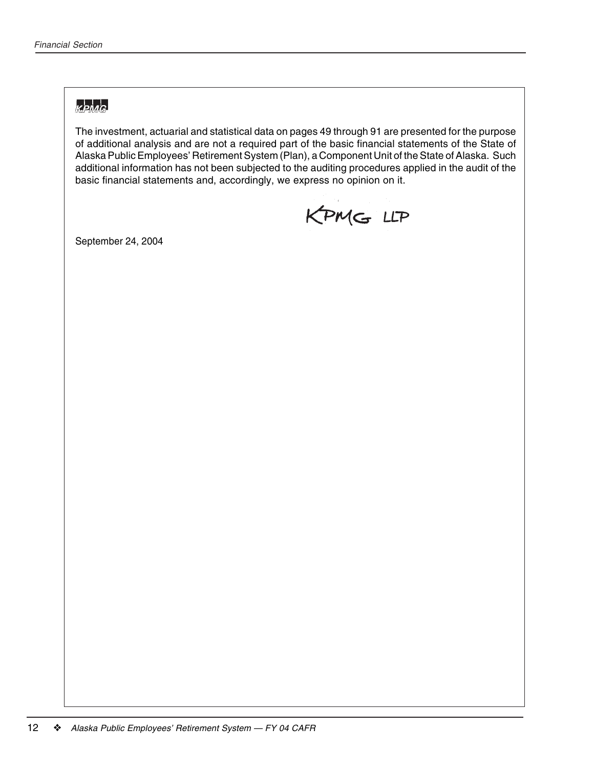KPMG

The investment, actuarial and statistical data on pages 49 through 91 are presented for the purpose of additional analysis and are not a required part of the basic financial statements of the State of Alaska Public Employees' Retirement System (Plan), a Component Unit of the State of Alaska. Such additional information has not been subjected to the auditing procedures applied in the audit of the basic financial statements and, accordingly, we express no opinion on it.

KPMG LLP

September 24, 2004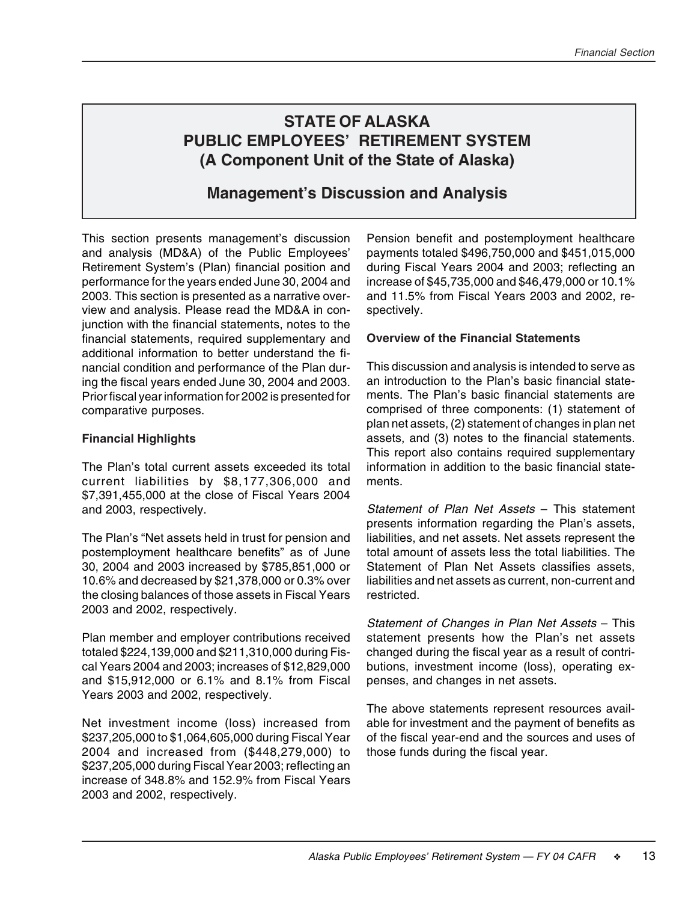# STATE OF ALASKA
# PUBLIC EMPLOYEES' RETIREMENT SYSTEM
# (A Component Unit of the State of Alaska)

## Management's Discussion and Analysis

This section presents management's discussion and analysis (MD&A) of the Public Employees' Retirement System's (Plan) financial position and performance for the years ended June 30, 2004 and 2003. This section is presented as a narrative overview and analysis. Please read the MD&A in conjunction with the financial statements, notes to the financial statements, required supplementary and additional information to better understand the financial condition and performance of the Plan during the fiscal years ended June 30, 2004 and 2003. Prior fiscal year information for 2002 is presented for comparative purposes.

### Financial Highlights

The Plan's total current assets exceeded its total current liabilities by $8,177,306,000 and $7,391,455,000 at the close of Fiscal Years 2004 and 2003, respectively.

The Plan's "Net assets held in trust for pension and postemployment healthcare benefits" as of June 30, 2004 and 2003 increased by $785,851,000 or 10.6% and decreased by $21,378,000 or 0.3% over the closing balances of those assets in Fiscal Years 2003 and 2002, respectively.

Plan member and employer contributions received totaled $224,139,000 and $211,310,000 during Fiscal Years 2004 and 2003; increases of $12,829,000 and $15,912,000 or 6.1% and 8.1% from Fiscal Years 2003 and 2002, respectively.

Net investment income (loss) increased from $237,205,000 to $1,064,605,000 during Fiscal Year 2004 and increased from ($448,279,000) to $237,205,000 during Fiscal Year 2003; reflecting an increase of 348.8% and 152.9% from Fiscal Years 2003 and 2002, respectively.

Pension benefit and postemployment healthcare payments totaled $496,750,000 and $451,015,000 during Fiscal Years 2004 and 2003; reflecting an increase of $45,735,000 and $46,479,000 or 10.1% and 11.5% from Fiscal Years 2003 and 2002, respectively.

### Overview of the Financial Statements

This discussion and analysis is intended to serve as an introduction to the Plan's basic financial statements. The Plan's basic financial statements are comprised of three components: (1) statement of plan net assets, (2) statement of changes in plan net assets, and (3) notes to the financial statements. This report also contains required supplementary information in addition to the basic financial statements.

*Statement of Plan Net Assets* – This statement presents information regarding the Plan's assets, liabilities, and net assets. Net assets represent the total amount of assets less the total liabilities. The Statement of Plan Net Assets classifies assets, liabilities and net assets as current, non-current and restricted.

*Statement of Changes in Plan Net Assets* – This statement presents how the Plan's net assets changed during the fiscal year as a result of contributions, investment income (loss), operating expenses, and changes in net assets.

The above statements represent resources available for investment and the payment of benefits as of the fiscal year-end and the sources and uses of those funds during the fiscal year.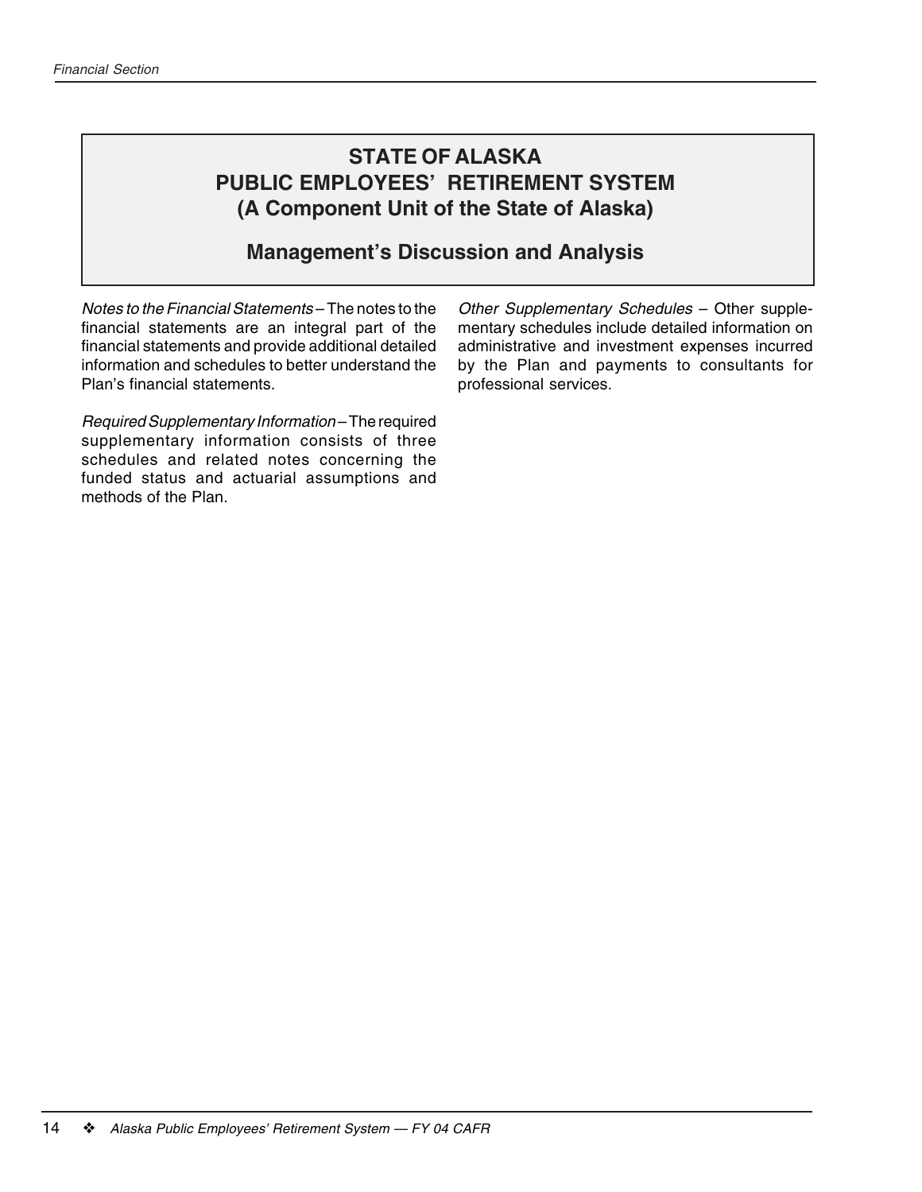# STATE OF ALASKA
# PUBLIC EMPLOYEES' RETIREMENT SYSTEM
# (A Component Unit of the State of Alaska)

## Management's Discussion and Analysis

*Notes to the Financial Statements* – The notes to the financial statements are an integral part of the financial statements and provide additional detailed information and schedules to better understand the Plan's financial statements.

*Required Supplementary Information* – The required supplementary information consists of three schedules and related notes concerning the funded status and actuarial assumptions and methods of the Plan.

*Other Supplementary Schedules* – Other supplementary schedules include detailed information on administrative and investment expenses incurred by the Plan and payments to consultants for professional services.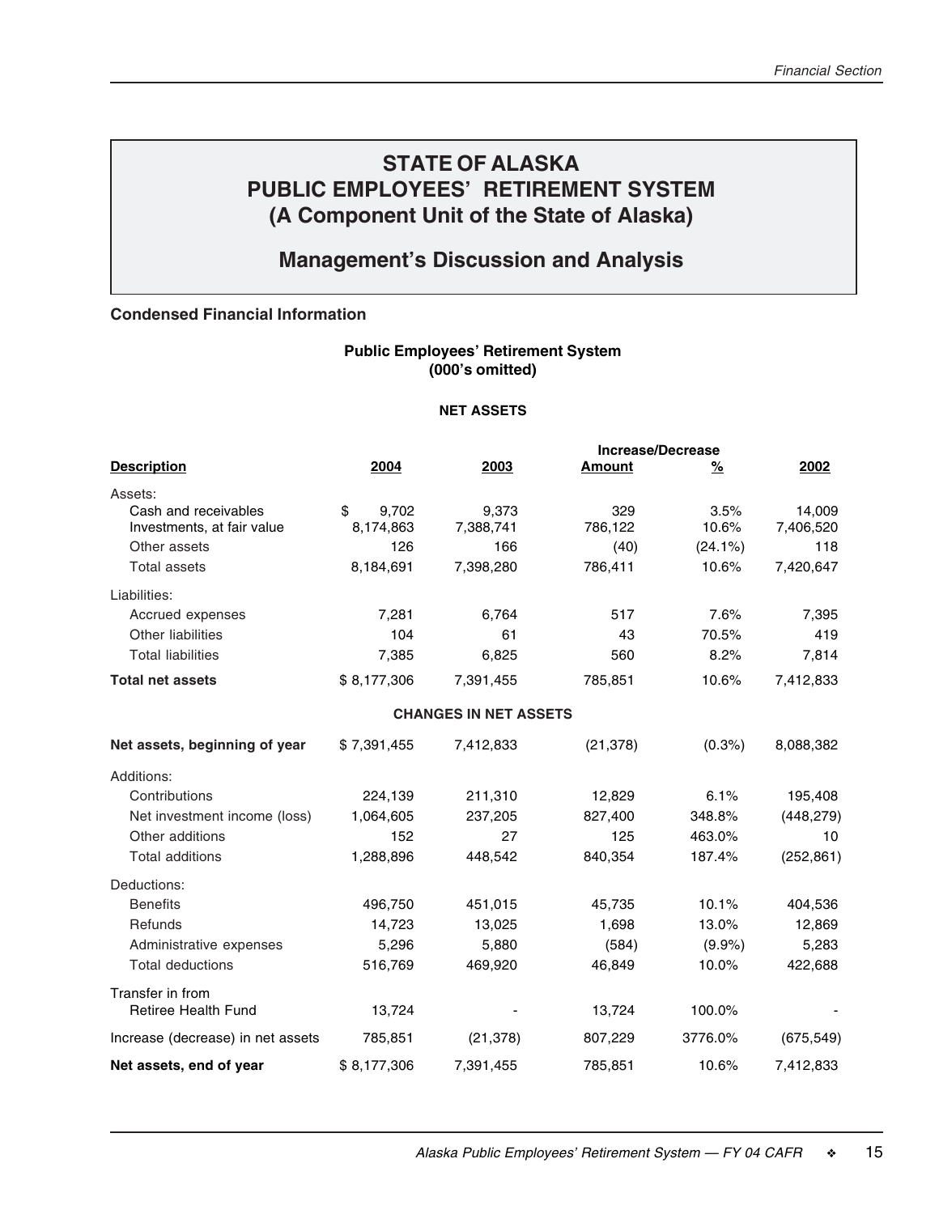# STATE OF ALASKA
# PUBLIC EMPLOYEES' RETIREMENT SYSTEM
# (A Component Unit of the State of Alaska)

## Management's Discussion and Analysis

### Condensed Financial Information

**Public Employees' Retirement System**
**(000's omitted)**

**NET ASSETS**

| Description | 2004 | 2003 | Increase/Decrease Amount | % | 2002 |
|---|---|---|---|---|---|
| Assets: | | | | | |
| Cash and receivables | $ 9,702 | 9,373 | 329 | 3.5% | 14,009 |
| Investments, at fair value | 8,174,863 | 7,388,741 | 786,122 | 10.6% | 7,406,520 |
| Other assets | 126 | 166 | (40) | (24.1%) | 118 |
| Total assets | 8,184,691 | 7,398,280 | 786,411 | 10.6% | 7,420,647 |
| Liabilities: | | | | | |
| Accrued expenses | 7,281 | 6,764 | 517 | 7.6% | 7,395 |
| Other liabilities | 104 | 61 | 43 | 70.5% | 419 |
| Total liabilities | 7,385 | 6,825 | 560 | 8.2% | 7,814 |
| **Total net assets** | $ 8,177,306 | 7,391,455 | 785,851 | 10.6% | 7,412,833 |
| | | **CHANGES IN NET ASSETS** | | | |
| **Net assets, beginning of year** | $ 7,391,455 | 7,412,833 | (21,378) | (0.3%) | 8,088,382 |
| Additions: | | | | | |
| Contributions | 224,139 | 211,310 | 12,829 | 6.1% | 195,408 |
| Net investment income (loss) | 1,064,605 | 237,205 | 827,400 | 348.8% | (448,279) |
| Other additions | 152 | 27 | 125 | 463.0% | 10 |
| Total additions | 1,288,896 | 448,542 | 840,354 | 187.4% | (252,861) |
| Deductions: | | | | | |
| Benefits | 496,750 | 451,015 | 45,735 | 10.1% | 404,536 |
| Refunds | 14,723 | 13,025 | 1,698 | 13.0% | 12,869 |
| Administrative expenses | 5,296 | 5,880 | (584) | (9.9%) | 5,283 |
| Total deductions | 516,769 | 469,920 | 46,849 | 10.0% | 422,688 |
| Transfer in from Retiree Health Fund | 13,724 | - | 13,724 | 100.0% | - |
| Increase (decrease) in net assets | 785,851 | (21,378) | 807,229 | 3776.0% | (675,549) |
| **Net assets, end of year** | $ 8,177,306 | 7,391,455 | 785,851 | 10.6% | 7,412,833 |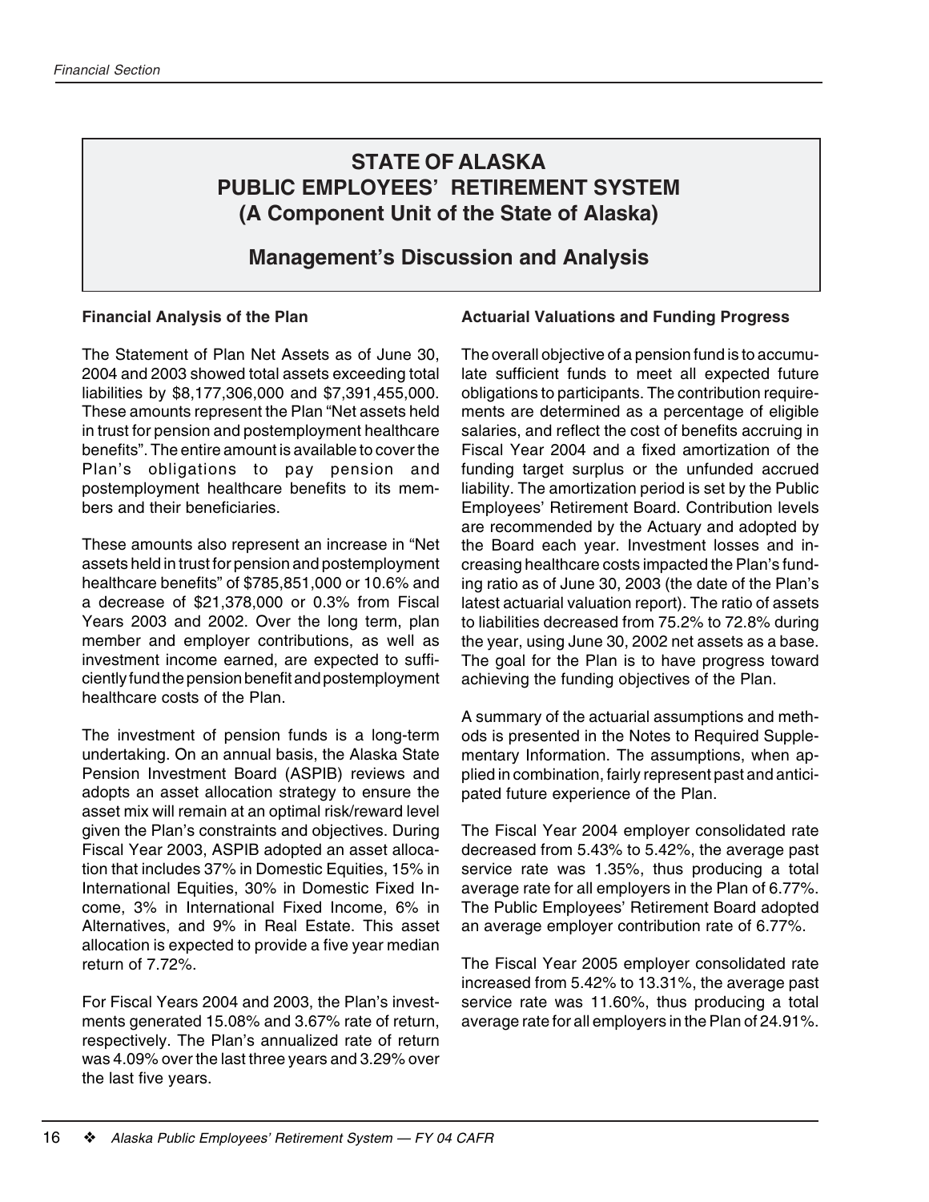# STATE OF ALASKA
# PUBLIC EMPLOYEES' RETIREMENT SYSTEM
# (A Component Unit of the State of Alaska)

## Management's Discussion and Analysis

### Financial Analysis of the Plan

The Statement of Plan Net Assets as of June 30, 2004 and 2003 showed total assets exceeding total liabilities by $8,177,306,000 and $7,391,455,000. These amounts represent the Plan "Net assets held in trust for pension and postemployment healthcare benefits". The entire amount is available to cover the Plan's obligations to pay pension and postemployment healthcare benefits to its members and their beneficiaries.

These amounts also represent an increase in "Net assets held in trust for pension and postemployment healthcare benefits" of $785,851,000 or 10.6% and a decrease of $21,378,000 or 0.3% from Fiscal Years 2003 and 2002. Over the long term, plan member and employer contributions, as well as investment income earned, are expected to sufficiently fund the pension benefit and postemployment healthcare costs of the Plan.

The investment of pension funds is a long-term undertaking. On an annual basis, the Alaska State Pension Investment Board (ASPIB) reviews and adopts an asset allocation strategy to ensure the asset mix will remain at an optimal risk/reward level given the Plan's constraints and objectives. During Fiscal Year 2003, ASPIB adopted an asset allocation that includes 37% in Domestic Equities, 15% in International Equities, 30% in Domestic Fixed Income, 3% in International Fixed Income, 6% in Alternatives, and 9% in Real Estate. This asset allocation is expected to provide a five year median return of 7.72%.

For Fiscal Years 2004 and 2003, the Plan's investments generated 15.08% and 3.67% rate of return, respectively. The Plan's annualized rate of return was 4.09% over the last three years and 3.29% over the last five years.

### Actuarial Valuations and Funding Progress

The overall objective of a pension fund is to accumulate sufficient funds to meet all expected future obligations to participants. The contribution requirements are determined as a percentage of eligible salaries, and reflect the cost of benefits accruing in Fiscal Year 2004 and a fixed amortization of the funding target surplus or the unfunded accrued liability. The amortization period is set by the Public Employees' Retirement Board. Contribution levels are recommended by the Actuary and adopted by the Board each year. Investment losses and increasing healthcare costs impacted the Plan's funding ratio as of June 30, 2003 (the date of the Plan's latest actuarial valuation report). The ratio of assets to liabilities decreased from 75.2% to 72.8% during the year, using June 30, 2002 net assets as a base. The goal for the Plan is to have progress toward achieving the funding objectives of the Plan.

A summary of the actuarial assumptions and methods is presented in the Notes to Required Supplementary Information. The assumptions, when applied in combination, fairly represent past and anticipated future experience of the Plan.

The Fiscal Year 2004 employer consolidated rate decreased from 5.43% to 5.42%, the average past service rate was 1.35%, thus producing a total average rate for all employers in the Plan of 6.77%. The Public Employees' Retirement Board adopted an average employer contribution rate of 6.77%.

The Fiscal Year 2005 employer consolidated rate increased from 5.42% to 13.31%, the average past service rate was 11.60%, thus producing a total average rate for all employers in the Plan of 24.91%.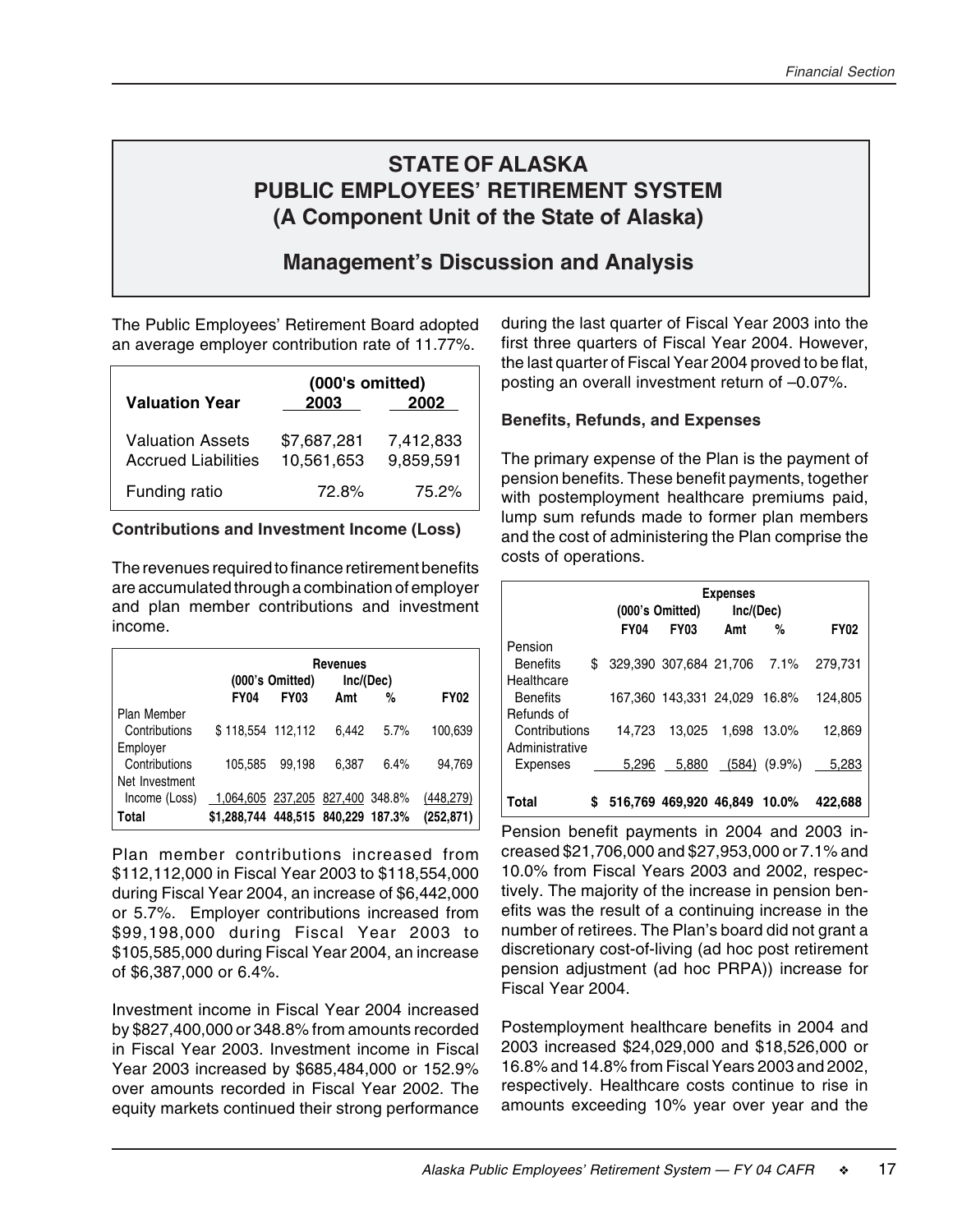# STATE OF ALASKA
# PUBLIC EMPLOYEES' RETIREMENT SYSTEM
# (A Component Unit of the State of Alaska)

## Management's Discussion and Analysis

The Public Employees' Retirement Board adopted an average employer contribution rate of 11.77%.

| Valuation Year | (000's omitted) 2003 | 2002 |
|---|---|---|
| Valuation Assets | $7,687,281 | 7,412,833 |
| Accrued Liabilities | 10,561,653 | 9,859,591 |
| Funding ratio | 72.8% | 75.2% |

**Contributions and Investment Income (Loss)**

The revenues required to finance retirement benefits are accumulated through a combination of employer and plan member contributions and investment income.

| | Revenues | | | | |
|---|---|---|---|---|---|
| | (000's Omitted) | | Inc/(Dec) | | |
| | FY04 | FY03 | Amt | % | FY02 |
| Plan Member Contributions | $ 118,554 | 112,112 | 6,442 | 5.7% | 100,639 |
| Employer Contributions | 105,585 | 99,198 | 6,387 | 6.4% | 94,769 |
| Net Investment Income (Loss) | 1,064,605 | 237,205 | 827,400 | 348.8% | (448,279) |
| **Total** | **$1,288,744** | **448,515** | **840,229** | **187.3%** | **(252,871)** |

Plan member contributions increased from $112,112,000 in Fiscal Year 2003 to $118,554,000 during Fiscal Year 2004, an increase of $6,442,000 or 5.7%. Employer contributions increased from $99,198,000 during Fiscal Year 2003 to $105,585,000 during Fiscal Year 2004, an increase of $6,387,000 or 6.4%.

Investment income in Fiscal Year 2004 increased by $827,400,000 or 348.8% from amounts recorded in Fiscal Year 2003. Investment income in Fiscal Year 2003 increased by $685,484,000 or 152.9% over amounts recorded in Fiscal Year 2002. The equity markets continued their strong performance during the last quarter of Fiscal Year 2003 into the first three quarters of Fiscal Year 2004. However, the last quarter of Fiscal Year 2004 proved to be flat, posting an overall investment return of –0.07%.

**Benefits, Refunds, and Expenses**

The primary expense of the Plan is the payment of pension benefits. These benefit payments, together with postemployment healthcare premiums paid, lump sum refunds made to former plan members and the cost of administering the Plan comprise the costs of operations.

| | Expenses | | | | |
|---|---|---|---|---|---|
| | (000's Omitted) | | Inc/(Dec) | | |
| | FY04 | FY03 | Amt | % | FY02 |
| Pension Benefits | $ 329,390 | 307,684 | 21,706 | 7.1% | 279,731 |
| Healthcare Benefits | 167,360 | 143,331 | 24,029 | 16.8% | 124,805 |
| Refunds of Contributions | 14,723 | 13,025 | 1,698 | 13.0% | 12,869 |
| Administrative Expenses | 5,296 | 5,880 | (584) | (9.9%) | 5,283 |
| **Total** | **$ 516,769** | **469,920** | **46,849** | **10.0%** | **422,688** |

Pension benefit payments in 2004 and 2003 increased $21,706,000 and $27,953,000 or 7.1% and 10.0% from Fiscal Years 2003 and 2002, respectively. The majority of the increase in pension benefits was the result of a continuing increase in the number of retirees. The Plan's board did not grant a discretionary cost-of-living (ad hoc post retirement pension adjustment (ad hoc PRPA)) increase for Fiscal Year 2004.

Postemployment healthcare benefits in 2004 and 2003 increased $24,029,000 and $18,526,000 or 16.8% and 14.8% from Fiscal Years 2003 and 2002, respectively. Healthcare costs continue to rise in amounts exceeding 10% year over year and the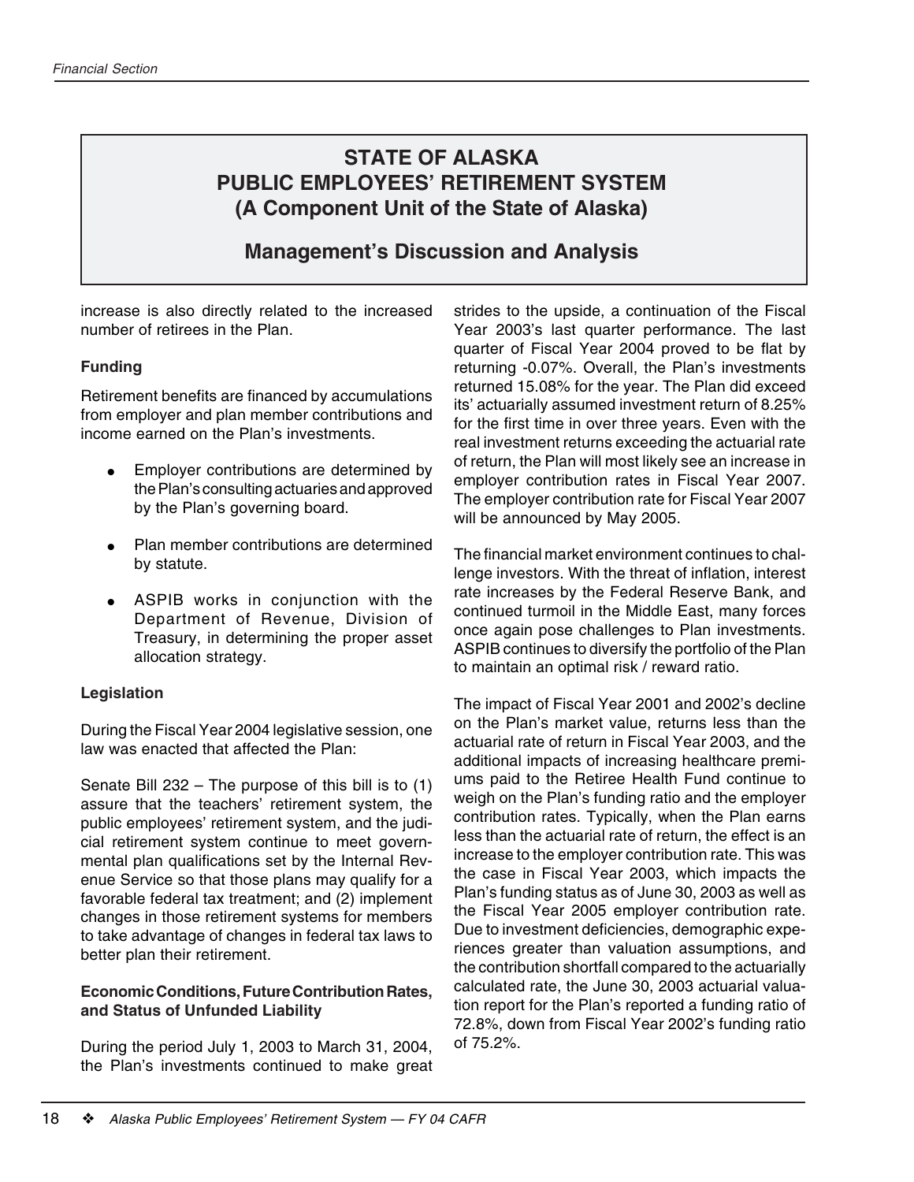# STATE OF ALASKA
# PUBLIC EMPLOYEES' RETIREMENT SYSTEM
# (A Component Unit of the State of Alaska)

## Management's Discussion and Analysis

increase is also directly related to the increased number of retirees in the Plan.

### Funding

Retirement benefits are financed by accumulations from employer and plan member contributions and income earned on the Plan's investments.

- Employer contributions are determined by the Plan's consulting actuaries and approved by the Plan's governing board.
- Plan member contributions are determined by statute.
- ASPIB works in conjunction with the Department of Revenue, Division of Treasury, in determining the proper asset allocation strategy.

### Legislation

During the Fiscal Year 2004 legislative session, one law was enacted that affected the Plan:

Senate Bill 232 – The purpose of this bill is to (1) assure that the teachers' retirement system, the public employees' retirement system, and the judicial retirement system continue to meet governmental plan qualifications set by the Internal Revenue Service so that those plans may qualify for a favorable federal tax treatment; and (2) implement changes in those retirement systems for members to take advantage of changes in federal tax laws to better plan their retirement.

### Economic Conditions, Future Contribution Rates, and Status of Unfunded Liability

During the period July 1, 2003 to March 31, 2004, the Plan's investments continued to make great strides to the upside, a continuation of the Fiscal Year 2003's last quarter performance. The last quarter of Fiscal Year 2004 proved to be flat by returning -0.07%. Overall, the Plan's investments returned 15.08% for the year. The Plan did exceed its' actuarially assumed investment return of 8.25% for the first time in over three years. Even with the real investment returns exceeding the actuarial rate of return, the Plan will most likely see an increase in employer contribution rates in Fiscal Year 2007. The employer contribution rate for Fiscal Year 2007 will be announced by May 2005.

The financial market environment continues to challenge investors. With the threat of inflation, interest rate increases by the Federal Reserve Bank, and continued turmoil in the Middle East, many forces once again pose challenges to Plan investments. ASPIB continues to diversify the portfolio of the Plan to maintain an optimal risk / reward ratio.

The impact of Fiscal Year 2001 and 2002's decline on the Plan's market value, returns less than the actuarial rate of return in Fiscal Year 2003, and the additional impacts of increasing healthcare premiums paid to the Retiree Health Fund continue to weigh on the Plan's funding ratio and the employer contribution rates. Typically, when the Plan earns less than the actuarial rate of return, the effect is an increase to the employer contribution rate. This was the case in Fiscal Year 2003, which impacts the Plan's funding status as of June 30, 2003 as well as the Fiscal Year 2005 employer contribution rate. Due to investment deficiencies, demographic experiences greater than valuation assumptions, and the contribution shortfall compared to the actuarially calculated rate, the June 30, 2003 actuarial valuation report for the Plan's reported a funding ratio of 72.8%, down from Fiscal Year 2002's funding ratio of 75.2%.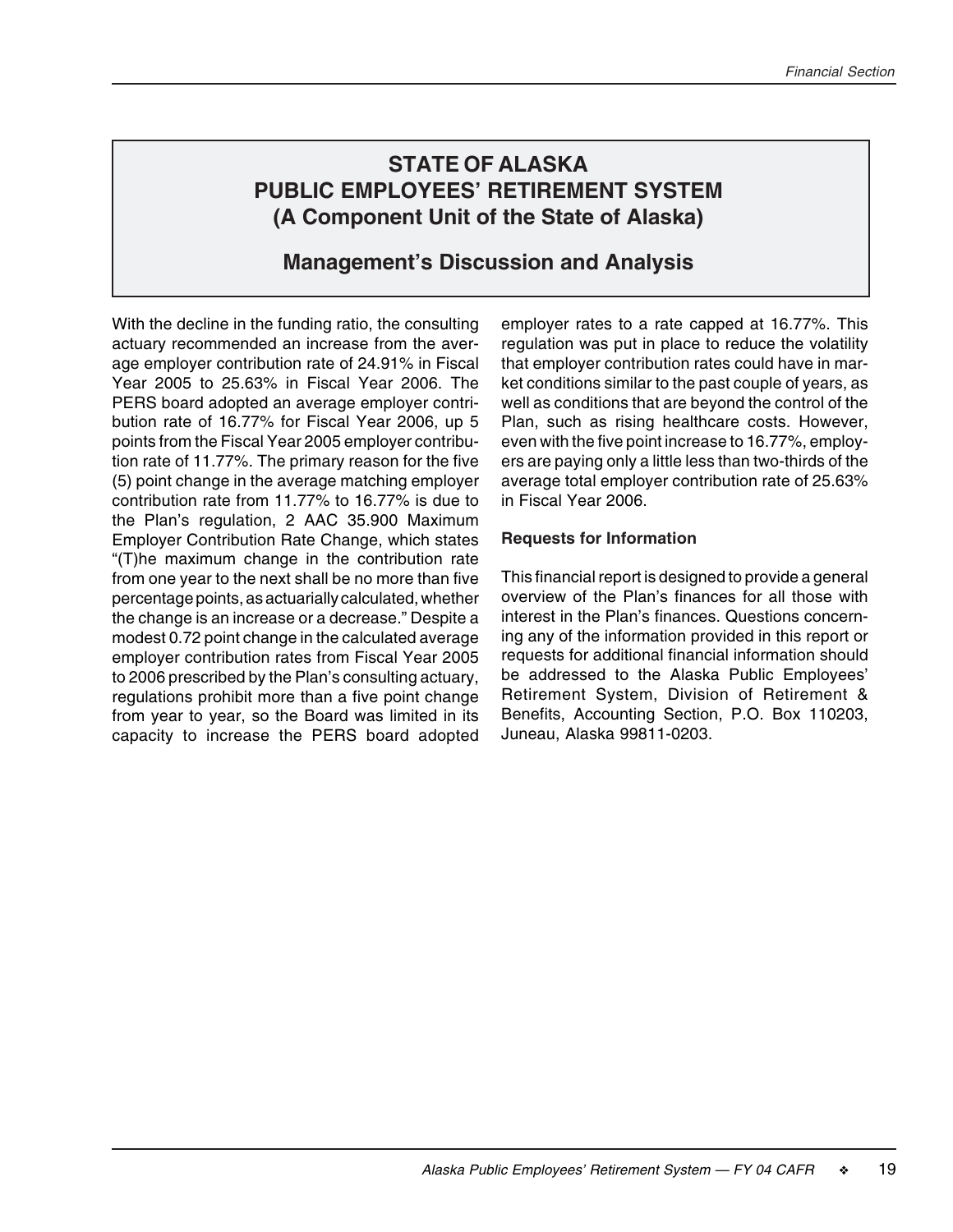# STATE OF ALASKA
# PUBLIC EMPLOYEES' RETIREMENT SYSTEM
# (A Component Unit of the State of Alaska)

## Management's Discussion and Analysis

With the decline in the funding ratio, the consulting actuary recommended an increase from the average employer contribution rate of 24.91% in Fiscal Year 2005 to 25.63% in Fiscal Year 2006. The PERS board adopted an average employer contribution rate of 16.77% for Fiscal Year 2006, up 5 points from the Fiscal Year 2005 employer contribution rate of 11.77%. The primary reason for the five (5) point change in the average matching employer contribution rate from 11.77% to 16.77% is due to the Plan's regulation, 2 AAC 35.900 Maximum Employer Contribution Rate Change, which states "(T)he maximum change in the contribution rate from one year to the next shall be no more than five percentage points, as actuarially calculated, whether the change is an increase or a decrease." Despite a modest 0.72 point change in the calculated average employer contribution rates from Fiscal Year 2005 to 2006 prescribed by the Plan's consulting actuary, regulations prohibit more than a five point change from year to year, so the Board was limited in its capacity to increase the PERS board adopted employer rates to a rate capped at 16.77%. This regulation was put in place to reduce the volatility that employer contribution rates could have in market conditions similar to the past couple of years, as well as conditions that are beyond the control of the Plan, such as rising healthcare costs. However, even with the five point increase to 16.77%, employers are paying only a little less than two-thirds of the average total employer contribution rate of 25.63% in Fiscal Year 2006.

### Requests for Information

This financial report is designed to provide a general overview of the Plan's finances for all those with interest in the Plan's finances. Questions concerning any of the information provided in this report or requests for additional financial information should be addressed to the Alaska Public Employees' Retirement System, Division of Retirement & Benefits, Accounting Section, P.O. Box 110203, Juneau, Alaska 99811-0203.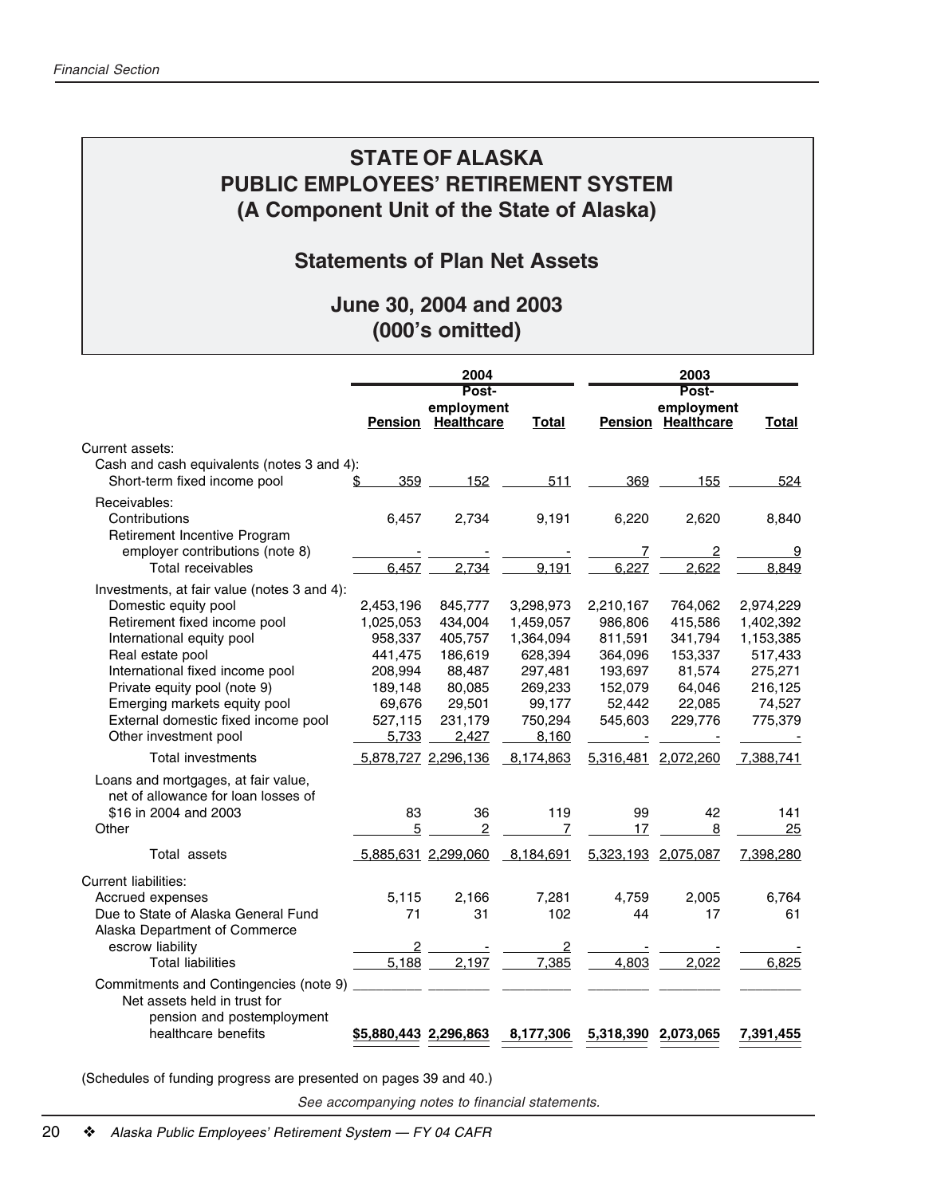# STATE OF ALASKA
# PUBLIC EMPLOYEES' RETIREMENT SYSTEM
# (A Component Unit of the State of Alaska)

## Statements of Plan Net Assets

## June 30, 2004 and 2003
## (000's omitted)

| | 2004 | | | 2003 | | |
|---|---|---|---|---|---|---|
| | Pension | Post-employment Healthcare | Total | Pension | Post-employment Healthcare | Total |
| Current assets: | | | | | | |
| Cash and cash equivalents (notes 3 and 4): | | | | | | |
| Short-term fixed income pool | $ 359 | 152 | 511 | 369 | 155 | 524 |
| Receivables: | | | | | | |
| Contributions | 6,457 | 2,734 | 9,191 | 6,220 | 2,620 | 8,840 |
| Retirement Incentive Program employer contributions (note 8) | - | - | - | 7 | 2 | 9 |
| Total receivables | 6,457 | 2,734 | 9,191 | 6,227 | 2,622 | 8,849 |
| Investments, at fair value (notes 3 and 4): | | | | | | |
| Domestic equity pool | 2,453,196 | 845,777 | 3,298,973 | 2,210,167 | 764,062 | 2,974,229 |
| Retirement fixed income pool | 1,025,053 | 434,004 | 1,459,057 | 986,806 | 415,586 | 1,402,392 |
| International equity pool | 958,337 | 405,757 | 1,364,094 | 811,591 | 341,794 | 1,153,385 |
| Real estate pool | 441,475 | 186,619 | 628,394 | 364,096 | 153,337 | 517,433 |
| International fixed income pool | 208,994 | 88,487 | 297,481 | 193,697 | 81,574 | 275,271 |
| Private equity pool (note 9) | 189,148 | 80,085 | 269,233 | 152,079 | 64,046 | 216,125 |
| Emerging markets equity pool | 69,676 | 29,501 | 99,177 | 52,442 | 22,085 | 74,527 |
| External domestic fixed income pool | 527,115 | 231,179 | 750,294 | 545,603 | 229,776 | 775,379 |
| Other investment pool | 5,733 | 2,427 | 8,160 | - | - | - |
| Total investments | 5,878,727 | 2,296,136 | 8,174,863 | 5,316,481 | 2,072,260 | 7,388,741 |
| Loans and mortgages, at fair value, net of allowance for loan losses of $16 in 2004 and 2003 | 83 | 36 | 119 | 99 | 42 | 141 |
| Other | 5 | 2 | 7 | 17 | 8 | 25 |
| Total assets | 5,885,631 | 2,299,060 | 8,184,691 | 5,323,193 | 2,075,087 | 7,398,280 |
| Current liabilities: | | | | | | |
| Accrued expenses | 5,115 | 2,166 | 7,281 | 4,759 | 2,005 | 6,764 |
| Due to State of Alaska General Fund | 71 | 31 | 102 | 44 | 17 | 61 |
| Alaska Department of Commerce escrow liability | 2 | - | 2 | - | - | - |
| Total liabilities | 5,188 | 2,197 | 7,385 | 4,803 | 2,022 | 6,825 |
| Commitments and Contingencies (note 9) | | | | | | |
| Net assets held in trust for pension and postemployment healthcare benefits | **$5,880,443** | **2,296,863** | **8,177,306** | **5,318,390** | **2,073,065** | **7,391,455** |

(Schedules of funding progress are presented on pages 39 and 40.)

*See accompanying notes to financial statements.*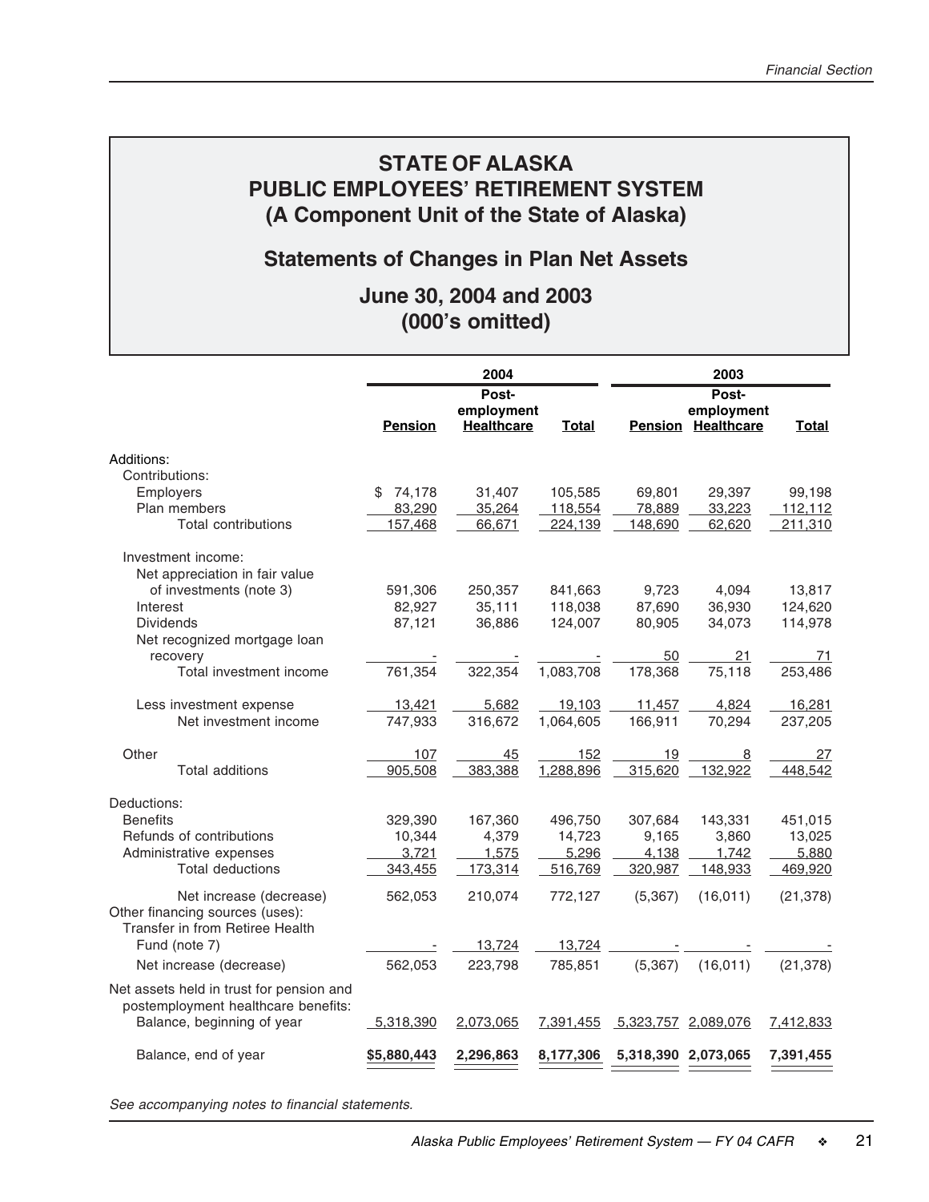# STATE OF ALASKA
# PUBLIC EMPLOYEES' RETIREMENT SYSTEM
# (A Component Unit of the State of Alaska)

## Statements of Changes in Plan Net Assets

## June 30, 2004 and 2003
## (000's omitted)

| | 2004 | | | 2003 | | |
|---|---|---|---|---|---|---|
| | Pension | Post-employment Healthcare | Total | Pension | Post-employment Healthcare | Total |
| Additions: | | | | | | |
| Contributions: | | | | | | |
| Employers | $ 74,178 | 31,407 | 105,585 | 69,801 | 29,397 | 99,198 |
| Plan members | 83,290 | 35,264 | 118,554 | 78,889 | 33,223 | 112,112 |
| Total contributions | 157,468 | 66,671 | 224,139 | 148,690 | 62,620 | 211,310 |
| Investment income: | | | | | | |
| Net appreciation in fair value of investments (note 3) | 591,306 | 250,357 | 841,663 | 9,723 | 4,094 | 13,817 |
| Interest | 82,927 | 35,111 | 118,038 | 87,690 | 36,930 | 124,620 |
| Dividends | 87,121 | 36,886 | 124,007 | 80,905 | 34,073 | 114,978 |
| Net recognized mortgage loan recovery | - | - | - | 50 | 21 | 71 |
| Total investment income | 761,354 | 322,354 | 1,083,708 | 178,368 | 75,118 | 253,486 |
| Less investment expense | 13,421 | 5,682 | 19,103 | 11,457 | 4,824 | 16,281 |
| Net investment income | 747,933 | 316,672 | 1,064,605 | 166,911 | 70,294 | 237,205 |
| Other | 107 | 45 | 152 | 19 | 8 | 27 |
| Total additions | 905,508 | 383,388 | 1,288,896 | 315,620 | 132,922 | 448,542 |
| Deductions: | | | | | | |
| Benefits | 329,390 | 167,360 | 496,750 | 307,684 | 143,331 | 451,015 |
| Refunds of contributions | 10,344 | 4,379 | 14,723 | 9,165 | 3,860 | 13,025 |
| Administrative expenses | 3,721 | 1,575 | 5,296 | 4,138 | 1,742 | 5,880 |
| Total deductions | 343,455 | 173,314 | 516,769 | 320,987 | 148,933 | 469,920 |
| Net increase (decrease) | 562,053 | 210,074 | 772,127 | (5,367) | (16,011) | (21,378) |
| Other financing sources (uses): | | | | | | |
| Transfer in from Retiree Health Fund (note 7) | - | 13,724 | 13,724 | - | - | - |
| Net increase (decrease) | 562,053 | 223,798 | 785,851 | (5,367) | (16,011) | (21,378) |
| Net assets held in trust for pension and postemployment healthcare benefits: | | | | | | |
| Balance, beginning of year | 5,318,390 | 2,073,065 | 7,391,455 | 5,323,757 | 2,089,076 | 7,412,833 |
| Balance, end of year | **$5,880,443** | **2,296,863** | **8,177,306** | **5,318,390** | **2,073,065** | **7,391,455** |

*See accompanying notes to financial statements.*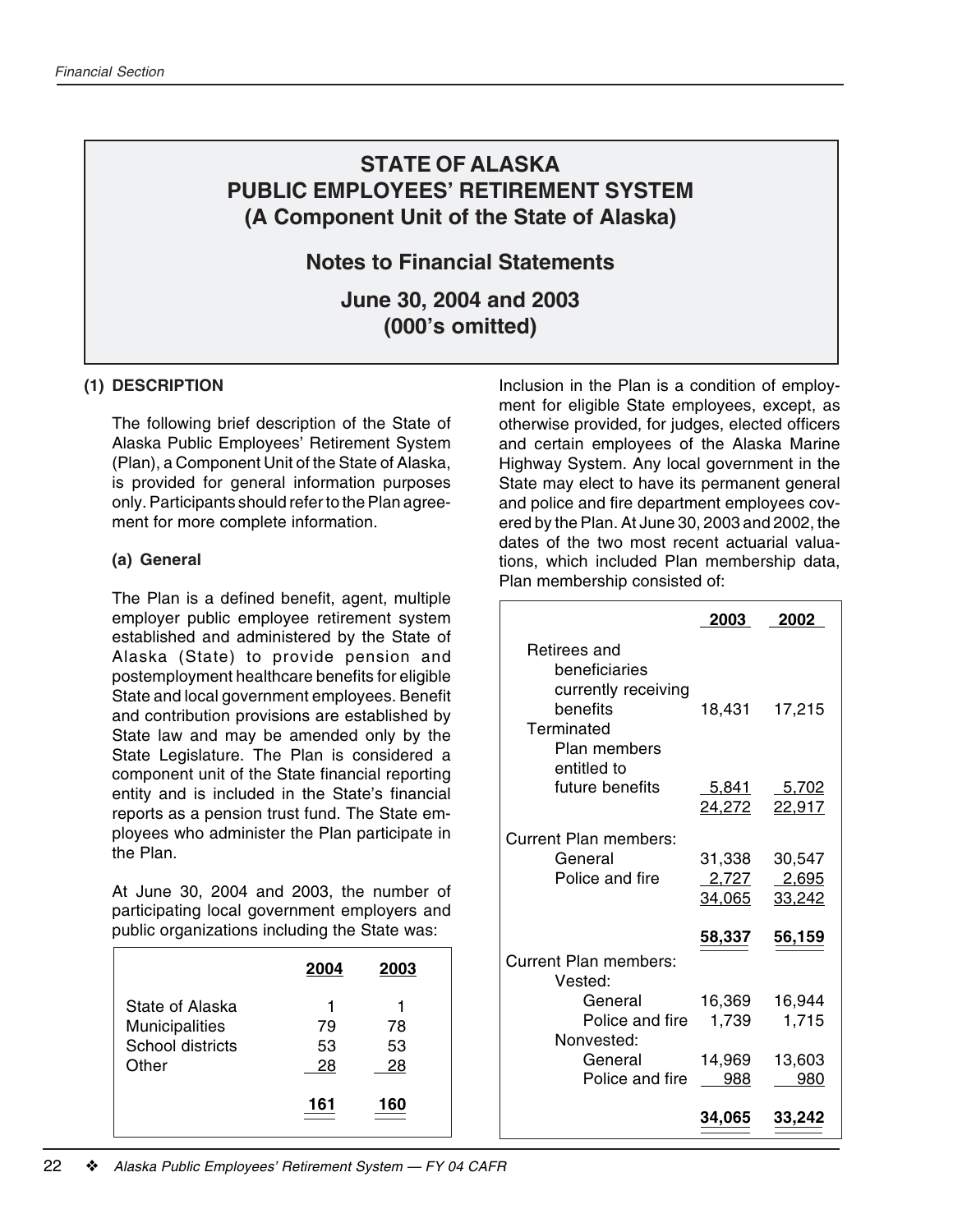# STATE OF ALASKA
# PUBLIC EMPLOYEES' RETIREMENT SYSTEM
# (A Component Unit of the State of Alaska)

## Notes to Financial Statements

## June 30, 2004 and 2003
## (000's omitted)

### (1) DESCRIPTION

The following brief description of the State of Alaska Public Employees' Retirement System (Plan), a Component Unit of the State of Alaska, is provided for general information purposes only. Participants should refer to the Plan agreement for more complete information.

#### (a) General

The Plan is a defined benefit, agent, multiple employer public employee retirement system established and administered by the State of Alaska (State) to provide pension and postemployment healthcare benefits for eligible State and local government employees. Benefit and contribution provisions are established by State law and may be amended only by the State Legislature. The Plan is considered a component unit of the State financial reporting entity and is included in the State's financial reports as a pension trust fund. The State employees who administer the Plan participate in the Plan.

At June 30, 2004 and 2003, the number of participating local government employers and public organizations including the State was:

| | 2004 | 2003 |
|---|---|---|
| State of Alaska | 1 | 1 |
| Municipalities | 79 | 78 |
| School districts | 53 | 53 |
| Other | 28 | 28 |
| | 161 | 160 |

Inclusion in the Plan is a condition of employment for eligible State employees, except, as otherwise provided, for judges, elected officers and certain employees of the Alaska Marine Highway System. Any local government in the State may elect to have its permanent general and police and fire department employees covered by the Plan. At June 30, 2003 and 2002, the dates of the two most recent actuarial valuations, which included Plan membership data, Plan membership consisted of:

| | 2003 | 2002 |
|---|---|---|
| Retirees and beneficiaries currently receiving benefits | 18,431 | 17,215 |
| Terminated Plan members entitled to future benefits | 5,841 | 5,702 |
| | 24,272 | 22,917 |
| Current Plan members: | | |
| General | 31,338 | 30,547 |
| Police and fire | 2,727 | 2,695 |
| | 34,065 | 33,242 |
| | **58,337** | **56,159** |
| Current Plan members: | | |
| Vested: | | |
| General | 16,369 | 16,944 |
| Police and fire | 1,739 | 1,715 |
| Nonvested: | | |
| General | 14,969 | 13,603 |
| Police and fire | 988 | 980 |
| | **34,065** | **33,242** |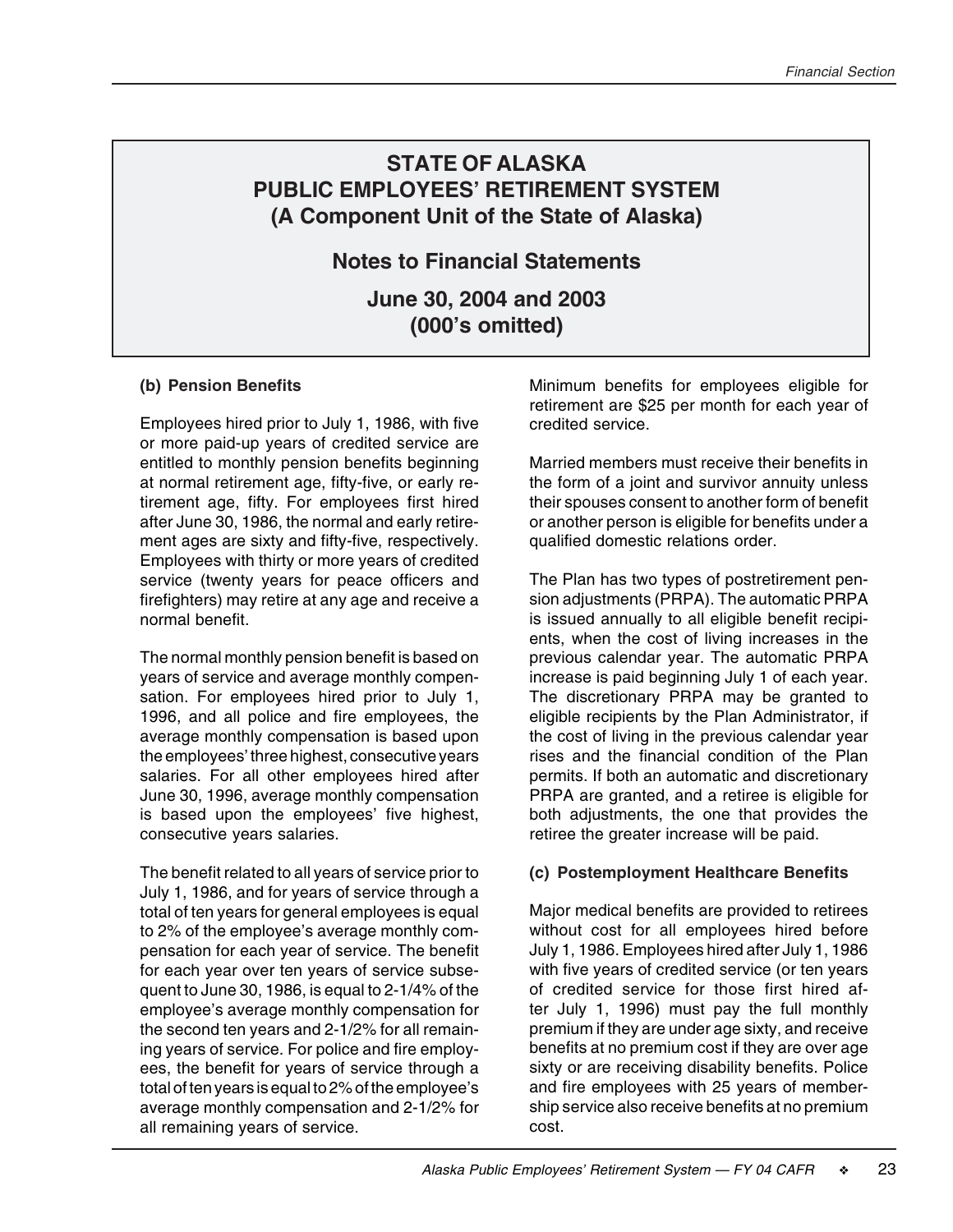## STATE OF ALASKA
## PUBLIC EMPLOYEES' RETIREMENT SYSTEM
## (A Component Unit of the State of Alaska)

### Notes to Financial Statements

### June 30, 2004 and 2003
### (000's omitted)

**(b) Pension Benefits**

Employees hired prior to July 1, 1986, with five or more paid-up years of credited service are entitled to monthly pension benefits beginning at normal retirement age, fifty-five, or early retirement age, fifty. For employees first hired after June 30, 1986, the normal and early retirement ages are sixty and fifty-five, respectively. Employees with thirty or more years of credited service (twenty years for peace officers and firefighters) may retire at any age and receive a normal benefit.

The normal monthly pension benefit is based on years of service and average monthly compensation. For employees hired prior to July 1, 1996, and all police and fire employees, the average monthly compensation is based upon the employees' three highest, consecutive years salaries. For all other employees hired after June 30, 1996, average monthly compensation is based upon the employees' five highest, consecutive years salaries.

The benefit related to all years of service prior to July 1, 1986, and for years of service through a total of ten years for general employees is equal to 2% of the employee's average monthly compensation for each year of service. The benefit for each year over ten years of service subsequent to June 30, 1986, is equal to 2-1/4% of the employee's average monthly compensation for the second ten years and 2-1/2% for all remaining years of service. For police and fire employees, the benefit for years of service through a total of ten years is equal to 2% of the employee's average monthly compensation and 2-1/2% for all remaining years of service.

Minimum benefits for employees eligible for retirement are $25 per month for each year of credited service.

Married members must receive their benefits in the form of a joint and survivor annuity unless their spouses consent to another form of benefit or another person is eligible for benefits under a qualified domestic relations order.

The Plan has two types of postretirement pension adjustments (PRPA). The automatic PRPA is issued annually to all eligible benefit recipients, when the cost of living increases in the previous calendar year. The automatic PRPA increase is paid beginning July 1 of each year. The discretionary PRPA may be granted to eligible recipients by the Plan Administrator, if the cost of living in the previous calendar year rises and the financial condition of the Plan permits. If both an automatic and discretionary PRPA are granted, and a retiree is eligible for both adjustments, the one that provides the retiree the greater increase will be paid.

**(c) Postemployment Healthcare Benefits**

Major medical benefits are provided to retirees without cost for all employees hired before July 1, 1986. Employees hired after July 1, 1986 with five years of credited service (or ten years of credited service for those first hired after July 1, 1996) must pay the full monthly premium if they are under age sixty, and receive benefits at no premium cost if they are over age sixty or are receiving disability benefits. Police and fire employees with 25 years of membership service also receive benefits at no premium cost.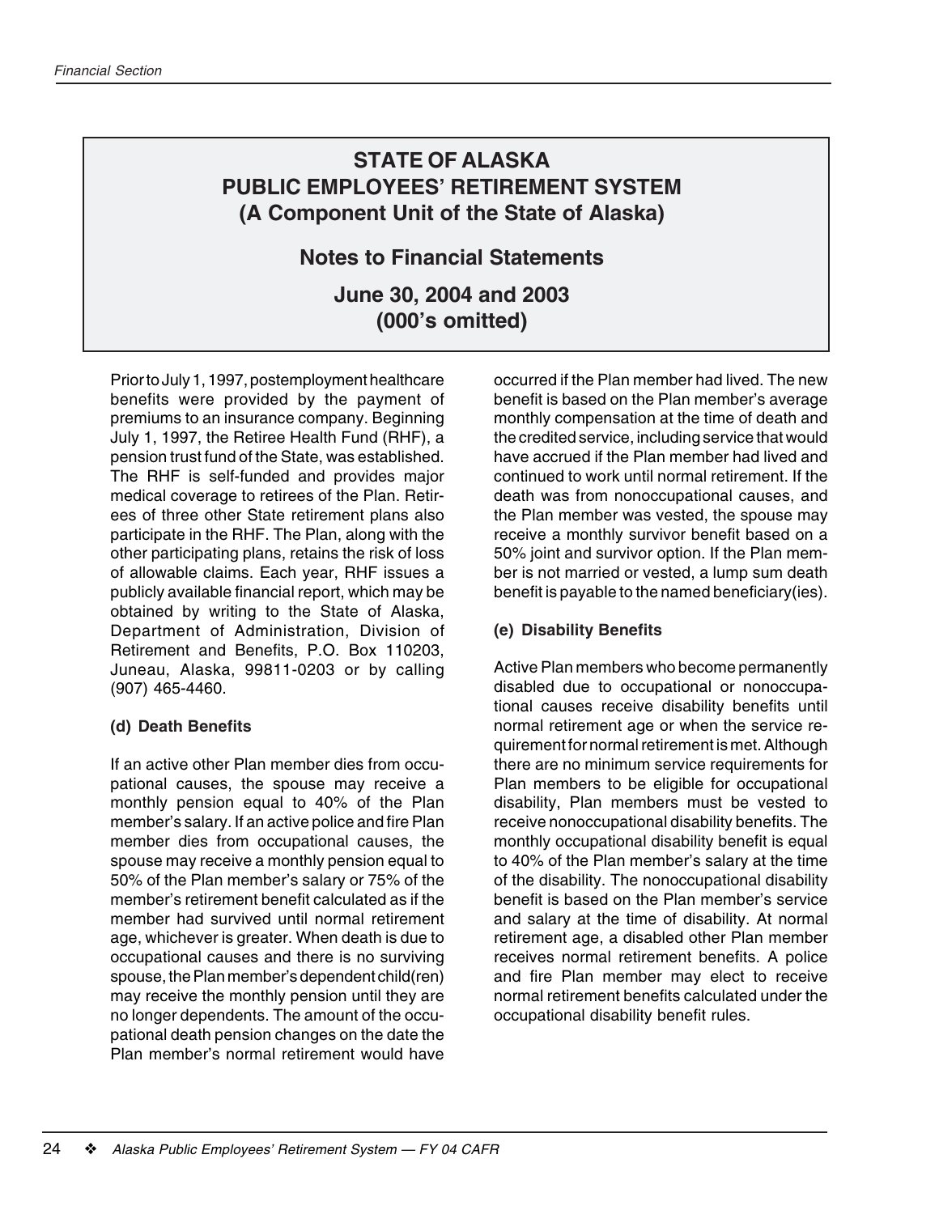# STATE OF ALASKA
# PUBLIC EMPLOYEES' RETIREMENT SYSTEM
# (A Component Unit of the State of Alaska)

## Notes to Financial Statements

## June 30, 2004 and 2003
## (000's omitted)

Prior to July 1, 1997, postemployment healthcare benefits were provided by the payment of premiums to an insurance company. Beginning July 1, 1997, the Retiree Health Fund (RHF), a pension trust fund of the State, was established. The RHF is self-funded and provides major medical coverage to retirees of the Plan. Retirees of three other State retirement plans also participate in the RHF. The Plan, along with the other participating plans, retains the risk of loss of allowable claims. Each year, RHF issues a publicly available financial report, which may be obtained by writing to the State of Alaska, Department of Administration, Division of Retirement and Benefits, P.O. Box 110203, Juneau, Alaska, 99811-0203 or by calling (907) 465-4460.

**(d) Death Benefits**

If an active other Plan member dies from occupational causes, the spouse may receive a monthly pension equal to 40% of the Plan member's salary. If an active police and fire Plan member dies from occupational causes, the spouse may receive a monthly pension equal to 50% of the Plan member's salary or 75% of the member's retirement benefit calculated as if the member had survived until normal retirement age, whichever is greater. When death is due to occupational causes and there is no surviving spouse, the Plan member's dependent child(ren) may receive the monthly pension until they are no longer dependents. The amount of the occupational death pension changes on the date the Plan member's normal retirement would have occurred if the Plan member had lived. The new benefit is based on the Plan member's average monthly compensation at the time of death and the credited service, including service that would have accrued if the Plan member had lived and continued to work until normal retirement. If the death was from nonoccupational causes, and the Plan member was vested, the spouse may receive a monthly survivor benefit based on a 50% joint and survivor option. If the Plan member is not married or vested, a lump sum death benefit is payable to the named beneficiary(ies).

**(e) Disability Benefits**

Active Plan members who become permanently disabled due to occupational or nonoccupational causes receive disability benefits until normal retirement age or when the service requirement for normal retirement is met. Although there are no minimum service requirements for Plan members to be eligible for occupational disability, Plan members must be vested to receive nonoccupational disability benefits. The monthly occupational disability benefit is equal to 40% of the Plan member's salary at the time of the disability. The nonoccupational disability benefit is based on the Plan member's service and salary at the time of disability. At normal retirement age, a disabled other Plan member receives normal retirement benefits. A police and fire Plan member may elect to receive normal retirement benefits calculated under the occupational disability benefit rules.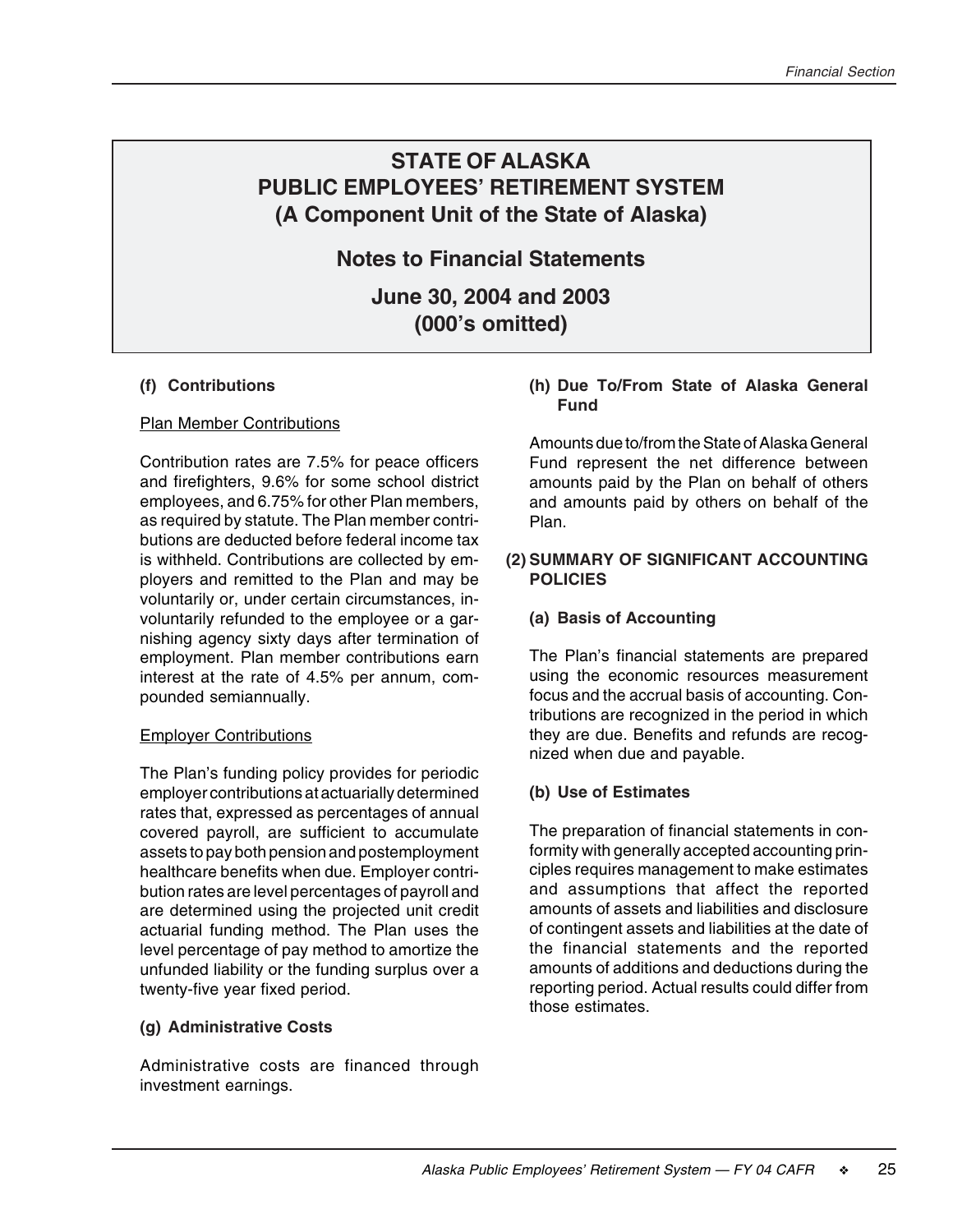# STATE OF ALASKA
# PUBLIC EMPLOYEES' RETIREMENT SYSTEM
# (A Component Unit of the State of Alaska)

## Notes to Financial Statements

## June 30, 2004 and 2003
## (000's omitted)

### (f) Contributions

Plan Member Contributions

Contribution rates are 7.5% for peace officers and firefighters, 9.6% for some school district employees, and 6.75% for other Plan members, as required by statute. The Plan member contributions are deducted before federal income tax is withheld. Contributions are collected by employers and remitted to the Plan and may be voluntarily or, under certain circumstances, involuntarily refunded to the employee or a garnishing agency sixty days after termination of employment. Plan member contributions earn interest at the rate of 4.5% per annum, compounded semiannually.

Employer Contributions

The Plan's funding policy provides for periodic employer contributions at actuarially determined rates that, expressed as percentages of annual covered payroll, are sufficient to accumulate assets to pay both pension and postemployment healthcare benefits when due. Employer contribution rates are level percentages of payroll and are determined using the projected unit credit actuarial funding method. The Plan uses the level percentage of pay method to amortize the unfunded liability or the funding surplus over a twenty-five year fixed period.

### (g) Administrative Costs

Administrative costs are financed through investment earnings.

### (h) Due To/From State of Alaska General Fund

Amounts due to/from the State of Alaska General Fund represent the net difference between amounts paid by the Plan on behalf of others and amounts paid by others on behalf of the Plan.

## (2) SUMMARY OF SIGNIFICANT ACCOUNTING POLICIES

### (a) Basis of Accounting

The Plan's financial statements are prepared using the economic resources measurement focus and the accrual basis of accounting. Contributions are recognized in the period in which they are due. Benefits and refunds are recognized when due and payable.

### (b) Use of Estimates

The preparation of financial statements in conformity with generally accepted accounting principles requires management to make estimates and assumptions that affect the reported amounts of assets and liabilities and disclosure of contingent assets and liabilities at the date of the financial statements and the reported amounts of additions and deductions during the reporting period. Actual results could differ from those estimates.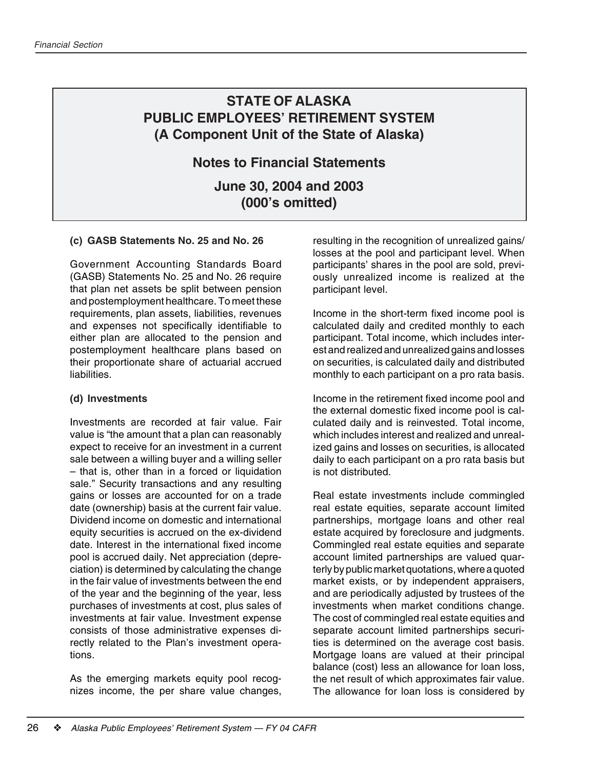# STATE OF ALASKA
# PUBLIC EMPLOYEES' RETIREMENT SYSTEM
# (A Component Unit of the State of Alaska)

## Notes to Financial Statements

## June 30, 2004 and 2003
## (000's omitted)

**(c) GASB Statements No. 25 and No. 26**

Government Accounting Standards Board (GASB) Statements No. 25 and No. 26 require that plan net assets be split between pension and postemployment healthcare. To meet these requirements, plan assets, liabilities, revenues and expenses not specifically identifiable to either plan are allocated to the pension and postemployment healthcare plans based on their proportionate share of actuarial accrued liabilities.

**(d) Investments**

Investments are recorded at fair value. Fair value is "the amount that a plan can reasonably expect to receive for an investment in a current sale between a willing buyer and a willing seller – that is, other than in a forced or liquidation sale." Security transactions and any resulting gains or losses are accounted for on a trade date (ownership) basis at the current fair value. Dividend income on domestic and international equity securities is accrued on the ex-dividend date. Interest in the international fixed income pool is accrued daily. Net appreciation (depreciation) is determined by calculating the change in the fair value of investments between the end of the year and the beginning of the year, less purchases of investments at cost, plus sales of investments at fair value. Investment expense consists of those administrative expenses directly related to the Plan's investment operations.

As the emerging markets equity pool recognizes income, the per share value changes, resulting in the recognition of unrealized gains/losses at the pool and participant level. When participants' shares in the pool are sold, previously unrealized income is realized at the participant level.

Income in the short-term fixed income pool is calculated daily and credited monthly to each participant. Total income, which includes interest and realized and unrealized gains and losses on securities, is calculated daily and distributed monthly to each participant on a pro rata basis.

Income in the retirement fixed income pool and the external domestic fixed income pool is calculated daily and is reinvested. Total income, which includes interest and realized and unrealized gains and losses on securities, is allocated daily to each participant on a pro rata basis but is not distributed.

Real estate investments include commingled real estate equities, separate account limited partnerships, mortgage loans and other real estate acquired by foreclosure and judgments. Commingled real estate equities and separate account limited partnerships are valued quarterly by public market quotations, where a quoted market exists, or by independent appraisers, and are periodically adjusted by trustees of the investments when market conditions change. The cost of commingled real estate equities and separate account limited partnerships securities is determined on the average cost basis. Mortgage loans are valued at their principal balance (cost) less an allowance for loan loss, the net result of which approximates fair value. The allowance for loan loss is considered by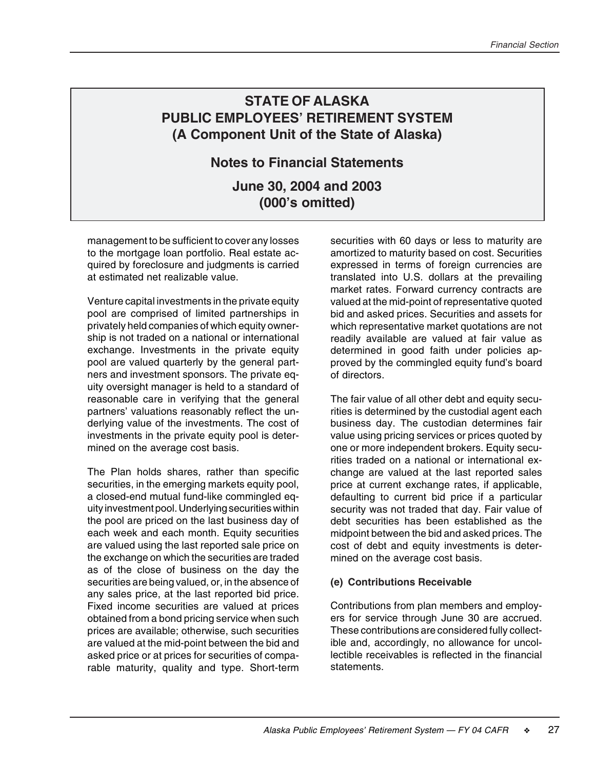# STATE OF ALASKA
# PUBLIC EMPLOYEES' RETIREMENT SYSTEM
# (A Component Unit of the State of Alaska)

## Notes to Financial Statements

## June 30, 2004 and 2003
## (000's omitted)

management to be sufficient to cover any losses to the mortgage loan portfolio. Real estate acquired by foreclosure and judgments is carried at estimated net realizable value.

Venture capital investments in the private equity pool are comprised of limited partnerships in privately held companies of which equity ownership is not traded on a national or international exchange. Investments in the private equity pool are valued quarterly by the general partners and investment sponsors. The private equity oversight manager is held to a standard of reasonable care in verifying that the general partners' valuations reasonably reflect the underlying value of the investments. The cost of investments in the private equity pool is determined on the average cost basis.

The Plan holds shares, rather than specific securities, in the emerging markets equity pool, a closed-end mutual fund-like commingled equity investment pool. Underlying securities within the pool are priced on the last business day of each week and each month. Equity securities are valued using the last reported sale price on the exchange on which the securities are traded as of the close of business on the day the securities are being valued, or, in the absence of any sales price, at the last reported bid price. Fixed income securities are valued at prices obtained from a bond pricing service when such prices are available; otherwise, such securities are valued at the mid-point between the bid and asked price or at prices for securities of comparable maturity, quality and type. Short-term securities with 60 days or less to maturity are amortized to maturity based on cost. Securities expressed in terms of foreign currencies are translated into U.S. dollars at the prevailing market rates. Forward currency contracts are valued at the mid-point of representative quoted bid and asked prices. Securities and assets for which representative market quotations are not readily available are valued at fair value as determined in good faith under policies approved by the commingled equity fund's board of directors.

The fair value of all other debt and equity securities is determined by the custodial agent each business day. The custodian determines fair value using pricing services or prices quoted by one or more independent brokers. Equity securities traded on a national or international exchange are valued at the last reported sales price at current exchange rates, if applicable, defaulting to current bid price if a particular security was not traded that day. Fair value of debt securities has been established as the midpoint between the bid and asked prices. The cost of debt and equity investments is determined on the average cost basis.

**(e) Contributions Receivable**

Contributions from plan members and employers for service through June 30 are accrued. These contributions are considered fully collectible and, accordingly, no allowance for uncollectible receivables is reflected in the financial statements.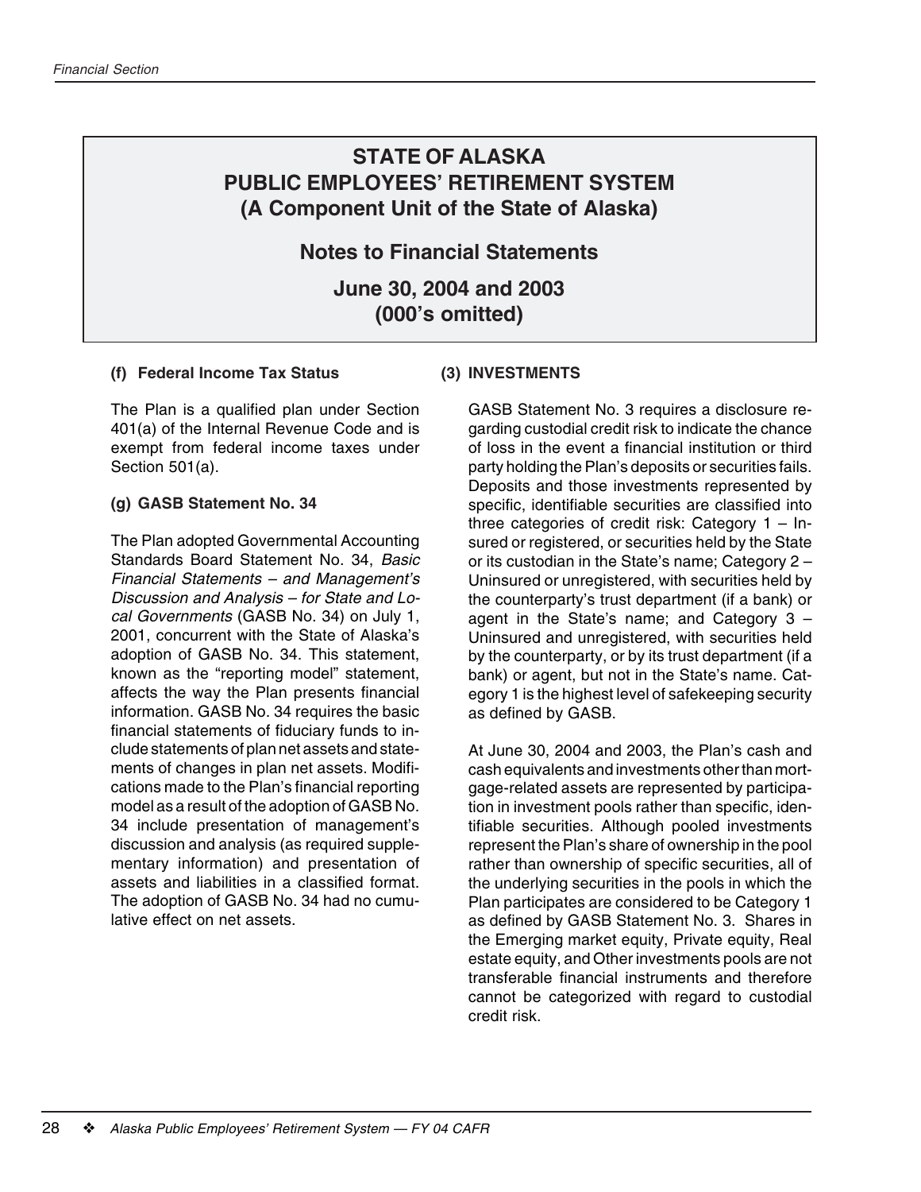# STATE OF ALASKA
# PUBLIC EMPLOYEES' RETIREMENT SYSTEM
# (A Component Unit of the State of Alaska)

## Notes to Financial Statements

## June 30, 2004 and 2003
## (000's omitted)

**(f) Federal Income Tax Status**

The Plan is a qualified plan under Section 401(a) of the Internal Revenue Code and is exempt from federal income taxes under Section 501(a).

**(g) GASB Statement No. 34**

The Plan adopted Governmental Accounting Standards Board Statement No. 34, *Basic Financial Statements – and Management's Discussion and Analysis – for State and Local Governments* (GASB No. 34) on July 1, 2001, concurrent with the State of Alaska's adoption of GASB No. 34. This statement, known as the "reporting model" statement, affects the way the Plan presents financial information. GASB No. 34 requires the basic financial statements of fiduciary funds to include statements of plan net assets and statements of changes in plan net assets. Modifications made to the Plan's financial reporting model as a result of the adoption of GASB No. 34 include presentation of management's discussion and analysis (as required supplementary information) and presentation of assets and liabilities in a classified format. The adoption of GASB No. 34 had no cumulative effect on net assets.

**(3) INVESTMENTS**

GASB Statement No. 3 requires a disclosure regarding custodial credit risk to indicate the chance of loss in the event a financial institution or third party holding the Plan's deposits or securities fails. Deposits and those investments represented by specific, identifiable securities are classified into three categories of credit risk: Category 1 – Insured or registered, or securities held by the State or its custodian in the State's name; Category 2 – Uninsured or unregistered, with securities held by the counterparty's trust department (if a bank) or agent in the State's name; and Category 3 – Uninsured and unregistered, with securities held by the counterparty, or by its trust department (if a bank) or agent, but not in the State's name. Category 1 is the highest level of safekeeping security as defined by GASB.

At June 30, 2004 and 2003, the Plan's cash and cash equivalents and investments other than mortgage-related assets are represented by participation in investment pools rather than specific, identifiable securities. Although pooled investments represent the Plan's share of ownership in the pool rather than ownership of specific securities, all of the underlying securities in the pools in which the Plan participates are considered to be Category 1 as defined by GASB Statement No. 3. Shares in the Emerging market equity, Private equity, Real estate equity, and Other investments pools are not transferable financial instruments and therefore cannot be categorized with regard to custodial credit risk.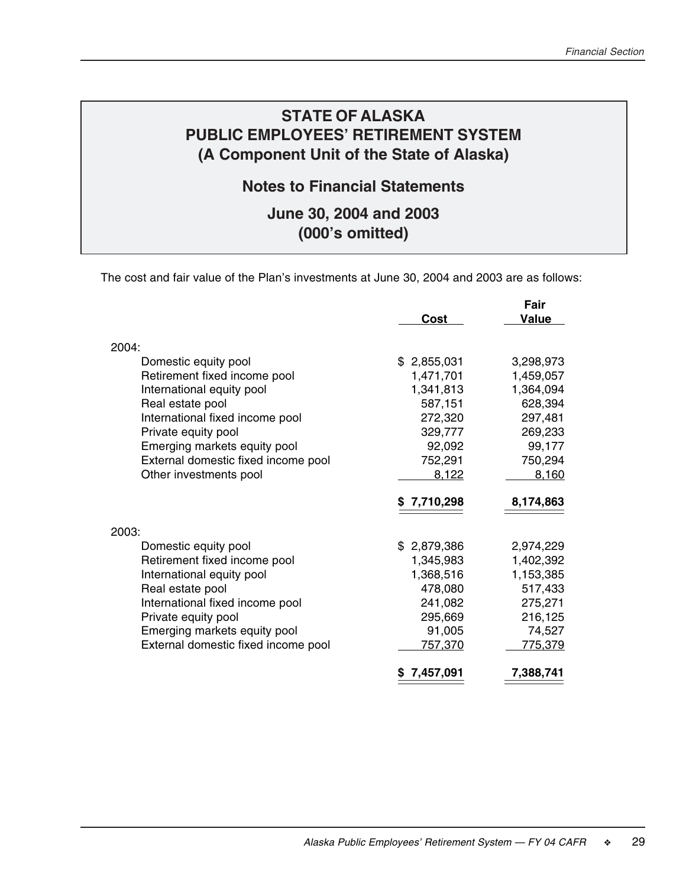# STATE OF ALASKA
# PUBLIC EMPLOYEES' RETIREMENT SYSTEM
# (A Component Unit of the State of Alaska)

## Notes to Financial Statements

## June 30, 2004 and 2003
## (000's omitted)

The cost and fair value of the Plan's investments at June 30, 2004 and 2003 are as follows:

| | Cost | Fair Value |
|---|---|---|
| 2004: | | |
| Domestic equity pool | $ 2,855,031 | 3,298,973 |
| Retirement fixed income pool | 1,471,701 | 1,459,057 |
| International equity pool | 1,341,813 | 1,364,094 |
| Real estate pool | 587,151 | 628,394 |
| International fixed income pool | 272,320 | 297,481 |
| Private equity pool | 329,777 | 269,233 |
| Emerging markets equity pool | 92,092 | 99,177 |
| External domestic fixed income pool | 752,291 | 750,294 |
| Other investments pool | 8,122 | 8,160 |
| | **$ 7,710,298** | **8,174,863** |
| 2003: | | |
| Domestic equity pool | $ 2,879,386 | 2,974,229 |
| Retirement fixed income pool | 1,345,983 | 1,402,392 |
| International equity pool | 1,368,516 | 1,153,385 |
| Real estate pool | 478,080 | 517,433 |
| International fixed income pool | 241,082 | 275,271 |
| Private equity pool | 295,669 | 216,125 |
| Emerging markets equity pool | 91,005 | 74,527 |
| External domestic fixed income pool | 757,370 | 775,379 |
| | **$ 7,457,091** | **7,388,741** |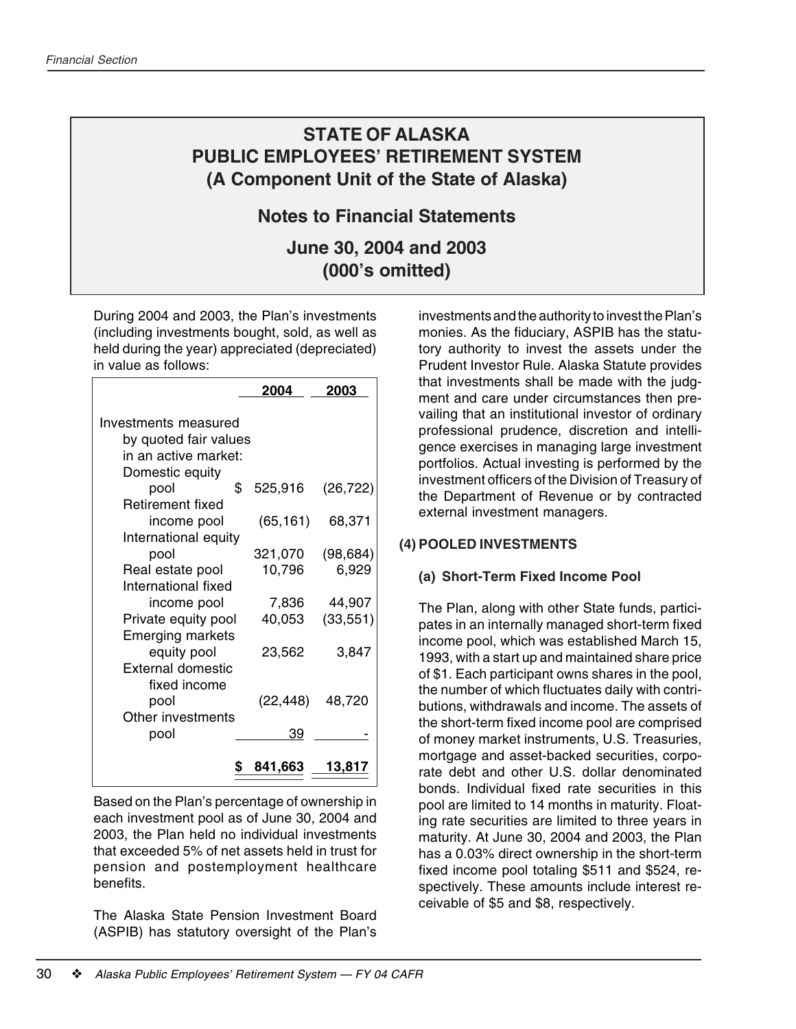# STATE OF ALASKA
# PUBLIC EMPLOYEES' RETIREMENT SYSTEM
# (A Component Unit of the State of Alaska)

## Notes to Financial Statements

## June 30, 2004 and 2003
## (000's omitted)

During 2004 and 2003, the Plan's investments (including investments bought, sold, as well as held during the year) appreciated (depreciated) in value as follows:

| | 2004 | 2003 |
|---|---|---|
| Investments measured by quoted fair values in an active market: | | |
| Domestic equity pool | $ 525,916 | (26,722) |
| Retirement fixed income pool | (65,161) | 68,371 |
| International equity pool | 321,070 | (98,684) |
| Real estate pool | 10,796 | 6,929 |
| International fixed income pool | 7,836 | 44,907 |
| Private equity pool | 40,053 | (33,551) |
| Emerging markets equity pool | 23,562 | 3,847 |
| External domestic fixed income pool | (22,448) | 48,720 |
| Other investments pool | 39 | - |
| | **$ 841,663** | **13,817** |

Based on the Plan's percentage of ownership in each investment pool as of June 30, 2004 and 2003, the Plan held no individual investments that exceeded 5% of net assets held in trust for pension and postemployment healthcare benefits.

The Alaska State Pension Investment Board (ASPIB) has statutory oversight of the Plan's investments and the authority to invest the Plan's monies. As the fiduciary, ASPIB has the statutory authority to invest the assets under the Prudent Investor Rule. Alaska Statute provides that investments shall be made with the judgment and care under circumstances then prevailing that an institutional investor of ordinary professional prudence, discretion and intelligence exercises in managing large investment portfolios. Actual investing is performed by the investment officers of the Division of Treasury of the Department of Revenue or by contracted external investment managers.

### (4) POOLED INVESTMENTS

#### (a) Short-Term Fixed Income Pool

The Plan, along with other State funds, participates in an internally managed short-term fixed income pool, which was established March 15, 1993, with a start up and maintained share price of $1. Each participant owns shares in the pool, the number of which fluctuates daily with contributions, withdrawals and income. The assets of the short-term fixed income pool are comprised of money market instruments, U.S. Treasuries, mortgage and asset-backed securities, corporate debt and other U.S. dollar denominated bonds. Individual fixed rate securities in this pool are limited to 14 months in maturity. Floating rate securities are limited to three years in maturity. At June 30, 2004 and 2003, the Plan has a 0.03% direct ownership in the short-term fixed income pool totaling $511 and $524, respectively. These amounts include interest receivable of $5 and $8, respectively.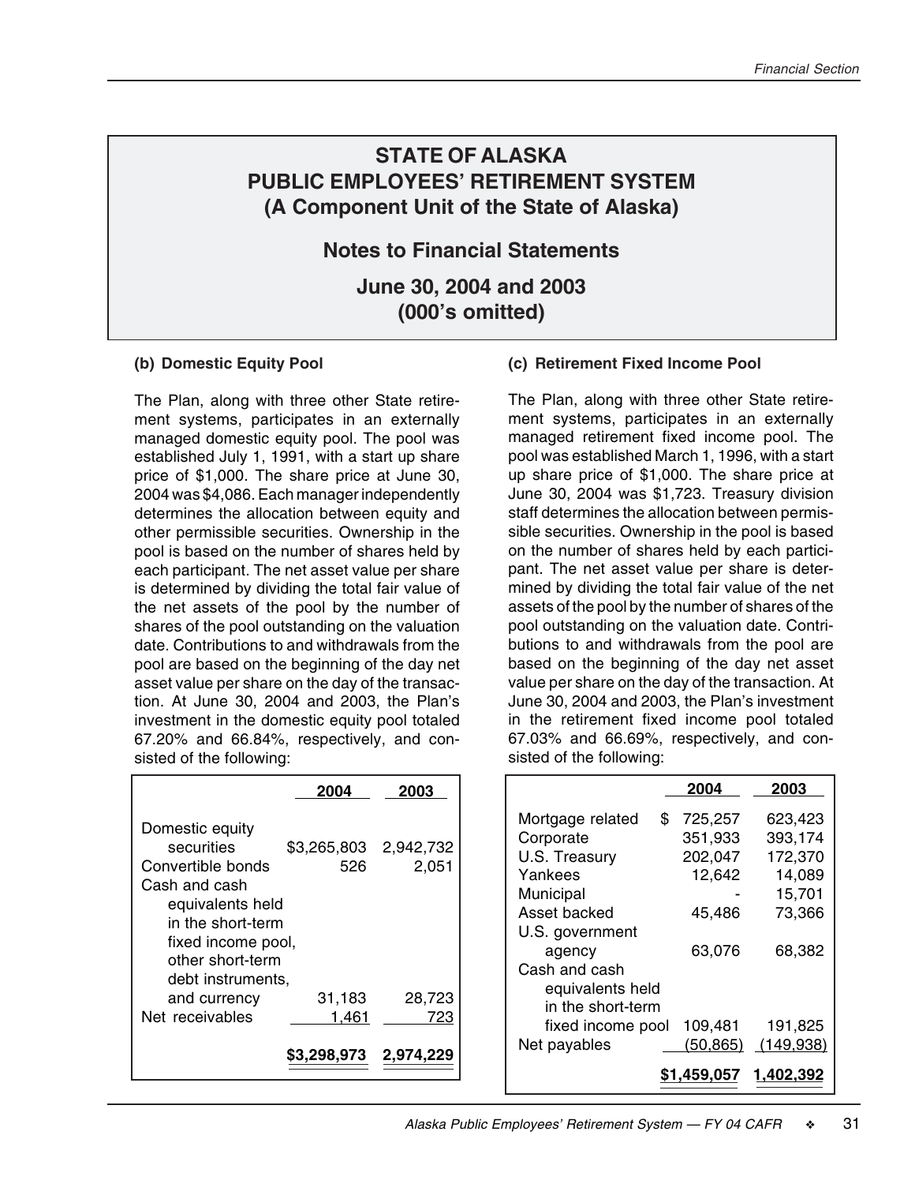# STATE OF ALASKA
# PUBLIC EMPLOYEES' RETIREMENT SYSTEM
# (A Component Unit of the State of Alaska)

## Notes to Financial Statements

## June 30, 2004 and 2003
## (000's omitted)

**(b) Domestic Equity Pool**

The Plan, along with three other State retirement systems, participates in an externally managed domestic equity pool. The pool was established July 1, 1991, with a start up share price of $1,000. The share price at June 30, 2004 was $4,086. Each manager independently determines the allocation between equity and other permissible securities. Ownership in the pool is based on the number of shares held by each participant. The net asset value per share is determined by dividing the total fair value of the net assets of the pool by the number of shares of the pool outstanding on the valuation date. Contributions to and withdrawals from the pool are based on the beginning of the day net asset value per share on the day of the transaction. At June 30, 2004 and 2003, the Plan's investment in the domestic equity pool totaled 67.20% and 66.84%, respectively, and consisted of the following:

| | 2004 | 2003 |
|---|---|---|
| Domestic equity securities | $3,265,803 | 2,942,732 |
| Convertible bonds | 526 | 2,051 |
| Cash and cash equivalents held in the short-term fixed income pool, other short-term debt instruments, and currency | 31,183 | 28,723 |
| Net receivables | 1,461 | 723 |
| | $3,298,973 | 2,974,229 |

**(c) Retirement Fixed Income Pool**

The Plan, along with three other State retirement systems, participates in an externally managed retirement fixed income pool. The pool was established March 1, 1996, with a start up share price of $1,000. The share price at June 30, 2004 was $1,723. Treasury division staff determines the allocation between permissible securities. Ownership in the pool is based on the number of shares held by each participant. The net asset value per share is determined by dividing the total fair value of the net assets of the pool by the number of shares of the pool outstanding on the valuation date. Contributions to and withdrawals from the pool are based on the beginning of the day net asset value per share on the day of the transaction. At June 30, 2004 and 2003, the Plan's investment in the retirement fixed income pool totaled 67.03% and 66.69%, respectively, and consisted of the following:

| | 2004 | 2003 |
|---|---|---|
| Mortgage related | $ 725,257 | 623,423 |
| Corporate | 351,933 | 393,174 |
| U.S. Treasury | 202,047 | 172,370 |
| Yankees | 12,642 | 14,089 |
| Municipal | - | 15,701 |
| Asset backed | 45,486 | 73,366 |
| U.S. government agency | 63,076 | 68,382 |
| Cash and cash equivalents held in the short-term fixed income pool | 109,481 | 191,825 |
| Net payables | (50,865) | (149,938) |
| | $1,459,057 | 1,402,392 |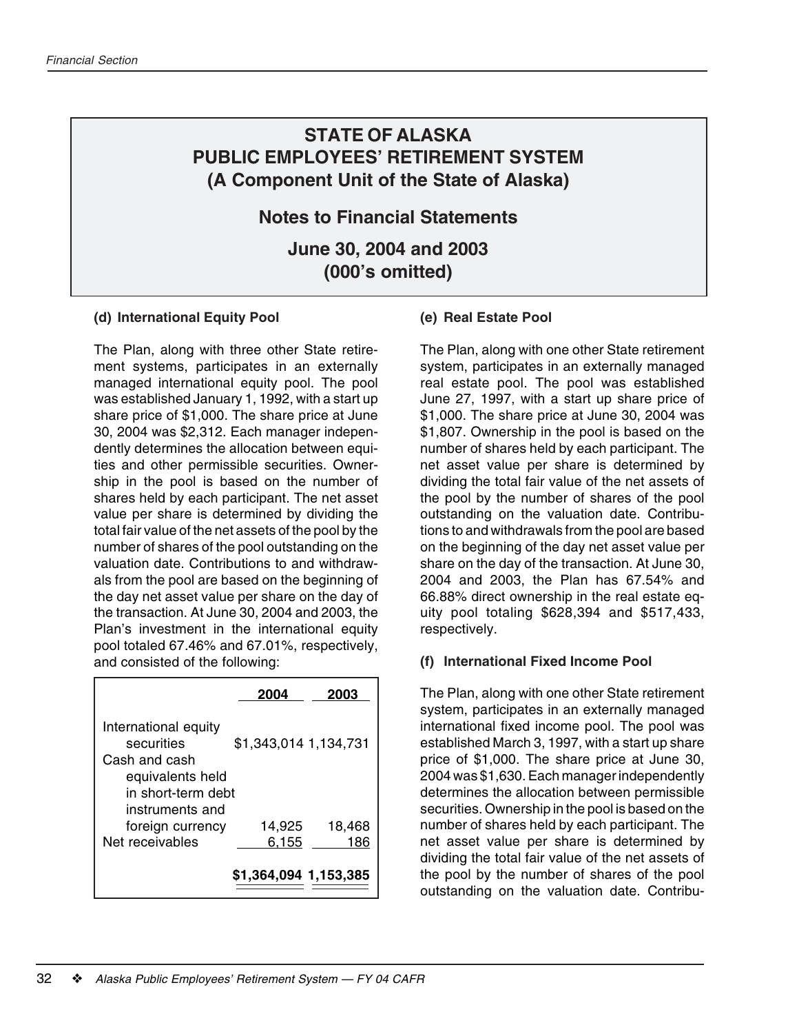# STATE OF ALASKA
# PUBLIC EMPLOYEES' RETIREMENT SYSTEM
# (A Component Unit of the State of Alaska)

## Notes to Financial Statements

## June 30, 2004 and 2003
## (000's omitted)

**(d) International Equity Pool**

The Plan, along with three other State retirement systems, participates in an externally managed international equity pool. The pool was established January 1, 1992, with a start up share price of $1,000. The share price at June 30, 2004 was $2,312. Each manager independently determines the allocation between equities and other permissible securities. Ownership in the pool is based on the number of shares held by each participant. The net asset value per share is determined by dividing the total fair value of the net assets of the pool by the number of shares of the pool outstanding on the valuation date. Contributions to and withdrawals from the pool are based on the beginning of the day net asset value per share on the day of the transaction. At June 30, 2004 and 2003, the Plan's investment in the international equity pool totaled 67.46% and 67.01%, respectively, and consisted of the following:

| | 2004 | 2003 |
|---|---|---|
| International equity securities | $1,343,014 | 1,134,731 |
| Cash and cash equivalents held in short-term debt instruments and foreign currency | 14,925 | 18,468 |
| Net receivables | 6,155 | 186 |
| | $1,364,094 | 1,153,385 |

**(e) Real Estate Pool**

The Plan, along with one other State retirement system, participates in an externally managed real estate pool. The pool was established June 27, 1997, with a start up share price of $1,000. The share price at June 30, 2004 was $1,807. Ownership in the pool is based on the number of shares held by each participant. The net asset value per share is determined by dividing the total fair value of the net assets of the pool by the number of shares of the pool outstanding on the valuation date. Contributions to and withdrawals from the pool are based on the beginning of the day net asset value per share on the day of the transaction. At June 30, 2004 and 2003, the Plan has 67.54% and 66.88% direct ownership in the real estate equity pool totaling $628,394 and $517,433, respectively.

**(f) International Fixed Income Pool**

The Plan, along with one other State retirement system, participates in an externally managed international fixed income pool. The pool was established March 3, 1997, with a start up share price of $1,000. The share price at June 30, 2004 was $1,630. Each manager independently determines the allocation between permissible securities. Ownership in the pool is based on the number of shares held by each participant. The net asset value per share is determined by dividing the total fair value of the net assets of the pool by the number of shares of the pool outstanding on the valuation date. Contribu-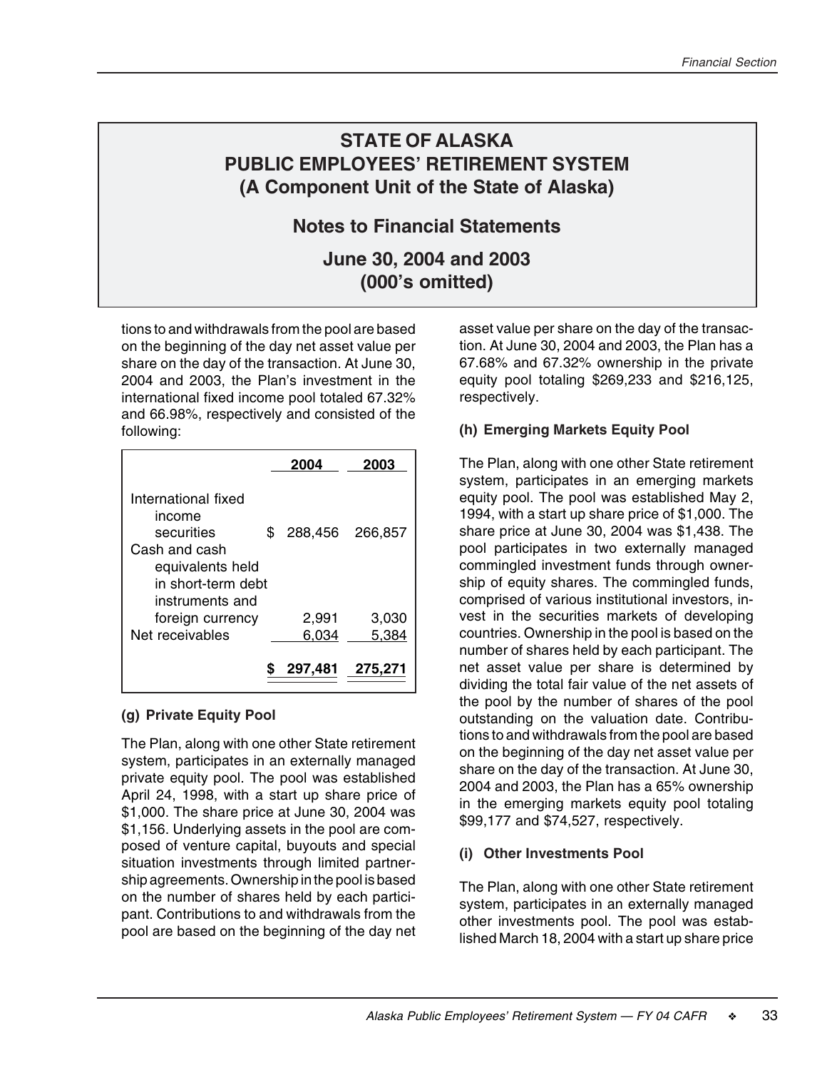tions to and withdrawals from the pool are based on the beginning of the day net asset value per share on the day of the transaction. At June 30, 2004 and 2003, the Plan's investment in the international fixed income pool totaled 67.32% and 66.98%, respectively and consisted of the following:

| | 2004 | 2003 |
|---|---|---|
| International fixed income securities | $ 288,456 | 266,857 |
| Cash and cash equivalents held in short-term debt instruments and foreign currency | 2,991 | 3,030 |
| Net receivables | 6,034 | 5,384 |
| | $ 297,481 | 275,271 |

### (g) Private Equity Pool

The Plan, along with one other State retirement system, participates in an externally managed private equity pool. The pool was established April 24, 1998, with a start up share price of $1,000. The share price at June 30, 2004 was $1,156. Underlying assets in the pool are composed of venture capital, buyouts and special situation investments through limited partnership agreements. Ownership in the pool is based on the number of shares held by each participant. Contributions to and withdrawals from the pool are based on the beginning of the day net asset value per share on the day of the transaction. At June 30, 2004 and 2003, the Plan has a 67.68% and 67.32% ownership in the private equity pool totaling $269,233 and $216,125, respectively.

### (h) Emerging Markets Equity Pool

The Plan, along with one other State retirement system, participates in an emerging markets equity pool. The pool was established May 2, 1994, with a start up share price of $1,000. The share price at June 30, 2004 was $1,438. The pool participates in two externally managed commingled investment funds through ownership of equity shares. The commingled funds, comprised of various institutional investors, invest in the securities markets of developing countries. Ownership in the pool is based on the number of shares held by each participant. The net asset value per share is determined by dividing the total fair value of the net assets of the pool by the number of shares of the pool outstanding on the valuation date. Contributions to and withdrawals from the pool are based on the beginning of the day net asset value per share on the day of the transaction. At June 30, 2004 and 2003, the Plan has a 65% ownership in the emerging markets equity pool totaling $99,177 and $74,527, respectively.

### (i) Other Investments Pool

The Plan, along with one other State retirement system, participates in an externally managed other investments pool. The pool was established March 18, 2004 with a start up share price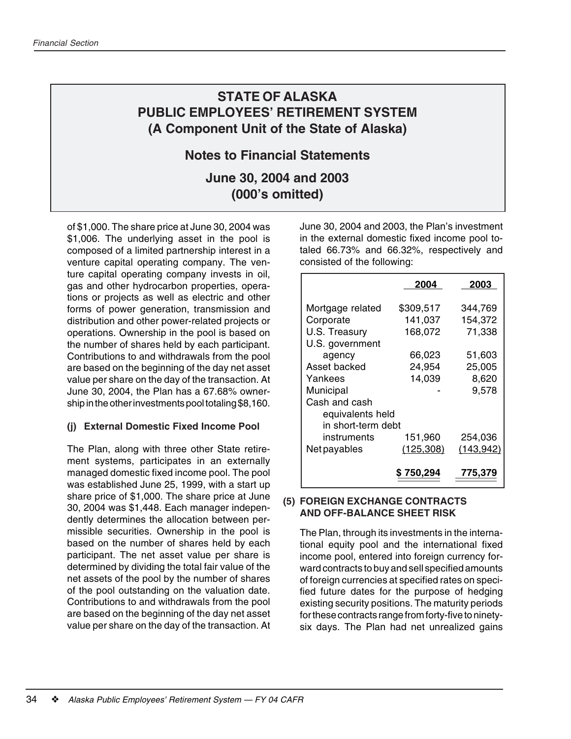# STATE OF ALASKA
# PUBLIC EMPLOYEES' RETIREMENT SYSTEM
# (A Component Unit of the State of Alaska)

## Notes to Financial Statements

## June 30, 2004 and 2003
## (000's omitted)

of $1,000. The share price at June 30, 2004 was $1,006. The underlying asset in the pool is composed of a limited partnership interest in a venture capital operating company. The venture capital operating company invests in oil, gas and other hydrocarbon properties, operations or projects as well as electric and other forms of power generation, transmission and distribution and other power-related projects or operations. Ownership in the pool is based on the number of shares held by each participant. Contributions to and withdrawals from the pool are based on the beginning of the day net asset value per share on the day of the transaction. At June 30, 2004, the Plan has a 67.68% ownership in the other investments pool totaling $8,160.

**(j) External Domestic Fixed Income Pool**

The Plan, along with three other State retirement systems, participates in an externally managed domestic fixed income pool. The pool was established June 25, 1999, with a start up share price of $1,000. The share price at June 30, 2004 was $1,448. Each manager independently determines the allocation between permissible securities. Ownership in the pool is based on the number of shares held by each participant. The net asset value per share is determined by dividing the total fair value of the net assets of the pool by the number of shares of the pool outstanding on the valuation date. Contributions to and withdrawals from the pool are based on the beginning of the day net asset value per share on the day of the transaction. At June 30, 2004 and 2003, the Plan's investment in the external domestic fixed income pool totaled 66.73% and 66.32%, respectively and consisted of the following:

| | 2004 | 2003 |
|---|---|---|
| Mortgage related | $309,517 | 344,769 |
| Corporate | 141,037 | 154,372 |
| U.S. Treasury | 168,072 | 71,338 |
| U.S. government agency | 66,023 | 51,603 |
| Asset backed | 24,954 | 25,005 |
| Yankees | 14,039 | 8,620 |
| Municipal | - | 9,578 |
| Cash and cash equivalents held in short-term debt instruments | 151,960 | 254,036 |
| Net payables | (125,308) | (143,942) |
| | $ 750,294 | 775,379 |

## (5) FOREIGN EXCHANGE CONTRACTS AND OFF-BALANCE SHEET RISK

The Plan, through its investments in the international equity pool and the international fixed income pool, entered into foreign currency forward contracts to buy and sell specified amounts of foreign currencies at specified rates on specified future dates for the purpose of hedging existing security positions. The maturity periods for these contracts range from forty-five to ninety-six days. The Plan had net unrealized gains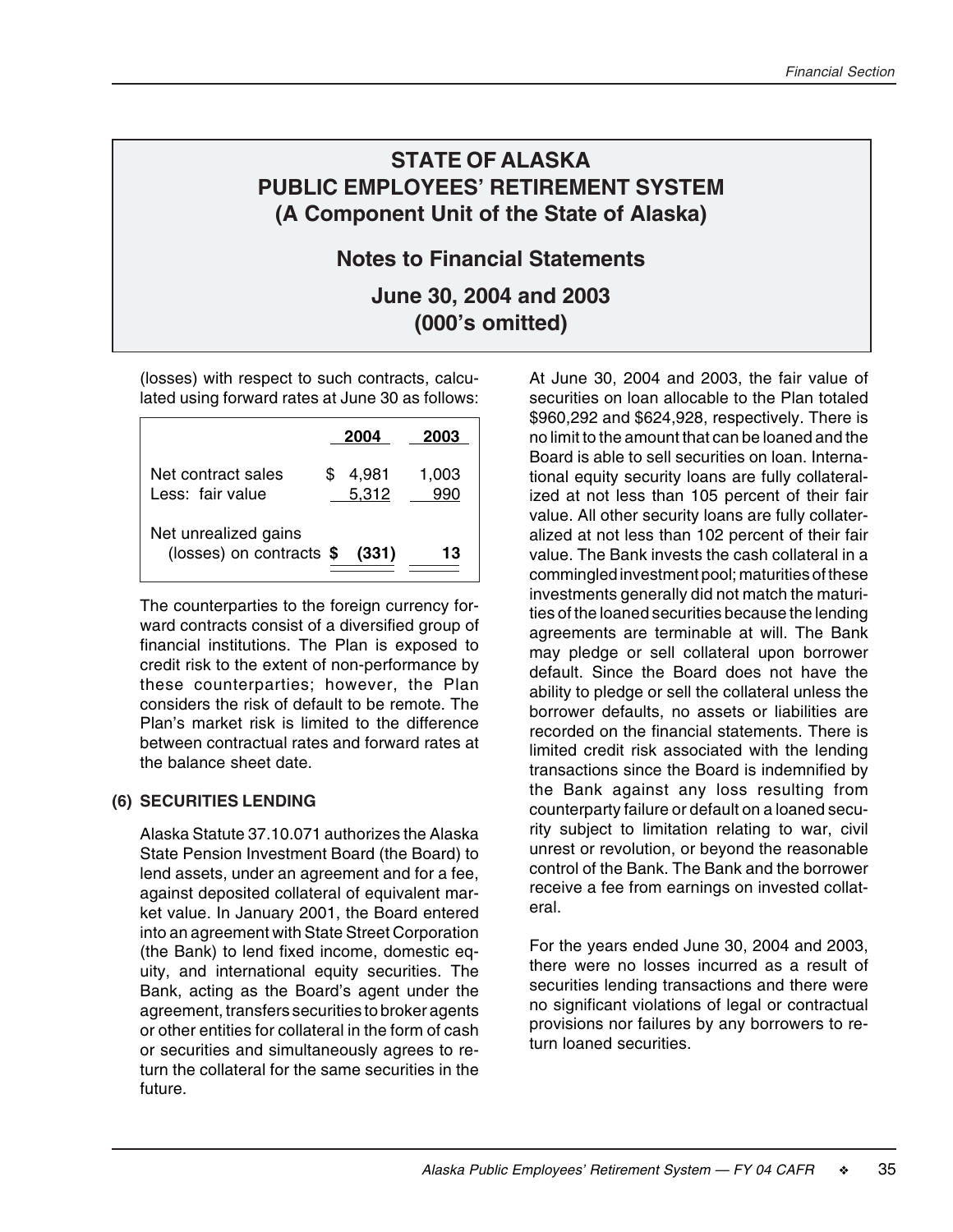# STATE OF ALASKA
# PUBLIC EMPLOYEES' RETIREMENT SYSTEM
# (A Component Unit of the State of Alaska)

## Notes to Financial Statements

## June 30, 2004 and 2003
## (000's omitted)

(losses) with respect to such contracts, calculated using forward rates at June 30 as follows:

| | 2004 | 2003 |
|---|---|---|
| Net contract sales | $ 4,981 | 1,003 |
| Less: fair value | 5,312 | 990 |
| Net unrealized gains (losses) on contracts | **$ (331)** | **13** |

The counterparties to the foreign currency forward contracts consist of a diversified group of financial institutions. The Plan is exposed to credit risk to the extent of non-performance by these counterparties; however, the Plan considers the risk of default to be remote. The Plan's market risk is limited to the difference between contractual rates and forward rates at the balance sheet date.

### (6) SECURITIES LENDING

Alaska Statute 37.10.071 authorizes the Alaska State Pension Investment Board (the Board) to lend assets, under an agreement and for a fee, against deposited collateral of equivalent market value. In January 2001, the Board entered into an agreement with State Street Corporation (the Bank) to lend fixed income, domestic equity, and international equity securities. The Bank, acting as the Board's agent under the agreement, transfers securities to broker agents or other entities for collateral in the form of cash or securities and simultaneously agrees to return the collateral for the same securities in the future.

At June 30, 2004 and 2003, the fair value of securities on loan allocable to the Plan totaled $960,292 and $624,928, respectively. There is no limit to the amount that can be loaned and the Board is able to sell securities on loan. International equity security loans are fully collateralized at not less than 105 percent of their fair value. All other security loans are fully collateralized at not less than 102 percent of their fair value. The Bank invests the cash collateral in a commingled investment pool; maturities of these investments generally did not match the maturities of the loaned securities because the lending agreements are terminable at will. The Bank may pledge or sell collateral upon borrower default. Since the Board does not have the ability to pledge or sell the collateral unless the borrower defaults, no assets or liabilities are recorded on the financial statements. There is limited credit risk associated with the lending transactions since the Board is indemnified by the Bank against any loss resulting from counterparty failure or default on a loaned security subject to limitation relating to war, civil unrest or revolution, or beyond the reasonable control of the Bank. The Bank and the borrower receive a fee from earnings on invested collateral.

For the years ended June 30, 2004 and 2003, there were no losses incurred as a result of securities lending transactions and there were no significant violations of legal or contractual provisions nor failures by any borrowers to return loaned securities.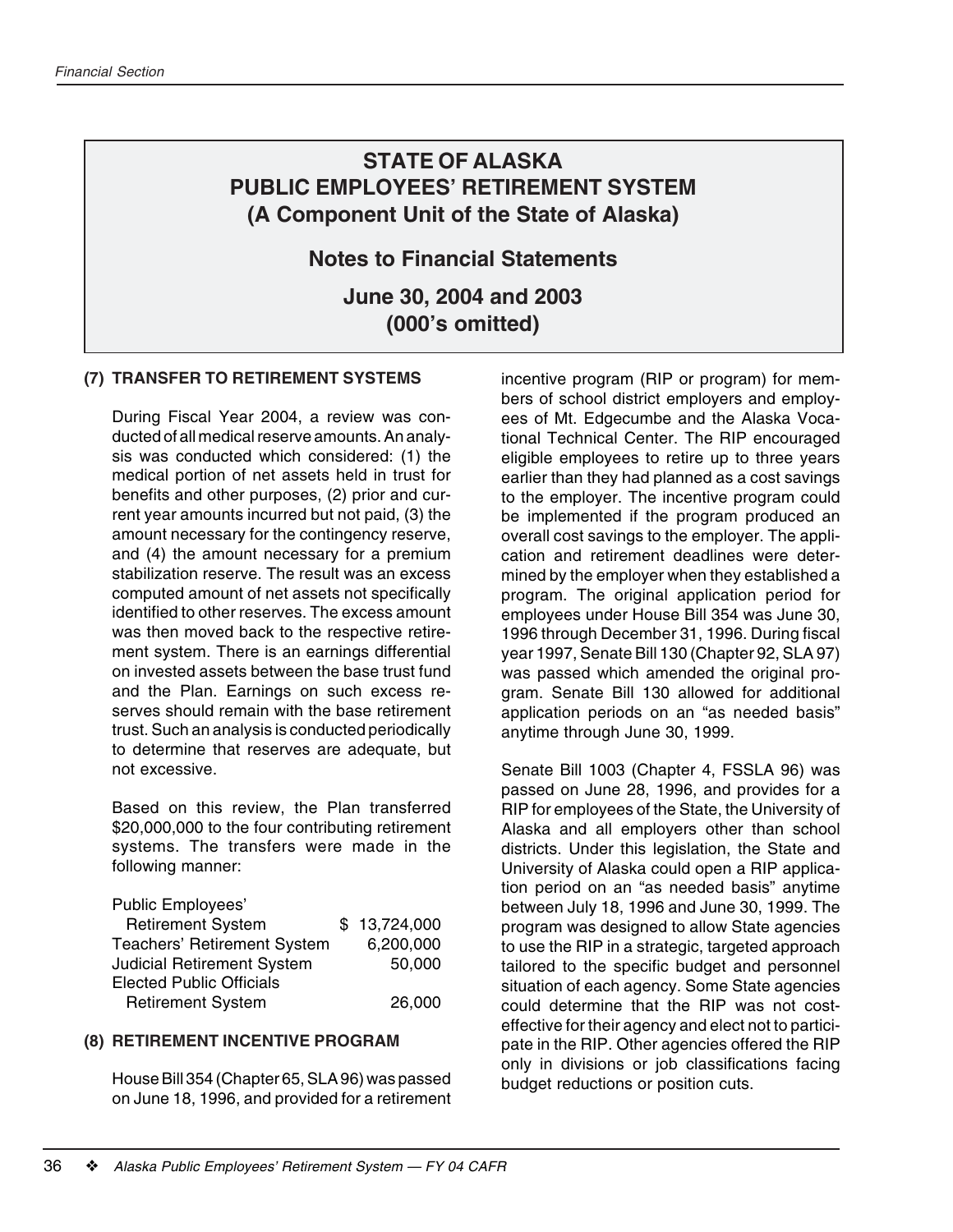# STATE OF ALASKA
# PUBLIC EMPLOYEES' RETIREMENT SYSTEM
# (A Component Unit of the State of Alaska)

## Notes to Financial Statements

## June 30, 2004 and 2003
## (000's omitted)

### (7) TRANSFER TO RETIREMENT SYSTEMS

During Fiscal Year 2004, a review was conducted of all medical reserve amounts. An analysis was conducted which considered: (1) the medical portion of net assets held in trust for benefits and other purposes, (2) prior and current year amounts incurred but not paid, (3) the amount necessary for the contingency reserve, and (4) the amount necessary for a premium stabilization reserve. The result was an excess computed amount of net assets not specifically identified to other reserves. The excess amount was then moved back to the respective retirement system. There is an earnings differential on invested assets between the base trust fund and the Plan. Earnings on such excess reserves should remain with the base retirement trust. Such an analysis is conducted periodically to determine that reserves are adequate, but not excessive.

Based on this review, the Plan transferred $20,000,000 to the four contributing retirement systems. The transfers were made in the following manner:

| | |
|---|---|
| Public Employees' Retirement System | $ 13,724,000 |
| Teachers' Retirement System | 6,200,000 |
| Judicial Retirement System | 50,000 |
| Elected Public Officials Retirement System | 26,000 |

### (8) RETIREMENT INCENTIVE PROGRAM

House Bill 354 (Chapter 65, SLA 96) was passed on June 18, 1996, and provided for a retirement incentive program (RIP or program) for members of school district employers and employees of Mt. Edgecumbe and the Alaska Vocational Technical Center. The RIP encouraged eligible employees to retire up to three years earlier than they had planned as a cost savings to the employer. The incentive program could be implemented if the program produced an overall cost savings to the employer. The application and retirement deadlines were determined by the employer when they established a program. The original application period for employees under House Bill 354 was June 30, 1996 through December 31, 1996. During fiscal year 1997, Senate Bill 130 (Chapter 92, SLA 97) was passed which amended the original program. Senate Bill 130 allowed for additional application periods on an "as needed basis" anytime through June 30, 1999.

Senate Bill 1003 (Chapter 4, FSSLA 96) was passed on June 28, 1996, and provides for a RIP for employees of the State, the University of Alaska and all employers other than school districts. Under this legislation, the State and University of Alaska could open a RIP application period on an "as needed basis" anytime between July 18, 1996 and June 30, 1999. The program was designed to allow State agencies to use the RIP in a strategic, targeted approach tailored to the specific budget and personnel situation of each agency. Some State agencies could determine that the RIP was not cost-effective for their agency and elect not to participate in the RIP. Other agencies offered the RIP only in divisions or job classifications facing budget reductions or position cuts.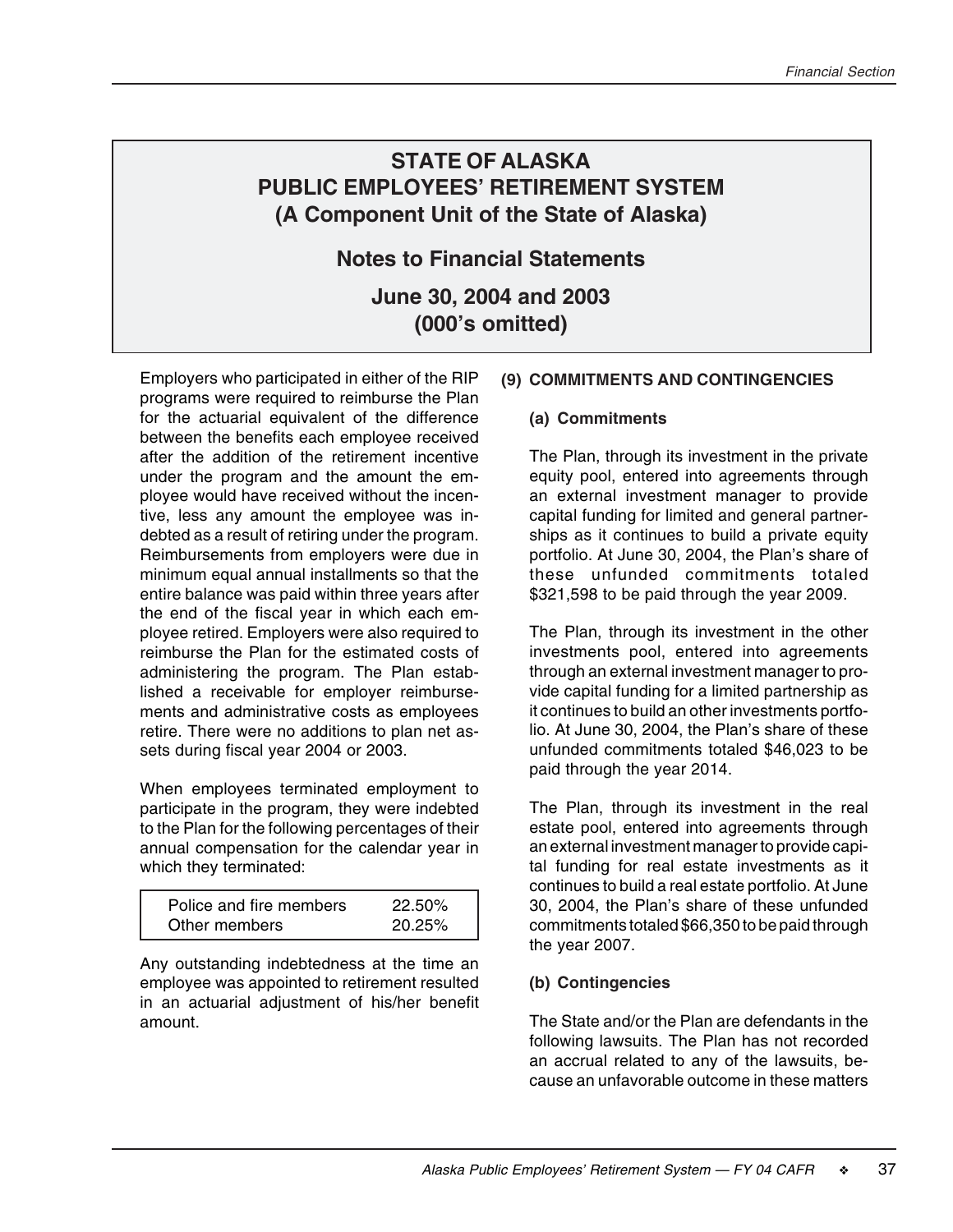# STATE OF ALASKA
# PUBLIC EMPLOYEES' RETIREMENT SYSTEM
# (A Component Unit of the State of Alaska)

## Notes to Financial Statements

## June 30, 2004 and 2003
## (000's omitted)

Employers who participated in either of the RIP programs were required to reimburse the Plan for the actuarial equivalent of the difference between the benefits each employee received after the addition of the retirement incentive under the program and the amount the employee would have received without the incentive, less any amount the employee was indebted as a result of retiring under the program. Reimbursements from employers were due in minimum equal annual installments so that the entire balance was paid within three years after the end of the fiscal year in which each employee retired. Employers were also required to reimburse the Plan for the estimated costs of administering the program. The Plan established a receivable for employer reimbursements and administrative costs as employees retire. There were no additions to plan net assets during fiscal year 2004 or 2003.

When employees terminated employment to participate in the program, they were indebted to the Plan for the following percentages of their annual compensation for the calendar year in which they terminated:

| | |
|---|---|
| Police and fire members | 22.50% |
| Other members | 20.25% |

Any outstanding indebtedness at the time an employee was appointed to retirement resulted in an actuarial adjustment of his/her benefit amount.

### (9) COMMITMENTS AND CONTINGENCIES

#### (a) Commitments

The Plan, through its investment in the private equity pool, entered into agreements through an external investment manager to provide capital funding for limited and general partnerships as it continues to build a private equity portfolio. At June 30, 2004, the Plan's share of these unfunded commitments totaled $321,598 to be paid through the year 2009.

The Plan, through its investment in the other investments pool, entered into agreements through an external investment manager to provide capital funding for a limited partnership as it continues to build an other investments portfolio. At June 30, 2004, the Plan's share of these unfunded commitments totaled $46,023 to be paid through the year 2014.

The Plan, through its investment in the real estate pool, entered into agreements through an external investment manager to provide capital funding for real estate investments as it continues to build a real estate portfolio. At June 30, 2004, the Plan's share of these unfunded commitments totaled $66,350 to be paid through the year 2007.

#### (b) Contingencies

The State and/or the Plan are defendants in the following lawsuits. The Plan has not recorded an accrual related to any of the lawsuits, because an unfavorable outcome in these matters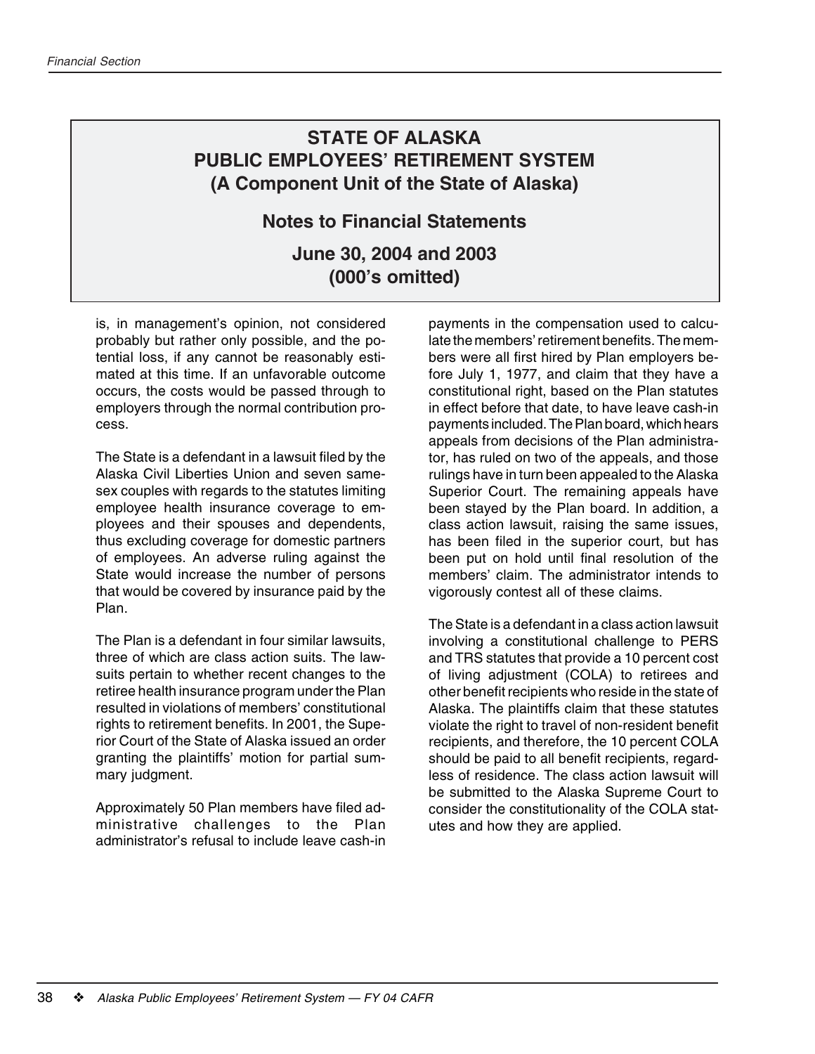# STATE OF ALASKA PUBLIC EMPLOYEES' RETIREMENT SYSTEM (A Component Unit of the State of Alaska)

## Notes to Financial Statements

## June 30, 2004 and 2003 (000's omitted)

is, in management's opinion, not considered probably but rather only possible, and the potential loss, if any cannot be reasonably estimated at this time. If an unfavorable outcome occurs, the costs would be passed through to employers through the normal contribution process.

The State is a defendant in a lawsuit filed by the Alaska Civil Liberties Union and seven same-sex couples with regards to the statutes limiting employee health insurance coverage to employees and their spouses and dependents, thus excluding coverage for domestic partners of employees. An adverse ruling against the State would increase the number of persons that would be covered by insurance paid by the Plan.

The Plan is a defendant in four similar lawsuits, three of which are class action suits. The lawsuits pertain to whether recent changes to the retiree health insurance program under the Plan resulted in violations of members' constitutional rights to retirement benefits. In 2001, the Superior Court of the State of Alaska issued an order granting the plaintiffs' motion for partial summary judgment.

Approximately 50 Plan members have filed administrative challenges to the Plan administrator's refusal to include leave cash-in payments in the compensation used to calculate the members' retirement benefits. The members were all first hired by Plan employers before July 1, 1977, and claim that they have a constitutional right, based on the Plan statutes in effect before that date, to have leave cash-in payments included. The Plan board, which hears appeals from decisions of the Plan administrator, has ruled on two of the appeals, and those rulings have in turn been appealed to the Alaska Superior Court. The remaining appeals have been stayed by the Plan board. In addition, a class action lawsuit, raising the same issues, has been filed in the superior court, but has been put on hold until final resolution of the members' claim. The administrator intends to vigorously contest all of these claims.

The State is a defendant in a class action lawsuit involving a constitutional challenge to PERS and TRS statutes that provide a 10 percent cost of living adjustment (COLA) to retirees and other benefit recipients who reside in the state of Alaska. The plaintiffs claim that these statutes violate the right to travel of non-resident benefit recipients, and therefore, the 10 percent COLA should be paid to all benefit recipients, regardless of residence. The class action lawsuit will be submitted to the Alaska Supreme Court to consider the constitutionality of the COLA statutes and how they are applied.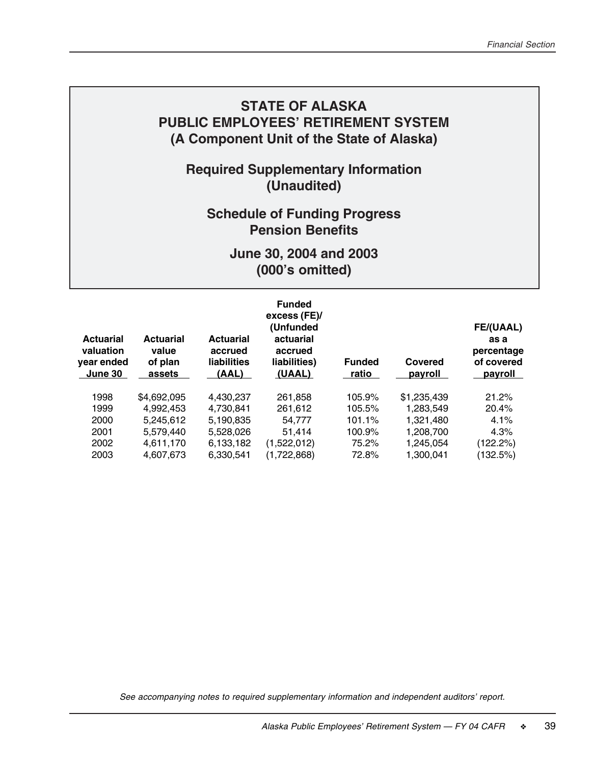# STATE OF ALASKA
# PUBLIC EMPLOYEES' RETIREMENT SYSTEM
# (A Component Unit of the State of Alaska)

## Required Supplementary Information (Unaudited)

## Schedule of Funding Progress Pension Benefits

## June 30, 2004 and 2003 (000's omitted)

| Actuarial valuation year ended June 30 | Actuarial value of plan assets | Actuarial accrued liabilities (AAL) | Funded excess (FE)/ (Unfunded actuarial accrued liabilities) (UAAL) | Funded ratio | Covered payroll | FE/(UAAL) as a percentage of covered payroll |
|---|---|---|---|---|---|---|
| 1998 | $4,692,095 | 4,430,237 | 261,858 | 105.9% | $1,235,439 | 21.2% |
| 1999 | 4,992,453 | 4,730,841 | 261,612 | 105.5% | 1,283,549 | 20.4% |
| 2000 | 5,245,612 | 5,190,835 | 54,777 | 101.1% | 1,321,480 | 4.1% |
| 2001 | 5,579,440 | 5,528,026 | 51,414 | 100.9% | 1,208,700 | 4.3% |
| 2002 | 4,611,170 | 6,133,182 | (1,522,012) | 75.2% | 1,245,054 | (122.2%) |
| 2003 | 4,607,673 | 6,330,541 | (1,722,868) | 72.8% | 1,300,041 | (132.5%) |

*See accompanying notes to required supplementary information and independent auditors' report.*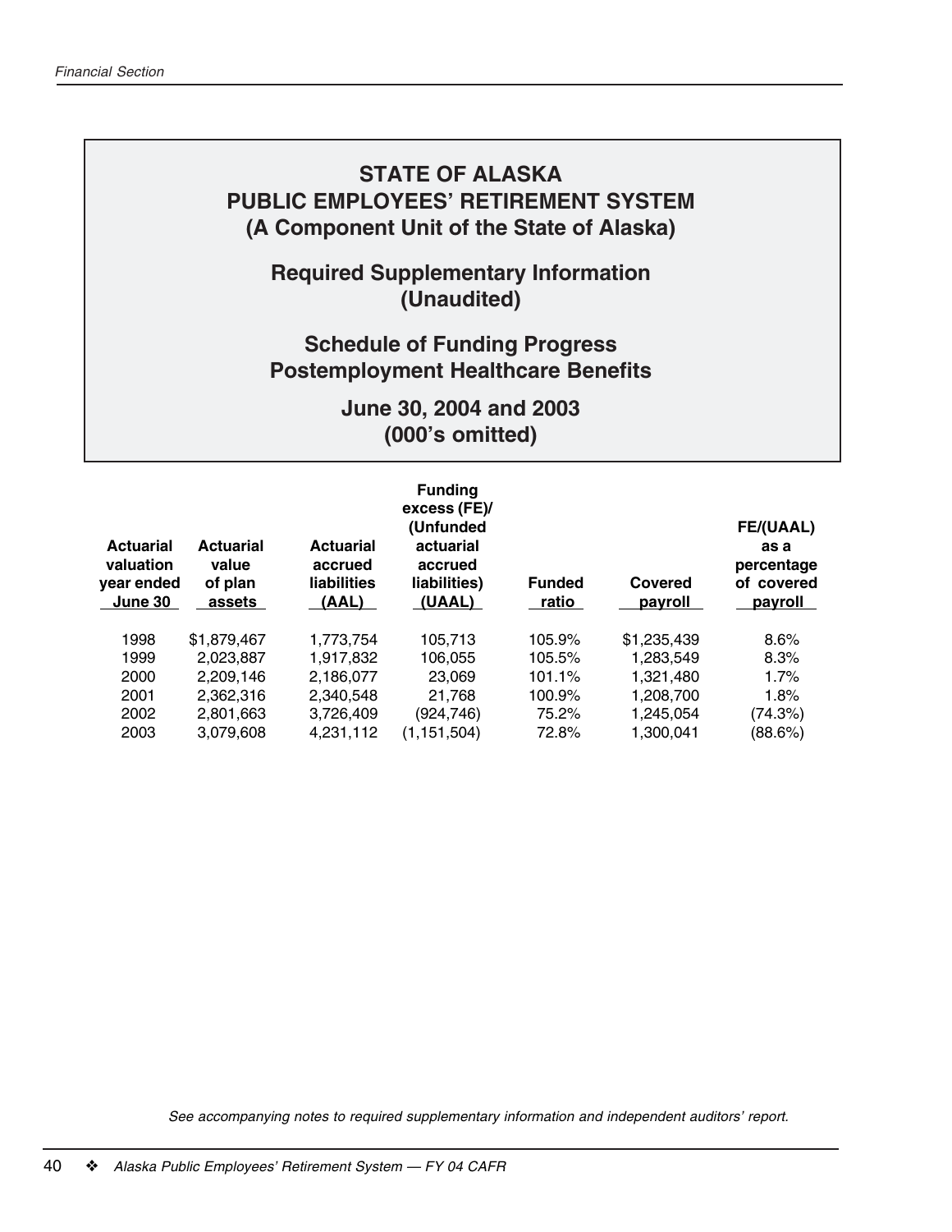# STATE OF ALASKA
# PUBLIC EMPLOYEES' RETIREMENT SYSTEM
# (A Component Unit of the State of Alaska)

## Required Supplementary Information (Unaudited)

## Schedule of Funding Progress Postemployment Healthcare Benefits

## June 30, 2004 and 2003 (000's omitted)

| Actuarial valuation year ended June 30 | Actuarial value of plan assets | Actuarial accrued liabilities (AAL) | Funding excess (FE)/ (Unfunded actuarial accrued liabilities) (UAAL) | Funded ratio | Covered payroll | FE/(UAAL) as a percentage of covered payroll |
|---|---|---|---|---|---|---|
| 1998 | $1,879,467 | 1,773,754 | 105,713 | 105.9% | $1,235,439 | 8.6% |
| 1999 | 2,023,887 | 1,917,832 | 106,055 | 105.5% | 1,283,549 | 8.3% |
| 2000 | 2,209,146 | 2,186,077 | 23,069 | 101.1% | 1,321,480 | 1.7% |
| 2001 | 2,362,316 | 2,340,548 | 21,768 | 100.9% | 1,208,700 | 1.8% |
| 2002 | 2,801,663 | 3,726,409 | (924,746) | 75.2% | 1,245,054 | (74.3%) |
| 2003 | 3,079,608 | 4,231,112 | (1,151,504) | 72.8% | 1,300,041 | (88.6%) |

*See accompanying notes to required supplementary information and independent auditors' report.*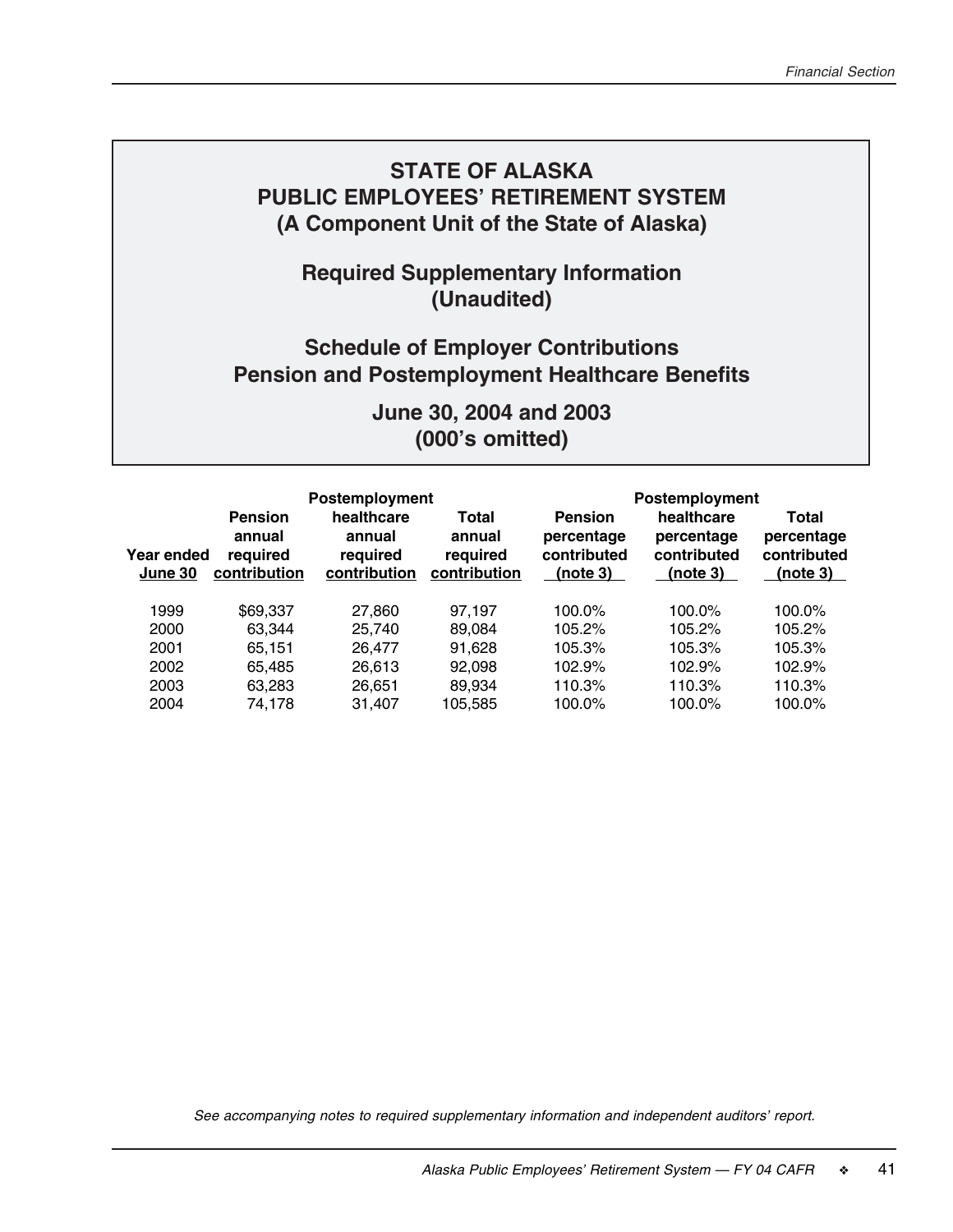# STATE OF ALASKA
# PUBLIC EMPLOYEES' RETIREMENT SYSTEM
# (A Component Unit of the State of Alaska)

## Required Supplementary Information
## (Unaudited)

## Schedule of Employer Contributions
## Pension and Postemployment Healthcare Benefits

### June 30, 2004 and 2003
### (000's omitted)

| Year ended June 30 | Pension annual required contribution | Postemployment healthcare annual required contribution | Total annual required contribution | Pension percentage contributed (note 3) | Postemployment healthcare percentage contributed (note 3) | Total percentage contributed (note 3) |
|---|---|---|---|---|---|---|
| 1999 | $69,337 | 27,860 | 97,197 | 100.0% | 100.0% | 100.0% |
| 2000 | 63,344 | 25,740 | 89,084 | 105.2% | 105.2% | 105.2% |
| 2001 | 65,151 | 26,477 | 91,628 | 105.3% | 105.3% | 105.3% |
| 2002 | 65,485 | 26,613 | 92,098 | 102.9% | 102.9% | 102.9% |
| 2003 | 63,283 | 26,651 | 89,934 | 110.3% | 110.3% | 110.3% |
| 2004 | 74,178 | 31,407 | 105,585 | 100.0% | 100.0% | 100.0% |

*See accompanying notes to required supplementary information and independent auditors' report.*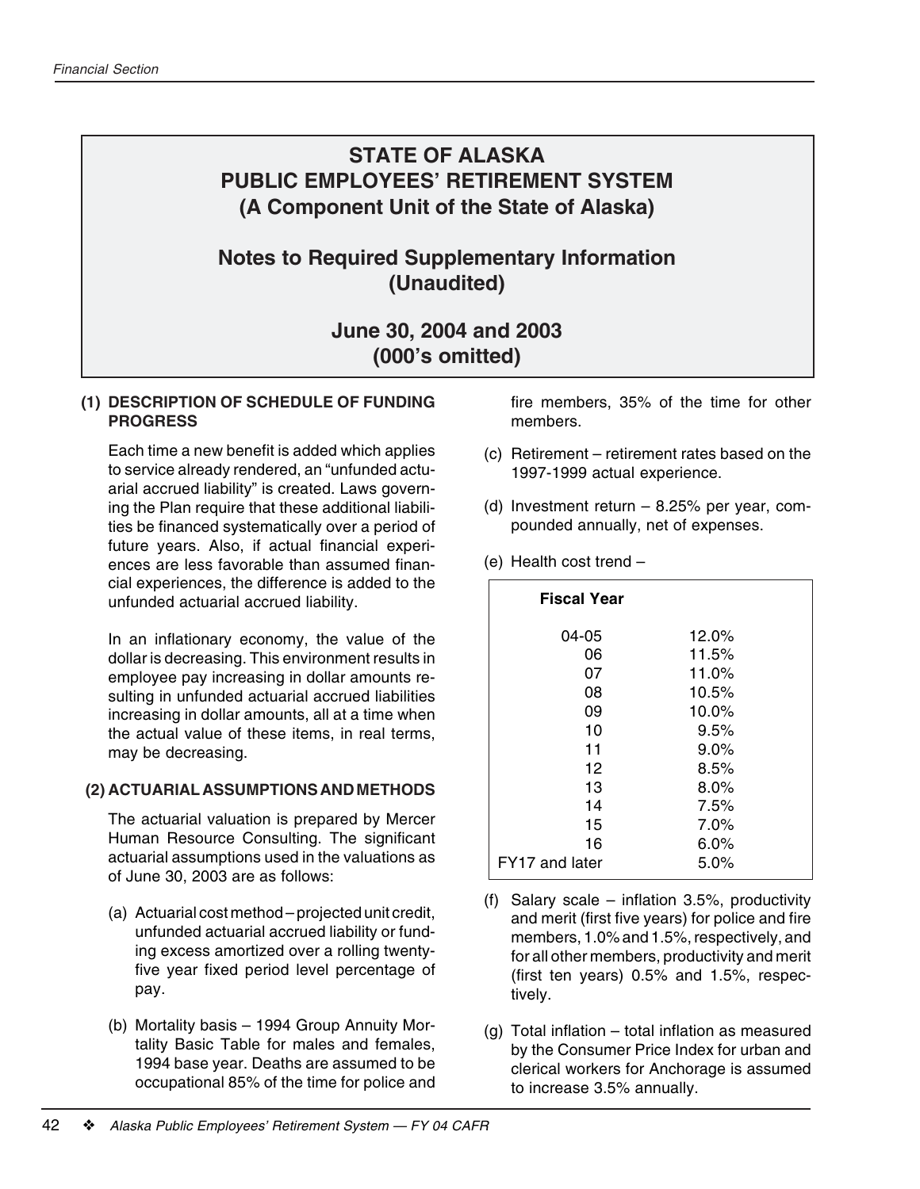# STATE OF ALASKA
# PUBLIC EMPLOYEES' RETIREMENT SYSTEM
# (A Component Unit of the State of Alaska)

## Notes to Required Supplementary Information (Unaudited)

## June 30, 2004 and 2003 (000's omitted)

### (1) DESCRIPTION OF SCHEDULE OF FUNDING PROGRESS

Each time a new benefit is added which applies to service already rendered, an "unfunded actuarial accrued liability" is created. Laws governing the Plan require that these additional liabilities be financed systematically over a period of future years. Also, if actual financial experiences are less favorable than assumed financial experiences, the difference is added to the unfunded actuarial accrued liability.

In an inflationary economy, the value of the dollar is decreasing. This environment results in employee pay increasing in dollar amounts resulting in unfunded actuarial accrued liabilities increasing in dollar amounts, all at a time when the actual value of these items, in real terms, may be decreasing.

### (2) ACTUARIAL ASSUMPTIONS AND METHODS

The actuarial valuation is prepared by Mercer Human Resource Consulting. The significant actuarial assumptions used in the valuations as of June 30, 2003 are as follows:

(a) Actuarial cost method – projected unit credit, unfunded actuarial accrued liability or funding excess amortized over a rolling twenty-five year fixed period level percentage of pay.

(b) Mortality basis – 1994 Group Annuity Mortality Basic Table for males and females, 1994 base year. Deaths are assumed to be occupational 85% of the time for police and fire members, 35% of the time for other members.

(c) Retirement – retirement rates based on the 1997-1999 actual experience.

(d) Investment return – 8.25% per year, compounded annually, net of expenses.

(e) Health cost trend –

| Fiscal Year | |
|---|---|
| 04-05 | 12.0% |
| 06 | 11.5% |
| 07 | 11.0% |
| 08 | 10.5% |
| 09 | 10.0% |
| 10 | 9.5% |
| 11 | 9.0% |
| 12 | 8.5% |
| 13 | 8.0% |
| 14 | 7.5% |
| 15 | 7.0% |
| 16 | 6.0% |
| FY17 and later | 5.0% |

(f) Salary scale – inflation 3.5%, productivity and merit (first five years) for police and fire members, 1.0% and 1.5%, respectively, and for all other members, productivity and merit (first ten years) 0.5% and 1.5%, respectively.

(g) Total inflation – total inflation as measured by the Consumer Price Index for urban and clerical workers for Anchorage is assumed to increase 3.5% annually.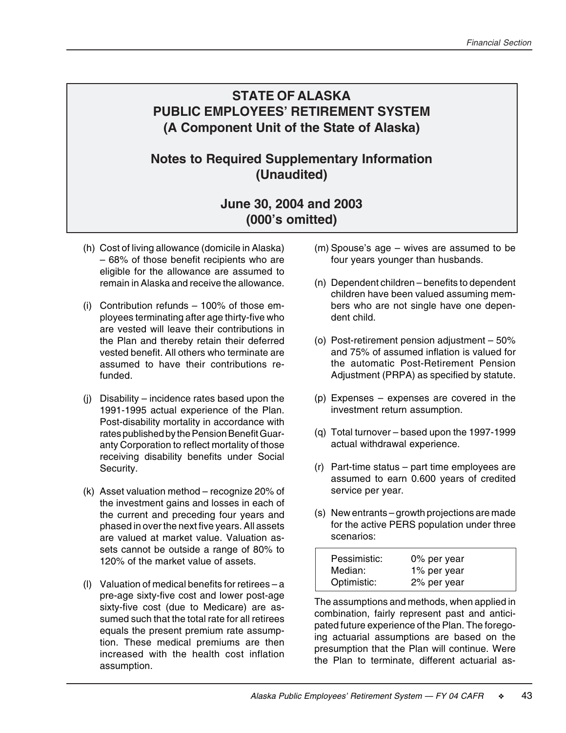# STATE OF ALASKA
# PUBLIC EMPLOYEES' RETIREMENT SYSTEM
# (A Component Unit of the State of Alaska)

## Notes to Required Supplementary Information (Unaudited)

## June 30, 2004 and 2003 (000's omitted)

(h) Cost of living allowance (domicile in Alaska) – 68% of those benefit recipients who are eligible for the allowance are assumed to remain in Alaska and receive the allowance.

(i) Contribution refunds – 100% of those employees terminating after age thirty-five who are vested will leave their contributions in the Plan and thereby retain their deferred vested benefit. All others who terminate are assumed to have their contributions refunded.

(j) Disability – incidence rates based upon the 1991-1995 actual experience of the Plan. Post-disability mortality in accordance with rates published by the Pension Benefit Guaranty Corporation to reflect mortality of those receiving disability benefits under Social Security.

(k) Asset valuation method – recognize 20% of the investment gains and losses in each of the current and preceding four years and phased in over the next five years. All assets are valued at market value. Valuation assets cannot be outside a range of 80% to 120% of the market value of assets.

(l) Valuation of medical benefits for retirees – a pre-age sixty-five cost and lower post-age sixty-five cost (due to Medicare) are assumed such that the total rate for all retirees equals the present premium rate assumption. These medical premiums are then increased with the health cost inflation assumption.

(m) Spouse's age – wives are assumed to be four years younger than husbands.

(n) Dependent children – benefits to dependent children have been valued assuming members who are not single have one dependent child.

(o) Post-retirement pension adjustment – 50% and 75% of assumed inflation is valued for the automatic Post-Retirement Pension Adjustment (PRPA) as specified by statute.

(p) Expenses – expenses are covered in the investment return assumption.

(q) Total turnover – based upon the 1997-1999 actual withdrawal experience.

(r) Part-time status – part time employees are assumed to earn 0.600 years of credited service per year.

(s) New entrants – growth projections are made for the active PERS population under three scenarios:

| | |
|---|---|
| Pessimistic: | 0% per year |
| Median: | 1% per year |
| Optimistic: | 2% per year |

The assumptions and methods, when applied in combination, fairly represent past and anticipated future experience of the Plan. The foregoing actuarial assumptions are based on the presumption that the Plan will continue. Were the Plan to terminate, different actuarial as-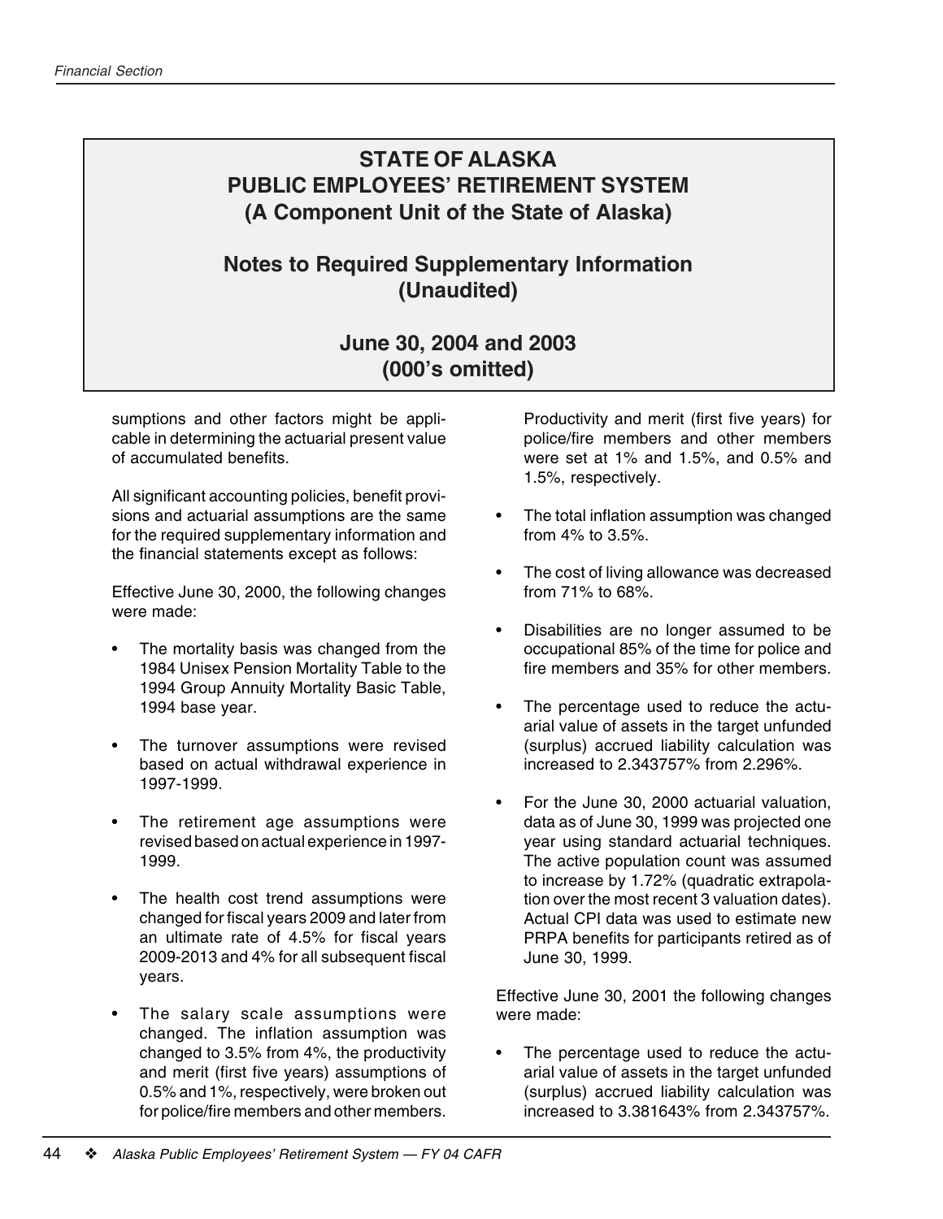# STATE OF ALASKA
# PUBLIC EMPLOYEES' RETIREMENT SYSTEM
# (A Component Unit of the State of Alaska)

## Notes to Required Supplementary Information (Unaudited)

## June 30, 2004 and 2003 (000's omitted)

sumptions and other factors might be applicable in determining the actuarial present value of accumulated benefits.

All significant accounting policies, benefit provisions and actuarial assumptions are the same for the required supplementary information and the financial statements except as follows:

Effective June 30, 2000, the following changes were made:

- The mortality basis was changed from the 1984 Unisex Pension Mortality Table to the 1994 Group Annuity Mortality Basic Table, 1994 base year.
- The turnover assumptions were revised based on actual withdrawal experience in 1997-1999.
- The retirement age assumptions were revised based on actual experience in 1997-1999.
- The health cost trend assumptions were changed for fiscal years 2009 and later from an ultimate rate of 4.5% for fiscal years 2009-2013 and 4% for all subsequent fiscal years.
- The salary scale assumptions were changed. The inflation assumption was changed to 3.5% from 4%, the productivity and merit (first five years) assumptions of 0.5% and 1%, respectively, were broken out for police/fire members and other members. Productivity and merit (first five years) for police/fire members and other members were set at 1% and 1.5%, and 0.5% and 1.5%, respectively.
- The total inflation assumption was changed from 4% to 3.5%.
- The cost of living allowance was decreased from 71% to 68%.
- Disabilities are no longer assumed to be occupational 85% of the time for police and fire members and 35% for other members.
- The percentage used to reduce the actuarial value of assets in the target unfunded (surplus) accrued liability calculation was increased to 2.343757% from 2.296%.
- For the June 30, 2000 actuarial valuation, data as of June 30, 1999 was projected one year using standard actuarial techniques. The active population count was assumed to increase by 1.72% (quadratic extrapolation over the most recent 3 valuation dates). Actual CPI data was used to estimate new PRPA benefits for participants retired as of June 30, 1999.

Effective June 30, 2001 the following changes were made:

- The percentage used to reduce the actuarial value of assets in the target unfunded (surplus) accrued liability calculation was increased to 3.381643% from 2.343757%.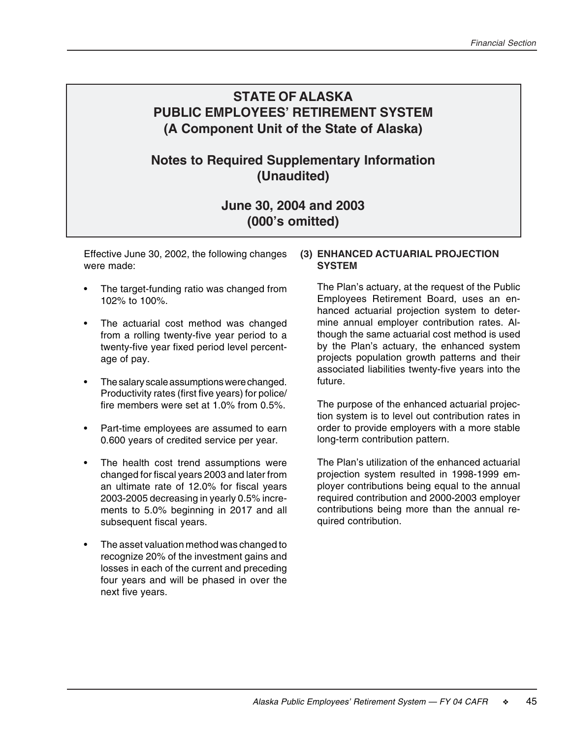# STATE OF ALASKA
# PUBLIC EMPLOYEES' RETIREMENT SYSTEM
# (A Component Unit of the State of Alaska)

## Notes to Required Supplementary Information (Unaudited)

## June 30, 2004 and 2003 (000's omitted)

Effective June 30, 2002, the following changes were made:

- The target-funding ratio was changed from 102% to 100%.
- The actuarial cost method was changed from a rolling twenty-five year period to a twenty-five year fixed period level percentage of pay.
- The salary scale assumptions were changed. Productivity rates (first five years) for police/fire members were set at 1.0% from 0.5%.
- Part-time employees are assumed to earn 0.600 years of credited service per year.
- The health cost trend assumptions were changed for fiscal years 2003 and later from an ultimate rate of 12.0% for fiscal years 2003-2005 decreasing in yearly 0.5% increments to 5.0% beginning in 2017 and all subsequent fiscal years.
- The asset valuation method was changed to recognize 20% of the investment gains and losses in each of the current and preceding four years and will be phased in over the next five years.

### (3) ENHANCED ACTUARIAL PROJECTION SYSTEM

The Plan's actuary, at the request of the Public Employees Retirement Board, uses an enhanced actuarial projection system to determine annual employer contribution rates. Although the same actuarial cost method is used by the Plan's actuary, the enhanced system projects population growth patterns and their associated liabilities twenty-five years into the future.

The purpose of the enhanced actuarial projection system is to level out contribution rates in order to provide employers with a more stable long-term contribution pattern.

The Plan's utilization of the enhanced actuarial projection system resulted in 1998-1999 employer contributions being equal to the annual required contribution and 2000-2003 employer contributions being more than the annual required contribution.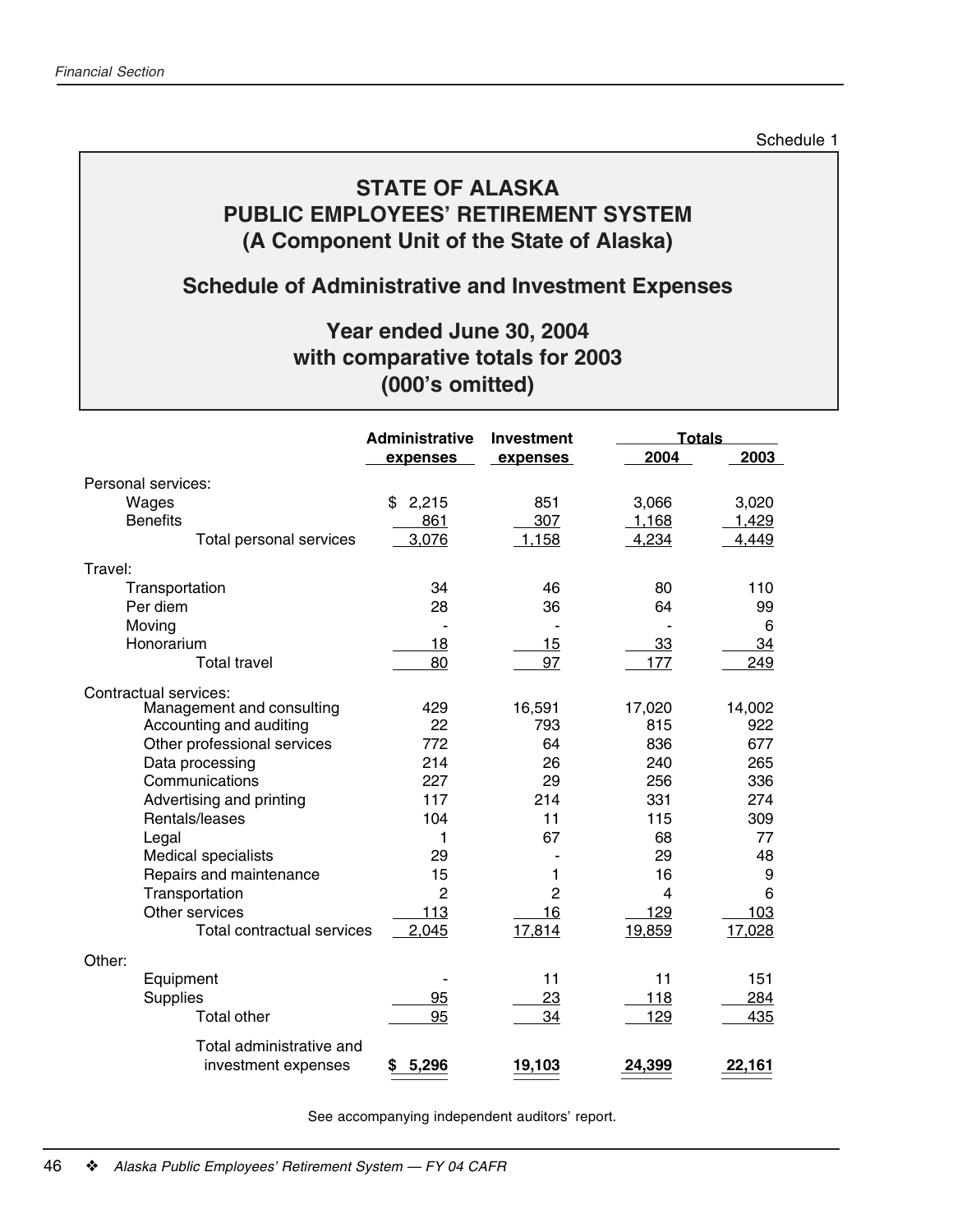Schedule 1

# STATE OF ALASKA
# PUBLIC EMPLOYEES' RETIREMENT SYSTEM
# (A Component Unit of the State of Alaska)

## Schedule of Administrative and Investment Expenses

## Year ended June 30, 2004
## with comparative totals for 2003
## (000's omitted)

| | Administrative expenses | Investment expenses | Totals 2004 | Totals 2003 |
|---|---|---|---|---|
| Personal services: | | | | |
| Wages | $ 2,215 | 851 | 3,066 | 3,020 |
| Benefits | 861 | 307 | 1,168 | 1,429 |
| Total personal services | 3,076 | 1,158 | 4,234 | 4,449 |
| Travel: | | | | |
| Transportation | 34 | 46 | 80 | 110 |
| Per diem | 28 | 36 | 64 | 99 |
| Moving | - | - | - | 6 |
| Honorarium | 18 | 15 | 33 | 34 |
| Total travel | 80 | 97 | 177 | 249 |
| Contractual services: | | | | |
| Management and consulting | 429 | 16,591 | 17,020 | 14,002 |
| Accounting and auditing | 22 | 793 | 815 | 922 |
| Other professional services | 772 | 64 | 836 | 677 |
| Data processing | 214 | 26 | 240 | 265 |
| Communications | 227 | 29 | 256 | 336 |
| Advertising and printing | 117 | 214 | 331 | 274 |
| Rentals/leases | 104 | 11 | 115 | 309 |
| Legal | 1 | 67 | 68 | 77 |
| Medical specialists | 29 | - | 29 | 48 |
| Repairs and maintenance | 15 | 1 | 16 | 9 |
| Transportation | 2 | 2 | 4 | 6 |
| Other services | 113 | 16 | 129 | 103 |
| Total contractual services | 2,045 | 17,814 | 19,859 | 17,028 |
| Other: | | | | |
| Equipment | - | 11 | 11 | 151 |
| Supplies | 95 | 23 | 118 | 284 |
| Total other | 95 | 34 | 129 | 435 |
| Total administrative and investment expenses | **$ 5,296** | **19,103** | **24,399** | **22,161** |

See accompanying independent auditors' report.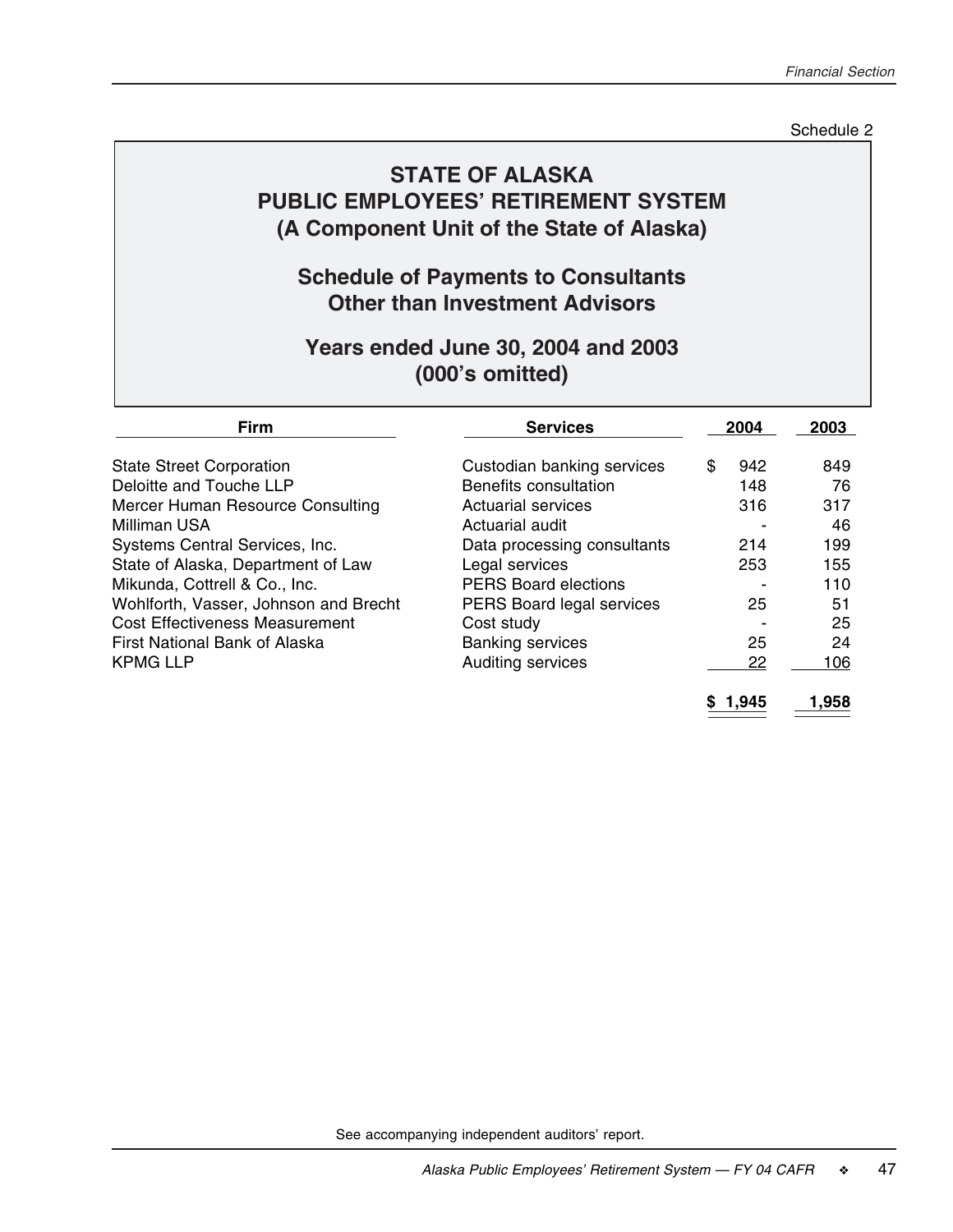Schedule 2

# STATE OF ALASKA
# PUBLIC EMPLOYEES' RETIREMENT SYSTEM
# (A Component Unit of the State of Alaska)

## Schedule of Payments to Consultants Other than Investment Advisors

## Years ended June 30, 2004 and 2003 (000's omitted)

| Firm | Services | 2004 | 2003 |
|---|---|---|---|
| State Street Corporation | Custodian banking services | $ 942 | 849 |
| Deloitte and Touche LLP | Benefits consultation | 148 | 76 |
| Mercer Human Resource Consulting | Actuarial services | 316 | 317 |
| Milliman USA | Actuarial audit | - | 46 |
| Systems Central Services, Inc. | Data processing consultants | 214 | 199 |
| State of Alaska, Department of Law | Legal services | 253 | 155 |
| Mikunda, Cottrell & Co., Inc. | PERS Board elections | - | 110 |
| Wohlforth, Vasser, Johnson and Brecht | PERS Board legal services | 25 | 51 |
| Cost Effectiveness Measurement | Cost study | - | 25 |
| First National Bank of Alaska | Banking services | 25 | 24 |
| KPMG LLP | Auditing services | 22 | 106 |
| | | **$ 1,945** | **1,958** |

See accompanying independent auditors' report.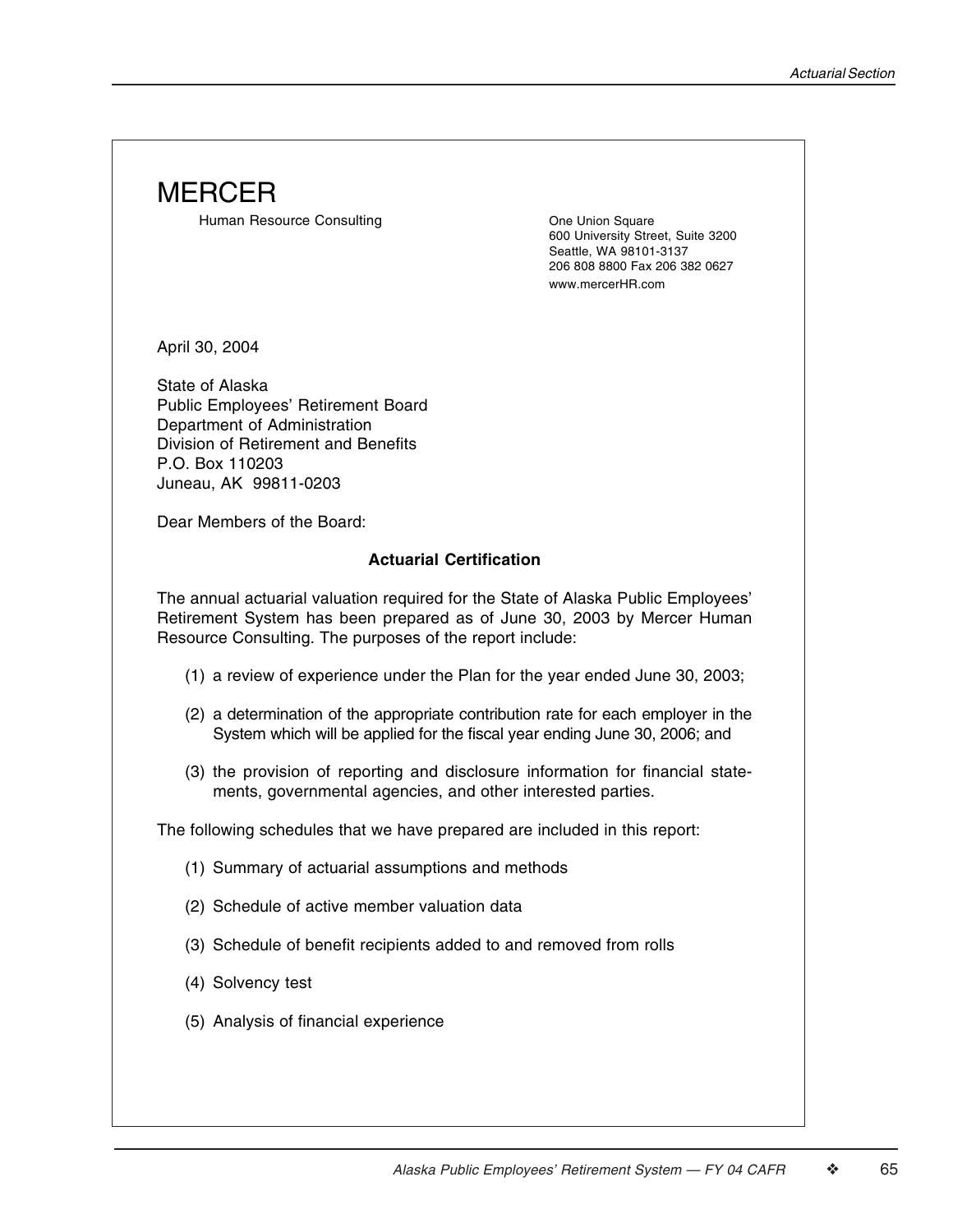# MERCER

Human Resource Consulting

One Union Square
600 University Street, Suite 3200
Seattle, WA 98101-3137
206 808 8800 Fax 206 382 0627
www.mercerHR.com

April 30, 2004

State of Alaska
Public Employees' Retirement Board
Department of Administration
Division of Retirement and Benefits
P.O. Box 110203
Juneau, AK 99811-0203

Dear Members of the Board:

**Actuarial Certification**

The annual actuarial valuation required for the State of Alaska Public Employees' Retirement System has been prepared as of June 30, 2003 by Mercer Human Resource Consulting. The purposes of the report include:

(1) a review of experience under the Plan for the year ended June 30, 2003;

(2) a determination of the appropriate contribution rate for each employer in the System which will be applied for the fiscal year ending June 30, 2006; and

(3) the provision of reporting and disclosure information for financial statements, governmental agencies, and other interested parties.

The following schedules that we have prepared are included in this report:

(1) Summary of actuarial assumptions and methods

(2) Schedule of active member valuation data

(3) Schedule of benefit recipients added to and removed from rolls

(4) Solvency test

(5) Analysis of financial experience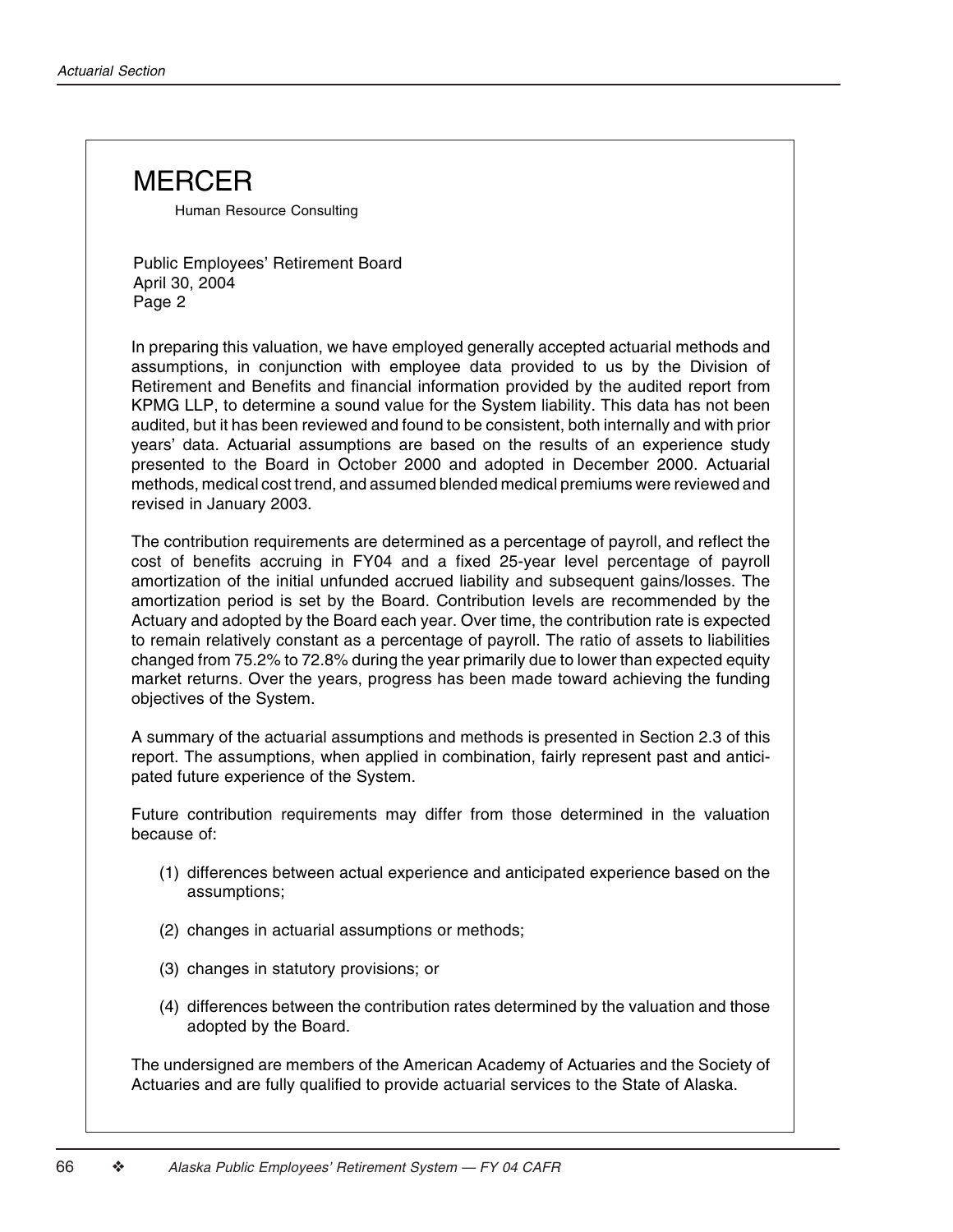# MERCER

Human Resource Consulting

Public Employees' Retirement Board
April 30, 2004
Page 2

In preparing this valuation, we have employed generally accepted actuarial methods and assumptions, in conjunction with employee data provided to us by the Division of Retirement and Benefits and financial information provided by the audited report from KPMG LLP, to determine a sound value for the System liability. This data has not been audited, but it has been reviewed and found to be consistent, both internally and with prior years' data. Actuarial assumptions are based on the results of an experience study presented to the Board in October 2000 and adopted in December 2000. Actuarial methods, medical cost trend, and assumed blended medical premiums were reviewed and revised in January 2003.

The contribution requirements are determined as a percentage of payroll, and reflect the cost of benefits accruing in FY04 and a fixed 25-year level percentage of payroll amortization of the initial unfunded accrued liability and subsequent gains/losses. The amortization period is set by the Board. Contribution levels are recommended by the Actuary and adopted by the Board each year. Over time, the contribution rate is expected to remain relatively constant as a percentage of payroll. The ratio of assets to liabilities changed from 75.2% to 72.8% during the year primarily due to lower than expected equity market returns. Over the years, progress has been made toward achieving the funding objectives of the System.

A summary of the actuarial assumptions and methods is presented in Section 2.3 of this report. The assumptions, when applied in combination, fairly represent past and anticipated future experience of the System.

Future contribution requirements may differ from those determined in the valuation because of:

(1) differences between actual experience and anticipated experience based on the assumptions;

(2) changes in actuarial assumptions or methods;

(3) changes in statutory provisions; or

(4) differences between the contribution rates determined by the valuation and those adopted by the Board.

The undersigned are members of the American Academy of Actuaries and the Society of Actuaries and are fully qualified to provide actuarial services to the State of Alaska.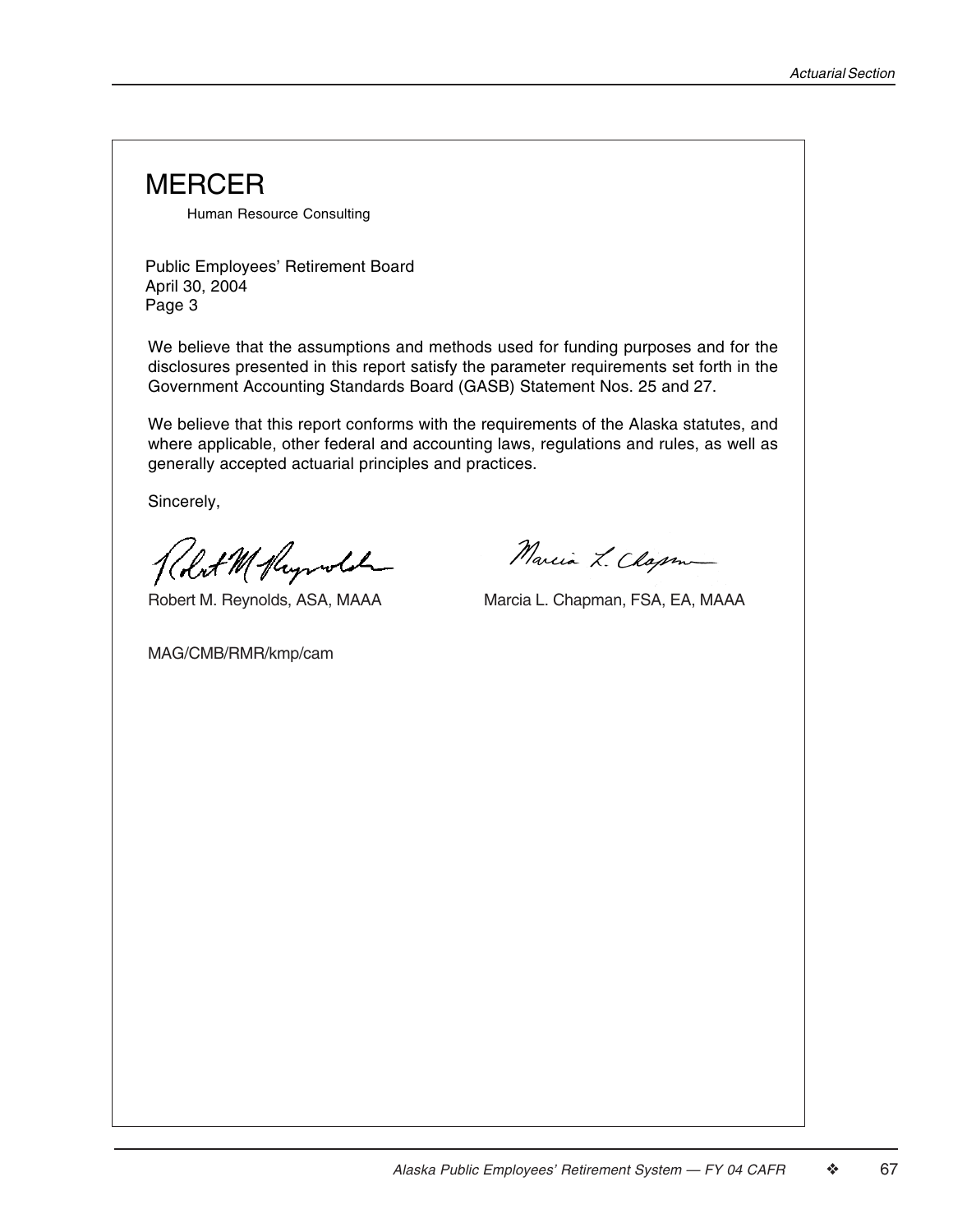# MERCER

Human Resource Consulting

Public Employees' Retirement Board
April 30, 2004
Page 3

We believe that the assumptions and methods used for funding purposes and for the disclosures presented in this report satisfy the parameter requirements set forth in the Government Accounting Standards Board (GASB) Statement Nos. 25 and 27.

We believe that this report conforms with the requirements of the Alaska statutes, and where applicable, other federal and accounting laws, regulations and rules, as well as generally accepted actuarial principles and practices.

Sincerely,

Robert M. Reynolds, ASA, MAAA

Marcia L. Chapman, FSA, EA, MAAA

MAG/CMB/RMR/kmp/cam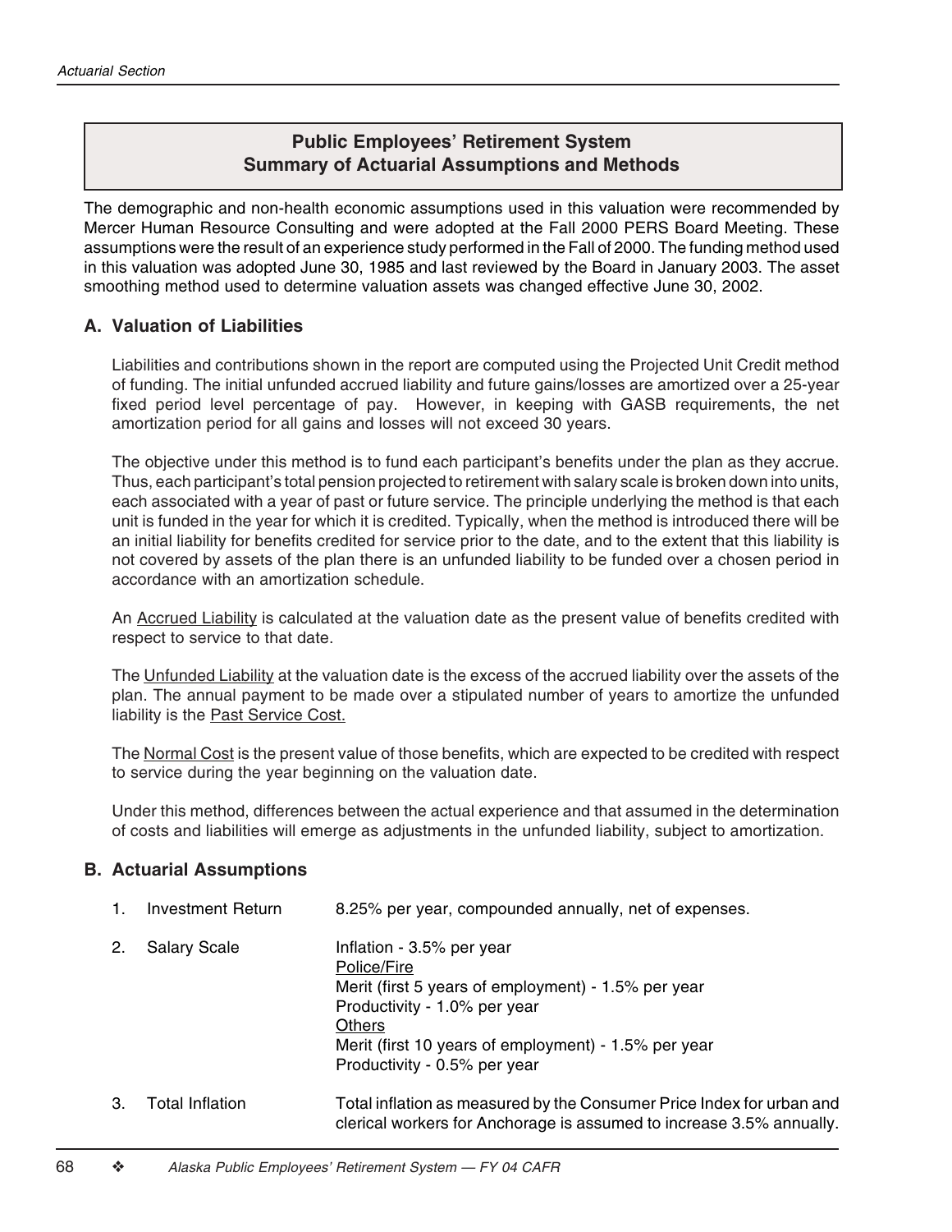## Public Employees' Retirement System
## Summary of Actuarial Assumptions and Methods

The demographic and non-health economic assumptions used in this valuation were recommended by Mercer Human Resource Consulting and were adopted at the Fall 2000 PERS Board Meeting. These assumptions were the result of an experience study performed in the Fall of 2000. The funding method used in this valuation was adopted June 30, 1985 and last reviewed by the Board in January 2003. The asset smoothing method used to determine valuation assets was changed effective June 30, 2002.

### A. Valuation of Liabilities

Liabilities and contributions shown in the report are computed using the Projected Unit Credit method of funding. The initial unfunded accrued liability and future gains/losses are amortized over a 25-year fixed period level percentage of pay. However, in keeping with GASB requirements, the net amortization period for all gains and losses will not exceed 30 years.

The objective under this method is to fund each participant's benefits under the plan as they accrue. Thus, each participant's total pension projected to retirement with salary scale is broken down into units, each associated with a year of past or future service. The principle underlying the method is that each unit is funded in the year for which it is credited. Typically, when the method is introduced there will be an initial liability for benefits credited for service prior to the date, and to the extent that this liability is not covered by assets of the plan there is an unfunded liability to be funded over a chosen period in accordance with an amortization schedule.

An Accrued Liability is calculated at the valuation date as the present value of benefits credited with respect to service to that date.

The Unfunded Liability at the valuation date is the excess of the accrued liability over the assets of the plan. The annual payment to be made over a stipulated number of years to amortize the unfunded liability is the Past Service Cost.

The Normal Cost is the present value of those benefits, which are expected to be credited with respect to service during the year beginning on the valuation date.

Under this method, differences between the actual experience and that assumed in the determination of costs and liabilities will emerge as adjustments in the unfunded liability, subject to amortization.

### B. Actuarial Assumptions

1. Investment Return — 8.25% per year, compounded annually, net of expenses.

2. Salary Scale — Inflation - 3.5% per year
   Police/Fire
   Merit (first 5 years of employment) - 1.5% per year
   Productivity - 1.0% per year
   Others
   Merit (first 10 years of employment) - 1.5% per year
   Productivity - 0.5% per year

3. Total Inflation — Total inflation as measured by the Consumer Price Index for urban and clerical workers for Anchorage is assumed to increase 3.5% annually.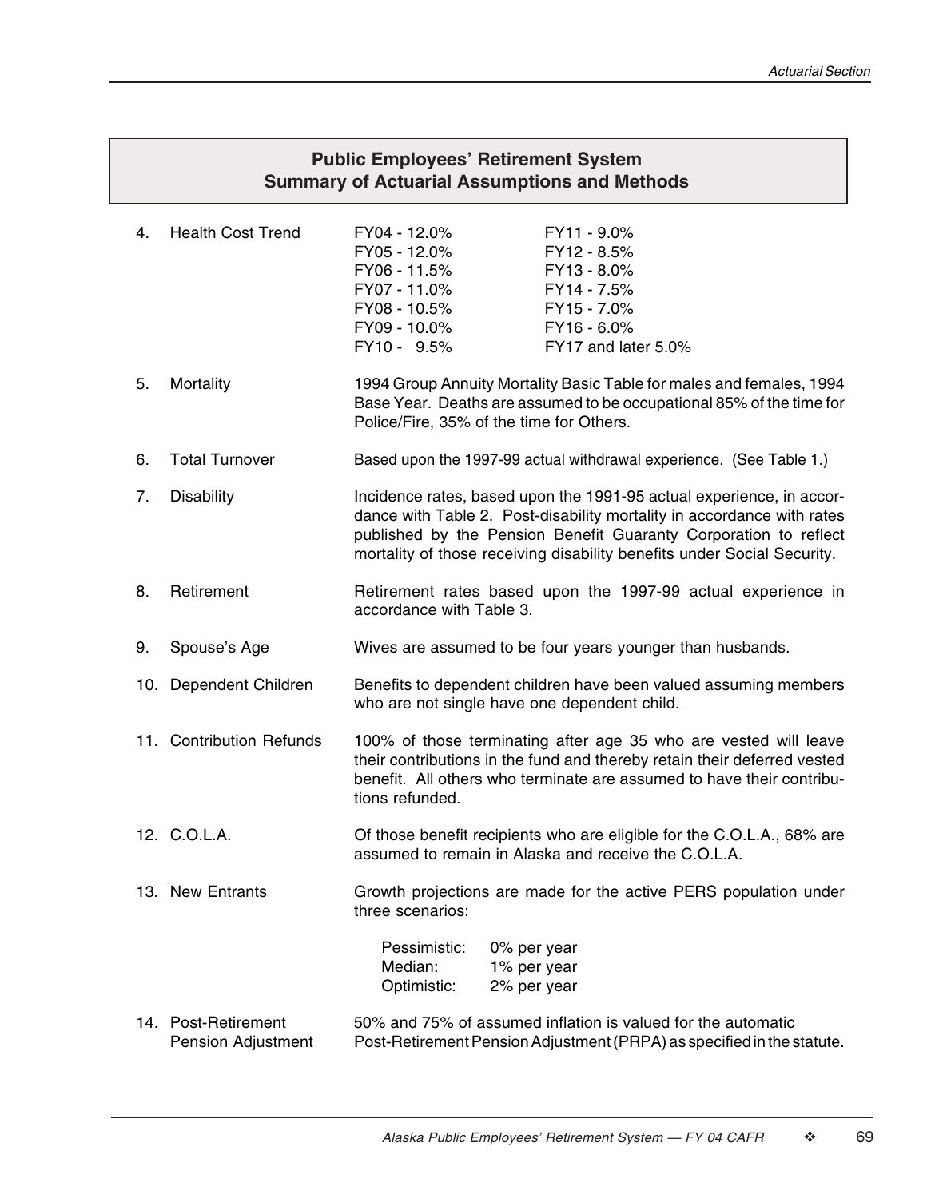## Public Employees' Retirement System
## Summary of Actuarial Assumptions and Methods

4. **Health Cost Trend**

| | |
|---|---|
| FY04 - 12.0% | FY11 - 9.0% |
| FY05 - 12.0% | FY12 - 8.5% |
| FY06 - 11.5% | FY13 - 8.0% |
| FY07 - 11.0% | FY14 - 7.5% |
| FY08 - 10.5% | FY15 - 7.0% |
| FY09 - 10.0% | FY16 - 6.0% |
| FY10 - 9.5% | FY17 and later 5.0% |

5. **Mortality** — 1994 Group Annuity Mortality Basic Table for males and females, 1994 Base Year. Deaths are assumed to be occupational 85% of the time for Police/Fire, 35% of the time for Others.

6. **Total Turnover** — Based upon the 1997-99 actual withdrawal experience. (See Table 1.)

7. **Disability** — Incidence rates, based upon the 1991-95 actual experience, in accordance with Table 2. Post-disability mortality in accordance with rates published by the Pension Benefit Guaranty Corporation to reflect mortality of those receiving disability benefits under Social Security.

8. **Retirement** — Retirement rates based upon the 1997-99 actual experience in accordance with Table 3.

9. **Spouse's Age** — Wives are assumed to be four years younger than husbands.

10. **Dependent Children** — Benefits to dependent children have been valued assuming members who are not single have one dependent child.

11. **Contribution Refunds** — 100% of those terminating after age 35 who are vested will leave their contributions in the fund and thereby retain their deferred vested benefit. All others who terminate are assumed to have their contributions refunded.

12. **C.O.L.A.** — Of those benefit recipients who are eligible for the C.O.L.A., 68% are assumed to remain in Alaska and receive the C.O.L.A.

13. **New Entrants** — Growth projections are made for the active PERS population under three scenarios:

| | |
|---|---|
| Pessimistic: | 0% per year |
| Median: | 1% per year |
| Optimistic: | 2% per year |

14. **Post-Retirement Pension Adjustment** — 50% and 75% of assumed inflation is valued for the automatic Post-Retirement Pension Adjustment (PRPA) as specified in the statute.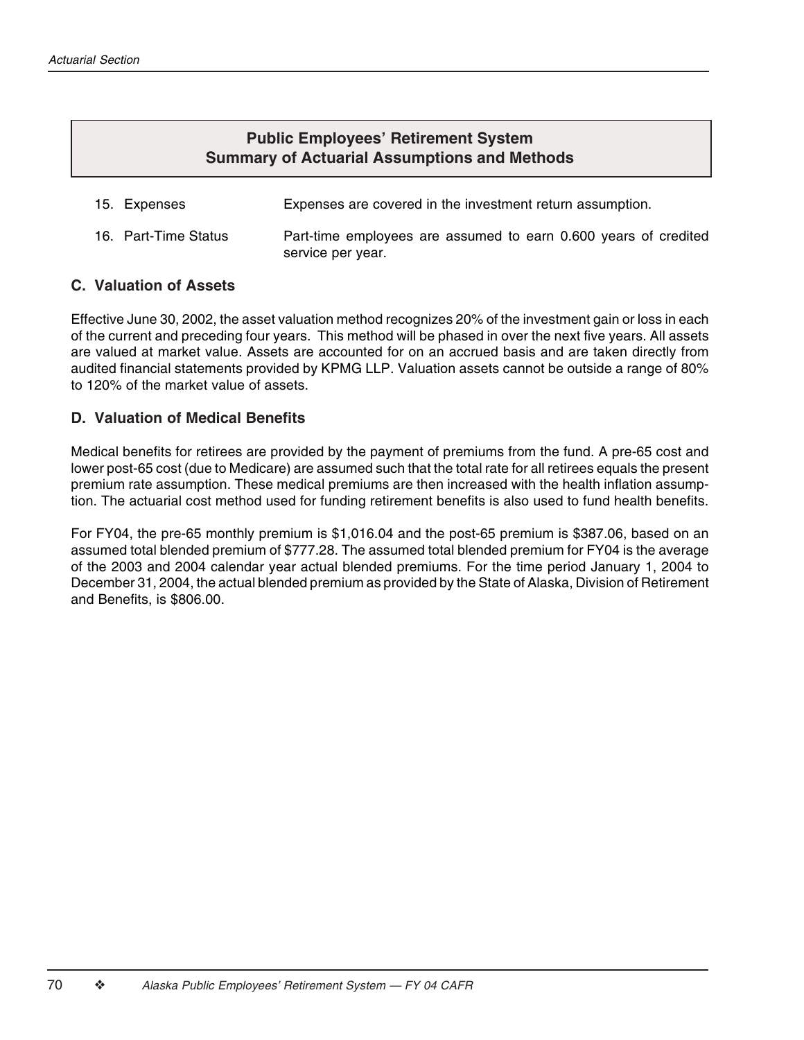## Public Employees' Retirement System
## Summary of Actuarial Assumptions and Methods

15. Expenses — Expenses are covered in the investment return assumption.

16. Part-Time Status — Part-time employees are assumed to earn 0.600 years of credited service per year.

### C. Valuation of Assets

Effective June 30, 2002, the asset valuation method recognizes 20% of the investment gain or loss in each of the current and preceding four years. This method will be phased in over the next five years. All assets are valued at market value. Assets are accounted for on an accrued basis and are taken directly from audited financial statements provided by KPMG LLP. Valuation assets cannot be outside a range of 80% to 120% of the market value of assets.

### D. Valuation of Medical Benefits

Medical benefits for retirees are provided by the payment of premiums from the fund. A pre-65 cost and lower post-65 cost (due to Medicare) are assumed such that the total rate for all retirees equals the present premium rate assumption. These medical premiums are then increased with the health inflation assumption. The actuarial cost method used for funding retirement benefits is also used to fund health benefits.

For FY04, the pre-65 monthly premium is $1,016.04 and the post-65 premium is $387.06, based on an assumed total blended premium of $777.28. The assumed total blended premium for FY04 is the average of the 2003 and 2004 calendar year actual blended premiums. For the time period January 1, 2004 to December 31, 2004, the actual blended premium as provided by the State of Alaska, Division of Retirement and Benefits, is $806.00.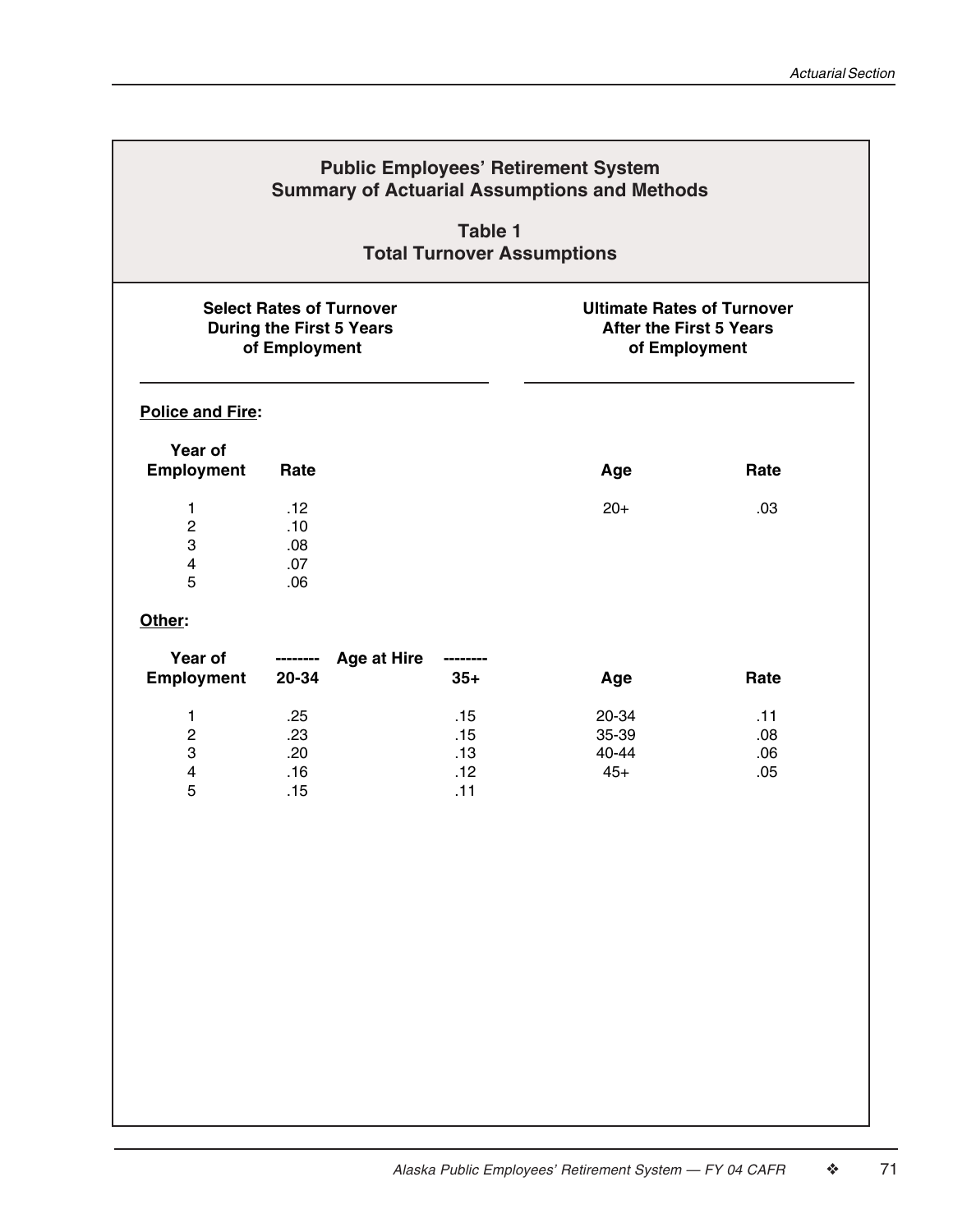## Public Employees' Retirement System
## Summary of Actuarial Assumptions and Methods

### Table 1
### Total Turnover Assumptions

**Select Rates of Turnover During the First 5 Years of Employment**

**Ultimate Rates of Turnover After the First 5 Years of Employment**

**Police and Fire:**

| Year of Employment | Rate | Age | Rate |
|---|---|---|---|
| 1 | .12 | 20+ | .03 |
| 2 | .10 | | |
| 3 | .08 | | |
| 4 | .07 | | |
| 5 | .06 | | |

**Other:**

| Year of Employment | Age at Hire 20-34 | Age at Hire 35+ | Age | Rate |
|---|---|---|---|---|
| 1 | .25 | .15 | 20-34 | .11 |
| 2 | .23 | .15 | 35-39 | .08 |
| 3 | .20 | .13 | 40-44 | .06 |
| 4 | .16 | .12 | 45+ | .05 |
| 5 | .15 | .11 | | |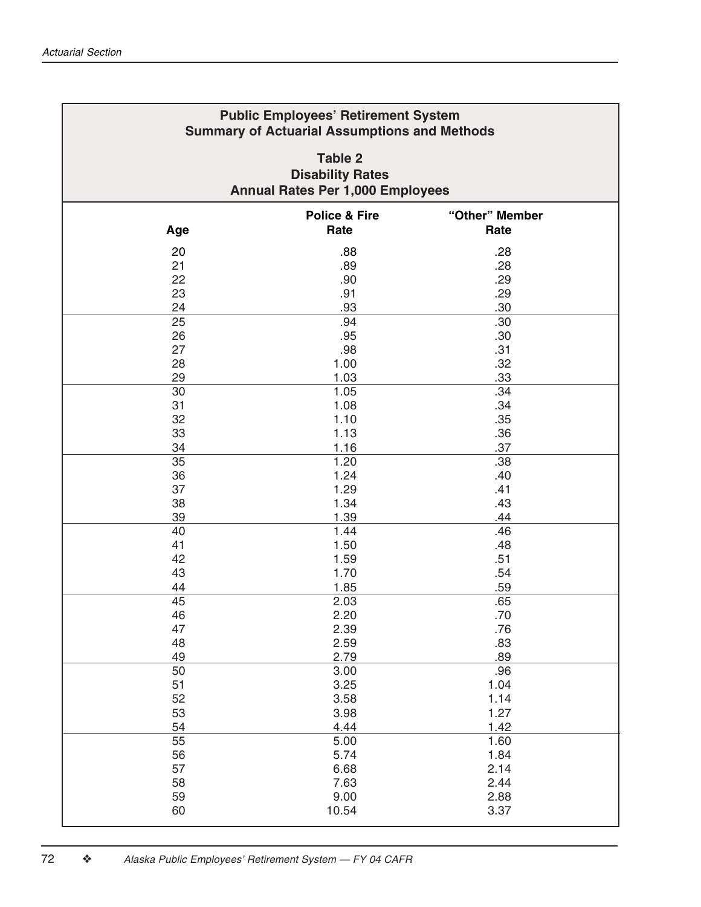## Public Employees' Retirement System
## Summary of Actuarial Assumptions and Methods

### Table 2
### Disability Rates
### Annual Rates Per 1,000 Employees

| Age | Police & Fire Rate | "Other" Member Rate |
|---|---|---|
| 20 | .88 | .28 |
| 21 | .89 | .28 |
| 22 | .90 | .29 |
| 23 | .91 | .29 |
| 24 | .93 | .30 |
| 25 | .94 | .30 |
| 26 | .95 | .30 |
| 27 | .98 | .31 |
| 28 | 1.00 | .32 |
| 29 | 1.03 | .33 |
| 30 | 1.05 | .34 |
| 31 | 1.08 | .34 |
| 32 | 1.10 | .35 |
| 33 | 1.13 | .36 |
| 34 | 1.16 | .37 |
| 35 | 1.20 | .38 |
| 36 | 1.24 | .40 |
| 37 | 1.29 | .41 |
| 38 | 1.34 | .43 |
| 39 | 1.39 | .44 |
| 40 | 1.44 | .46 |
| 41 | 1.50 | .48 |
| 42 | 1.59 | .51 |
| 43 | 1.70 | .54 |
| 44 | 1.85 | .59 |
| 45 | 2.03 | .65 |
| 46 | 2.20 | .70 |
| 47 | 2.39 | .76 |
| 48 | 2.59 | .83 |
| 49 | 2.79 | .89 |
| 50 | 3.00 | .96 |
| 51 | 3.25 | 1.04 |
| 52 | 3.58 | 1.14 |
| 53 | 3.98 | 1.27 |
| 54 | 4.44 | 1.42 |
| 55 | 5.00 | 1.60 |
| 56 | 5.74 | 1.84 |
| 57 | 6.68 | 2.14 |
| 58 | 7.63 | 2.44 |
| 59 | 9.00 | 2.88 |
| 60 | 10.54 | 3.37 |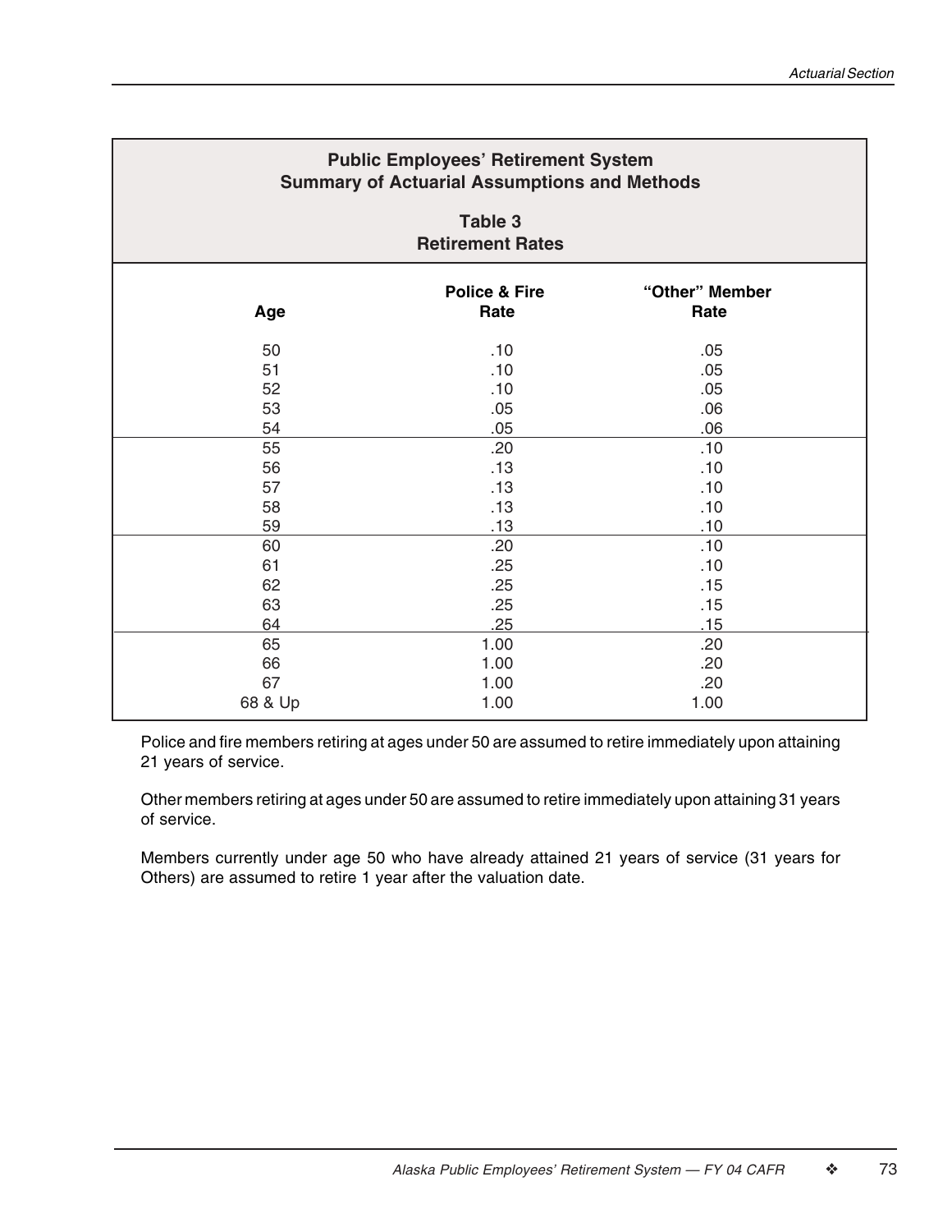## Public Employees' Retirement System
## Summary of Actuarial Assumptions and Methods

### Table 3
### Retirement Rates

| Age | Police & Fire Rate | "Other" Member Rate |
|---|---|---|
| 50 | .10 | .05 |
| 51 | .10 | .05 |
| 52 | .10 | .05 |
| 53 | .05 | .06 |
| 54 | .05 | .06 |
| 55 | .20 | .10 |
| 56 | .13 | .10 |
| 57 | .13 | .10 |
| 58 | .13 | .10 |
| 59 | .13 | .10 |
| 60 | .20 | .10 |
| 61 | .25 | .10 |
| 62 | .25 | .15 |
| 63 | .25 | .15 |
| 64 | .25 | .15 |
| 65 | 1.00 | .20 |
| 66 | 1.00 | .20 |
| 67 | 1.00 | .20 |
| 68 & Up | 1.00 | 1.00 |

Police and fire members retiring at ages under 50 are assumed to retire immediately upon attaining 21 years of service.

Other members retiring at ages under 50 are assumed to retire immediately upon attaining 31 years of service.

Members currently under age 50 who have already attained 21 years of service (31 years for Others) are assumed to retire 1 year after the valuation date.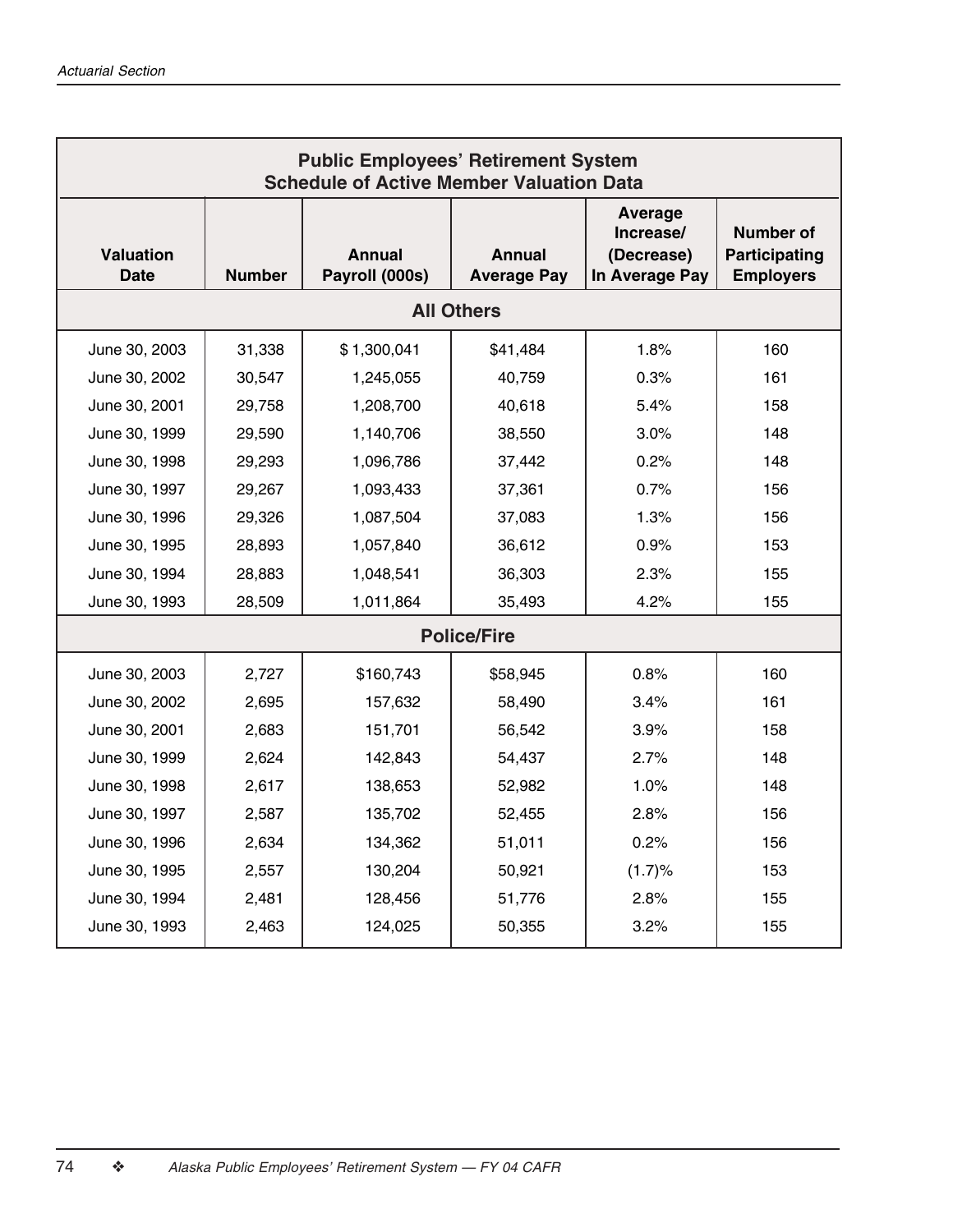## Public Employees' Retirement System
### Schedule of Active Member Valuation Data

| Valuation Date | Number | Annual Payroll (000s) | Annual Average Pay | Average Increase/ (Decrease) In Average Pay | Number of Participating Employers |
|---|---|---|---|---|---|
| **All Others** | | | | | |
| June 30, 2003 | 31,338 | $ 1,300,041 | $41,484 | 1.8% | 160 |
| June 30, 2002 | 30,547 | 1,245,055 | 40,759 | 0.3% | 161 |
| June 30, 2001 | 29,758 | 1,208,700 | 40,618 | 5.4% | 158 |
| June 30, 1999 | 29,590 | 1,140,706 | 38,550 | 3.0% | 148 |
| June 30, 1998 | 29,293 | 1,096,786 | 37,442 | 0.2% | 148 |
| June 30, 1997 | 29,267 | 1,093,433 | 37,361 | 0.7% | 156 |
| June 30, 1996 | 29,326 | 1,087,504 | 37,083 | 1.3% | 156 |
| June 30, 1995 | 28,893 | 1,057,840 | 36,612 | 0.9% | 153 |
| June 30, 1994 | 28,883 | 1,048,541 | 36,303 | 2.3% | 155 |
| June 30, 1993 | 28,509 | 1,011,864 | 35,493 | 4.2% | 155 |
| **Police/Fire** | | | | | |
| June 30, 2003 | 2,727 | $160,743 | $58,945 | 0.8% | 160 |
| June 30, 2002 | 2,695 | 157,632 | 58,490 | 3.4% | 161 |
| June 30, 2001 | 2,683 | 151,701 | 56,542 | 3.9% | 158 |
| June 30, 1999 | 2,624 | 142,843 | 54,437 | 2.7% | 148 |
| June 30, 1998 | 2,617 | 138,653 | 52,982 | 1.0% | 148 |
| June 30, 1997 | 2,587 | 135,702 | 52,455 | 2.8% | 156 |
| June 30, 1996 | 2,634 | 134,362 | 51,011 | 0.2% | 156 |
| June 30, 1995 | 2,557 | 130,204 | 50,921 | (1.7)% | 153 |
| June 30, 1994 | 2,481 | 128,456 | 51,776 | 2.8% | 155 |
| June 30, 1993 | 2,463 | 124,025 | 50,355 | 3.2% | 155 |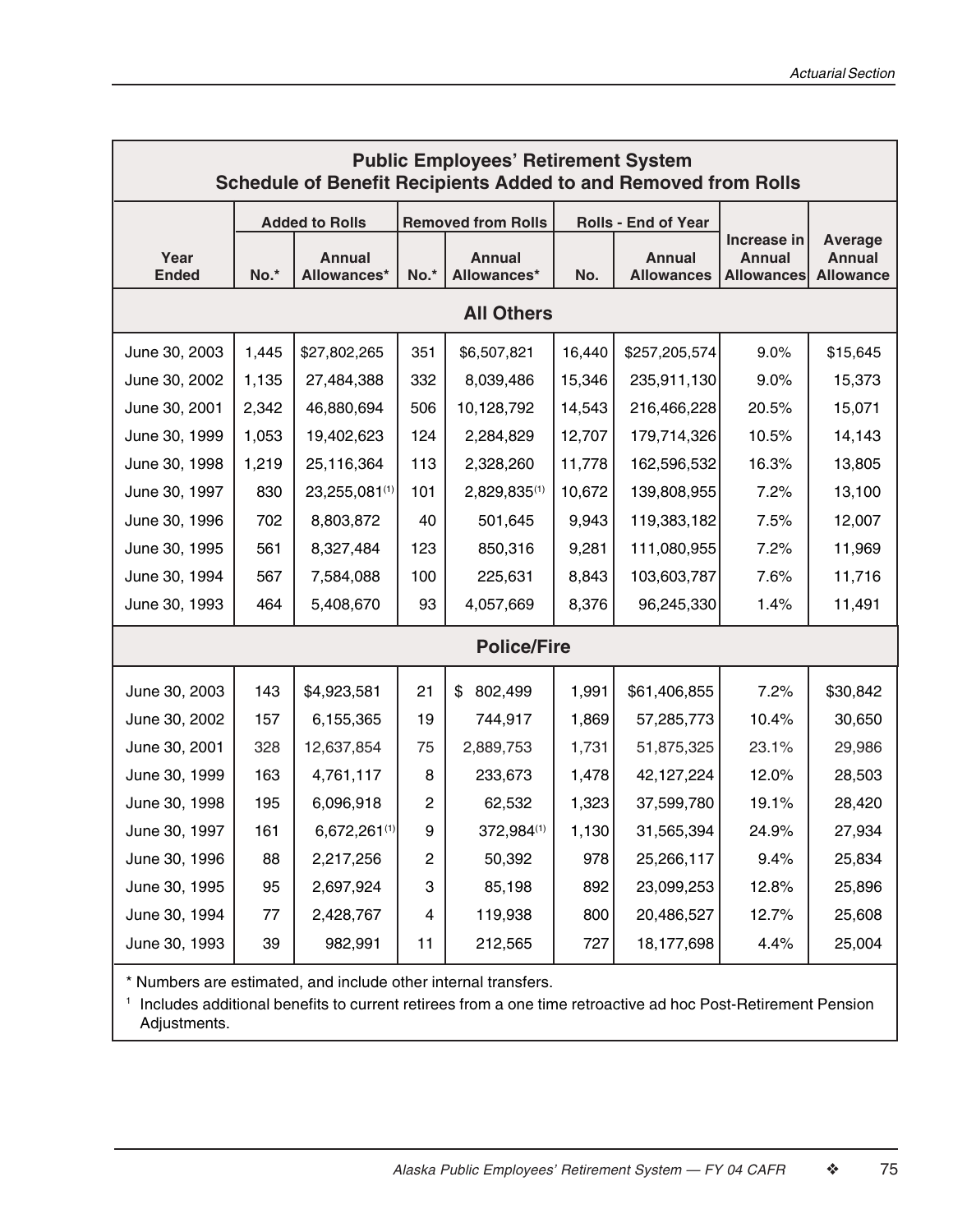## Public Employees' Retirement System
### Schedule of Benefit Recipients Added to and Removed from Rolls

| | Added to Rolls | | Removed from Rolls | | Rolls - End of Year | | | |
|---|---|---|---|---|---|---|---|---|
| Year Ended | No.* | Annual Allowances* | No.* | Annual Allowances* | No. | Annual Allowances | Increase in Annual Allowances | Average Annual Allowance |
| **All Others** | | | | | | | | |
| June 30, 2003 | 1,445 | $27,802,265 | 351 | $6,507,821 | 16,440 | $257,205,574 | 9.0% | $15,645 |
| June 30, 2002 | 1,135 | 27,484,388 | 332 | 8,039,486 | 15,346 | 235,911,130 | 9.0% | 15,373 |
| June 30, 2001 | 2,342 | 46,880,694 | 506 | 10,128,792 | 14,543 | 216,466,228 | 20.5% | 15,071 |
| June 30, 1999 | 1,053 | 19,402,623 | 124 | 2,284,829 | 12,707 | 179,714,326 | 10.5% | 14,143 |
| June 30, 1998 | 1,219 | 25,116,364 | 113 | 2,328,260 | 11,778 | 162,596,532 | 16.3% | 13,805 |
| June 30, 1997 | 830 | 23,255,081[1] | 101 | 2,829,835[1] | 10,672 | 139,808,955 | 7.2% | 13,100 |
| June 30, 1996 | 702 | 8,803,872 | 40 | 501,645 | 9,943 | 119,383,182 | 7.5% | 12,007 |
| June 30, 1995 | 561 | 8,327,484 | 123 | 850,316 | 9,281 | 111,080,955 | 7.2% | 11,969 |
| June 30, 1994 | 567 | 7,584,088 | 100 | 225,631 | 8,843 | 103,603,787 | 7.6% | 11,716 |
| June 30, 1993 | 464 | 5,408,670 | 93 | 4,057,669 | 8,376 | 96,245,330 | 1.4% | 11,491 |
| **Police/Fire** | | | | | | | | |
| June 30, 2003 | 143 | $4,923,581 | 21 | $ 802,499 | 1,991 | $61,406,855 | 7.2% | $30,842 |
| June 30, 2002 | 157 | 6,155,365 | 19 | 744,917 | 1,869 | 57,285,773 | 10.4% | 30,650 |
| June 30, 2001 | 328 | 12,637,854 | 75 | 2,889,753 | 1,731 | 51,875,325 | 23.1% | 29,986 |
| June 30, 1999 | 163 | 4,761,117 | 8 | 233,673 | 1,478 | 42,127,224 | 12.0% | 28,503 |
| June 30, 1998 | 195 | 6,096,918 | 2 | 62,532 | 1,323 | 37,599,780 | 19.1% | 28,420 |
| June 30, 1997 | 161 | 6,672,261[1] | 9 | 372,984[1] | 1,130 | 31,565,394 | 24.9% | 27,934 |
| June 30, 1996 | 88 | 2,217,256 | 2 | 50,392 | 978 | 25,266,117 | 9.4% | 25,834 |
| June 30, 1995 | 95 | 2,697,924 | 3 | 85,198 | 892 | 23,099,253 | 12.8% | 25,896 |
| June 30, 1994 | 77 | 2,428,767 | 4 | 119,938 | 800 | 20,486,527 | 12.7% | 25,608 |
| June 30, 1993 | 39 | 982,991 | 11 | 212,565 | 727 | 18,177,698 | 4.4% | 25,004 |

* Numbers are estimated, and include other internal transfers.

[1] Includes additional benefits to current retirees from a one time retroactive ad hoc Post-Retirement Pension Adjustments.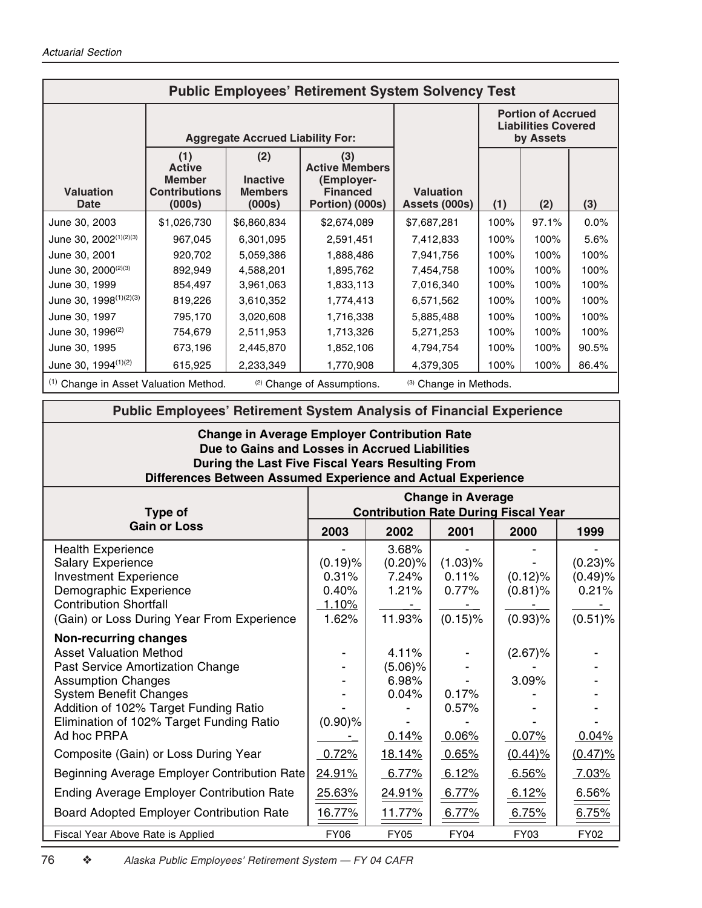## Public Employees' Retirement System Solvency Test

| Valuation Date | Aggregate Accrued Liability For: (1) Active Member Contributions (000s) | (2) Inactive Members (000s) | (3) Active Members (Employer-Financed Portion) (000s) | Valuation Assets (000s) | Portion of Accrued Liabilities Covered by Assets (1) | (2) | (3) |
|---|---|---|---|---|---|---|---|
| June 30, 2003 | $1,026,730 | $6,860,834 | $2,674,089 | $7,687,281 | 100% | 97.1% | 0.0% |
| June 30, 2002[(1)(2)(3)] | 967,045 | 6,301,095 | 2,591,451 | 7,412,833 | 100% | 100% | 5.6% |
| June 30, 2001 | 920,702 | 5,059,386 | 1,888,486 | 7,941,756 | 100% | 100% | 100% |
| June 30, 2000[(2)(3)] | 892,949 | 4,588,201 | 1,895,762 | 7,454,758 | 100% | 100% | 100% |
| June 30, 1999 | 854,497 | 3,961,063 | 1,833,113 | 7,016,340 | 100% | 100% | 100% |
| June 30, 1998[(1)(2)(3)] | 819,226 | 3,610,352 | 1,774,413 | 6,571,562 | 100% | 100% | 100% |
| June 30, 1997 | 795,170 | 3,020,608 | 1,716,338 | 5,885,488 | 100% | 100% | 100% |
| June 30, 1996[(2)] | 754,679 | 2,511,953 | 1,713,326 | 5,271,253 | 100% | 100% | 100% |
| June 30, 1995 | 673,196 | 2,445,870 | 1,852,106 | 4,794,754 | 100% | 100% | 90.5% |
| June 30, 1994[(1)(2)] | 615,925 | 2,233,349 | 1,770,908 | 4,379,305 | 100% | 100% | 86.4% |

[(1)] Change in Asset Valuation Method. [(2)] Change of Assumptions. [(3)] Change in Methods.

## Public Employees' Retirement System Analysis of Financial Experience

**Change in Average Employer Contribution Rate Due to Gains and Losses in Accrued Liabilities During the Last Five Fiscal Years Resulting From Differences Between Assumed Experience and Actual Experience**

| Type of Gain or Loss | Change in Average Contribution Rate During Fiscal Year 2003 | 2002 | 2001 | 2000 | 1999 |
|---|---|---|---|---|---|
| Health Experience | - | 3.68% | - | - | - |
| Salary Experience | (0.19)% | (0.20)% | (1.03)% | - | (0.23)% |
| Investment Experience | 0.31% | 7.24% | 0.11% | (0.12)% | (0.49)% |
| Demographic Experience | 0.40% | 1.21% | 0.77% | (0.81)% | 0.21% |
| Contribution Shortfall | 1.10% | - | - | - | - |
| (Gain) or Loss During Year From Experience | 1.62% | 11.93% | (0.15)% | (0.93)% | (0.51)% |
| **Non-recurring changes** | | | | | |
| Asset Valuation Method | - | 4.11% | - | (2.67)% | - |
| Past Service Amortization Change | - | (5.06)% | - | - | - |
| Assumption Changes | - | 6.98% | - | 3.09% | - |
| System Benefit Changes | - | 0.04% | 0.17% | - | - |
| Addition of 102% Target Funding Ratio | - | - | 0.57% | - | - |
| Elimination of 102% Target Funding Ratio | (0.90)% | - | - | - | - |
| Ad hoc PRPA | - | 0.14% | 0.06% | 0.07% | 0.04% |
| Composite (Gain) or Loss During Year | 0.72% | 18.14% | 0.65% | (0.44)% | (0.47)% |
| Beginning Average Employer Contribution Rate | 24.91% | 6.77% | 6.12% | 6.56% | 7.03% |
| Ending Average Employer Contribution Rate | 25.63% | 24.91% | 6.77% | 6.12% | 6.56% |
| Board Adopted Employer Contribution Rate | 16.77% | 11.77% | 6.77% | 6.75% | 6.75% |
| Fiscal Year Above Rate is Applied | FY06 | FY05 | FY04 | FY03 | FY02 |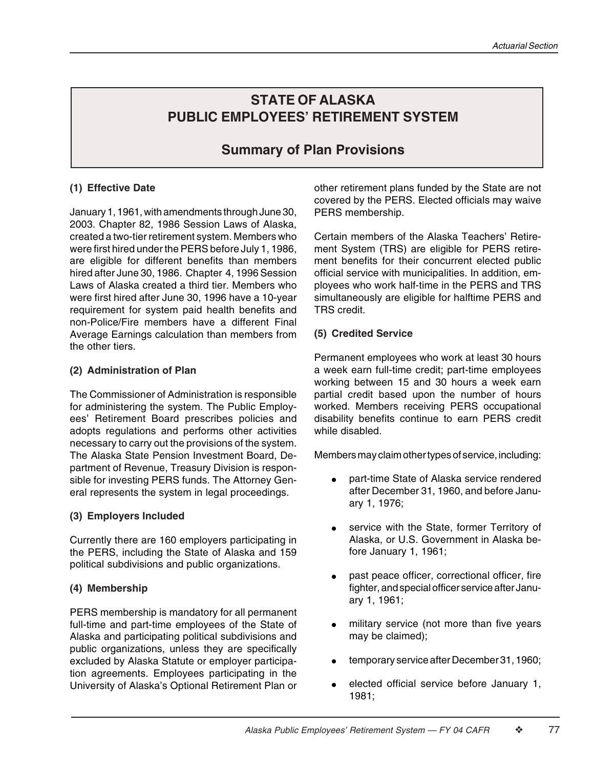# STATE OF ALASKA PUBLIC EMPLOYEES' RETIREMENT SYSTEM

## Summary of Plan Provisions

**(1) Effective Date**

January 1, 1961, with amendments through June 30, 2003. Chapter 82, 1986 Session Laws of Alaska, created a two-tier retirement system. Members who were first hired under the PERS before July 1, 1986, are eligible for different benefits than members hired after June 30, 1986. Chapter 4, 1996 Session Laws of Alaska created a third tier. Members who were first hired after June 30, 1996 have a 10-year requirement for system paid health benefits and non-Police/Fire members have a different Final Average Earnings calculation than members from the other tiers.

**(2) Administration of Plan**

The Commissioner of Administration is responsible for administering the system. The Public Employees' Retirement Board prescribes policies and adopts regulations and performs other activities necessary to carry out the provisions of the system. The Alaska State Pension Investment Board, Department of Revenue, Treasury Division is responsible for investing PERS funds. The Attorney General represents the system in legal proceedings.

**(3) Employers Included**

Currently there are 160 employers participating in the PERS, including the State of Alaska and 159 political subdivisions and public organizations.

**(4) Membership**

PERS membership is mandatory for all permanent full-time and part-time employees of the State of Alaska and participating political subdivisions and public organizations, unless they are specifically excluded by Alaska Statute or employer participation agreements. Employees participating in the University of Alaska's Optional Retirement Plan or other retirement plans funded by the State are not covered by the PERS. Elected officials may waive PERS membership.

Certain members of the Alaska Teachers' Retirement System (TRS) are eligible for PERS retirement benefits for their concurrent elected public official service with municipalities. In addition, employees who work half-time in the PERS and TRS simultaneously are eligible for halftime PERS and TRS credit.

**(5) Credited Service**

Permanent employees who work at least 30 hours a week earn full-time credit; part-time employees working between 15 and 30 hours a week earn partial credit based upon the number of hours worked. Members receiving PERS occupational disability benefits continue to earn PERS credit while disabled.

Members may claim other types of service, including:

- part-time State of Alaska service rendered after December 31, 1960, and before January 1, 1976;
- service with the State, former Territory of Alaska, or U.S. Government in Alaska before January 1, 1961;
- past peace officer, correctional officer, fire fighter, and special officer service after January 1, 1961;
- military service (not more than five years may be claimed);
- temporary service after December 31, 1960;
- elected official service before January 1, 1981;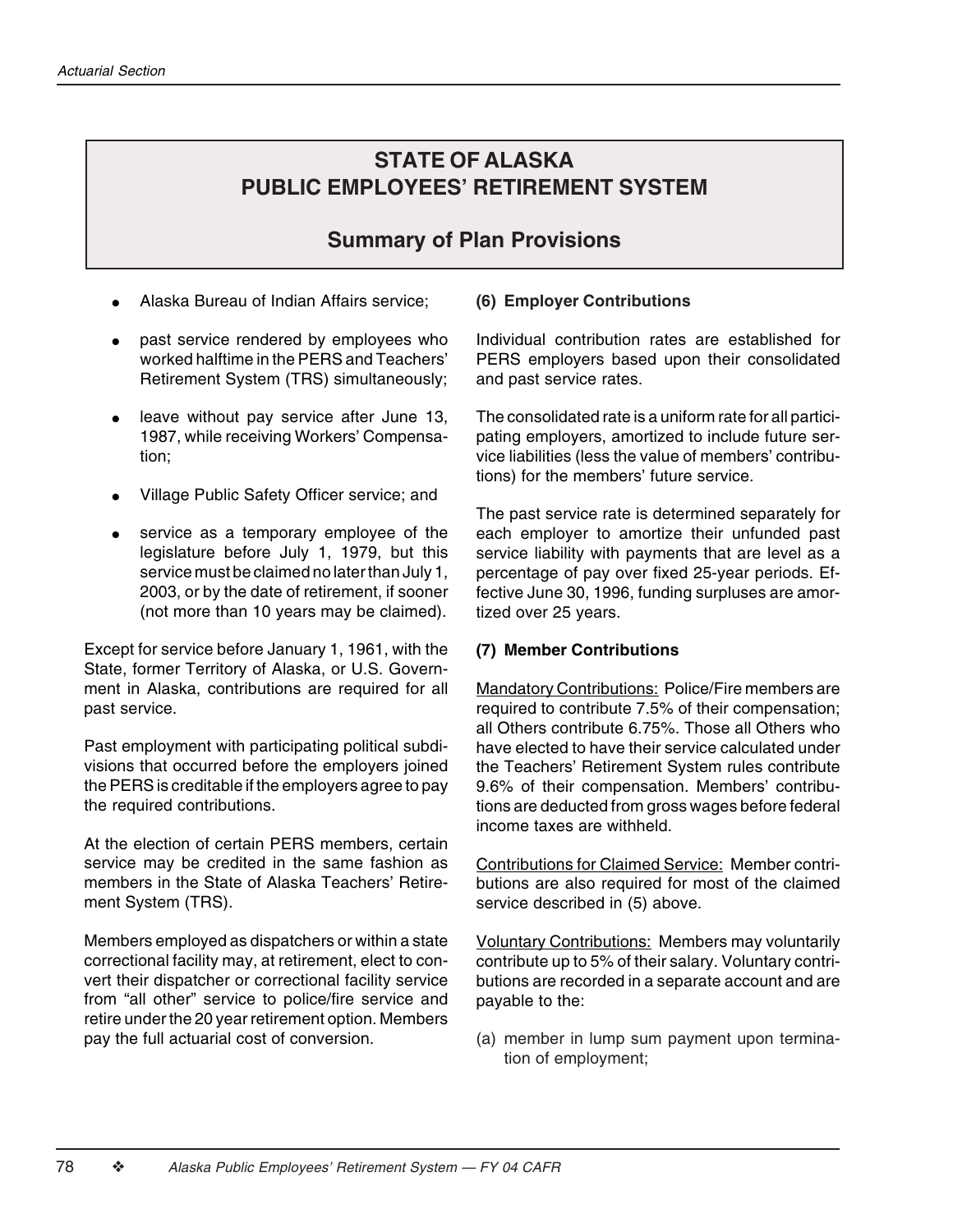## STATE OF ALASKA
## PUBLIC EMPLOYEES' RETIREMENT SYSTEM

### Summary of Plan Provisions

- Alaska Bureau of Indian Affairs service;
- past service rendered by employees who worked halftime in the PERS and Teachers' Retirement System (TRS) simultaneously;
- leave without pay service after June 13, 1987, while receiving Workers' Compensation;
- Village Public Safety Officer service; and
- service as a temporary employee of the legislature before July 1, 1979, but this service must be claimed no later than July 1, 2003, or by the date of retirement, if sooner (not more than 10 years may be claimed).

Except for service before January 1, 1961, with the State, former Territory of Alaska, or U.S. Government in Alaska, contributions are required for all past service.

Past employment with participating political subdivisions that occurred before the employers joined the PERS is creditable if the employers agree to pay the required contributions.

At the election of certain PERS members, certain service may be credited in the same fashion as members in the State of Alaska Teachers' Retirement System (TRS).

Members employed as dispatchers or within a state correctional facility may, at retirement, elect to convert their dispatcher or correctional facility service from "all other" service to police/fire service and retire under the 20 year retirement option. Members pay the full actuarial cost of conversion.

**(6) Employer Contributions**

Individual contribution rates are established for PERS employers based upon their consolidated and past service rates.

The consolidated rate is a uniform rate for all participating employers, amortized to include future service liabilities (less the value of members' contributions) for the members' future service.

The past service rate is determined separately for each employer to amortize their unfunded past service liability with payments that are level as a percentage of pay over fixed 25-year periods. Effective June 30, 1996, funding surpluses are amortized over 25 years.

**(7) Member Contributions**

Mandatory Contributions: Police/Fire members are required to contribute 7.5% of their compensation; all Others contribute 6.75%. Those all Others who have elected to have their service calculated under the Teachers' Retirement System rules contribute 9.6% of their compensation. Members' contributions are deducted from gross wages before federal income taxes are withheld.

Contributions for Claimed Service: Member contributions are also required for most of the claimed service described in (5) above.

Voluntary Contributions: Members may voluntarily contribute up to 5% of their salary. Voluntary contributions are recorded in a separate account and are payable to the:

(a) member in lump sum payment upon termination of employment;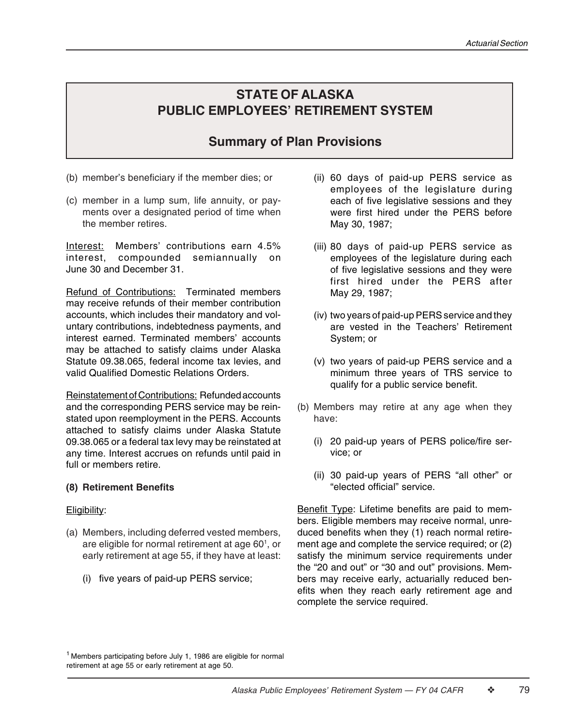# STATE OF ALASKA PUBLIC EMPLOYEES' RETIREMENT SYSTEM

## Summary of Plan Provisions

(b) member's beneficiary if the member dies; or

(c) member in a lump sum, life annuity, or payments over a designated period of time when the member retires.

Interest: Members' contributions earn 4.5% interest, compounded semiannually on June 30 and December 31.

Refund of Contributions: Terminated members may receive refunds of their member contribution accounts, which includes their mandatory and voluntary contributions, indebtedness payments, and interest earned. Terminated members' accounts may be attached to satisfy claims under Alaska Statute 09.38.065, federal income tax levies, and valid Qualified Domestic Relations Orders.

Reinstatement of Contributions: Refunded accounts and the corresponding PERS service may be reinstated upon reemployment in the PERS. Accounts attached to satisfy claims under Alaska Statute 09.38.065 or a federal tax levy may be reinstated at any time. Interest accrues on refunds until paid in full or members retire.

**(8) Retirement Benefits**

Eligibility:

(a) Members, including deferred vested members, are eligible for normal retirement at age 60[1], or early retirement at age 55, if they have at least:

(i) five years of paid-up PERS service;

(ii) 60 days of paid-up PERS service as employees of the legislature during each of five legislative sessions and they were first hired under the PERS before May 30, 1987;

(iii) 80 days of paid-up PERS service as employees of the legislature during each of five legislative sessions and they were first hired under the PERS after May 29, 1987;

(iv) two years of paid-up PERS service and they are vested in the Teachers' Retirement System; or

(v) two years of paid-up PERS service and a minimum three years of TRS service to qualify for a public service benefit.

(b) Members may retire at any age when they have:

(i) 20 paid-up years of PERS police/fire service; or

(ii) 30 paid-up years of PERS "all other" or "elected official" service.

Benefit Type: Lifetime benefits are paid to members. Eligible members may receive normal, unreduced benefits when they (1) reach normal retirement age and complete the service required; or (2) satisfy the minimum service requirements under the "20 and out" or "30 and out" provisions. Members may receive early, actuarially reduced benefits when they reach early retirement age and complete the service required.

[1] Members participating before July 1, 1986 are eligible for normal retirement at age 55 or early retirement at age 50.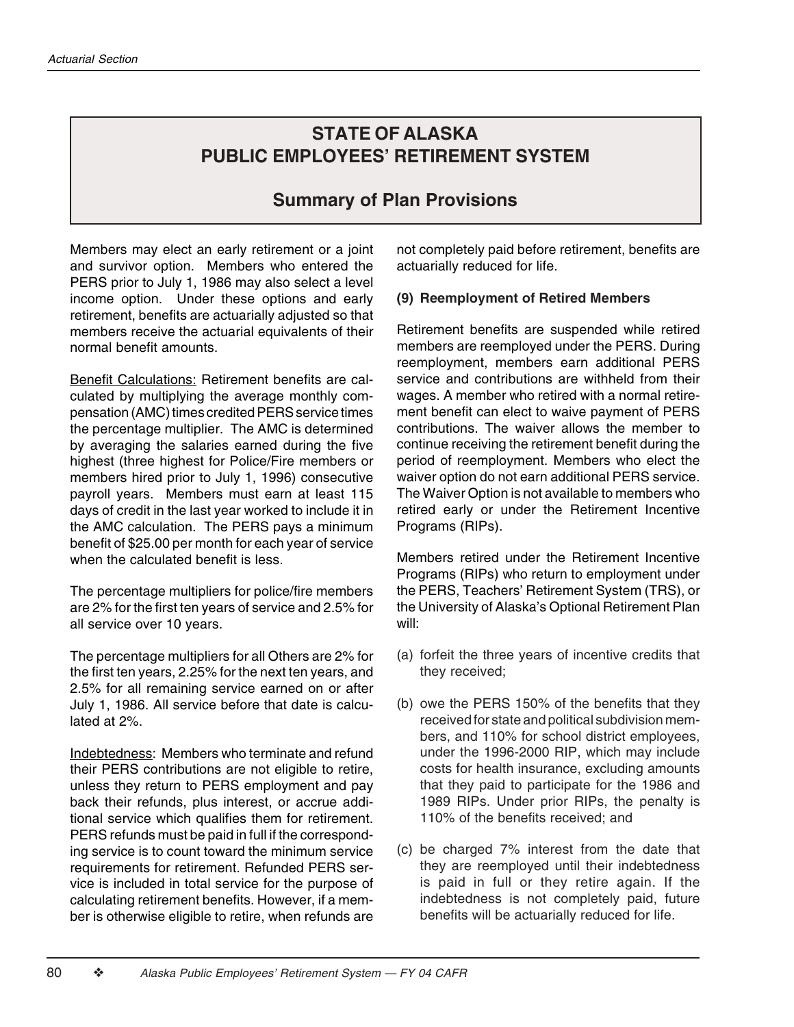# STATE OF ALASKA
# PUBLIC EMPLOYEES' RETIREMENT SYSTEM

## Summary of Plan Provisions

Members may elect an early retirement or a joint and survivor option. Members who entered the PERS prior to July 1, 1986 may also select a level income option. Under these options and early retirement, benefits are actuarially adjusted so that members receive the actuarial equivalents of their normal benefit amounts.

Benefit Calculations: Retirement benefits are calculated by multiplying the average monthly compensation (AMC) times credited PERS service times the percentage multiplier. The AMC is determined by averaging the salaries earned during the five highest (three highest for Police/Fire members or members hired prior to July 1, 1996) consecutive payroll years. Members must earn at least 115 days of credit in the last year worked to include it in the AMC calculation. The PERS pays a minimum benefit of $25.00 per month for each year of service when the calculated benefit is less.

The percentage multipliers for police/fire members are 2% for the first ten years of service and 2.5% for all service over 10 years.

The percentage multipliers for all Others are 2% for the first ten years, 2.25% for the next ten years, and 2.5% for all remaining service earned on or after July 1, 1986. All service before that date is calculated at 2%.

Indebtedness: Members who terminate and refund their PERS contributions are not eligible to retire, unless they return to PERS employment and pay back their refunds, plus interest, or accrue additional service which qualifies them for retirement. PERS refunds must be paid in full if the corresponding service is to count toward the minimum service requirements for retirement. Refunded PERS service is included in total service for the purpose of calculating retirement benefits. However, if a member is otherwise eligible to retire, when refunds are not completely paid before retirement, benefits are actuarially reduced for life.

### (9) Reemployment of Retired Members

Retirement benefits are suspended while retired members are reemployed under the PERS. During reemployment, members earn additional PERS service and contributions are withheld from their wages. A member who retired with a normal retirement benefit can elect to waive payment of PERS contributions. The waiver allows the member to continue receiving the retirement benefit during the period of reemployment. Members who elect the waiver option do not earn additional PERS service. The Waiver Option is not available to members who retired early or under the Retirement Incentive Programs (RIPs).

Members retired under the Retirement Incentive Programs (RIPs) who return to employment under the PERS, Teachers' Retirement System (TRS), or the University of Alaska's Optional Retirement Plan will:

(a) forfeit the three years of incentive credits that they received;

(b) owe the PERS 150% of the benefits that they received for state and political subdivision members, and 110% for school district employees, under the 1996-2000 RIP, which may include costs for health insurance, excluding amounts that they paid to participate for the 1986 and 1989 RIPs. Under prior RIPs, the penalty is 110% of the benefits received; and

(c) be charged 7% interest from the date that they are reemployed until their indebtedness is paid in full or they retire again. If the indebtedness is not completely paid, future benefits will be actuarially reduced for life.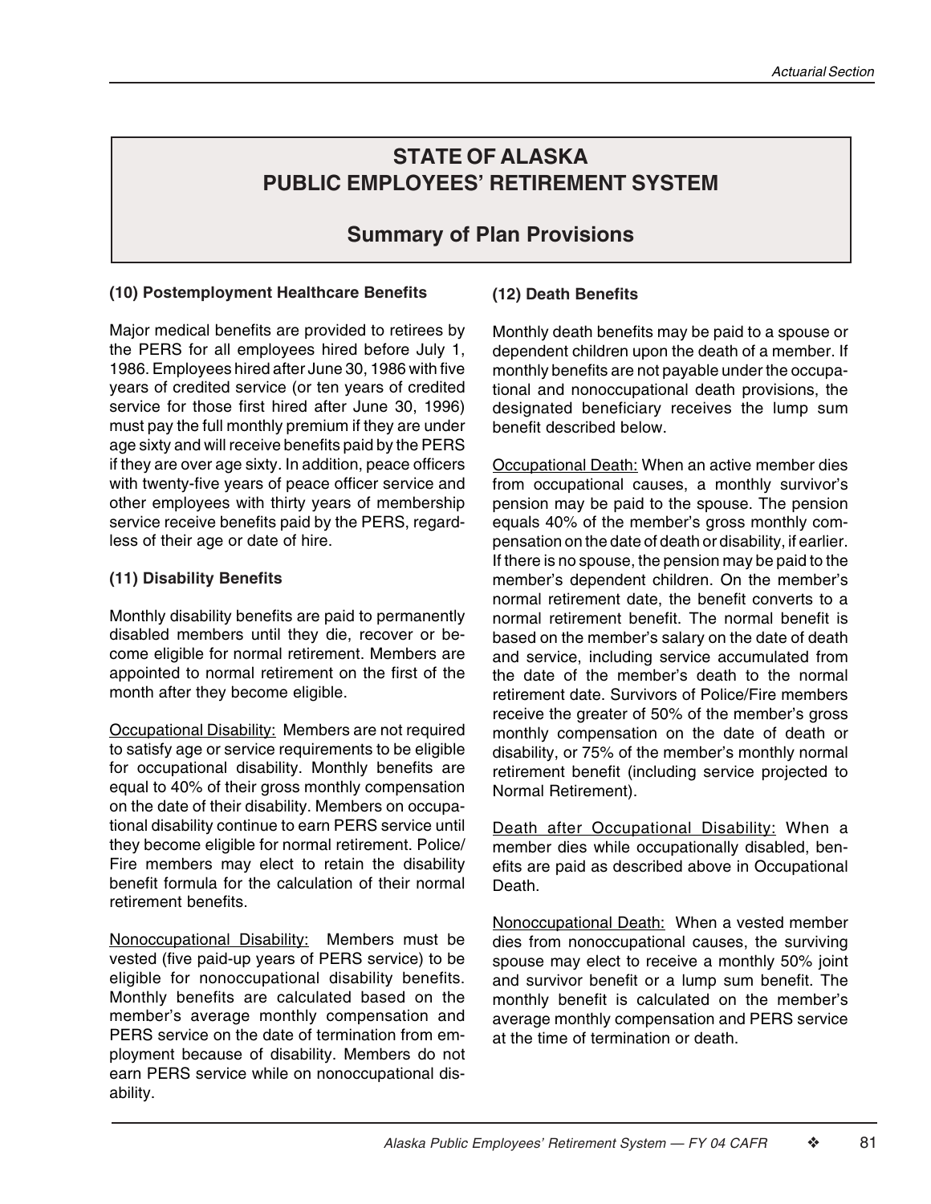# STATE OF ALASKA PUBLIC EMPLOYEES' RETIREMENT SYSTEM

## Summary of Plan Provisions

### (10) Postemployment Healthcare Benefits

Major medical benefits are provided to retirees by the PERS for all employees hired before July 1, 1986. Employees hired after June 30, 1986 with five years of credited service (or ten years of credited service for those first hired after June 30, 1996) must pay the full monthly premium if they are under age sixty and will receive benefits paid by the PERS if they are over age sixty. In addition, peace officers with twenty-five years of peace officer service and other employees with thirty years of membership service receive benefits paid by the PERS, regardless of their age or date of hire.

### (11) Disability Benefits

Monthly disability benefits are paid to permanently disabled members until they die, recover or become eligible for normal retirement. Members are appointed to normal retirement on the first of the month after they become eligible.

Occupational Disability: Members are not required to satisfy age or service requirements to be eligible for occupational disability. Monthly benefits are equal to 40% of their gross monthly compensation on the date of their disability. Members on occupational disability continue to earn PERS service until they become eligible for normal retirement. Police/Fire members may elect to retain the disability benefit formula for the calculation of their normal retirement benefits.

Nonoccupational Disability: Members must be vested (five paid-up years of PERS service) to be eligible for nonoccupational disability benefits. Monthly benefits are calculated based on the member's average monthly compensation and PERS service on the date of termination from employment because of disability. Members do not earn PERS service while on nonoccupational disability.

### (12) Death Benefits

Monthly death benefits may be paid to a spouse or dependent children upon the death of a member. If monthly benefits are not payable under the occupational and nonoccupational death provisions, the designated beneficiary receives the lump sum benefit described below.

Occupational Death: When an active member dies from occupational causes, a monthly survivor's pension may be paid to the spouse. The pension equals 40% of the member's gross monthly compensation on the date of death or disability, if earlier. If there is no spouse, the pension may be paid to the member's dependent children. On the member's normal retirement date, the benefit converts to a normal retirement benefit. The normal benefit is based on the member's salary on the date of death and service, including service accumulated from the date of the member's death to the normal retirement date. Survivors of Police/Fire members receive the greater of 50% of the member's gross monthly compensation on the date of death or disability, or 75% of the member's monthly normal retirement benefit (including service projected to Normal Retirement).

Death after Occupational Disability: When a member dies while occupationally disabled, benefits are paid as described above in Occupational Death.

Nonoccupational Death: When a vested member dies from nonoccupational causes, the surviving spouse may elect to receive a monthly 50% joint and survivor benefit or a lump sum benefit. The monthly benefit is calculated on the member's average monthly compensation and PERS service at the time of termination or death.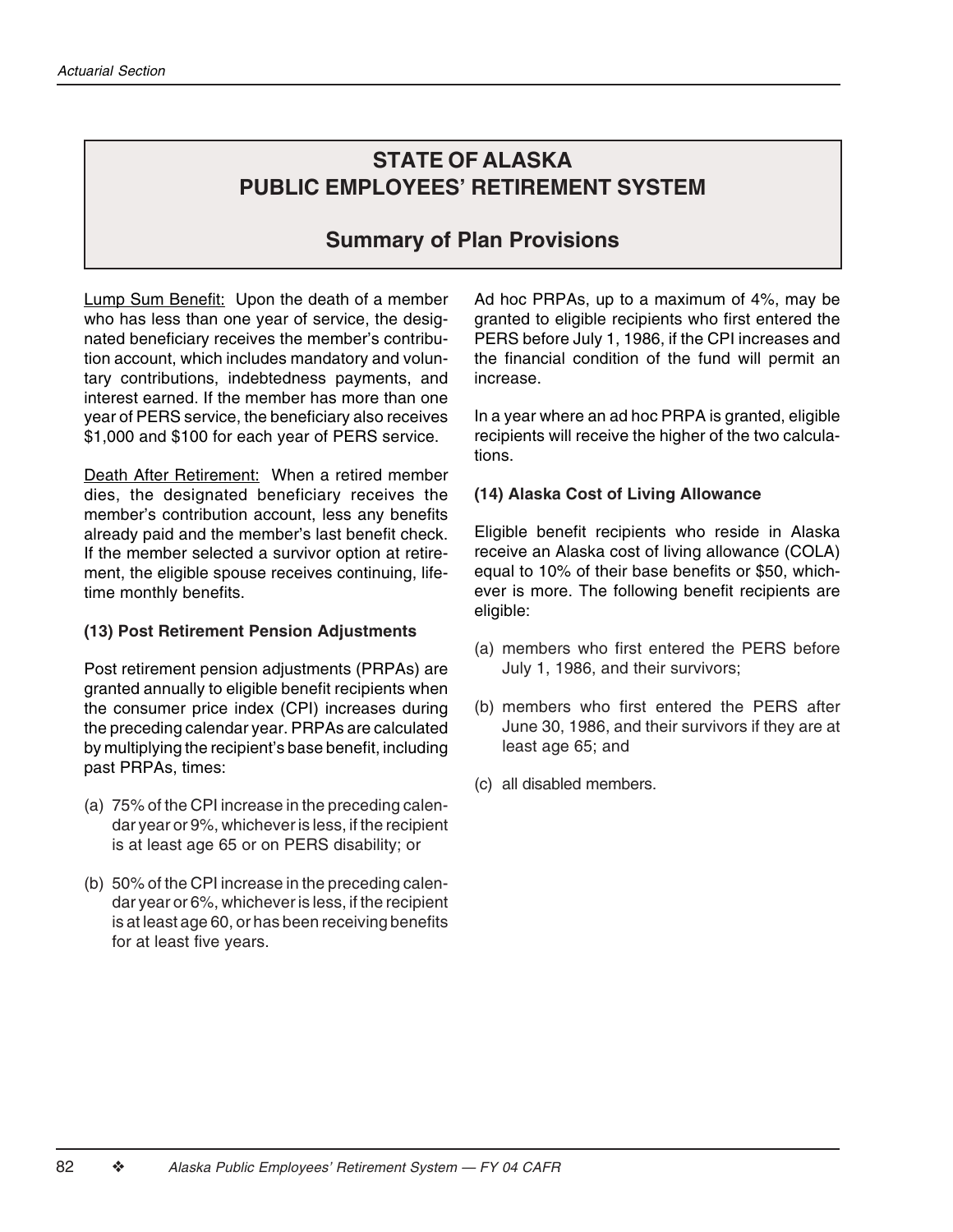## STATE OF ALASKA
## PUBLIC EMPLOYEES' RETIREMENT SYSTEM

### Summary of Plan Provisions

Lump Sum Benefit: Upon the death of a member who has less than one year of service, the designated beneficiary receives the member's contribution account, which includes mandatory and voluntary contributions, indebtedness payments, and interest earned. If the member has more than one year of PERS service, the beneficiary also receives $1,000 and $100 for each year of PERS service.

Death After Retirement: When a retired member dies, the designated beneficiary receives the member's contribution account, less any benefits already paid and the member's last benefit check. If the member selected a survivor option at retirement, the eligible spouse receives continuing, lifetime monthly benefits.

**(13) Post Retirement Pension Adjustments**

Post retirement pension adjustments (PRPAs) are granted annually to eligible benefit recipients when the consumer price index (CPI) increases during the preceding calendar year. PRPAs are calculated by multiplying the recipient's base benefit, including past PRPAs, times:

(a) 75% of the CPI increase in the preceding calendar year or 9%, whichever is less, if the recipient is at least age 65 or on PERS disability; or

(b) 50% of the CPI increase in the preceding calendar year or 6%, whichever is less, if the recipient is at least age 60, or has been receiving benefits for at least five years.

Ad hoc PRPAs, up to a maximum of 4%, may be granted to eligible recipients who first entered the PERS before July 1, 1986, if the CPI increases and the financial condition of the fund will permit an increase.

In a year where an ad hoc PRPA is granted, eligible recipients will receive the higher of the two calculations.

**(14) Alaska Cost of Living Allowance**

Eligible benefit recipients who reside in Alaska receive an Alaska cost of living allowance (COLA) equal to 10% of their base benefits or $50, whichever is more. The following benefit recipients are eligible:

(a) members who first entered the PERS before July 1, 1986, and their survivors;

(b) members who first entered the PERS after June 30, 1986, and their survivors if they are at least age 65; and

(c) all disabled members.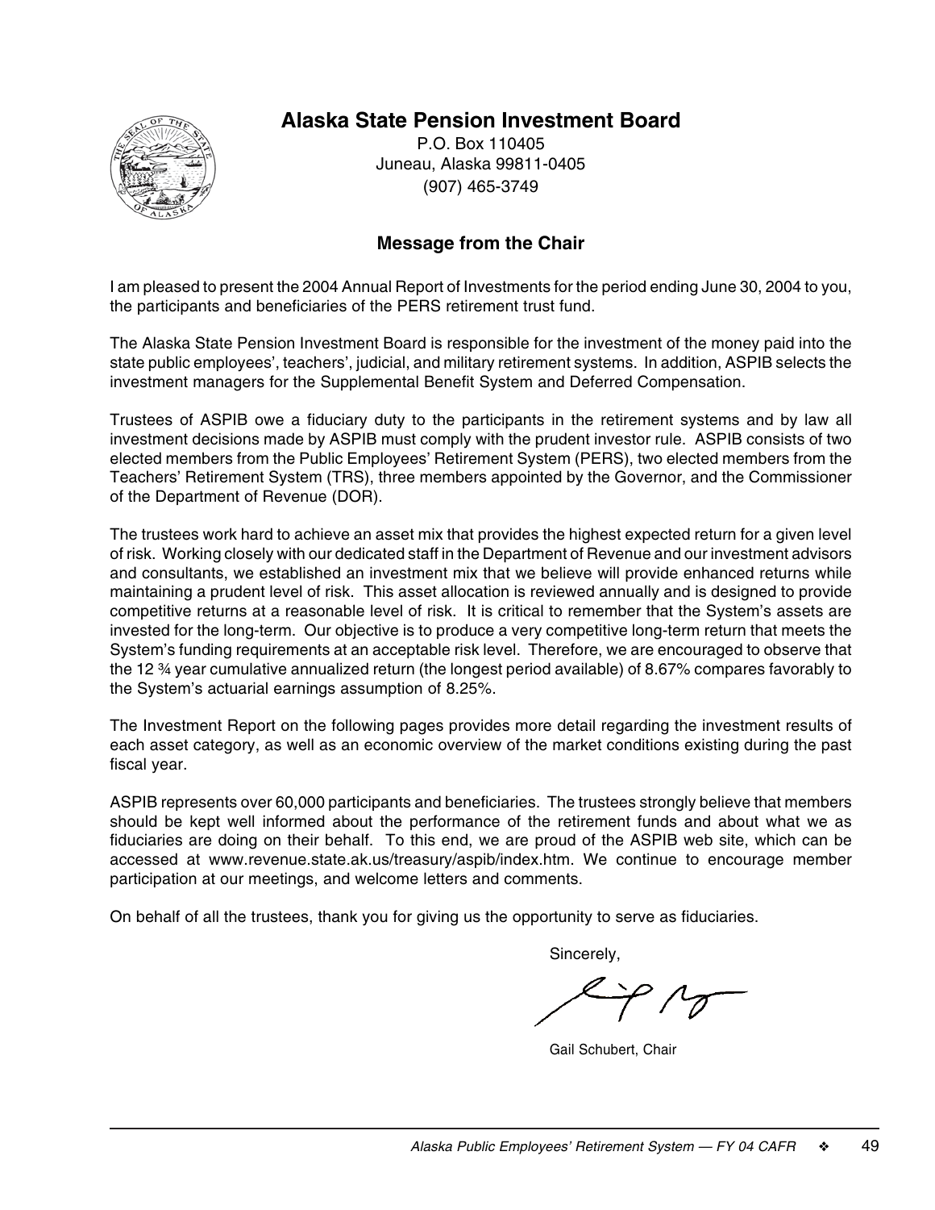# Alaska State Pension Investment Board

P.O. Box 110405
Juneau, Alaska 99811-0405
(907) 465-3749

## Message from the Chair

I am pleased to present the 2004 Annual Report of Investments for the period ending June 30, 2004 to you, the participants and beneficiaries of the PERS retirement trust fund.

The Alaska State Pension Investment Board is responsible for the investment of the money paid into the state public employees', teachers', judicial, and military retirement systems. In addition, ASPIB selects the investment managers for the Supplemental Benefit System and Deferred Compensation.

Trustees of ASPIB owe a fiduciary duty to the participants in the retirement systems and by law all investment decisions made by ASPIB must comply with the prudent investor rule. ASPIB consists of two elected members from the Public Employees' Retirement System (PERS), two elected members from the Teachers' Retirement System (TRS), three members appointed by the Governor, and the Commissioner of the Department of Revenue (DOR).

The trustees work hard to achieve an asset mix that provides the highest expected return for a given level of risk. Working closely with our dedicated staff in the Department of Revenue and our investment advisors and consultants, we established an investment mix that we believe will provide enhanced returns while maintaining a prudent level of risk. This asset allocation is reviewed annually and is designed to provide competitive returns at a reasonable level of risk. It is critical to remember that the System's assets are invested for the long-term. Our objective is to produce a very competitive long-term return that meets the System's funding requirements at an acceptable risk level. Therefore, we are encouraged to observe that the 12 ¾ year cumulative annualized return (the longest period available) of 8.67% compares favorably to the System's actuarial earnings assumption of 8.25%.

The Investment Report on the following pages provides more detail regarding the investment results of each asset category, as well as an economic overview of the market conditions existing during the past fiscal year.

ASPIB represents over 60,000 participants and beneficiaries. The trustees strongly believe that members should be kept well informed about the performance of the retirement funds and about what we as fiduciaries are doing on their behalf. To this end, we are proud of the ASPIB web site, which can be accessed at www.revenue.state.ak.us/treasury/aspib/index.htm. We continue to encourage member participation at our meetings, and welcome letters and comments.

On behalf of all the trustees, thank you for giving us the opportunity to serve as fiduciaries.

Sincerely,

Gail Schubert, Chair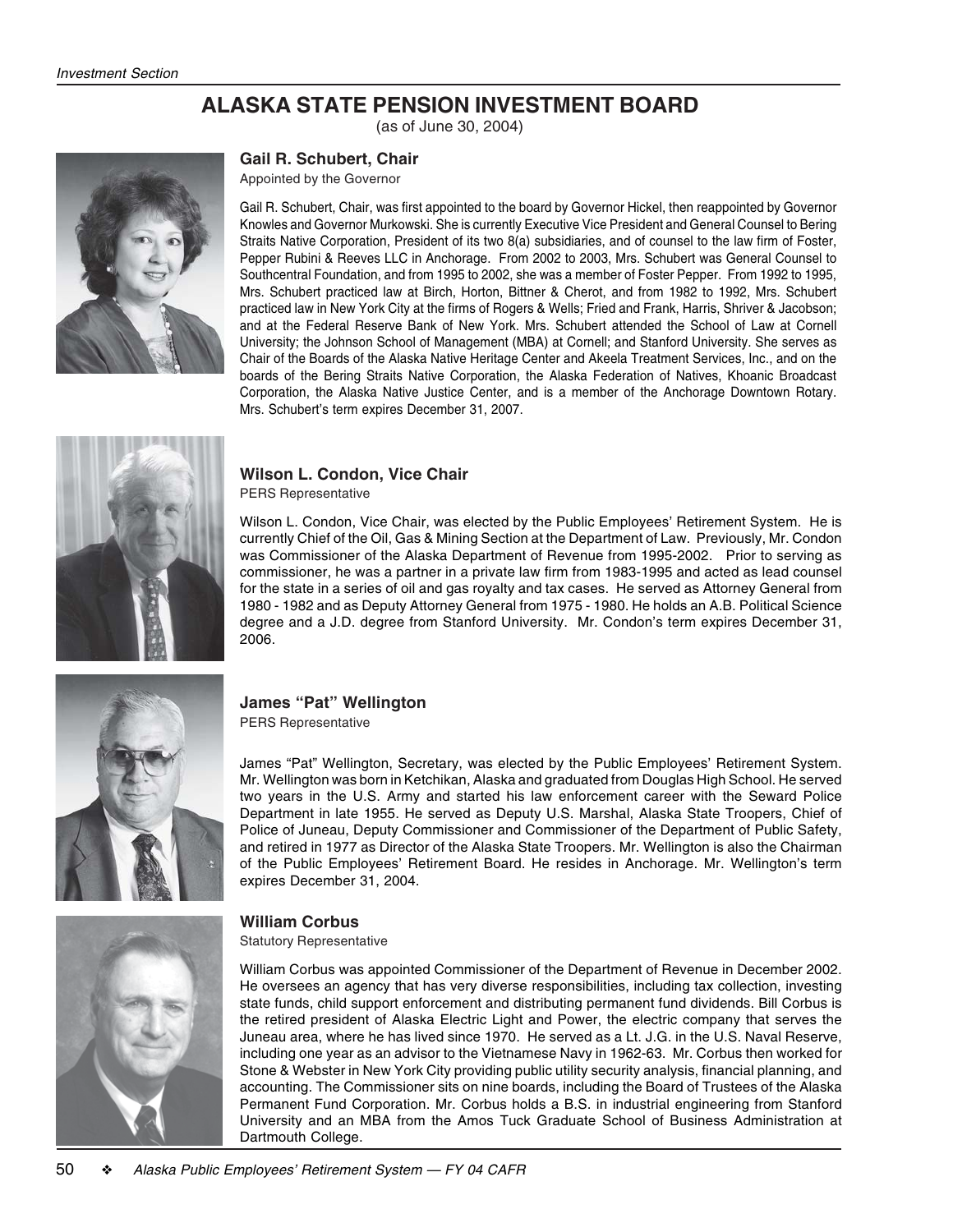# ALASKA STATE PENSION INVESTMENT BOARD

(as of June 30, 2004)

### Gail R. Schubert, Chair

Appointed by the Governor

Gail R. Schubert, Chair, was first appointed to the board by Governor Hickel, then reappointed by Governor Knowles and Governor Murkowski. She is currently Executive Vice President and General Counsel to Bering Straits Native Corporation, President of its two 8(a) subsidiaries, and of counsel to the law firm of Foster, Pepper Rubini & Reeves LLC in Anchorage. From 2002 to 2003, Mrs. Schubert was General Counsel to Southcentral Foundation, and from 1995 to 2002, she was a member of Foster Pepper. From 1992 to 1995, Mrs. Schubert practiced law at Birch, Horton, Bittner & Cherot, and from 1982 to 1992, Mrs. Schubert practiced law in New York City at the firms of Rogers & Wells; Fried and Frank, Harris, Shriver & Jacobson; and at the Federal Reserve Bank of New York. Mrs. Schubert attended the School of Law at Cornell University; the Johnson School of Management (MBA) at Cornell; and Stanford University. She serves as Chair of the Boards of the Alaska Native Heritage Center and Akeela Treatment Services, Inc., and on the boards of the Bering Straits Native Corporation, the Alaska Federation of Natives, Khoanic Broadcast Corporation, the Alaska Native Justice Center, and is a member of the Anchorage Downtown Rotary. Mrs. Schubert's term expires December 31, 2007.

### Wilson L. Condon, Vice Chair

PERS Representative

Wilson L. Condon, Vice Chair, was elected by the Public Employees' Retirement System. He is currently Chief of the Oil, Gas & Mining Section at the Department of Law. Previously, Mr. Condon was Commissioner of the Alaska Department of Revenue from 1995-2002. Prior to serving as commissioner, he was a partner in a private law firm from 1983-1995 and acted as lead counsel for the state in a series of oil and gas royalty and tax cases. He served as Attorney General from 1980 - 1982 and as Deputy Attorney General from 1975 - 1980. He holds an A.B. Political Science degree and a J.D. degree from Stanford University. Mr. Condon's term expires December 31, 2006.

### James "Pat" Wellington

PERS Representative

James "Pat" Wellington, Secretary, was elected by the Public Employees' Retirement System. Mr. Wellington was born in Ketchikan, Alaska and graduated from Douglas High School. He served two years in the U.S. Army and started his law enforcement career with the Seward Police Department in late 1955. He served as Deputy U.S. Marshal, Alaska State Troopers, Chief of Police of Juneau, Deputy Commissioner and Commissioner of the Department of Public Safety, and retired in 1977 as Director of the Alaska State Troopers. Mr. Wellington is also the Chairman of the Public Employees' Retirement Board. He resides in Anchorage. Mr. Wellington's term expires December 31, 2004.

### William Corbus

Statutory Representative

William Corbus was appointed Commissioner of the Department of Revenue in December 2002. He oversees an agency that has very diverse responsibilities, including tax collection, investing state funds, child support enforcement and distributing permanent fund dividends. Bill Corbus is the retired president of Alaska Electric Light and Power, the electric company that serves the Juneau area, where he has lived since 1970. He served as a Lt. J.G. in the U.S. Naval Reserve, including one year as an advisor to the Vietnamese Navy in 1962-63. Mr. Corbus then worked for Stone & Webster in New York City providing public utility security analysis, financial planning, and accounting. The Commissioner sits on nine boards, including the Board of Trustees of the Alaska Permanent Fund Corporation. Mr. Corbus holds a B.S. in industrial engineering from Stanford University and an MBA from the Amos Tuck Graduate School of Business Administration at Dartmouth College.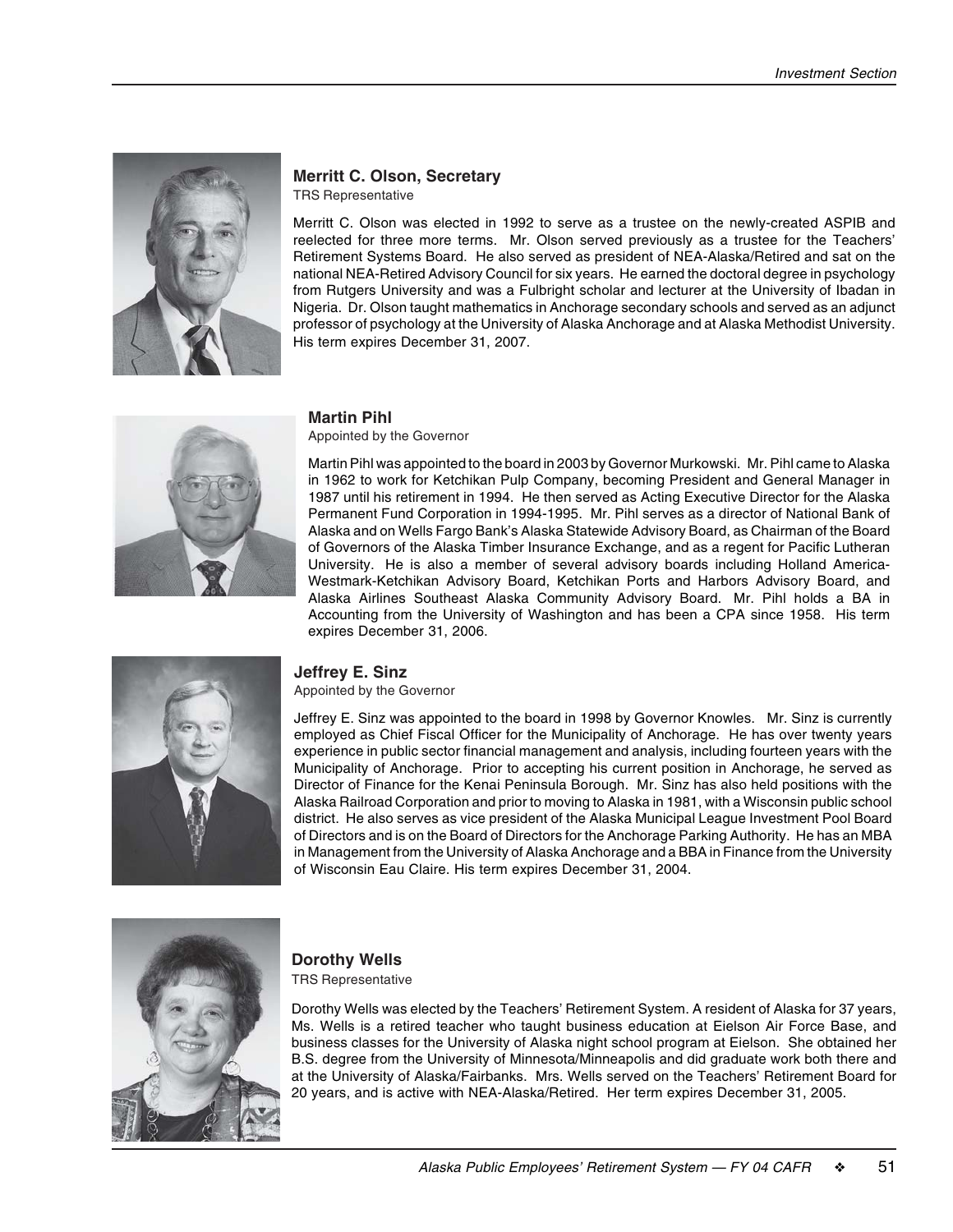**Merritt C. Olson, Secretary**
TRS Representative

Merritt C. Olson was elected in 1992 to serve as a trustee on the newly-created ASPIB and reelected for three more terms. Mr. Olson served previously as a trustee for the Teachers' Retirement Systems Board. He also served as president of NEA-Alaska/Retired and sat on the national NEA-Retired Advisory Council for six years. He earned the doctoral degree in psychology from Rutgers University and was a Fulbright scholar and lecturer at the University of Ibadan in Nigeria. Dr. Olson taught mathematics in Anchorage secondary schools and served as an adjunct professor of psychology at the University of Alaska Anchorage and at Alaska Methodist University. His term expires December 31, 2007.

**Martin Pihl**
Appointed by the Governor

Martin Pihl was appointed to the board in 2003 by Governor Murkowski. Mr. Pihl came to Alaska in 1962 to work for Ketchikan Pulp Company, becoming President and General Manager in 1987 until his retirement in 1994. He then served as Acting Executive Director for the Alaska Permanent Fund Corporation in 1994-1995. Mr. Pihl serves as a director of National Bank of Alaska and on Wells Fargo Bank's Alaska Statewide Advisory Board, as Chairman of the Board of Governors of the Alaska Timber Insurance Exchange, and as a regent for Pacific Lutheran University. He is also a member of several advisory boards including Holland America-Westmark-Ketchikan Advisory Board, Ketchikan Ports and Harbors Advisory Board, and Alaska Airlines Southeast Alaska Community Advisory Board. Mr. Pihl holds a BA in Accounting from the University of Washington and has been a CPA since 1958. His term expires December 31, 2006.

**Jeffrey E. Sinz**
Appointed by the Governor

Jeffrey E. Sinz was appointed to the board in 1998 by Governor Knowles. Mr. Sinz is currently employed as Chief Fiscal Officer for the Municipality of Anchorage. He has over twenty years experience in public sector financial management and analysis, including fourteen years with the Municipality of Anchorage. Prior to accepting his current position in Anchorage, he served as Director of Finance for the Kenai Peninsula Borough. Mr. Sinz has also held positions with the Alaska Railroad Corporation and prior to moving to Alaska in 1981, with a Wisconsin public school district. He also serves as vice president of the Alaska Municipal League Investment Pool Board of Directors and is on the Board of Directors for the Anchorage Parking Authority. He has an MBA in Management from the University of Alaska Anchorage and a BBA in Finance from the University of Wisconsin Eau Claire. His term expires December 31, 2004.

**Dorothy Wells**
TRS Representative

Dorothy Wells was elected by the Teachers' Retirement System. A resident of Alaska for 37 years, Ms. Wells is a retired teacher who taught business education at Eielson Air Force Base, and business classes for the University of Alaska night school program at Eielson. She obtained her B.S. degree from the University of Minnesota/Minneapolis and did graduate work both there and at the University of Alaska/Fairbanks. Mrs. Wells served on the Teachers' Retirement Board for 20 years, and is active with NEA-Alaska/Retired. Her term expires December 31, 2005.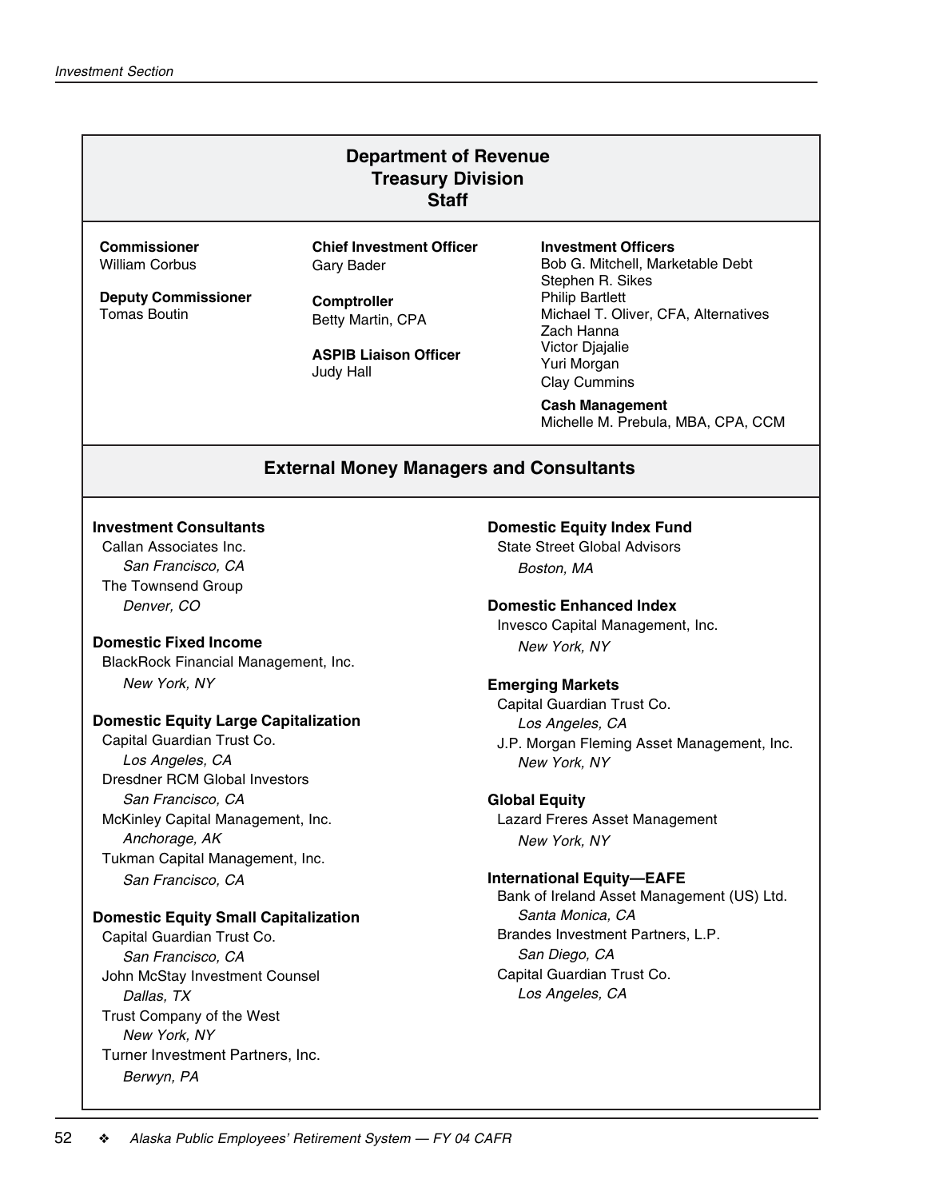## Department of Revenue
## Treasury Division
## Staff

**Commissioner**
William Corbus

**Deputy Commissioner**
Tomas Boutin

**Chief Investment Officer**
Gary Bader

**Comptroller**
Betty Martin, CPA

**ASPIB Liaison Officer**
Judy Hall

**Investment Officers**
Bob G. Mitchell, Marketable Debt
Stephen R. Sikes
Philip Bartlett
Michael T. Oliver, CFA, Alternatives
Zach Hanna
Victor Djajalie
Yuri Morgan
Clay Cummins

**Cash Management**
Michelle M. Prebula, MBA, CPA, CCM

## External Money Managers and Consultants

**Investment Consultants**
Callan Associates Inc.
*San Francisco, CA*
The Townsend Group
*Denver, CO*

**Domestic Fixed Income**
BlackRock Financial Management, Inc.
*New York, NY*

**Domestic Equity Large Capitalization**
Capital Guardian Trust Co.
*Los Angeles, CA*
Dresdner RCM Global Investors
*San Francisco, CA*
McKinley Capital Management, Inc.
*Anchorage, AK*
Tukman Capital Management, Inc.
*San Francisco, CA*

**Domestic Equity Small Capitalization**
Capital Guardian Trust Co.
*San Francisco, CA*
John McStay Investment Counsel
*Dallas, TX*
Trust Company of the West
*New York, NY*
Turner Investment Partners, Inc.
*Berwyn, PA*

**Domestic Equity Index Fund**
State Street Global Advisors
*Boston, MA*

**Domestic Enhanced Index**
Invesco Capital Management, Inc.
*New York, NY*

**Emerging Markets**
Capital Guardian Trust Co.
*Los Angeles, CA*
J.P. Morgan Fleming Asset Management, Inc.
*New York, NY*

**Global Equity**
Lazard Freres Asset Management
*New York, NY*

**International Equity—EAFE**
Bank of Ireland Asset Management (US) Ltd.
*Santa Monica, CA*
Brandes Investment Partners, L.P.
*San Diego, CA*
Capital Guardian Trust Co.
*Los Angeles, CA*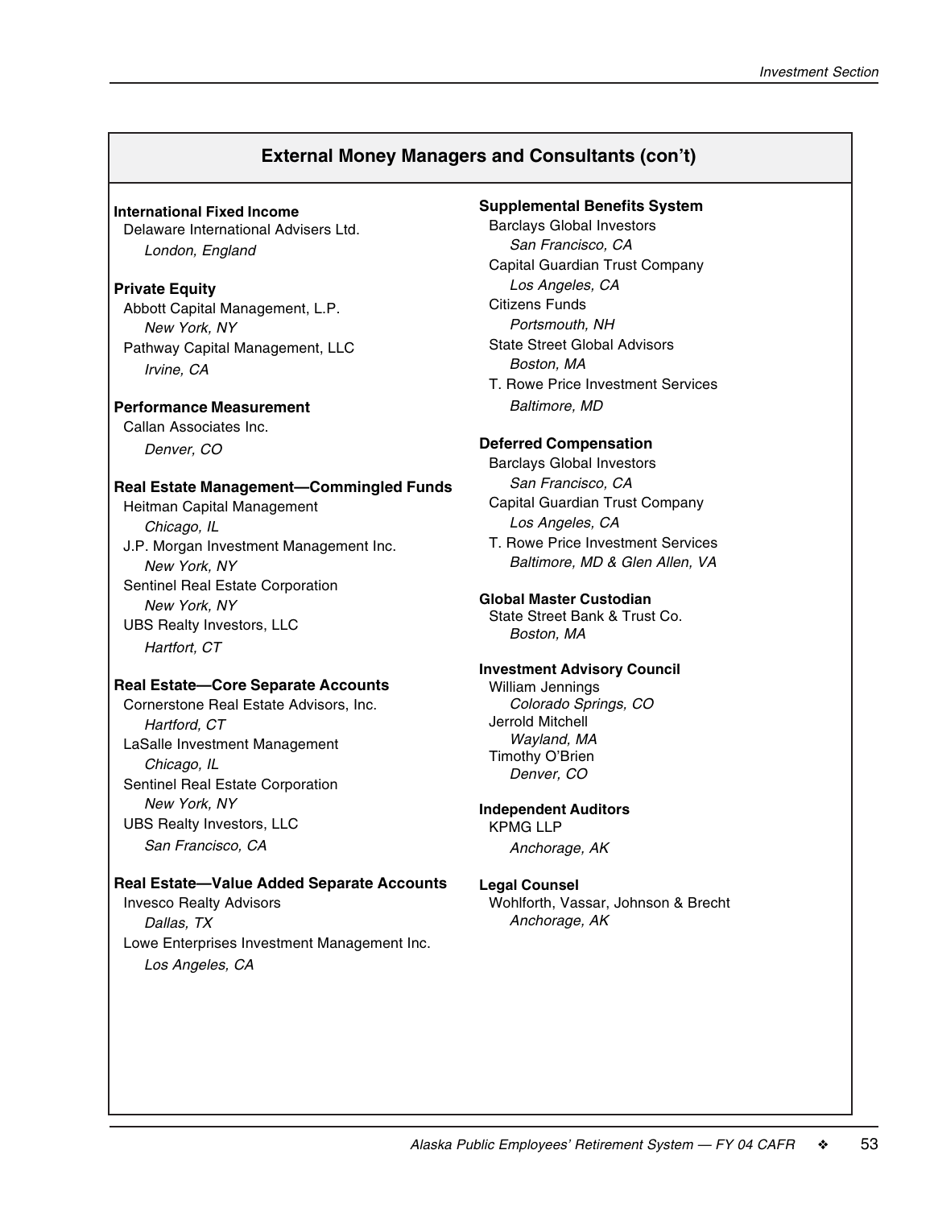## External Money Managers and Consultants (con't)

**International Fixed Income**
Delaware International Advisers Ltd.
*London, England*

**Private Equity**
Abbott Capital Management, L.P.
*New York, NY*
Pathway Capital Management, LLC
*Irvine, CA*

**Performance Measurement**
Callan Associates Inc.
*Denver, CO*

**Real Estate Management—Commingled Funds**
Heitman Capital Management
*Chicago, IL*
J.P. Morgan Investment Management Inc.
*New York, NY*
Sentinel Real Estate Corporation
*New York, NY*
UBS Realty Investors, LLC
*Hartfort, CT*

**Real Estate—Core Separate Accounts**
Cornerstone Real Estate Advisors, Inc.
*Hartford, CT*
LaSalle Investment Management
*Chicago, IL*
Sentinel Real Estate Corporation
*New York, NY*
UBS Realty Investors, LLC
*San Francisco, CA*

**Real Estate—Value Added Separate Accounts**
Invesco Realty Advisors
*Dallas, TX*
Lowe Enterprises Investment Management Inc.
*Los Angeles, CA*

**Supplemental Benefits System**
Barclays Global Investors
*San Francisco, CA*
Capital Guardian Trust Company
*Los Angeles, CA*
Citizens Funds
*Portsmouth, NH*
State Street Global Advisors
*Boston, MA*
T. Rowe Price Investment Services
*Baltimore, MD*

**Deferred Compensation**
Barclays Global Investors
*San Francisco, CA*
Capital Guardian Trust Company
*Los Angeles, CA*
T. Rowe Price Investment Services
*Baltimore, MD & Glen Allen, VA*

**Global Master Custodian**
State Street Bank & Trust Co.
*Boston, MA*

**Investment Advisory Council**
William Jennings
*Colorado Springs, CO*
Jerrold Mitchell
*Wayland, MA*
Timothy O'Brien
*Denver, CO*

**Independent Auditors**
KPMG LLP
*Anchorage, AK*

**Legal Counsel**
Wohlforth, Vassar, Johnson & Brecht
*Anchorage, AK*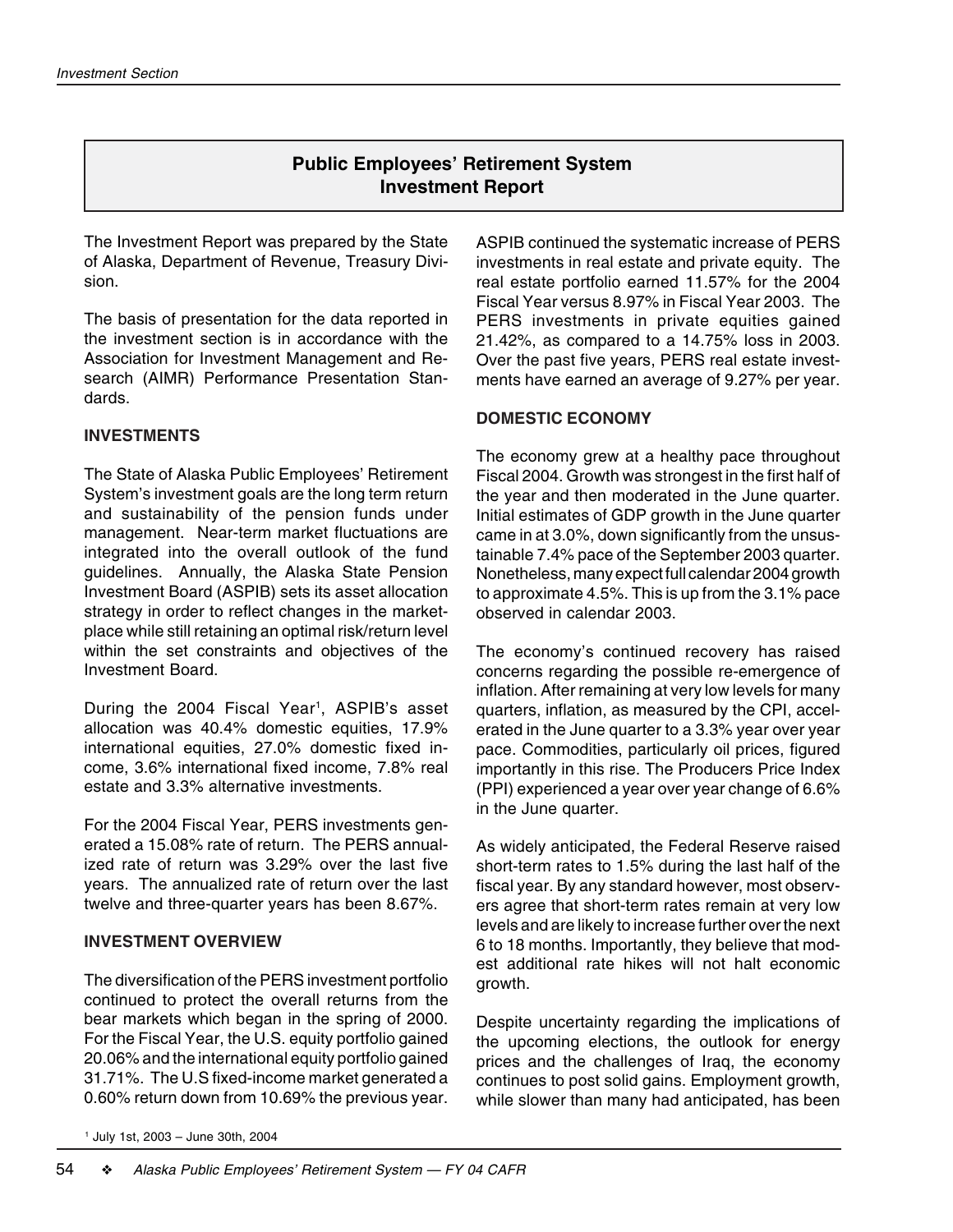# Public Employees' Retirement System Investment Report

The Investment Report was prepared by the State of Alaska, Department of Revenue, Treasury Division.

The basis of presentation for the data reported in the investment section is in accordance with the Association for Investment Management and Research (AIMR) Performance Presentation Standards.

## INVESTMENTS

The State of Alaska Public Employees' Retirement System's investment goals are the long term return and sustainability of the pension funds under management. Near-term market fluctuations are integrated into the overall outlook of the fund guidelines. Annually, the Alaska State Pension Investment Board (ASPIB) sets its asset allocation strategy in order to reflect changes in the marketplace while still retaining an optimal risk/return level within the set constraints and objectives of the Investment Board.

During the 2004 Fiscal Year[1], ASPIB's asset allocation was 40.4% domestic equities, 17.9% international equities, 27.0% domestic fixed income, 3.6% international fixed income, 7.8% real estate and 3.3% alternative investments.

For the 2004 Fiscal Year, PERS investments generated a 15.08% rate of return. The PERS annualized rate of return was 3.29% over the last five years. The annualized rate of return over the last twelve and three-quarter years has been 8.67%.

## INVESTMENT OVERVIEW

The diversification of the PERS investment portfolio continued to protect the overall returns from the bear markets which began in the spring of 2000. For the Fiscal Year, the U.S. equity portfolio gained 20.06% and the international equity portfolio gained 31.71%. The U.S fixed-income market generated a 0.60% return down from 10.69% the previous year.

ASPIB continued the systematic increase of PERS investments in real estate and private equity. The real estate portfolio earned 11.57% for the 2004 Fiscal Year versus 8.97% in Fiscal Year 2003. The PERS investments in private equities gained 21.42%, as compared to a 14.75% loss in 2003. Over the past five years, PERS real estate investments have earned an average of 9.27% per year.

## DOMESTIC ECONOMY

The economy grew at a healthy pace throughout Fiscal 2004. Growth was strongest in the first half of the year and then moderated in the June quarter. Initial estimates of GDP growth in the June quarter came in at 3.0%, down significantly from the unsustainable 7.4% pace of the September 2003 quarter. Nonetheless, many expect full calendar 2004 growth to approximate 4.5%. This is up from the 3.1% pace observed in calendar 2003.

The economy's continued recovery has raised concerns regarding the possible re-emergence of inflation. After remaining at very low levels for many quarters, inflation, as measured by the CPI, accelerated in the June quarter to a 3.3% year over year pace. Commodities, particularly oil prices, figured importantly in this rise. The Producers Price Index (PPI) experienced a year over year change of 6.6% in the June quarter.

As widely anticipated, the Federal Reserve raised short-term rates to 1.5% during the last half of the fiscal year. By any standard however, most observers agree that short-term rates remain at very low levels and are likely to increase further over the next 6 to 18 months. Importantly, they believe that modest additional rate hikes will not halt economic growth.

Despite uncertainty regarding the implications of the upcoming elections, the outlook for energy prices and the challenges of Iraq, the economy continues to post solid gains. Employment growth, while slower than many had anticipated, has been

[1] July 1st, 2003 – June 30th, 2004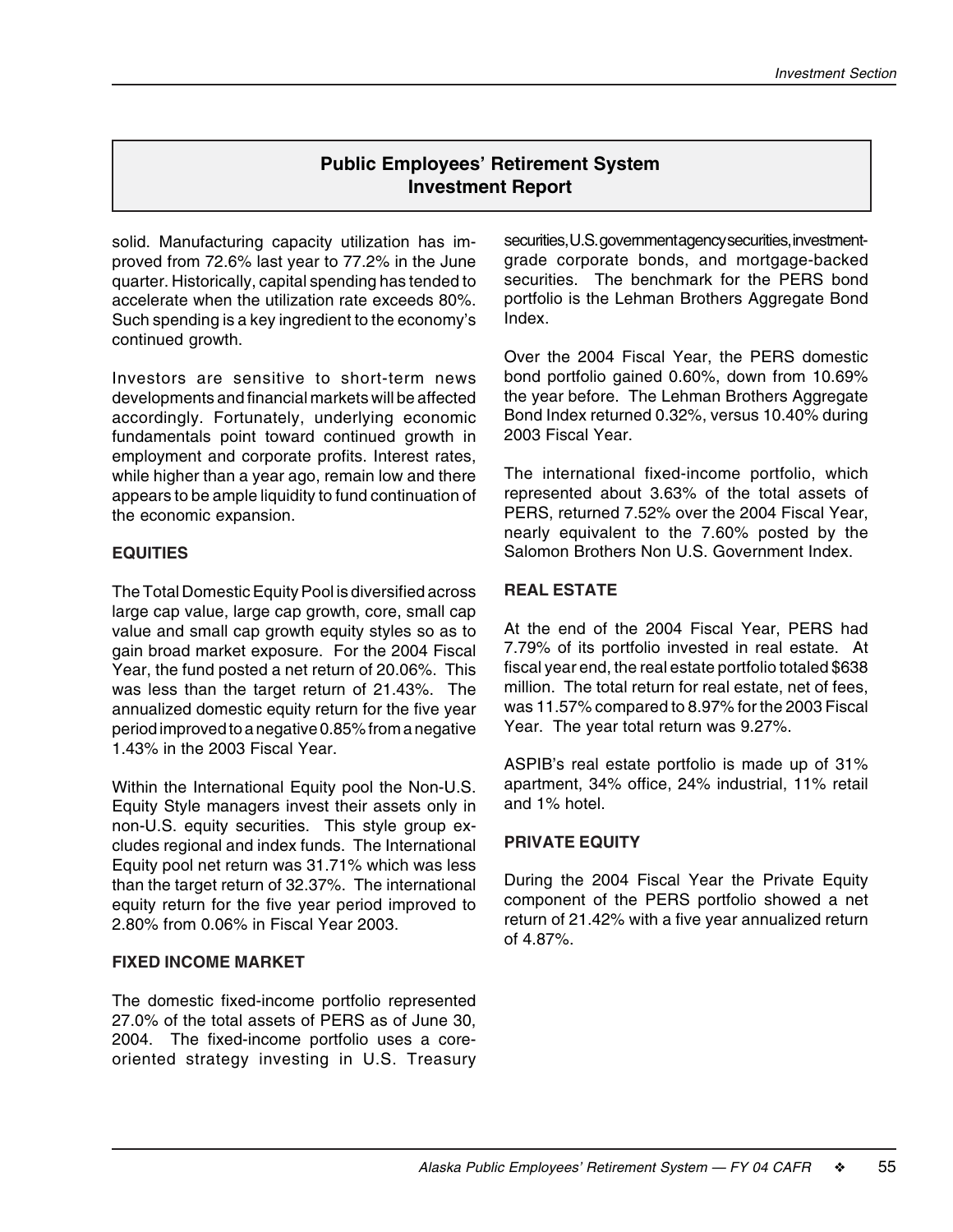## Public Employees' Retirement System
## Investment Report

solid. Manufacturing capacity utilization has improved from 72.6% last year to 77.2% in the June quarter. Historically, capital spending has tended to accelerate when the utilization rate exceeds 80%. Such spending is a key ingredient to the economy's continued growth.

Investors are sensitive to short-term news developments and financial markets will be affected accordingly. Fortunately, underlying economic fundamentals point toward continued growth in employment and corporate profits. Interest rates, while higher than a year ago, remain low and there appears to be ample liquidity to fund continuation of the economic expansion.

### EQUITIES

The Total Domestic Equity Pool is diversified across large cap value, large cap growth, core, small cap value and small cap growth equity styles so as to gain broad market exposure. For the 2004 Fiscal Year, the fund posted a net return of 20.06%. This was less than the target return of 21.43%. The annualized domestic equity return for the five year period improved to a negative 0.85% from a negative 1.43% in the 2003 Fiscal Year.

Within the International Equity pool the Non-U.S. Equity Style managers invest their assets only in non-U.S. equity securities. This style group excludes regional and index funds. The International Equity pool net return was 31.71% which was less than the target return of 32.37%. The international equity return for the five year period improved to 2.80% from 0.06% in Fiscal Year 2003.

### FIXED INCOME MARKET

The domestic fixed-income portfolio represented 27.0% of the total assets of PERS as of June 30, 2004. The fixed-income portfolio uses a core-oriented strategy investing in U.S. Treasury securities, U.S. government agency securities, investment-grade corporate bonds, and mortgage-backed securities. The benchmark for the PERS bond portfolio is the Lehman Brothers Aggregate Bond Index.

Over the 2004 Fiscal Year, the PERS domestic bond portfolio gained 0.60%, down from 10.69% the year before. The Lehman Brothers Aggregate Bond Index returned 0.32%, versus 10.40% during 2003 Fiscal Year.

The international fixed-income portfolio, which represented about 3.63% of the total assets of PERS, returned 7.52% over the 2004 Fiscal Year, nearly equivalent to the 7.60% posted by the Salomon Brothers Non U.S. Government Index.

### REAL ESTATE

At the end of the 2004 Fiscal Year, PERS had 7.79% of its portfolio invested in real estate. At fiscal year end, the real estate portfolio totaled $638 million. The total return for real estate, net of fees, was 11.57% compared to 8.97% for the 2003 Fiscal Year. The year total return was 9.27%.

ASPIB's real estate portfolio is made up of 31% apartment, 34% office, 24% industrial, 11% retail and 1% hotel.

### PRIVATE EQUITY

During the 2004 Fiscal Year the Private Equity component of the PERS portfolio showed a net return of 21.42% with a five year annualized return of 4.87%.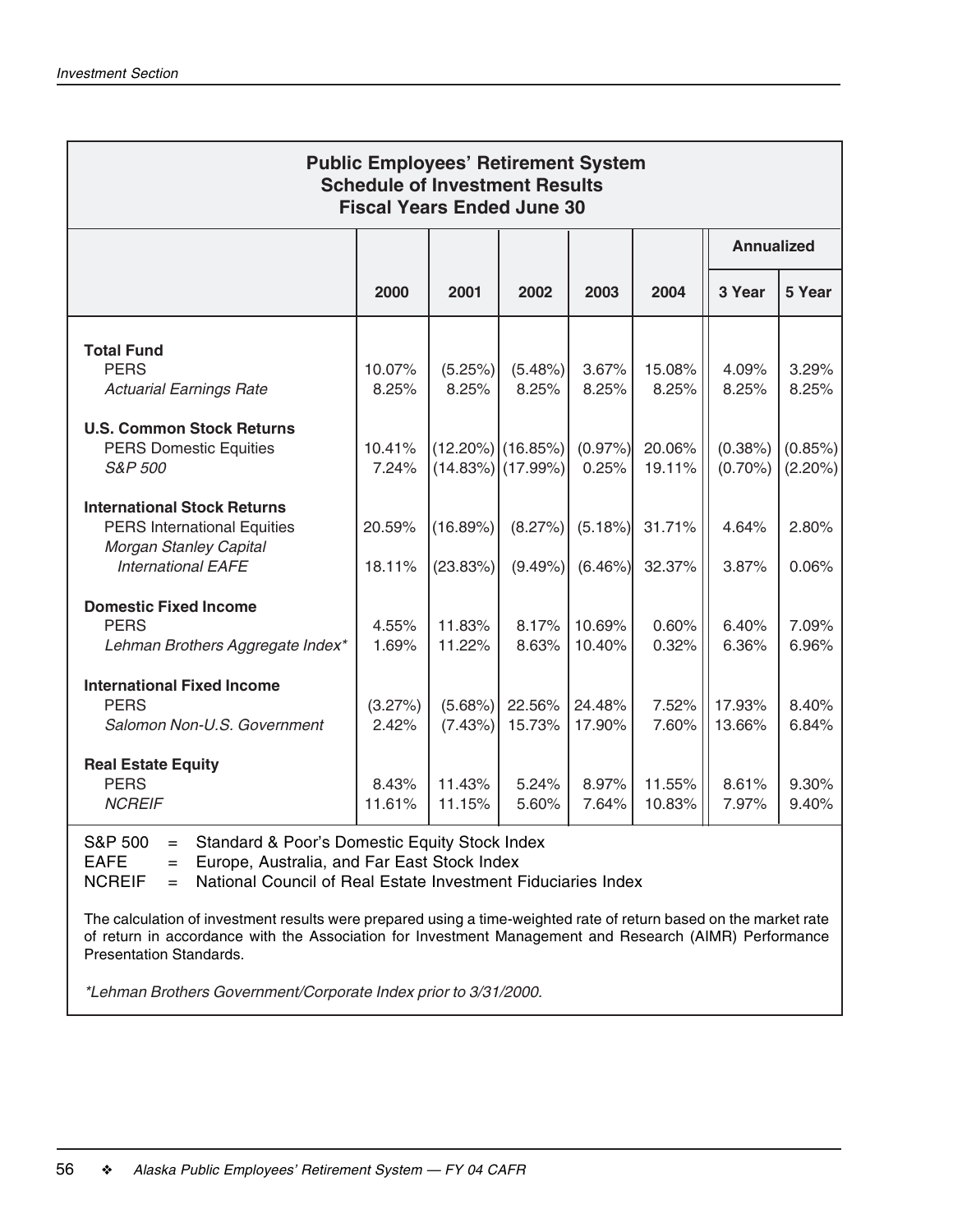## Public Employees' Retirement System
## Schedule of Investment Results
## Fiscal Years Ended June 30

| | 2000 | 2001 | 2002 | 2003 | 2004 | Annualized 3 Year | Annualized 5 Year |
|---|---|---|---|---|---|---|---|
| **Total Fund** | | | | | | | |
| PERS | 10.07% | (5.25%) | (5.48%) | 3.67% | 15.08% | 4.09% | 3.29% |
| *Actuarial Earnings Rate* | 8.25% | 8.25% | 8.25% | 8.25% | 8.25% | 8.25% | 8.25% |
| **U.S. Common Stock Returns** | | | | | | | |
| PERS Domestic Equities | 10.41% | (12.20%) | (16.85%) | (0.97%) | 20.06% | (0.38%) | (0.85%) |
| *S&P 500* | 7.24% | (14.83%) | (17.99%) | 0.25% | 19.11% | (0.70%) | (2.20%) |
| **International Stock Returns** | | | | | | | |
| PERS International Equities | 20.59% | (16.89%) | (8.27%) | (5.18%) | 31.71% | 4.64% | 2.80% |
| *Morgan Stanley Capital International EAFE* | 18.11% | (23.83%) | (9.49%) | (6.46%) | 32.37% | 3.87% | 0.06% |
| **Domestic Fixed Income** | | | | | | | |
| PERS | 4.55% | 11.83% | 8.17% | 10.69% | 0.60% | 6.40% | 7.09% |
| *Lehman Brothers Aggregate Index** | 1.69% | 11.22% | 8.63% | 10.40% | 0.32% | 6.36% | 6.96% |
| **International Fixed Income** | | | | | | | |
| PERS | (3.27%) | (5.68%) | 22.56% | 24.48% | 7.52% | 17.93% | 8.40% |
| *Salomon Non-U.S. Government* | 2.42% | (7.43%) | 15.73% | 17.90% | 7.60% | 13.66% | 6.84% |
| **Real Estate Equity** | | | | | | | |
| PERS | 8.43% | 11.43% | 5.24% | 8.97% | 11.55% | 8.61% | 9.30% |
| *NCREIF* | 11.61% | 11.15% | 5.60% | 7.64% | 10.83% | 7.97% | 9.40% |

S&P 500 = Standard & Poor's Domestic Equity Stock Index
EAFE = Europe, Australia, and Far East Stock Index
NCREIF = National Council of Real Estate Investment Fiduciaries Index

The calculation of investment results were prepared using a time-weighted rate of return based on the market rate of return in accordance with the Association for Investment Management and Research (AIMR) Performance Presentation Standards.

*\*Lehman Brothers Government/Corporate Index prior to 3/31/2000.*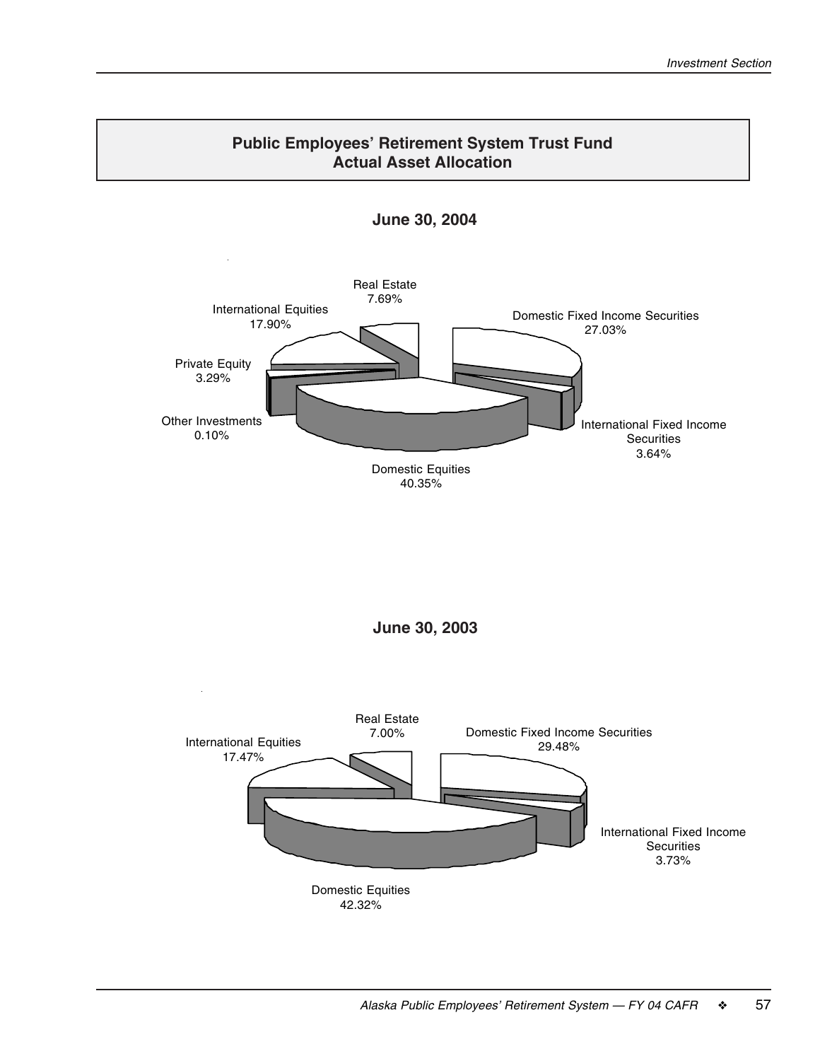## Public Employees' Retirement System Trust Fund
## Actual Asset Allocation

**June 30, 2004**

Real Estate
7.69%

International Equities
17.90%

Domestic Fixed Income Securities
27.03%

Private Equity
3.29%

Other Investments
0.10%

International Fixed Income
Securities
3.64%

Domestic Equities
40.35%

**June 30, 2003**

Real Estate
7.00%

International Equities
17.47%

Domestic Fixed Income Securities
29.48%

International Fixed Income
Securities
3.73%

Domestic Equities
42.32%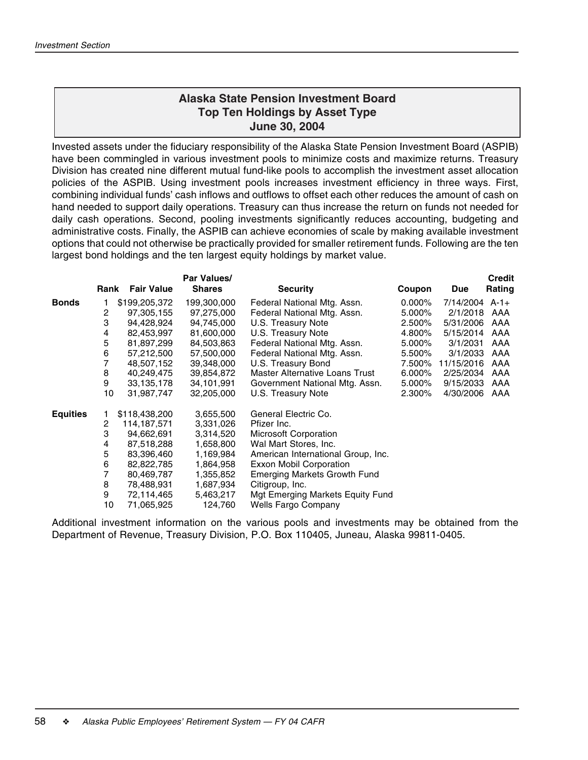## Alaska State Pension Investment Board
## Top Ten Holdings by Asset Type
## June 30, 2004

Invested assets under the fiduciary responsibility of the Alaska State Pension Investment Board (ASPIB) have been commingled in various investment pools to minimize costs and maximize returns. Treasury Division has created nine different mutual fund-like pools to accomplish the investment asset allocation policies of the ASPIB. Using investment pools increases investment efficiency in three ways. First, combining individual funds' cash inflows and outflows to offset each other reduces the amount of cash on hand needed to support daily operations. Treasury can thus increase the return on funds not needed for daily cash operations. Second, pooling investments significantly reduces accounting, budgeting and administrative costs. Finally, the ASPIB can achieve economies of scale by making available investment options that could not otherwise be practically provided for smaller retirement funds. Following are the ten largest bond holdings and the ten largest equity holdings by market value.

| | Rank | Fair Value | Par Values/ Shares | Security | Coupon | Due | Credit Rating |
|---|---|---|---|---|---|---|---|
| **Bonds** | 1 | $199,205,372 | 199,300,000 | Federal National Mtg. Assn. | 0.000% | 7/14/2004 | A-1+ |
| | 2 | 97,305,155 | 97,275,000 | Federal National Mtg. Assn. | 5.000% | 2/1/2018 | AAA |
| | 3 | 94,428,924 | 94,745,000 | U.S. Treasury Note | 2.500% | 5/31/2006 | AAA |
| | 4 | 82,453,997 | 81,600,000 | U.S. Treasury Note | 4.800% | 5/15/2014 | AAA |
| | 5 | 81,897,299 | 84,503,863 | Federal National Mtg. Assn. | 5.000% | 3/1/2031 | AAA |
| | 6 | 57,212,500 | 57,500,000 | Federal National Mtg. Assn. | 5.500% | 3/1/2033 | AAA |
| | 7 | 48,507,152 | 39,348,000 | U.S. Treasury Bond | 7.500% | 11/15/2016 | AAA |
| | 8 | 40,249,475 | 39,854,872 | Master Alternative Loans Trust | 6.000% | 2/25/2034 | AAA |
| | 9 | 33,135,178 | 34,101,991 | Government National Mtg. Assn. | 5.000% | 9/15/2033 | AAA |
| | 10 | 31,987,747 | 32,205,000 | U.S. Treasury Note | 2.300% | 4/30/2006 | AAA |
| **Equities** | 1 | $118,438,200 | 3,655,500 | General Electric Co. | | | |
| | 2 | 114,187,571 | 3,331,026 | Pfizer Inc. | | | |
| | 3 | 94,662,691 | 3,314,520 | Microsoft Corporation | | | |
| | 4 | 87,518,288 | 1,658,800 | Wal Mart Stores, Inc. | | | |
| | 5 | 83,396,460 | 1,169,984 | American International Group, Inc. | | | |
| | 6 | 82,822,785 | 1,864,958 | Exxon Mobil Corporation | | | |
| | 7 | 80,469,787 | 1,355,852 | Emerging Markets Growth Fund | | | |
| | 8 | 78,488,931 | 1,687,934 | Citigroup, Inc. | | | |
| | 9 | 72,114,465 | 5,463,217 | Mgt Emerging Markets Equity Fund | | | |
| | 10 | 71,065,925 | 124,760 | Wells Fargo Company | | | |

Additional investment information on the various pools and investments may be obtained from the Department of Revenue, Treasury Division, P.O. Box 110405, Juneau, Alaska 99811-0405.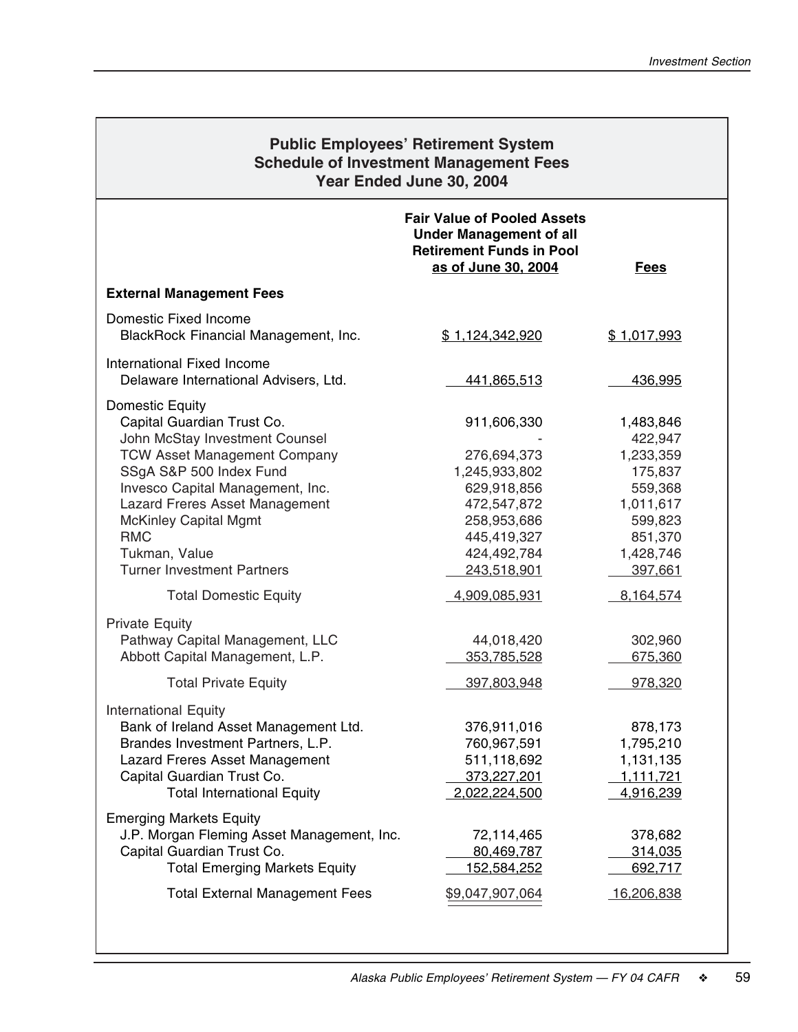## Public Employees' Retirement System
## Schedule of Investment Management Fees
## Year Ended June 30, 2004

| | Fair Value of Pooled Assets Under Management of all Retirement Funds in Pool as of June 30, 2004 | Fees |
|---|---|---|
| **External Management Fees** | | |
| Domestic Fixed Income | | |
| BlackRock Financial Management, Inc. | $ 1,124,342,920 | $ 1,017,993 |
| International Fixed Income | | |
| Delaware International Advisers, Ltd. | 441,865,513 | 436,995 |
| Domestic Equity | | |
| Capital Guardian Trust Co. | 911,606,330 | 1,483,846 |
| John McStay Investment Counsel | - | 422,947 |
| TCW Asset Management Company | 276,694,373 | 1,233,359 |
| SSgA S&P 500 Index Fund | 1,245,933,802 | 175,837 |
| Invesco Capital Management, Inc. | 629,918,856 | 559,368 |
| Lazard Freres Asset Management | 472,547,872 | 1,011,617 |
| McKinley Capital Mgmt | 258,953,686 | 599,823 |
| RMC | 445,419,327 | 851,370 |
| Tukman, Value | 424,492,784 | 1,428,746 |
| Turner Investment Partners | 243,518,901 | 397,661 |
| Total Domestic Equity | 4,909,085,931 | 8,164,574 |
| Private Equity | | |
| Pathway Capital Management, LLC | 44,018,420 | 302,960 |
| Abbott Capital Management, L.P. | 353,785,528 | 675,360 |
| Total Private Equity | 397,803,948 | 978,320 |
| International Equity | | |
| Bank of Ireland Asset Management Ltd. | 376,911,016 | 878,173 |
| Brandes Investment Partners, L.P. | 760,967,591 | 1,795,210 |
| Lazard Freres Asset Management | 511,118,692 | 1,131,135 |
| Capital Guardian Trust Co. | 373,227,201 | 1,111,721 |
| Total International Equity | 2,022,224,500 | 4,916,239 |
| Emerging Markets Equity | | |
| J.P. Morgan Fleming Asset Management, Inc. | 72,114,465 | 378,682 |
| Capital Guardian Trust Co. | 80,469,787 | 314,035 |
| Total Emerging Markets Equity | 152,584,252 | 692,717 |
| Total External Management Fees | $9,047,907,064 | 16,206,838 |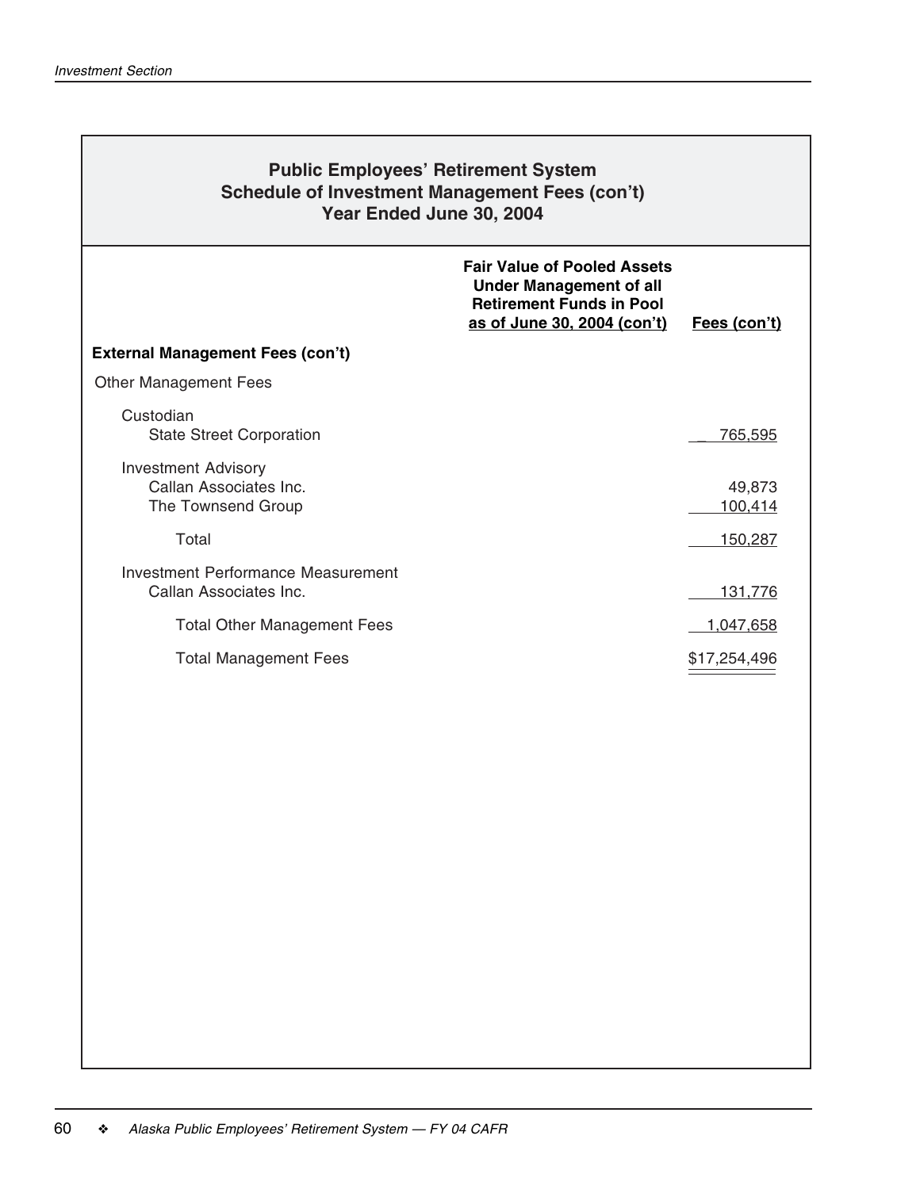## Public Employees' Retirement System
## Schedule of Investment Management Fees (con't)
## Year Ended June 30, 2004

| | Fair Value of Pooled Assets Under Management of all Retirement Funds in Pool as of June 30, 2004 (con't) | Fees (con't) |
|---|---|---|
| **External Management Fees (con't)** | | |
| Other Management Fees | | |
| Custodian | | |
| State Street Corporation | | 765,595 |
| Investment Advisory | | |
| Callan Associates Inc. | | 49,873 |
| The Townsend Group | | 100,414 |
| Total | | 150,287 |
| Investment Performance Measurement | | |
| Callan Associates Inc. | | 131,776 |
| Total Other Management Fees | | 1,047,658 |
| Total Management Fees | | $17,254,496 |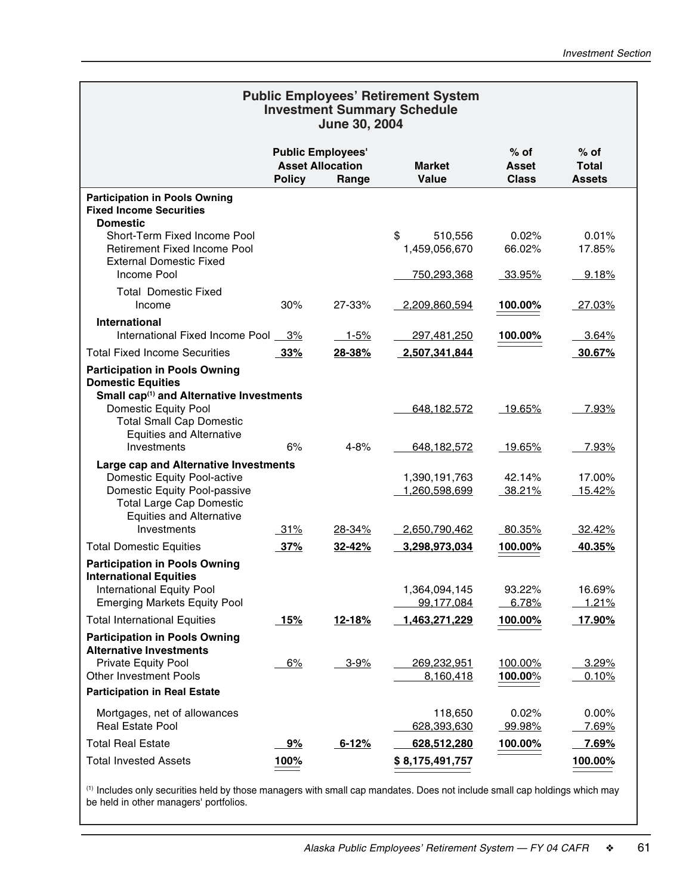## Public Employees' Retirement System
## Investment Summary Schedule
## June 30, 2004

| | Public Employees' Asset Allocation Policy | Range | Market Value | % of Asset Class | % of Total Assets |
|---|---|---|---|---|---|
| **Participation in Pools Owning Fixed Income Securities** | | | | | |
| **Domestic** | | | | | |
| Short-Term Fixed Income Pool | | | $ 510,556 | 0.02% | 0.01% |
| Retirement Fixed Income Pool | | | 1,459,056,670 | 66.02% | 17.85% |
| External Domestic Fixed Income Pool | | | 750,293,368 | 33.95% | 9.18% |
| Total Domestic Fixed Income | 30% | 27-33% | 2,209,860,594 | **100.00%** | 27.03% |
| **International** | | | | | |
| International Fixed Income Pool | 3% | 1-5% | 297,481,250 | **100.00%** | 3.64% |
| Total Fixed Income Securities | **33%** | **28-38%** | **2,507,341,844** | | **30.67%** |
| **Participation in Pools Owning Domestic Equities** | | | | | |
| **Small cap[1] and Alternative Investments** | | | | | |
| Domestic Equity Pool | | | 648,182,572 | 19.65% | 7.93% |
| Total Small Cap Domestic Equities and Alternative Investments | 6% | 4-8% | 648,182,572 | 19.65% | 7.93% |
| **Large cap and Alternative Investments** | | | | | |
| Domestic Equity Pool-active | | | 1,390,191,763 | 42.14% | 17.00% |
| Domestic Equity Pool-passive | | | 1,260,598,699 | 38.21% | 15.42% |
| Total Large Cap Domestic Equities and Alternative Investments | 31% | 28-34% | 2,650,790,462 | 80.35% | 32.42% |
| Total Domestic Equities | **37%** | **32-42%** | **3,298,973,034** | **100.00%** | **40.35%** |
| **Participation in Pools Owning International Equities** | | | | | |
| International Equity Pool | | | 1,364,094,145 | 93.22% | 16.69% |
| Emerging Markets Equity Pool | | | 99,177,084 | 6.78% | 1.21% |
| Total International Equities | **15%** | **12-18%** | **1,463,271,229** | **100.00%** | **17.90%** |
| **Participation in Pools Owning Alternative Investments** | | | | | |
| Private Equity Pool | 6% | 3-9% | 269,232,951 | 100.00% | 3.29% |
| Other Investment Pools | | | 8,160,418 | **100.00%** | 0.10% |
| **Participation in Real Estate** | | | | | |
| Mortgages, net of allowances | | | 118,650 | 0.02% | 0.00% |
| Real Estate Pool | | | 628,393,630 | 99.98% | 7.69% |
| Total Real Estate | **9%** | **6-12%** | **628,512,280** | **100.00%** | **7.69%** |
| Total Invested Assets | **100%** | | **$ 8,175,491,757** | | **100.00%** |

[1] Includes only securities held by those managers with small cap mandates. Does not include small cap holdings which may be held in other managers' portfolios.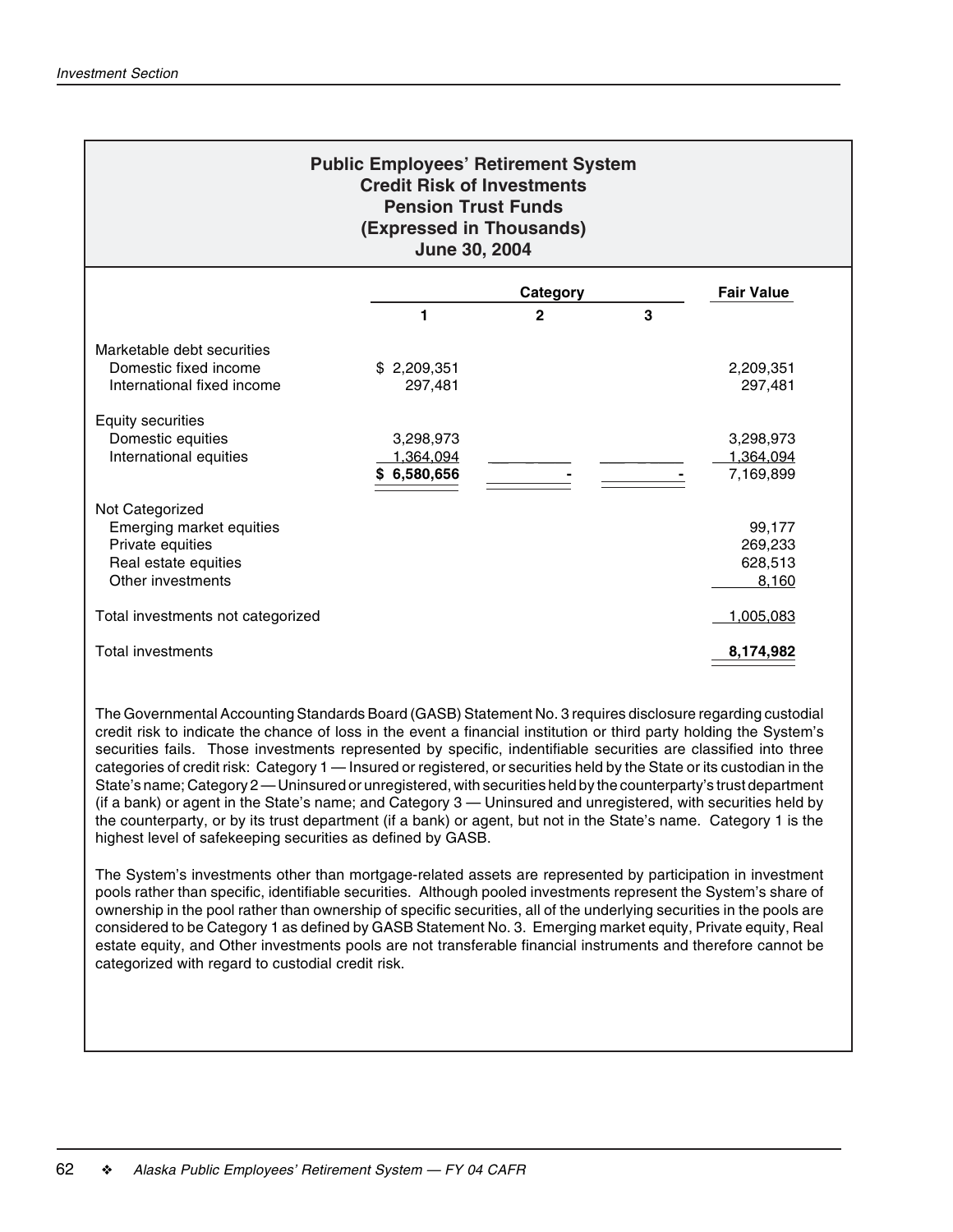## Public Employees' Retirement System
## Credit Risk of Investments
## Pension Trust Funds
## (Expressed in Thousands)
## June 30, 2004

| | Category | | | Fair Value |
|---|---|---|---|---|
| | 1 | 2 | 3 | |
| Marketable debt securities | | | | |
| Domestic fixed income | $ 2,209,351 | | | 2,209,351 |
| International fixed income | 297,481 | | | 297,481 |
| Equity securities | | | | |
| Domestic equities | 3,298,973 | | | 3,298,973 |
| International equities | 1,364,094 | | | 1,364,094 |
| | $ 6,580,656 | - | - | 7,169,899 |
| Not Categorized | | | | |
| Emerging market equities | | | | 99,177 |
| Private equities | | | | 269,233 |
| Real estate equities | | | | 628,513 |
| Other investments | | | | 8,160 |
| Total investments not categorized | | | | 1,005,083 |
| Total investments | | | | **8,174,982** |

The Governmental Accounting Standards Board (GASB) Statement No. 3 requires disclosure regarding custodial credit risk to indicate the chance of loss in the event a financial institution or third party holding the System's securities fails. Those investments represented by specific, indentifiable securities are classified into three categories of credit risk: Category 1 — Insured or registered, or securities held by the State or its custodian in the State's name; Category 2 — Uninsured or unregistered, with securities held by the counterparty's trust department (if a bank) or agent in the State's name; and Category 3 — Uninsured and unregistered, with securities held by the counterparty, or by its trust department (if a bank) or agent, but not in the State's name. Category 1 is the highest level of safekeeping securities as defined by GASB.

The System's investments other than mortgage-related assets are represented by participation in investment pools rather than specific, identifiable securities. Although pooled investments represent the System's share of ownership in the pool rather than ownership of specific securities, all of the underlying securities in the pools are considered to be Category 1 as defined by GASB Statement No. 3. Emerging market equity, Private equity, Real estate equity, and Other investments pools are not transferable financial instruments and therefore cannot be categorized with regard to custodial credit risk.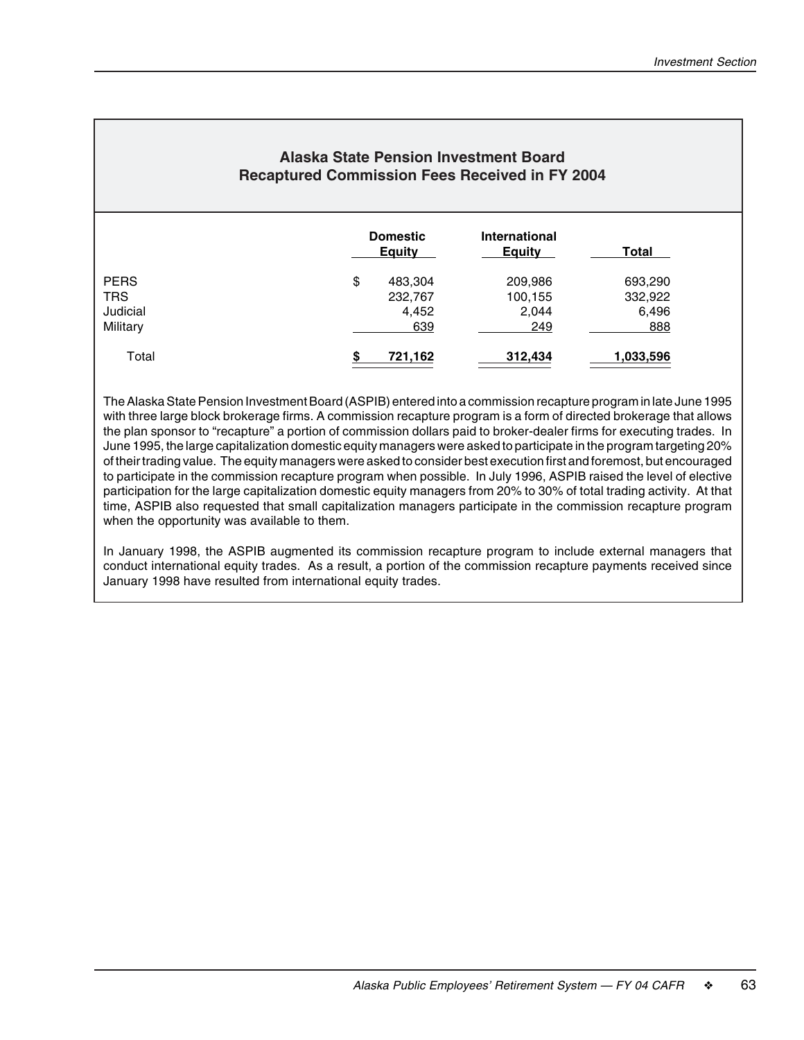## Alaska State Pension Investment Board
## Recaptured Commission Fees Received in FY 2004

| | Domestic Equity | International Equity | Total |
|---|---|---|---|
| PERS | $ 483,304 | 209,986 | 693,290 |
| TRS | 232,767 | 100,155 | 332,922 |
| Judicial | 4,452 | 2,044 | 6,496 |
| Military | 639 | 249 | 888 |
| Total | **$ 721,162** | **312,434** | **1,033,596** |

The Alaska State Pension Investment Board (ASPIB) entered into a commission recapture program in late June 1995 with three large block brokerage firms. A commission recapture program is a form of directed brokerage that allows the plan sponsor to "recapture" a portion of commission dollars paid to broker-dealer firms for executing trades. In June 1995, the large capitalization domestic equity managers were asked to participate in the program targeting 20% of their trading value. The equity managers were asked to consider best execution first and foremost, but encouraged to participate in the commission recapture program when possible. In July 1996, ASPIB raised the level of elective participation for the large capitalization domestic equity managers from 20% to 30% of total trading activity. At that time, ASPIB also requested that small capitalization managers participate in the commission recapture program when the opportunity was available to them.

In January 1998, the ASPIB augmented its commission recapture program to include external managers that conduct international equity trades. As a result, a portion of the commission recapture payments received since January 1998 have resulted from international equity trades.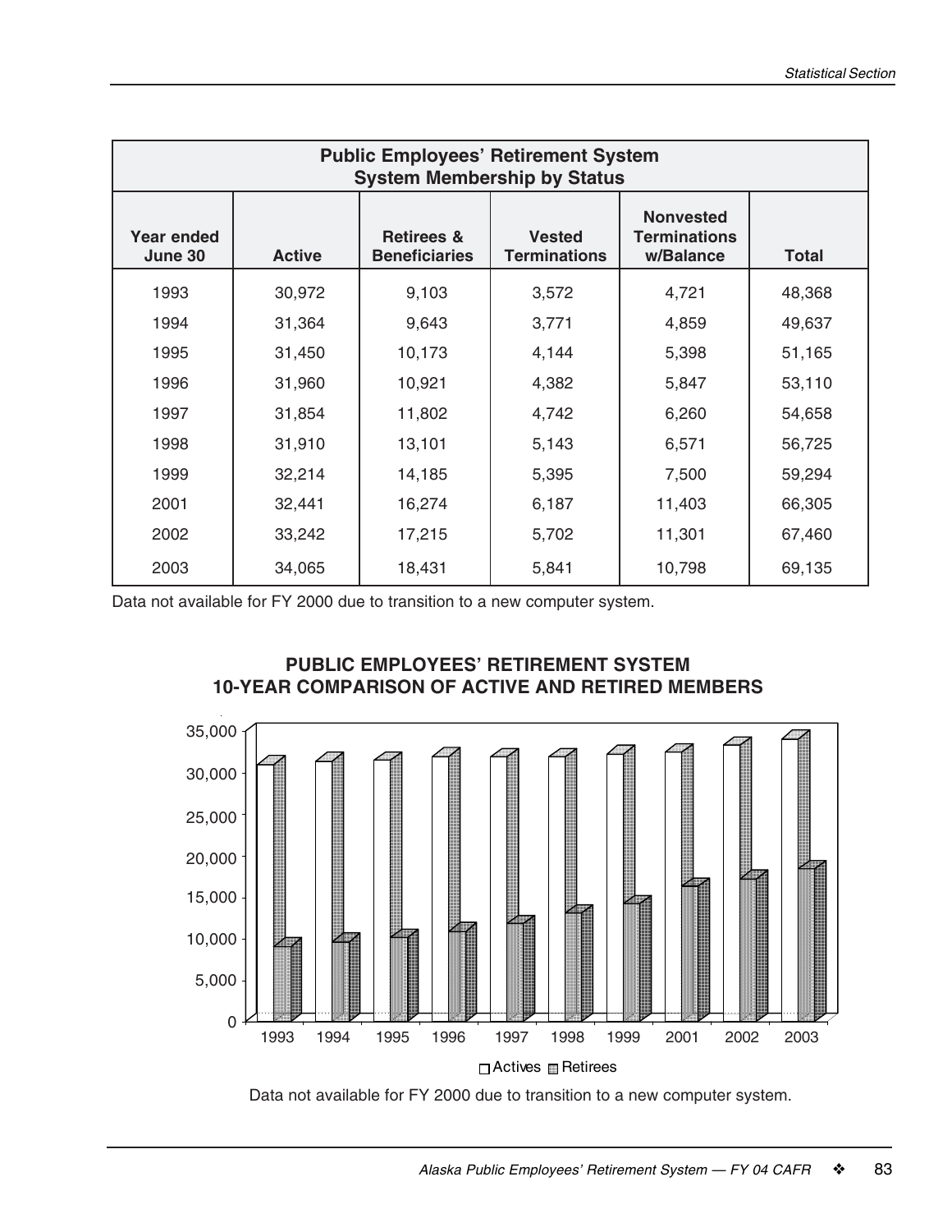## Public Employees' Retirement System
## System Membership by Status

| Year ended June 30 | Active | Retirees & Beneficiaries | Vested Terminations | Nonvested Terminations w/Balance | Total |
|---|---|---|---|---|---|
| 1993 | 30,972 | 9,103 | 3,572 | 4,721 | 48,368 |
| 1994 | 31,364 | 9,643 | 3,771 | 4,859 | 49,637 |
| 1995 | 31,450 | 10,173 | 4,144 | 5,398 | 51,165 |
| 1996 | 31,960 | 10,921 | 4,382 | 5,847 | 53,110 |
| 1997 | 31,854 | 11,802 | 4,742 | 6,260 | 54,658 |
| 1998 | 31,910 | 13,101 | 5,143 | 6,571 | 56,725 |
| 1999 | 32,214 | 14,185 | 5,395 | 7,500 | 59,294 |
| 2001 | 32,441 | 16,274 | 6,187 | 11,403 | 66,305 |
| 2002 | 33,242 | 17,215 | 5,702 | 11,301 | 67,460 |
| 2003 | 34,065 | 18,431 | 5,841 | 10,798 | 69,135 |

Data not available for FY 2000 due to transition to a new computer system.

**PUBLIC EMPLOYEES' RETIREMENT SYSTEM**
**10-YEAR COMPARISON OF ACTIVE AND RETIRED MEMBERS**

35,000
30,000
25,000
20,000
15,000
10,000
5,000
0

1993 1994 1995 1996 1997 1998 1999 2001 2002 2003

Actives Retirees

Data not available for FY 2000 due to transition to a new computer system.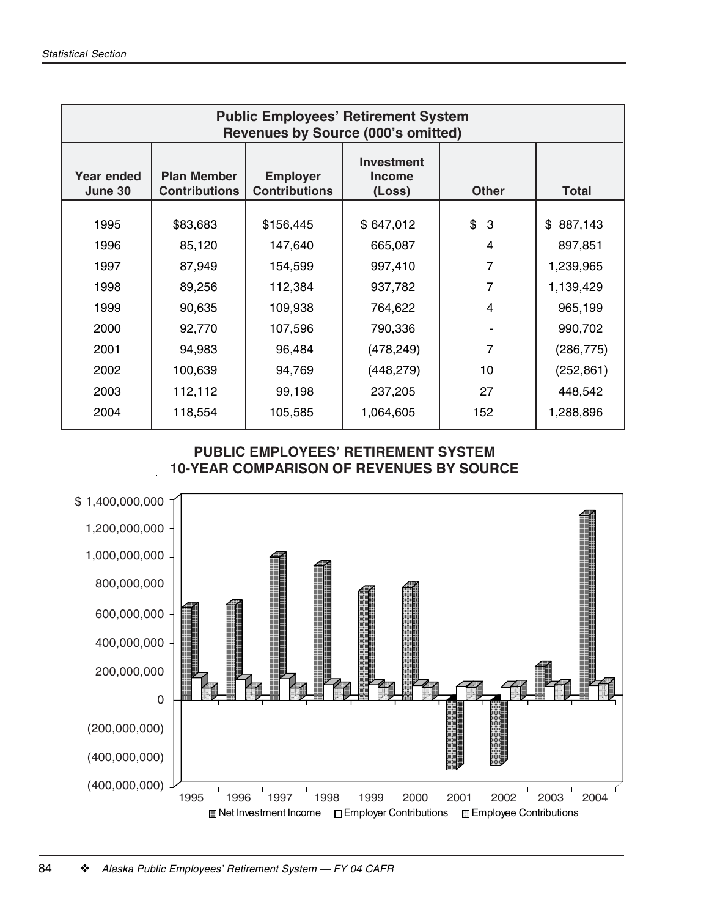## Public Employees' Retirement System
## Revenues by Source (000's omitted)

| Year ended June 30 | Plan Member Contributions | Employer Contributions | Investment Income (Loss) | Other | Total |
|---|---|---|---|---|---|
| 1995 | $83,683 | $156,445 | $ 647,012 | $ 3 | $ 887,143 |
| 1996 | 85,120 | 147,640 | 665,087 | 4 | 897,851 |
| 1997 | 87,949 | 154,599 | 997,410 | 7 | 1,239,965 |
| 1998 | 89,256 | 112,384 | 937,782 | 7 | 1,139,429 |
| 1999 | 90,635 | 109,938 | 764,622 | 4 | 965,199 |
| 2000 | 92,770 | 107,596 | 790,336 | - | 990,702 |
| 2001 | 94,983 | 96,484 | (478,249) | 7 | (286,775) |
| 2002 | 100,639 | 94,769 | (448,279) | 10 | (252,861) |
| 2003 | 112,112 | 99,198 | 237,205 | 27 | 448,542 |
| 2004 | 118,554 | 105,585 | 1,064,605 | 152 | 1,288,896 |

**PUBLIC EMPLOYEES' RETIREMENT SYSTEM**
**10-YEAR COMPARISON OF REVENUES BY SOURCE**

$ 1,400,000,000
1,200,000,000
1,000,000,000
800,000,000
600,000,000
400,000,000
200,000,000
0
(200,000,000)
(400,000,000)
(400,000,000)

1995 1996 1997 1998 1999 2000 2001 2002 2003 2004

Net Investment Income   Employer Contributions   Employee Contributions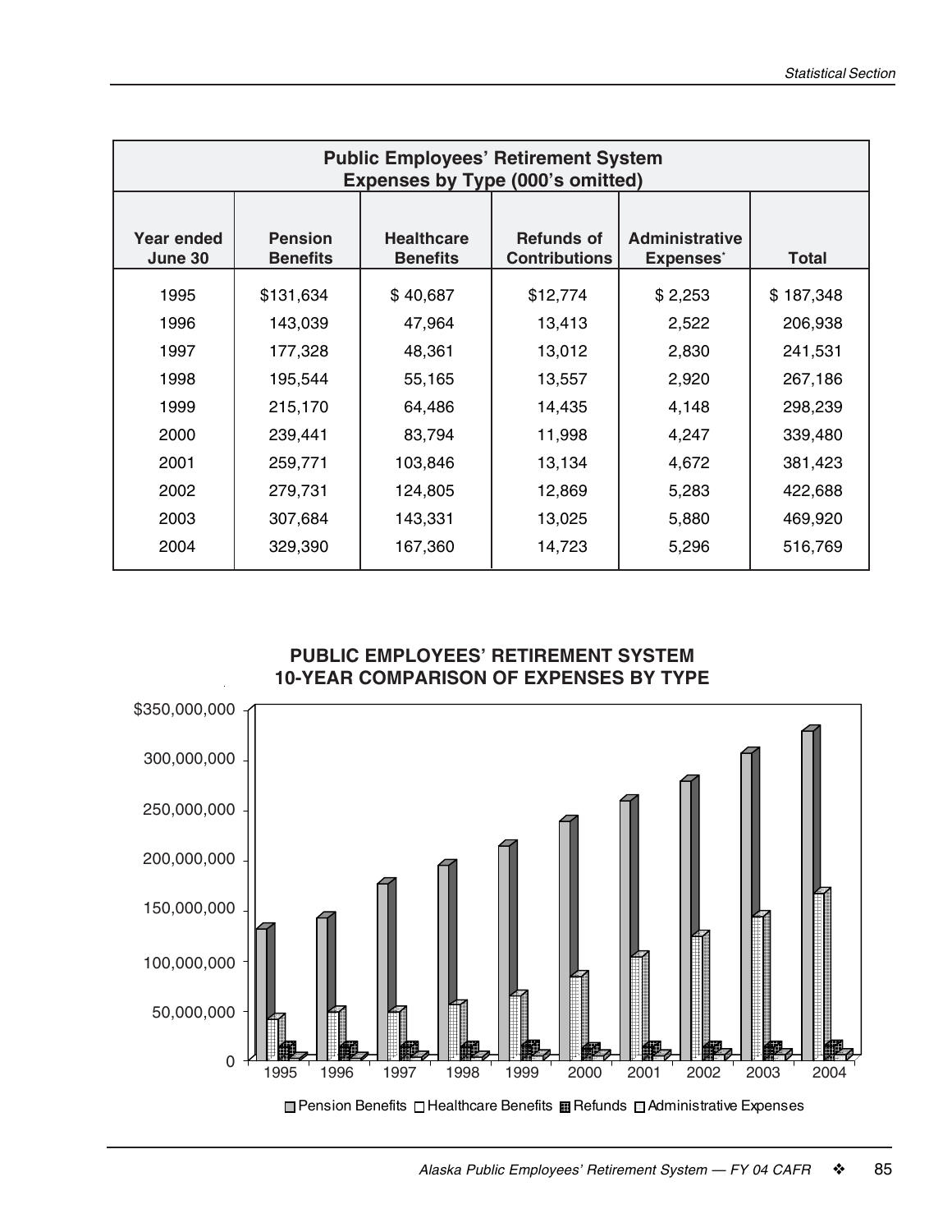## Public Employees' Retirement System
## Expenses by Type (000's omitted)

| Year ended June 30 | Pension Benefits | Healthcare Benefits | Refunds of Contributions | Administrative Expenses* | Total |
|---|---|---|---|---|---|
| 1995 | $131,634 | $ 40,687 | $12,774 | $ 2,253 | $ 187,348 |
| 1996 | 143,039 | 47,964 | 13,413 | 2,522 | 206,938 |
| 1997 | 177,328 | 48,361 | 13,012 | 2,830 | 241,531 |
| 1998 | 195,544 | 55,165 | 13,557 | 2,920 | 267,186 |
| 1999 | 215,170 | 64,486 | 14,435 | 4,148 | 298,239 |
| 2000 | 239,441 | 83,794 | 11,998 | 4,247 | 339,480 |
| 2001 | 259,771 | 103,846 | 13,134 | 4,672 | 381,423 |
| 2002 | 279,731 | 124,805 | 12,869 | 5,283 | 422,688 |
| 2003 | 307,684 | 143,331 | 13,025 | 5,880 | 469,920 |
| 2004 | 329,390 | 167,360 | 14,723 | 5,296 | 516,769 |

**PUBLIC EMPLOYEES' RETIREMENT SYSTEM**
**10-YEAR COMPARISON OF EXPENSES BY TYPE**

$350,000,000
300,000,000
250,000,000
200,000,000
150,000,000
100,000,000
50,000,000
0

1995 1996 1997 1998 1999 2000 2001 2002 2003 2004

Pension Benefits  Healthcare Benefits  Refunds  Administrative Expenses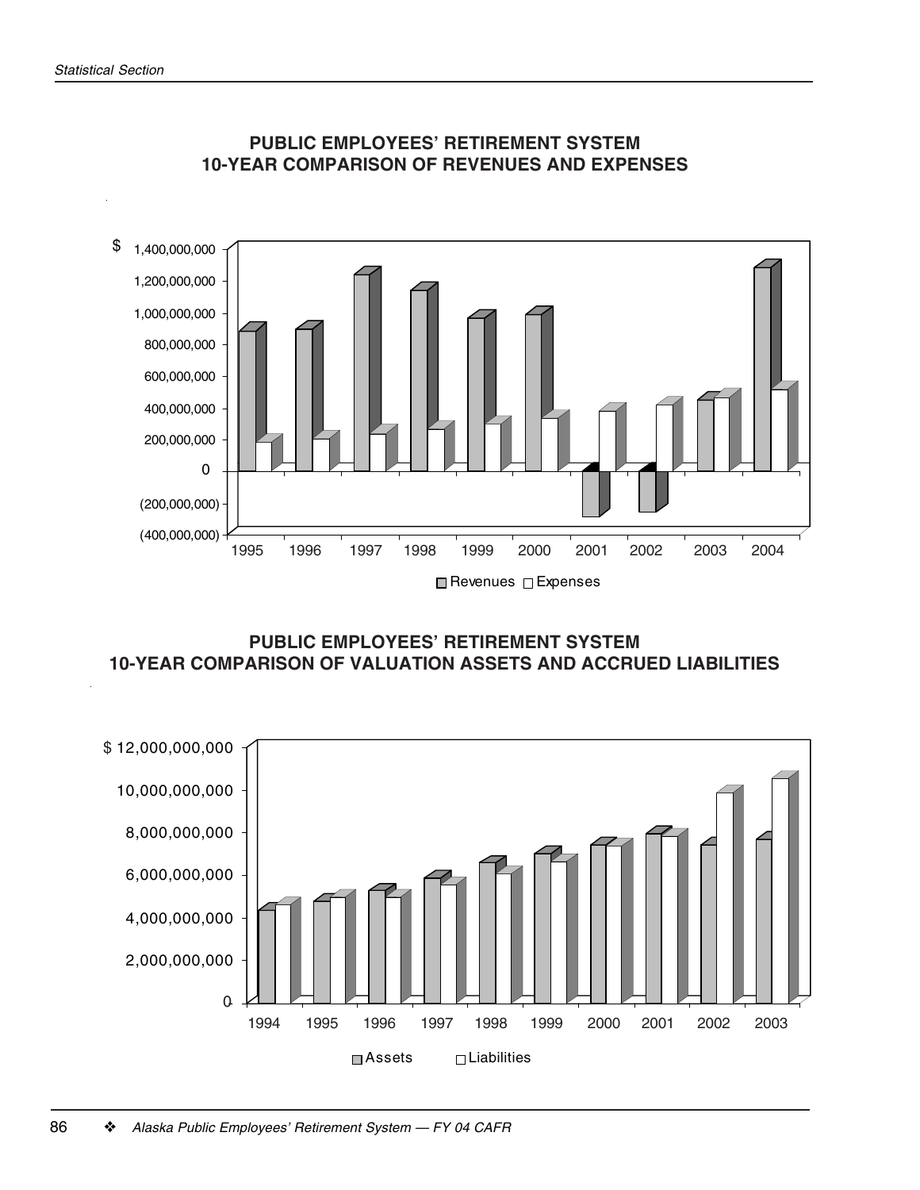## PUBLIC EMPLOYEES' RETIREMENT SYSTEM
## 10-YEAR COMPARISON OF REVENUES AND EXPENSES

$
1,400,000,000
1,200,000,000
1,000,000,000
800,000,000
600,000,000
400,000,000
200,000,000
0
(200,000,000)
(400,000,000)

1995 1996 1997 1998 1999 2000 2001 2002 2003 2004

Revenues Expenses

## PUBLIC EMPLOYEES' RETIREMENT SYSTEM
## 10-YEAR COMPARISON OF VALUATION ASSETS AND ACCRUED LIABILITIES

$ 12,000,000,000
10,000,000,000
8,000,000,000
6,000,000,000
4,000,000,000
2,000,000,000
0

1994 1995 1996 1997 1998 1999 2000 2001 2002 2003

Assets Liabilities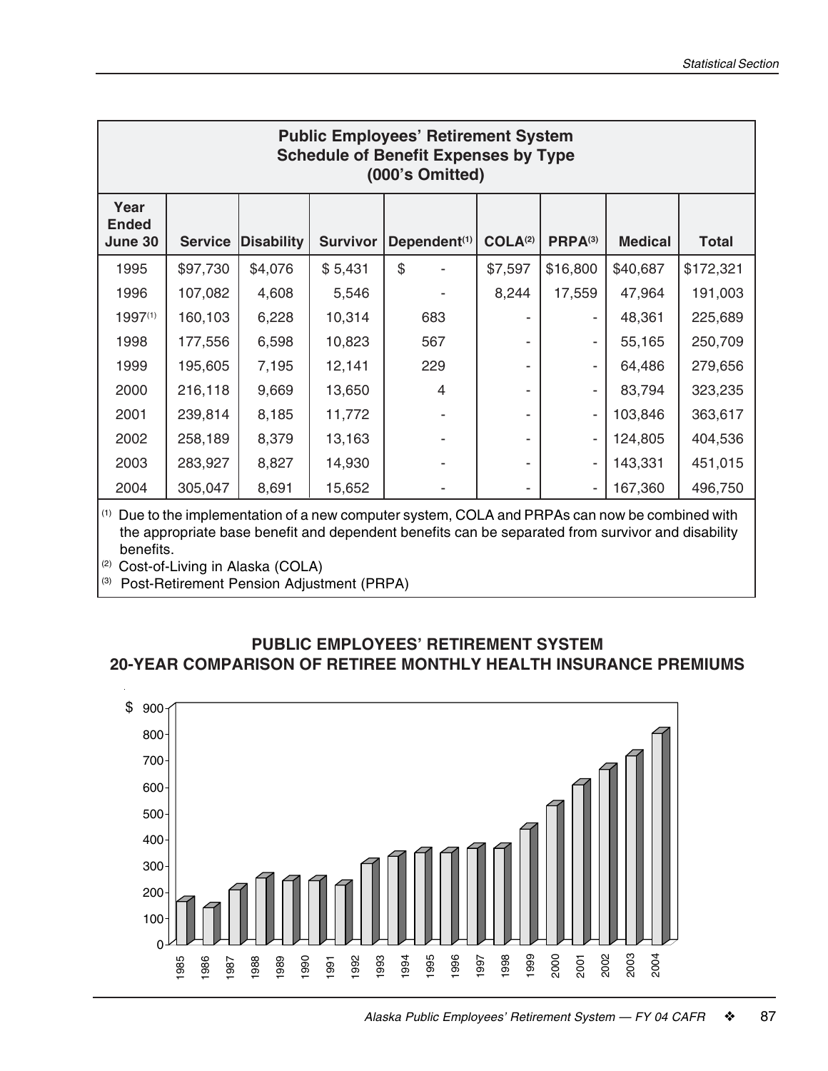## Public Employees' Retirement System
## Schedule of Benefit Expenses by Type
## (000's Omitted)

| Year Ended June 30 | Service | Disability | Survivor | Dependent[1] | COLA[2] | PRPA[3] | Medical | Total |
|---|---|---|---|---|---|---|---|---|
| 1995 | $97,730 | $4,076 | $ 5,431 | $ - | $7,597 | $16,800 | $40,687 | $172,321 |
| 1996 | 107,082 | 4,608 | 5,546 | - | 8,244 | 17,559 | 47,964 | 191,003 |
| 1997[1] | 160,103 | 6,228 | 10,314 | 683 | - | - | 48,361 | 225,689 |
| 1998 | 177,556 | 6,598 | 10,823 | 567 | - | - | 55,165 | 250,709 |
| 1999 | 195,605 | 7,195 | 12,141 | 229 | - | - | 64,486 | 279,656 |
| 2000 | 216,118 | 9,669 | 13,650 | 4 | - | - | 83,794 | 323,235 |
| 2001 | 239,814 | 8,185 | 11,772 | - | - | - | 103,846 | 363,617 |
| 2002 | 258,189 | 8,379 | 13,163 | - | - | - | 124,805 | 404,536 |
| 2003 | 283,927 | 8,827 | 14,930 | - | - | - | 143,331 | 451,015 |
| 2004 | 305,047 | 8,691 | 15,652 | - | - | - | 167,360 | 496,750 |

[1] Due to the implementation of a new computer system, COLA and PRPAs can now be combined with the appropriate base benefit and dependent benefits can be separated from survivor and disability benefits.

[2] Cost-of-Living in Alaska (COLA)

[3] Post-Retirement Pension Adjustment (PRPA)

## PUBLIC EMPLOYEES' RETIREMENT SYSTEM
## 20-YEAR COMPARISON OF RETIREE MONTHLY HEALTH INSURANCE PREMIUMS

$ 900
800
700
600
500
400
300
200
100
0

1985 1986 1987 1988 1989 1990 1991 1992 1993 1994 1995 1996 1997 1998 1999 2000 2001 2002 2003 2004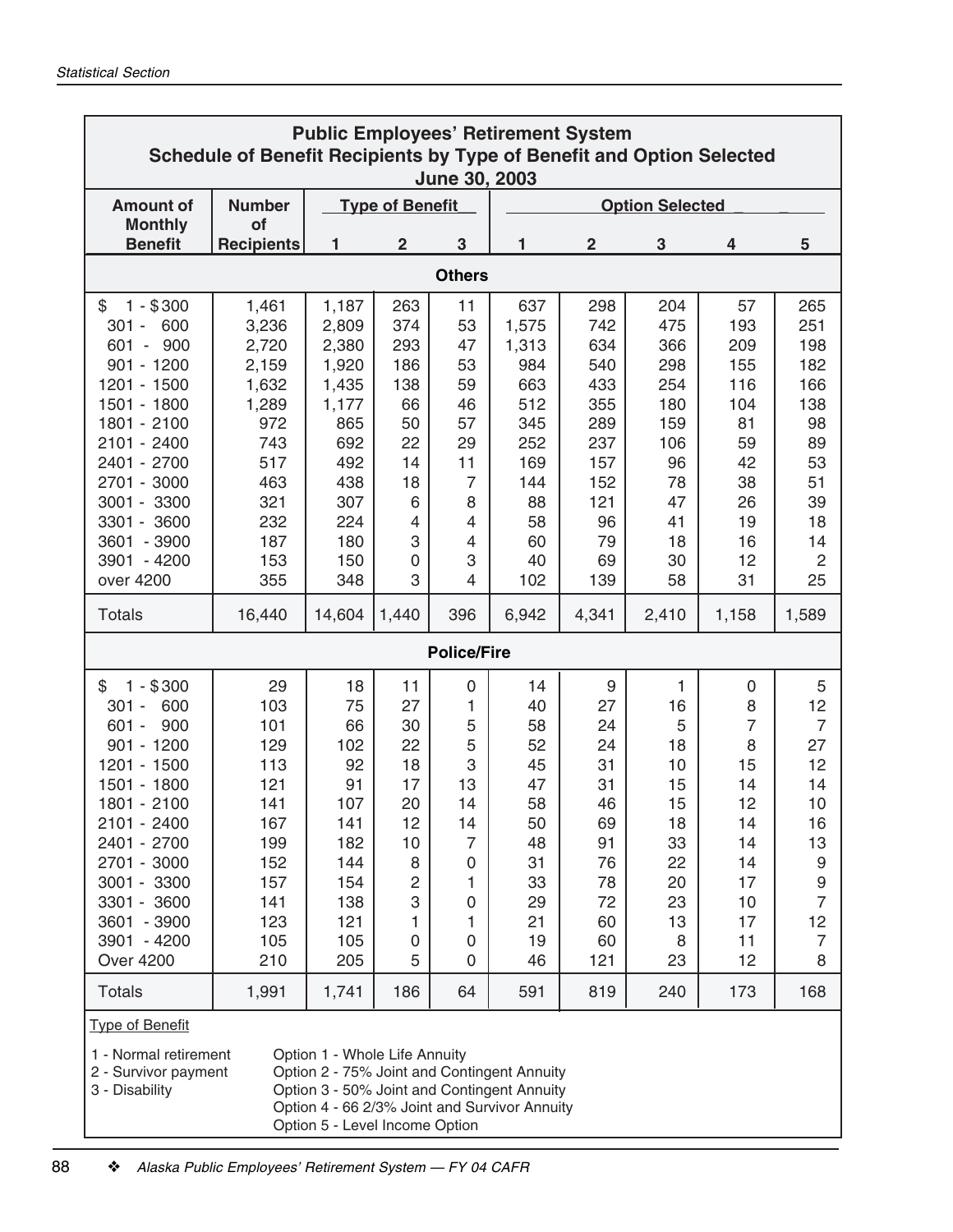# Public Employees' Retirement System
## Schedule of Benefit Recipients by Type of Benefit and Option Selected
### June 30, 2003

| Amount of Monthly Benefit | Number of Recipients | Type of Benefit | | | Option Selected | | | | |
|---|---|---|---|---|---|---|---|---|---|
| | | 1 | 2 | 3 | 1 | 2 | 3 | 4 | 5 |
| **Others** | | | | | | | | | |
| $ 1 - $300 | 1,461 | 1,187 | 263 | 11 | 637 | 298 | 204 | 57 | 265 |
| 301 - 600 | 3,236 | 2,809 | 374 | 53 | 1,575 | 742 | 475 | 193 | 251 |
| 601 - 900 | 2,720 | 2,380 | 293 | 47 | 1,313 | 634 | 366 | 209 | 198 |
| 901 - 1200 | 2,159 | 1,920 | 186 | 53 | 984 | 540 | 298 | 155 | 182 |
| 1201 - 1500 | 1,632 | 1,435 | 138 | 59 | 663 | 433 | 254 | 116 | 166 |
| 1501 - 1800 | 1,289 | 1,177 | 66 | 46 | 512 | 355 | 180 | 104 | 138 |
| 1801 - 2100 | 972 | 865 | 50 | 57 | 345 | 289 | 159 | 81 | 98 |
| 2101 - 2400 | 743 | 692 | 22 | 29 | 252 | 237 | 106 | 59 | 89 |
| 2401 - 2700 | 517 | 492 | 14 | 11 | 169 | 157 | 96 | 42 | 53 |
| 2701 - 3000 | 463 | 438 | 18 | 7 | 144 | 152 | 78 | 38 | 51 |
| 3001 - 3300 | 321 | 307 | 6 | 8 | 88 | 121 | 47 | 26 | 39 |
| 3301 - 3600 | 232 | 224 | 4 | 4 | 58 | 96 | 41 | 19 | 18 |
| 3601 - 3900 | 187 | 180 | 3 | 4 | 60 | 79 | 18 | 16 | 14 |
| 3901 - 4200 | 153 | 150 | 0 | 3 | 40 | 69 | 30 | 12 | 2 |
| over 4200 | 355 | 348 | 3 | 4 | 102 | 139 | 58 | 31 | 25 |
| Totals | 16,440 | 14,604 | 1,440 | 396 | 6,942 | 4,341 | 2,410 | 1,158 | 1,589 |
| **Police/Fire** | | | | | | | | | |
| $ 1 - $300 | 29 | 18 | 11 | 0 | 14 | 9 | 1 | 0 | 5 |
| 301 - 600 | 103 | 75 | 27 | 1 | 40 | 27 | 16 | 8 | 12 |
| 601 - 900 | 101 | 66 | 30 | 5 | 58 | 24 | 5 | 7 | 7 |
| 901 - 1200 | 129 | 102 | 22 | 5 | 52 | 24 | 18 | 8 | 27 |
| 1201 - 1500 | 113 | 92 | 18 | 3 | 45 | 31 | 10 | 15 | 12 |
| 1501 - 1800 | 121 | 91 | 17 | 13 | 47 | 31 | 15 | 14 | 14 |
| 1801 - 2100 | 141 | 107 | 20 | 14 | 58 | 46 | 15 | 12 | 10 |
| 2101 - 2400 | 167 | 141 | 12 | 14 | 50 | 69 | 18 | 14 | 16 |
| 2401 - 2700 | 199 | 182 | 10 | 7 | 48 | 91 | 33 | 14 | 13 |
| 2701 - 3000 | 152 | 144 | 8 | 0 | 31 | 76 | 22 | 14 | 9 |
| 3001 - 3300 | 157 | 154 | 2 | 1 | 33 | 78 | 20 | 17 | 9 |
| 3301 - 3600 | 141 | 138 | 3 | 0 | 29 | 72 | 23 | 10 | 7 |
| 3601 - 3900 | 123 | 121 | 1 | 1 | 21 | 60 | 13 | 17 | 12 |
| 3901 - 4200 | 105 | 105 | 0 | 0 | 19 | 60 | 8 | 11 | 7 |
| Over 4200 | 210 | 205 | 5 | 0 | 46 | 121 | 23 | 12 | 8 |
| Totals | 1,991 | 1,741 | 186 | 64 | 591 | 819 | 240 | 173 | 168 |

Type of Benefit

1 - Normal retirement
2 - Survivor payment
3 - Disability

Option 1 - Whole Life Annuity
Option 2 - 75% Joint and Contingent Annuity
Option 3 - 50% Joint and Contingent Annuity
Option 4 - 66 2/3% Joint and Survivor Annuity
Option 5 - Level Income Option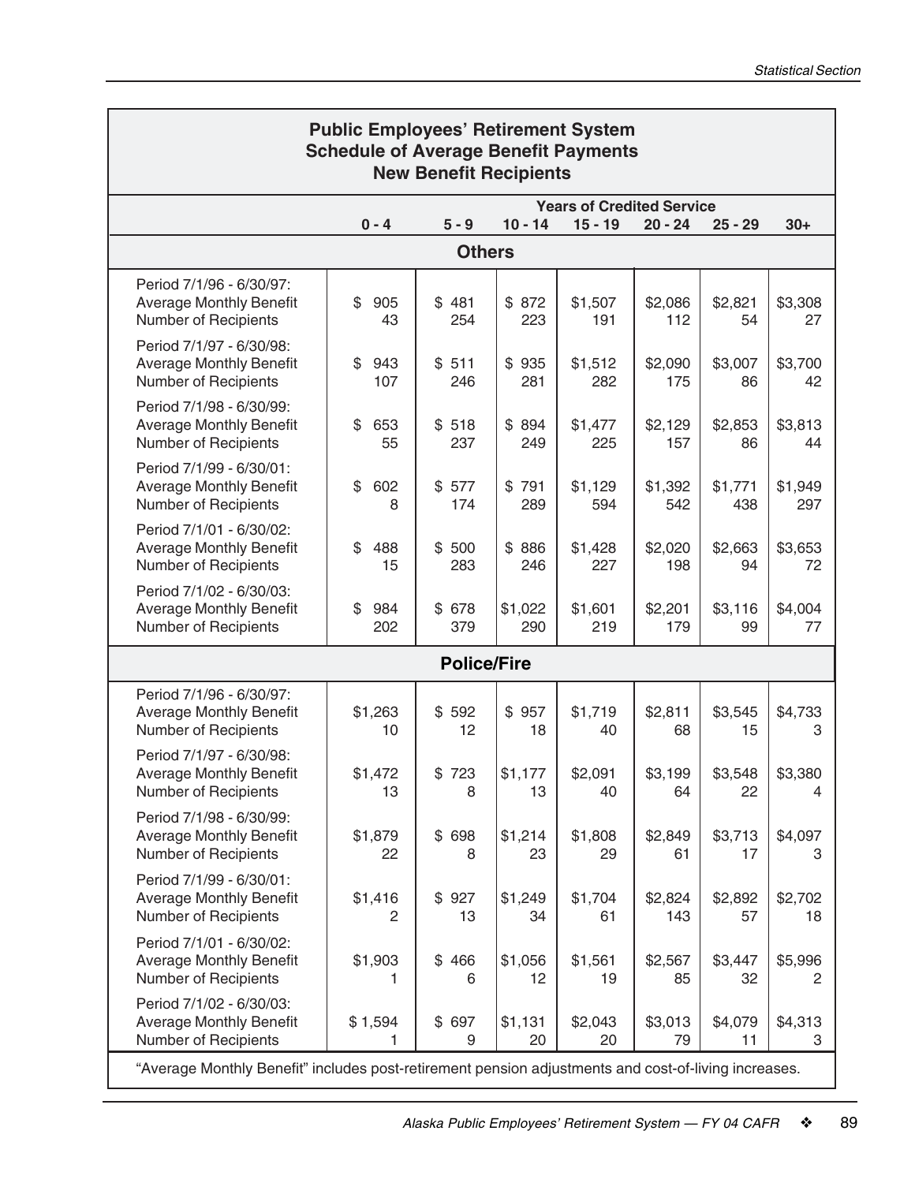## Public Employees' Retirement System
## Schedule of Average Benefit Payments
## New Benefit Recipients

| | Years of Credited Service | | | | | | |
|---|---|---|---|---|---|---|---|
| | 0 - 4 | 5 - 9 | 10 - 14 | 15 - 19 | 20 - 24 | 25 - 29 | 30+ |
| **Others** | | | | | | | |
| Period 7/1/96 - 6/30/97: | | | | | | | |
| Average Monthly Benefit | $ 905 | $ 481 | $ 872 | $1,507 | $2,086 | $2,821 | $3,308 |
| Number of Recipients | 43 | 254 | 223 | 191 | 112 | 54 | 27 |
| Period 7/1/97 - 6/30/98: | | | | | | | |
| Average Monthly Benefit | $ 943 | $ 511 | $ 935 | $1,512 | $2,090 | $3,007 | $3,700 |
| Number of Recipients | 107 | 246 | 281 | 282 | 175 | 86 | 42 |
| Period 7/1/98 - 6/30/99: | | | | | | | |
| Average Monthly Benefit | $ 653 | $ 518 | $ 894 | $1,477 | $2,129 | $2,853 | $3,813 |
| Number of Recipients | 55 | 237 | 249 | 225 | 157 | 86 | 44 |
| Period 7/1/99 - 6/30/01: | | | | | | | |
| Average Monthly Benefit | $ 602 | $ 577 | $ 791 | $1,129 | $1,392 | $1,771 | $1,949 |
| Number of Recipients | 8 | 174 | 289 | 594 | 542 | 438 | 297 |
| Period 7/1/01 - 6/30/02: | | | | | | | |
| Average Monthly Benefit | $ 488 | $ 500 | $ 886 | $1,428 | $2,020 | $2,663 | $3,653 |
| Number of Recipients | 15 | 283 | 246 | 227 | 198 | 94 | 72 |
| Period 7/1/02 - 6/30/03: | | | | | | | |
| Average Monthly Benefit | $ 984 | $ 678 | $1,022 | $1,601 | $2,201 | $3,116 | $4,004 |
| Number of Recipients | 202 | 379 | 290 | 219 | 179 | 99 | 77 |
| **Police/Fire** | | | | | | | |
| Period 7/1/96 - 6/30/97: | | | | | | | |
| Average Monthly Benefit | $1,263 | $ 592 | $ 957 | $1,719 | $2,811 | $3,545 | $4,733 |
| Number of Recipients | 10 | 12 | 18 | 40 | 68 | 15 | 3 |
| Period 7/1/97 - 6/30/98: | | | | | | | |
| Average Monthly Benefit | $1,472 | $ 723 | $1,177 | $2,091 | $3,199 | $3,548 | $3,380 |
| Number of Recipients | 13 | 8 | 13 | 40 | 64 | 22 | 4 |
| Period 7/1/98 - 6/30/99: | | | | | | | |
| Average Monthly Benefit | $1,879 | $ 698 | $1,214 | $1,808 | $2,849 | $3,713 | $4,097 |
| Number of Recipients | 22 | 8 | 23 | 29 | 61 | 17 | 3 |
| Period 7/1/99 - 6/30/01: | | | | | | | |
| Average Monthly Benefit | $1,416 | $ 927 | $1,249 | $1,704 | $2,824 | $2,892 | $2,702 |
| Number of Recipients | 2 | 13 | 34 | 61 | 143 | 57 | 18 |
| Period 7/1/01 - 6/30/02: | | | | | | | |
| Average Monthly Benefit | $1,903 | $ 466 | $1,056 | $1,561 | $2,567 | $3,447 | $5,996 |
| Number of Recipients | 1 | 6 | 12 | 19 | 85 | 32 | 2 |
| Period 7/1/02 - 6/30/03: | | | | | | | |
| Average Monthly Benefit | $ 1,594 | $ 697 | $1,131 | $2,043 | $3,013 | $4,079 | $4,313 |
| Number of Recipients | 1 | 9 | 20 | 20 | 79 | 11 | 3 |

"Average Monthly Benefit" includes post-retirement pension adjustments and cost-of-living increases.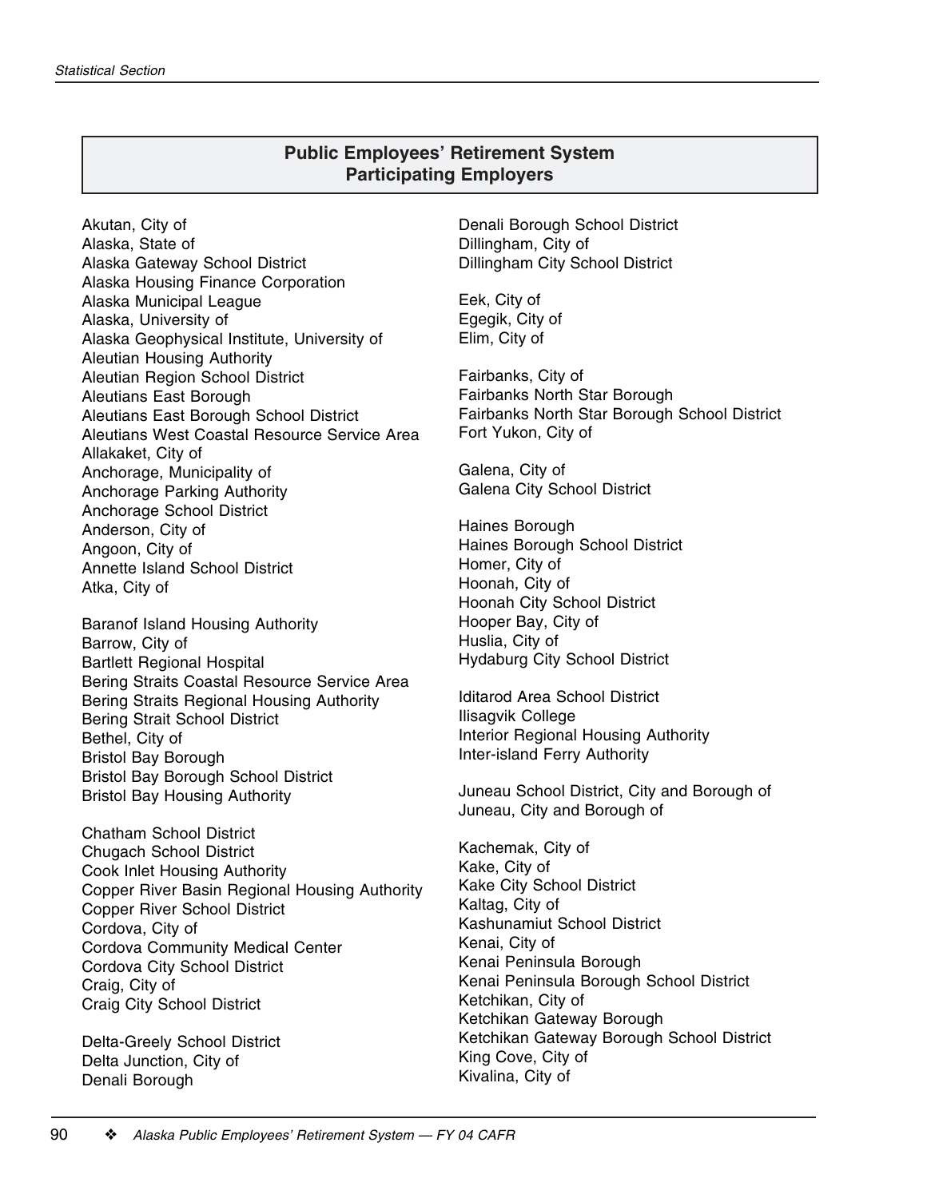## Public Employees' Retirement System Participating Employers

Akutan, City of
Alaska, State of
Alaska Gateway School District
Alaska Housing Finance Corporation
Alaska Municipal League
Alaska, University of
Alaska Geophysical Institute, University of
Aleutian Housing Authority
Aleutian Region School District
Aleutians East Borough
Aleutians East Borough School District
Aleutians West Coastal Resource Service Area
Allakaket, City of
Anchorage, Municipality of
Anchorage Parking Authority
Anchorage School District
Anderson, City of
Angoon, City of
Annette Island School District
Atka, City of

Baranof Island Housing Authority
Barrow, City of
Bartlett Regional Hospital
Bering Straits Coastal Resource Service Area
Bering Straits Regional Housing Authority
Bering Strait School District
Bethel, City of
Bristol Bay Borough
Bristol Bay Borough School District
Bristol Bay Housing Authority

Chatham School District
Chugach School District
Cook Inlet Housing Authority
Copper River Basin Regional Housing Authority
Copper River School District
Cordova, City of
Cordova Community Medical Center
Cordova City School District
Craig, City of
Craig City School District

Delta-Greely School District
Delta Junction, City of
Denali Borough
Denali Borough School District
Dillingham, City of
Dillingham City School District

Eek, City of
Egegik, City of
Elim, City of

Fairbanks, City of
Fairbanks North Star Borough
Fairbanks North Star Borough School District
Fort Yukon, City of

Galena, City of
Galena City School District

Haines Borough
Haines Borough School District
Homer, City of
Hoonah, City of
Hoonah City School District
Hooper Bay, City of
Huslia, City of
Hydaburg City School District

Iditarod Area School District
Ilisagvik College
Interior Regional Housing Authority
Inter-island Ferry Authority

Juneau School District, City and Borough of
Juneau, City and Borough of

Kachemak, City of
Kake, City of
Kake City School District
Kaltag, City of
Kashunamiut School District
Kenai, City of
Kenai Peninsula Borough
Kenai Peninsula Borough School District
Ketchikan, City of
Ketchikan Gateway Borough
Ketchikan Gateway Borough School District
King Cove, City of
Kivalina, City of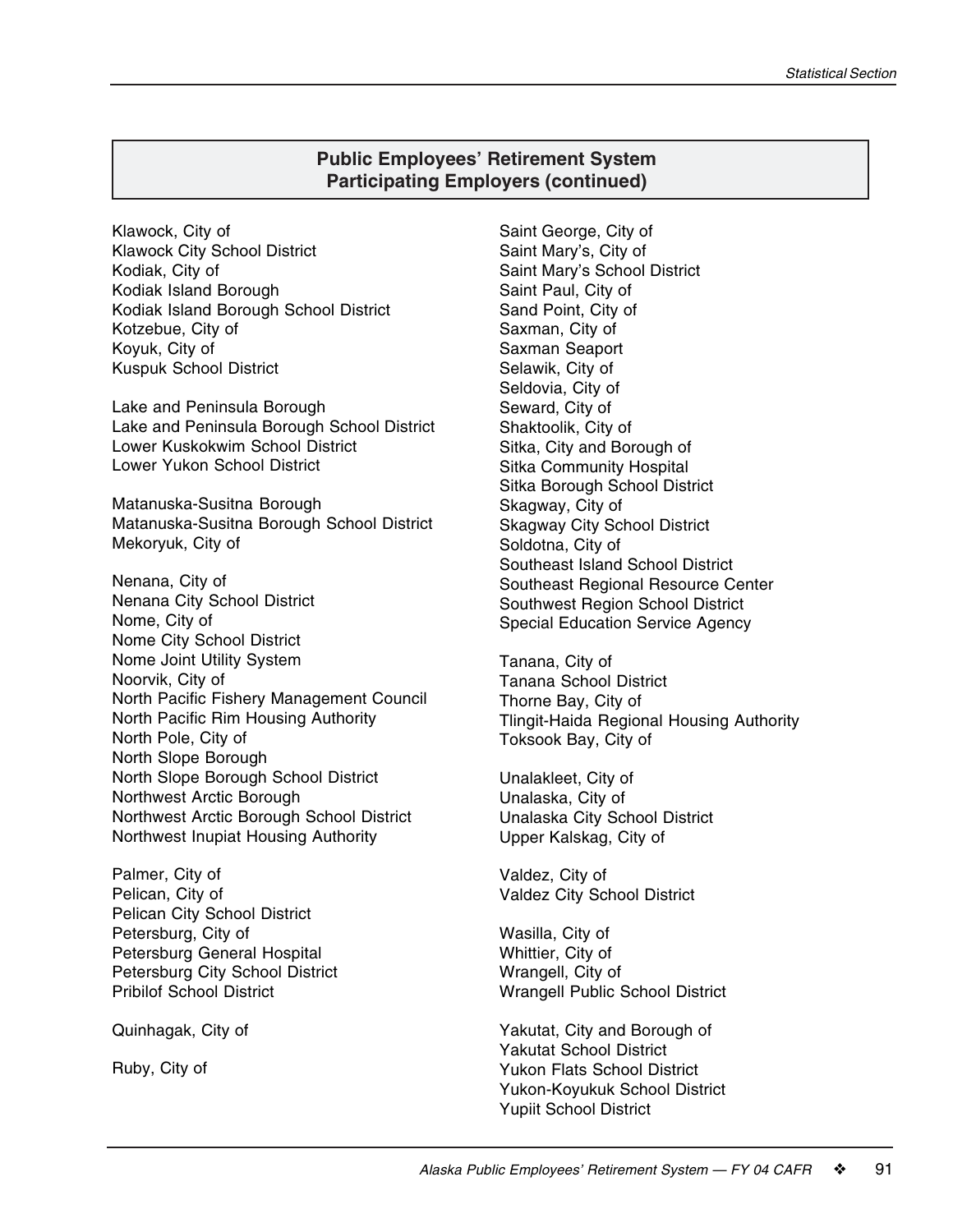## Public Employees' Retirement System Participating Employers (continued)

Klawock, City of
Klawock City School District
Kodiak, City of
Kodiak Island Borough
Kodiak Island Borough School District
Kotzebue, City of
Koyuk, City of
Kuspuk School District

Lake and Peninsula Borough
Lake and Peninsula Borough School District
Lower Kuskokwim School District
Lower Yukon School District

Matanuska-Susitna Borough
Matanuska-Susitna Borough School District
Mekoryuk, City of

Nenana, City of
Nenana City School District
Nome, City of
Nome City School District
Nome Joint Utility System
Noorvik, City of
North Pacific Fishery Management Council
North Pacific Rim Housing Authority
North Pole, City of
North Slope Borough
North Slope Borough School District
Northwest Arctic Borough
Northwest Arctic Borough School District
Northwest Inupiat Housing Authority

Palmer, City of
Pelican, City of
Pelican City School District
Petersburg, City of
Petersburg General Hospital
Petersburg City School District
Pribilof School District

Quinhagak, City of

Ruby, City of

Saint George, City of
Saint Mary's, City of
Saint Mary's School District
Saint Paul, City of
Sand Point, City of
Saxman, City of
Saxman Seaport
Selawik, City of
Seldovia, City of
Seward, City of
Shaktoolik, City of
Sitka, City and Borough of
Sitka Community Hospital
Sitka Borough School District
Skagway, City of
Skagway City School District
Soldotna, City of
Southeast Island School District
Southeast Regional Resource Center
Southwest Region School District
Special Education Service Agency

Tanana, City of
Tanana School District
Thorne Bay, City of
Tlingit-Haida Regional Housing Authority
Toksook Bay, City of

Unalakleet, City of
Unalaska, City of
Unalaska City School District
Upper Kalskag, City of

Valdez, City of
Valdez City School District

Wasilla, City of
Whittier, City of
Wrangell, City of
Wrangell Public School District

Yakutat, City and Borough of
Yakutat School District
Yukon Flats School District
Yukon-Koyukuk School District
Yupiit School District